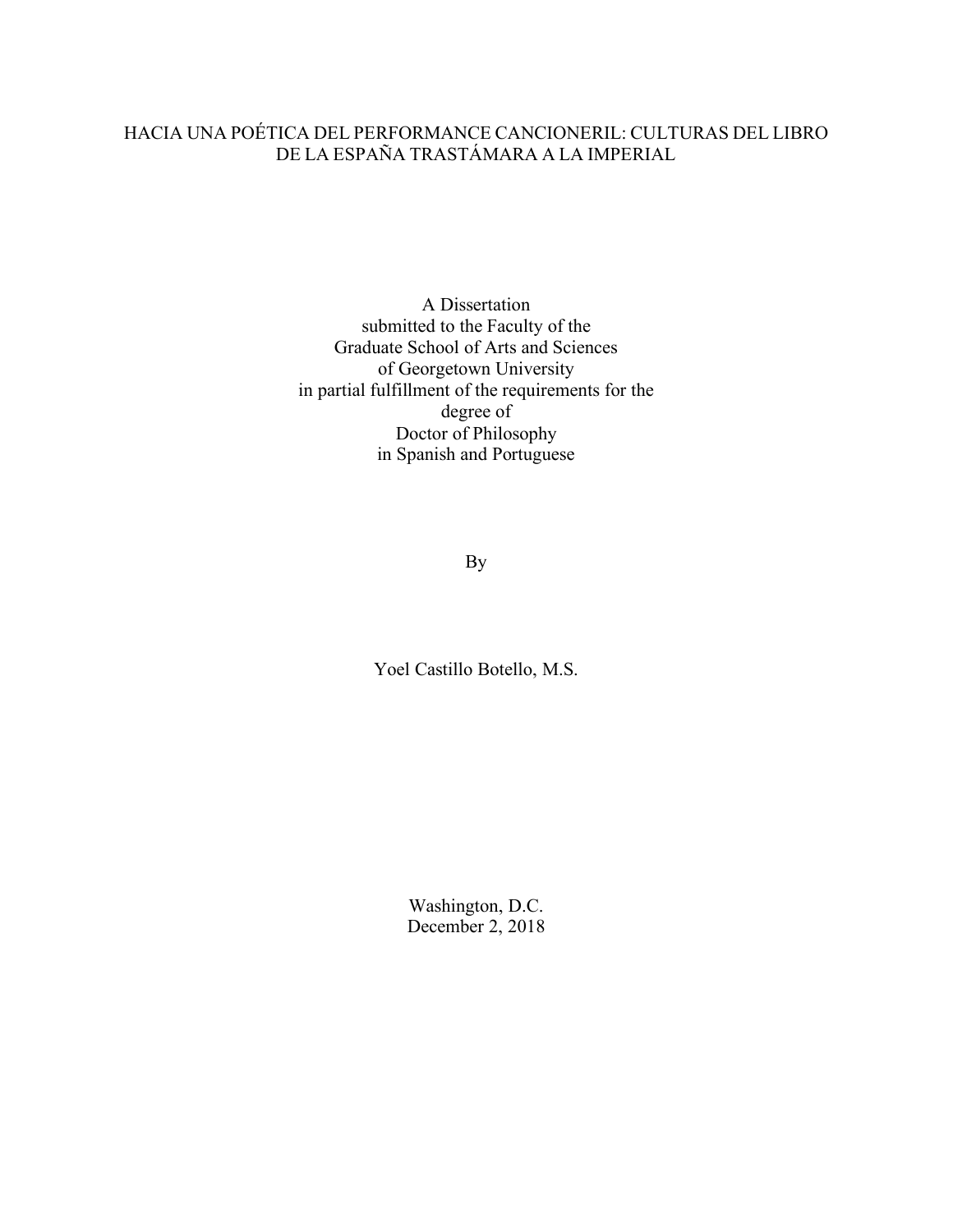# HACIA UNA POÉTICA DEL PERFORMANCE CANCIONERIL: CULTURAS DEL LIBRO DE LA ESPAÑA TRASTÁMARA A LA IMPERIAL

A Dissertation
submitted to the Faculty of the
Graduate School of Arts and Sciences
of Georgetown University
in partial fulfillment of the requirements for the
degree of
Doctor of Philosophy
in Spanish and Portuguese

By

Yoel Castillo Botello, M.S.

Washington, D.C.
December 2, 2018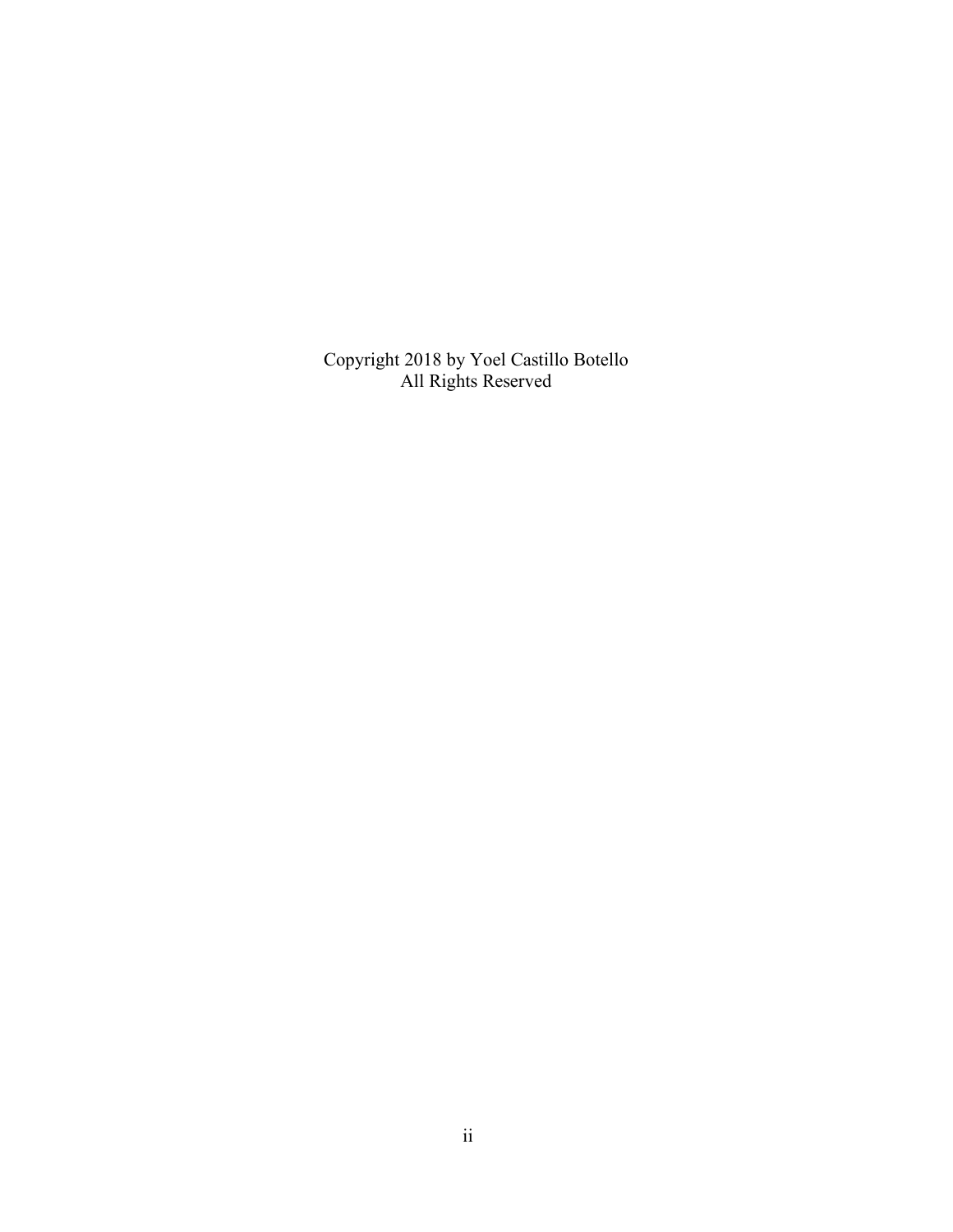Copyright 2018 by Yoel Castillo Botello
All Rights Reserved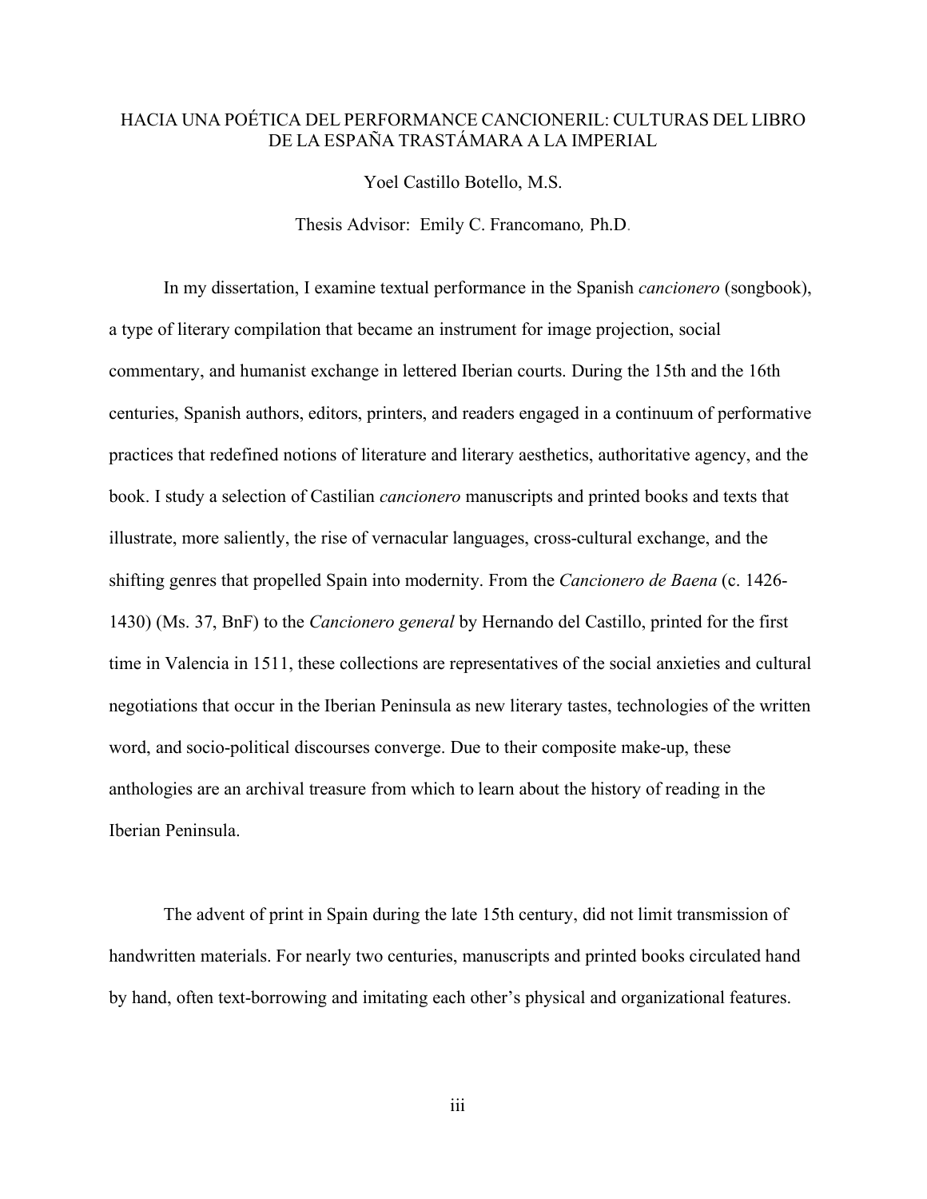# HACIA UNA POÉTICA DEL PERFORMANCE CANCIONERIL: CULTURAS DEL LIBRO DE LA ESPAÑA TRASTÁMARA A LA IMPERIAL

Yoel Castillo Botello, M.S.

Thesis Advisor: Emily C. Francomano, Ph.D.

In my dissertation, I examine textual performance in the Spanish *cancionero* (songbook), a type of literary compilation that became an instrument for image projection, social commentary, and humanist exchange in lettered Iberian courts. During the 15th and the 16th centuries, Spanish authors, editors, printers, and readers engaged in a continuum of performative practices that redefined notions of literature and literary aesthetics, authoritative agency, and the book. I study a selection of Castilian *cancionero* manuscripts and printed books and texts that illustrate, more saliently, the rise of vernacular languages, cross-cultural exchange, and the shifting genres that propelled Spain into modernity. From the *Cancionero de Baena* (c. 1426-1430) (Ms. 37, BnF) to the *Cancionero general* by Hernando del Castillo, printed for the first time in Valencia in 1511, these collections are representatives of the social anxieties and cultural negotiations that occur in the Iberian Peninsula as new literary tastes, technologies of the written word, and socio-political discourses converge. Due to their composite make-up, these anthologies are an archival treasure from which to learn about the history of reading in the Iberian Peninsula.

The advent of print in Spain during the late 15th century, did not limit transmission of handwritten materials. For nearly two centuries, manuscripts and printed books circulated hand by hand, often text-borrowing and imitating each other's physical and organizational features.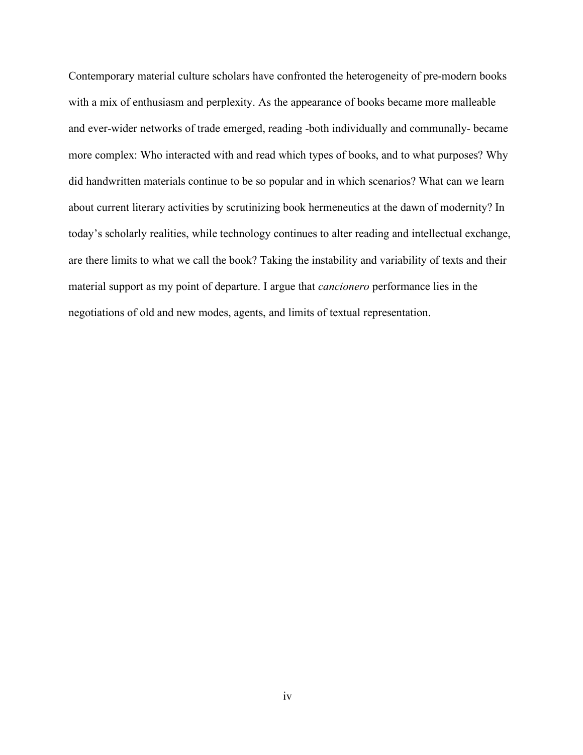Contemporary material culture scholars have confronted the heterogeneity of pre-modern books with a mix of enthusiasm and perplexity. As the appearance of books became more malleable and ever-wider networks of trade emerged, reading -both individually and communally- became more complex: Who interacted with and read which types of books, and to what purposes? Why did handwritten materials continue to be so popular and in which scenarios? What can we learn about current literary activities by scrutinizing book hermeneutics at the dawn of modernity? In today's scholarly realities, while technology continues to alter reading and intellectual exchange, are there limits to what we call the book? Taking the instability and variability of texts and their material support as my point of departure. I argue that *cancionero* performance lies in the negotiations of old and new modes, agents, and limits of textual representation.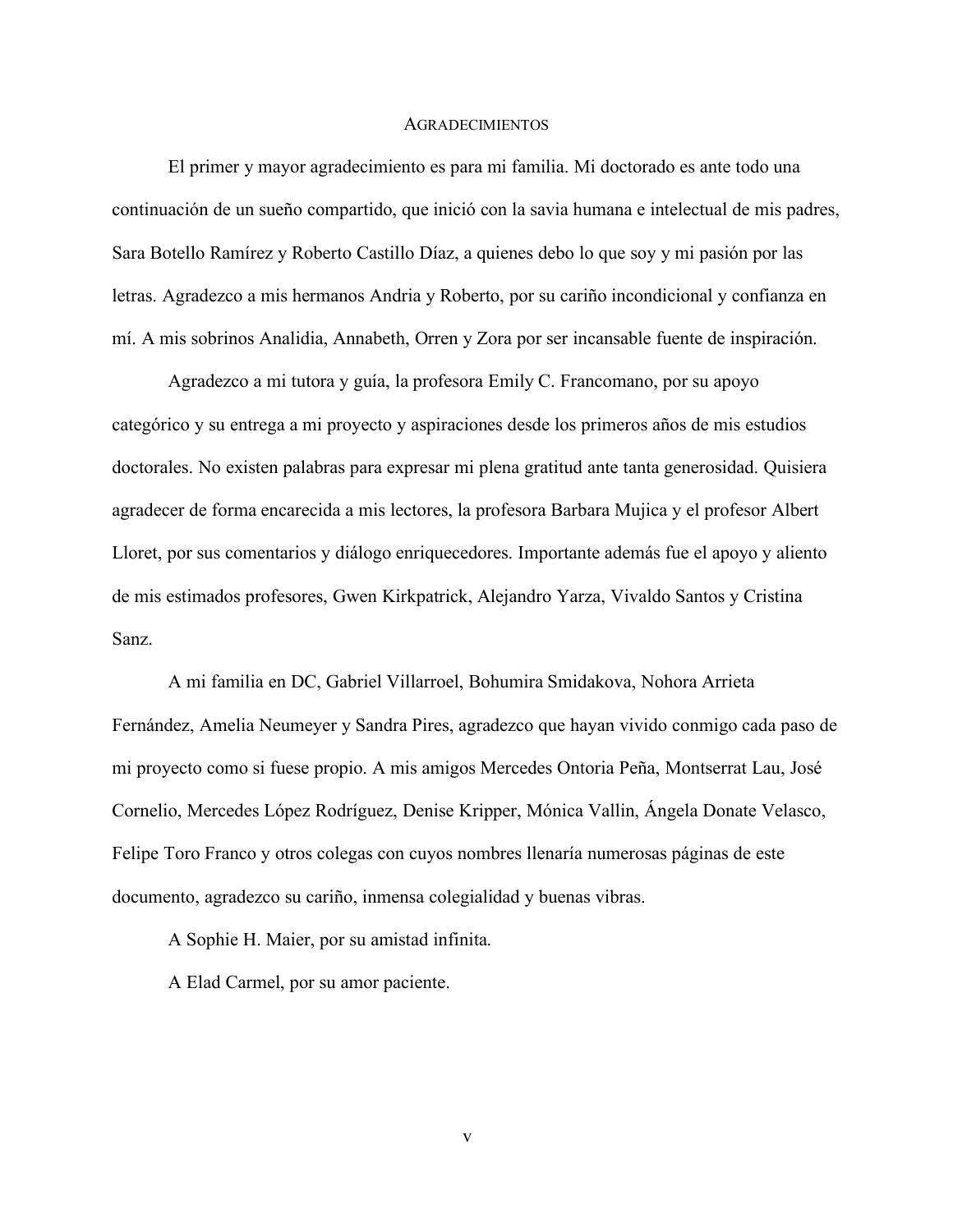# Agradecimientos

El primer y mayor agradecimiento es para mi familia. Mi doctorado es ante todo una continuación de un sueño compartido, que inició con la savia humana e intelectual de mis padres, Sara Botello Ramírez y Roberto Castillo Díaz, a quienes debo lo que soy y mi pasión por las letras. Agradezco a mis hermanos Andria y Roberto, por su cariño incondicional y confianza en mí. A mis sobrinos Analidia, Annabeth, Orren y Zora por ser incansable fuente de inspiración.

Agradezco a mi tutora y guía, la profesora Emily C. Francomano, por su apoyo categórico y su entrega a mi proyecto y aspiraciones desde los primeros años de mis estudios doctorales. No existen palabras para expresar mi plena gratitud ante tanta generosidad. Quisiera agradecer de forma encarecida a mis lectores, la profesora Barbara Mujica y el profesor Albert Lloret, por sus comentarios y diálogo enriquecedores. Importante además fue el apoyo y aliento de mis estimados profesores, Gwen Kirkpatrick, Alejandro Yarza, Vivaldo Santos y Cristina Sanz.

A mi familia en DC, Gabriel Villarroel, Bohumira Smidakova, Nohora Arrieta Fernández, Amelia Neumeyer y Sandra Pires, agradezco que hayan vivido conmigo cada paso de mi proyecto como si fuese propio. A mis amigos Mercedes Ontoria Peña, Montserrat Lau, José Cornelio, Mercedes López Rodríguez, Denise Kripper, Mónica Vallin, Ángela Donate Velasco, Felipe Toro Franco y otros colegas con cuyos nombres llenaría numerosas páginas de este documento, agradezco su cariño, inmensa colegialidad y buenas vibras.

A Sophie H. Maier, por su amistad infinita.

A Elad Carmel, por su amor paciente.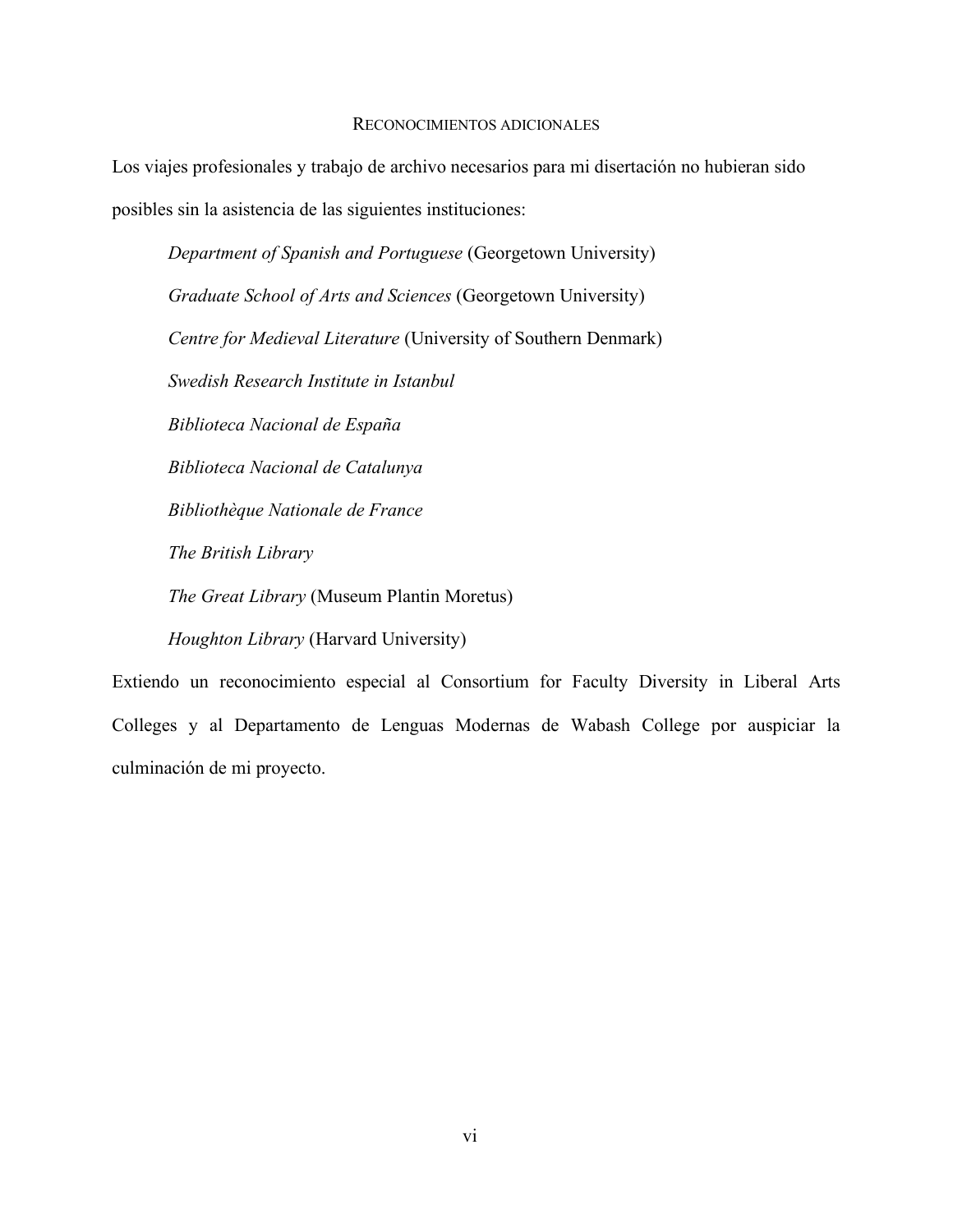## Reconocimientos adicionales

Los viajes profesionales y trabajo de archivo necesarios para mi disertación no hubieran sido posibles sin la asistencia de las siguientes instituciones:

*Department of Spanish and Portuguese* (Georgetown University)

*Graduate School of Arts and Sciences* (Georgetown University)

*Centre for Medieval Literature* (University of Southern Denmark)

*Swedish Research Institute in Istanbul*

*Biblioteca Nacional de España*

*Biblioteca Nacional de Catalunya*

*Bibliothèque Nationale de France*

*The British Library*

*The Great Library* (Museum Plantin Moretus)

*Houghton Library* (Harvard University)

Extiendo un reconocimiento especial al Consortium for Faculty Diversity in Liberal Arts Colleges y al Departamento de Lenguas Modernas de Wabash College por auspiciar la culminación de mi proyecto.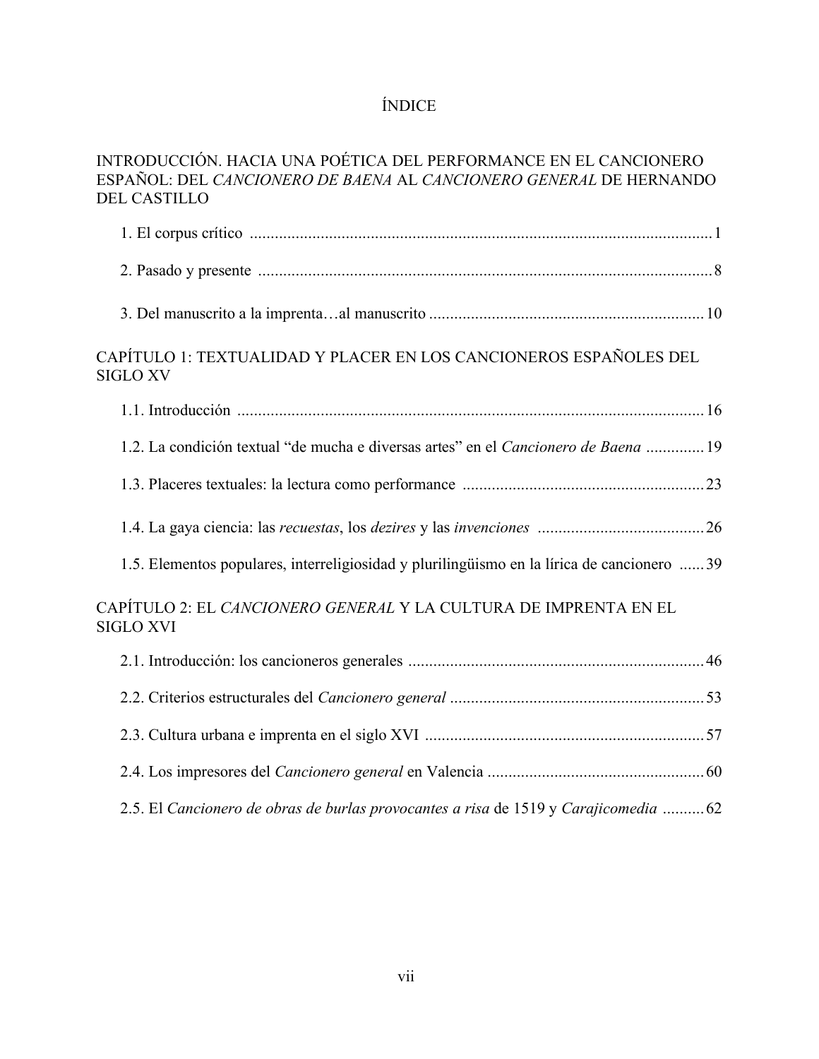# ÍNDICE

INTRODUCCIÓN. HACIA UNA POÉTICA DEL PERFORMANCE EN EL CANCIONERO ESPAÑOL: DEL *CANCIONERO DE BAENA* AL *CANCIONERO GENERAL* DE HERNANDO DEL CASTILLO

1. El corpus crítico ............................................................................................................ 1

2. Pasado y presente ......................................................................................................... 8

3. Del manuscrito a la imprenta…al manuscrito ................................................................ 10

CAPÍTULO 1: TEXTUALIDAD Y PLACER EN LOS CANCIONEROS ESPAÑOLES DEL SIGLO XV

1.1. Introducción ............................................................................................................. 16

1.2. La condición textual “de mucha e diversas artes” en el *Cancionero de Baena* .............. 19

1.3. Placeres textuales: la lectura como performance ........................................................ 23

1.4. La gaya ciencia: las *recuestas*, los *dezires* y las *invenciones* ...................................... 26

1.5. Elementos populares, interreligiosidad y plurilingüismo en la lírica de cancionero ...... 39

CAPÍTULO 2: EL *CANCIONERO GENERAL* Y LA CULTURA DE IMPRENTA EN EL SIGLO XVI

2.1. Introducción: los cancioneros generales ...................................................................... 46

2.2. Criterios estructurales del *Cancionero general* ............................................................ 53

2.3. Cultura urbana e imprenta en el siglo XVI ................................................................... 57

2.4. Los impresores del *Cancionero general* en Valencia .................................................... 60

2.5. El *Cancionero de obras de burlas provocantes a risa* de 1519 y *Carajicomedia* .......... 62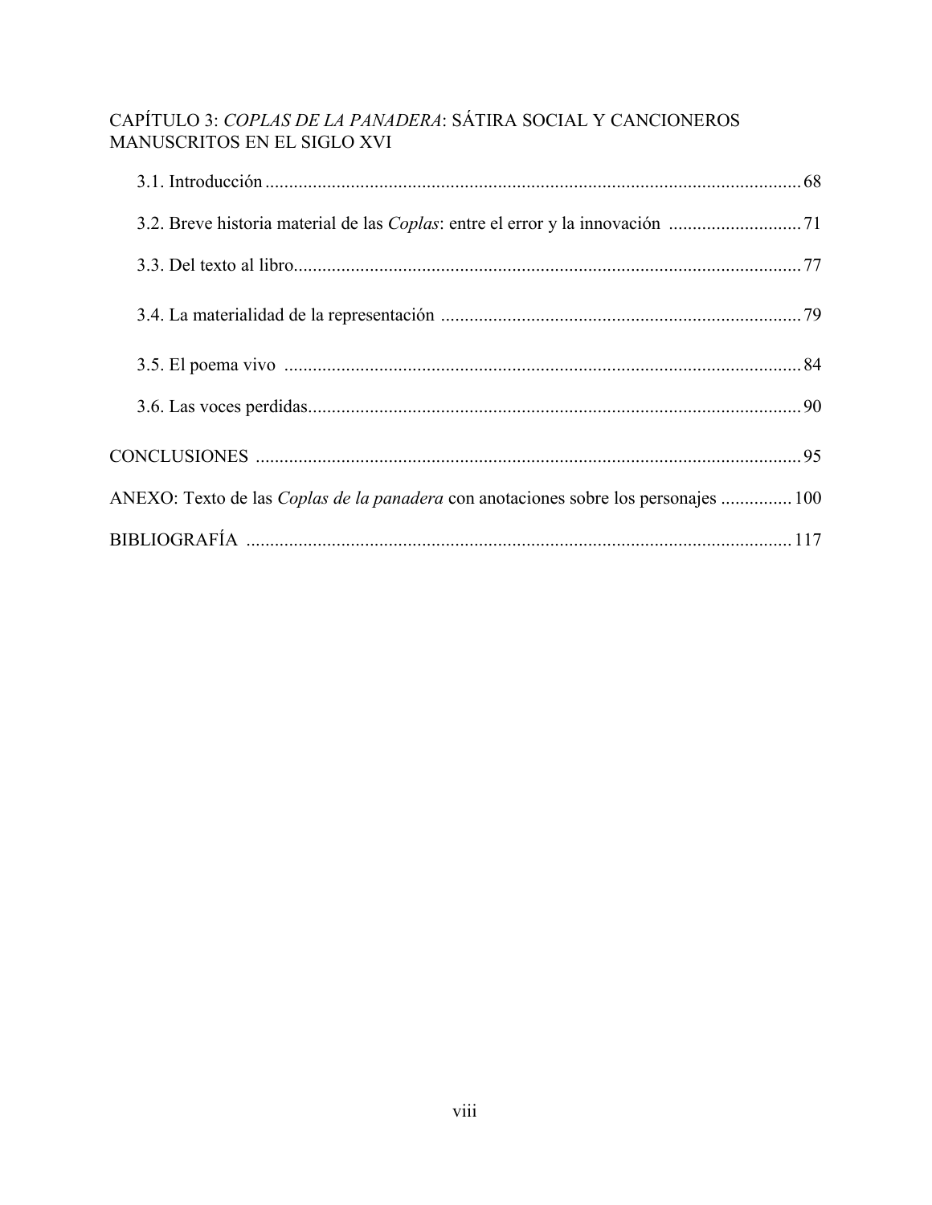CAPÍTULO 3: *COPLAS DE LA PANADERA*: SÁTIRA SOCIAL Y CANCIONEROS MANUSCRITOS EN EL SIGLO XVI

3.1. Introducción ..................................................................................................... 68

3.2. Breve historia material de las *Coplas*: entre el error y la innovación ............................ 71

3.3. Del texto al libro.................................................................................................. 77

3.4. La materialidad de la representación ........................................................................ 79

3.5. El poema vivo ..................................................................................................... 84

3.6. Las voces perdidas................................................................................................ 90

CONCLUSIONES ........................................................................................................ 95

ANEXO: Texto de las *Coplas de la panadera* con anotaciones sobre los personajes ............... 100

BIBLIOGRAFÍA ........................................................................................................ 117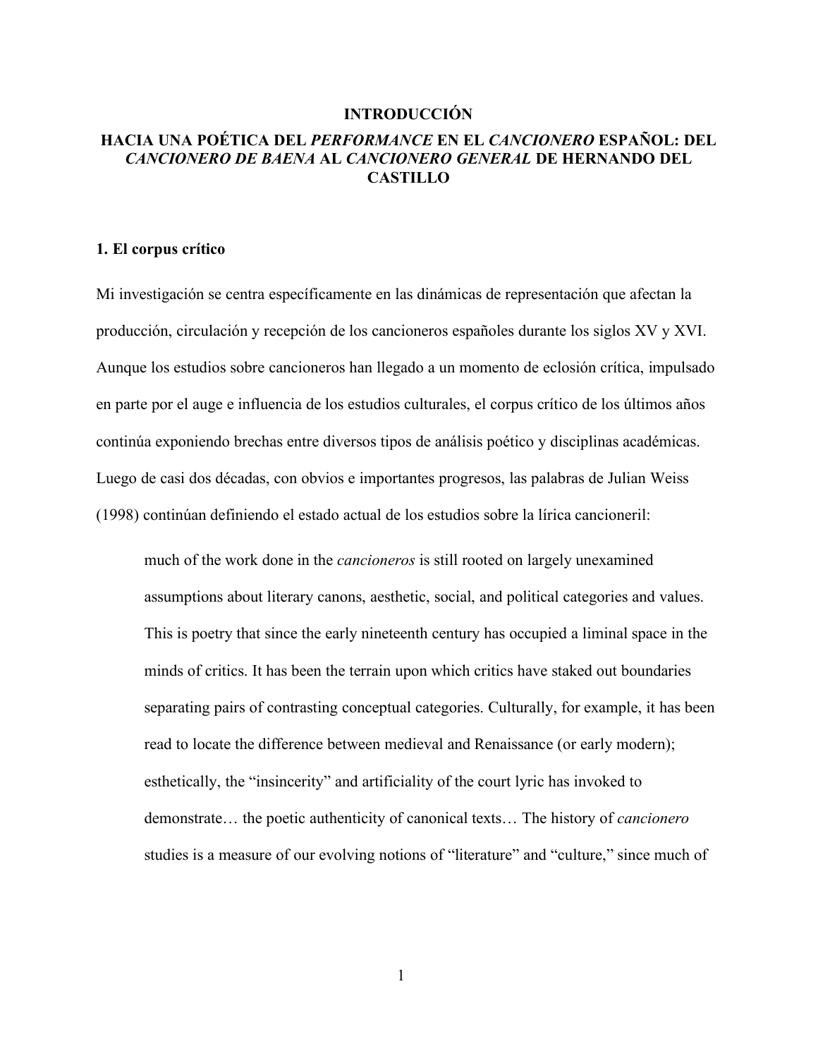# INTRODUCCIÓN

# HACIA UNA POÉTICA DEL *PERFORMANCE* EN EL *CANCIONERO* ESPAÑOL: DEL *CANCIONERO DE BAENA* AL *CANCIONERO GENERAL* DE HERNANDO DEL CASTILLO

## 1. El corpus crítico

Mi investigación se centra específicamente en las dinámicas de representación que afectan la producción, circulación y recepción de los cancioneros españoles durante los siglos XV y XVI. Aunque los estudios sobre cancioneros han llegado a un momento de eclosión crítica, impulsado en parte por el auge e influencia de los estudios culturales, el corpus crítico de los últimos años continúa exponiendo brechas entre diversos tipos de análisis poético y disciplinas académicas. Luego de casi dos décadas, con obvios e importantes progresos, las palabras de Julian Weiss (1998) continúan definiendo el estado actual de los estudios sobre la lírica cancioneril:

> much of the work done in the *cancioneros* is still rooted on largely unexamined assumptions about literary canons, aesthetic, social, and political categories and values. This is poetry that since the early nineteenth century has occupied a liminal space in the minds of critics. It has been the terrain upon which critics have staked out boundaries separating pairs of contrasting conceptual categories. Culturally, for example, it has been read to locate the difference between medieval and Renaissance (or early modern); esthetically, the "insincerity" and artificiality of the court lyric has invoked to demonstrate… the poetic authenticity of canonical texts… The history of *cancionero* studies is a measure of our evolving notions of "literature" and "culture," since much of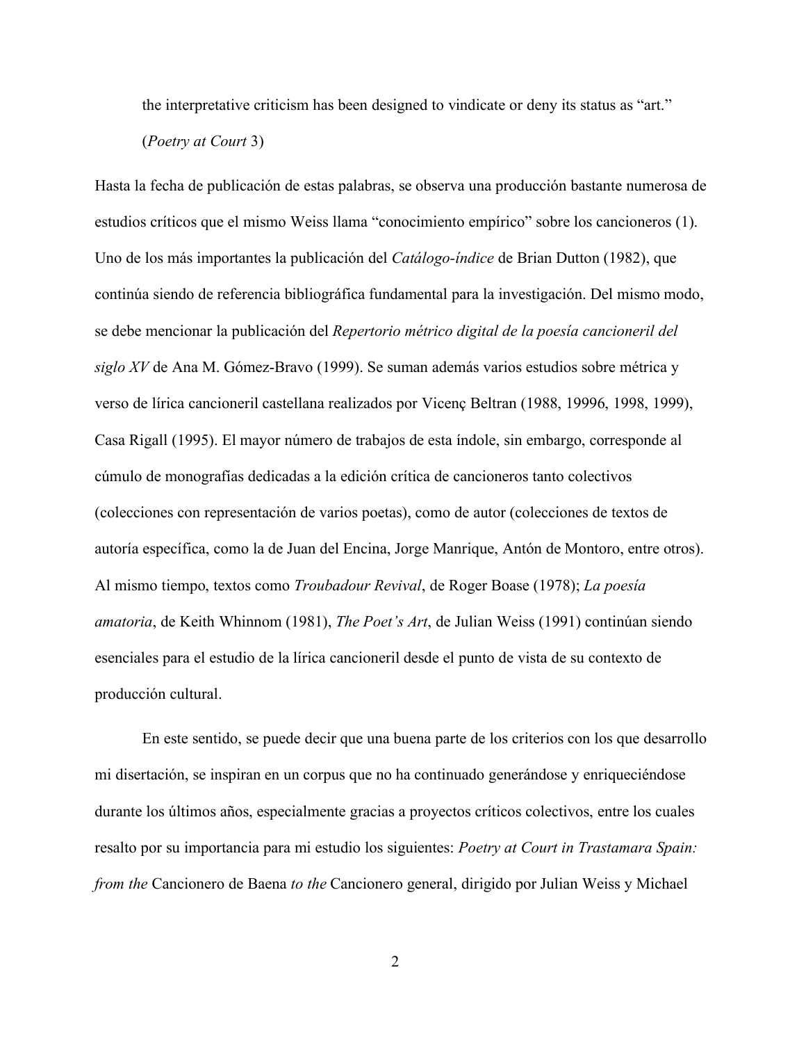the interpretative criticism has been designed to vindicate or deny its status as "art." (*Poetry at Court* 3)

Hasta la fecha de publicación de estas palabras, se observa una producción bastante numerosa de estudios críticos que el mismo Weiss llama "conocimiento empírico" sobre los cancioneros (1). Uno de los más importantes la publicación del *Catálogo-índice* de Brian Dutton (1982), que continúa siendo de referencia bibliográfica fundamental para la investigación. Del mismo modo, se debe mencionar la publicación del *Repertorio métrico digital de la poesía cancioneril del siglo XV* de Ana M. Gómez-Bravo (1999). Se suman además varios estudios sobre métrica y verso de lírica cancioneril castellana realizados por Vicenç Beltran (1988, 19996, 1998, 1999), Casa Rigall (1995). El mayor número de trabajos de esta índole, sin embargo, corresponde al cúmulo de monografías dedicadas a la edición crítica de cancioneros tanto colectivos (colecciones con representación de varios poetas), como de autor (colecciones de textos de autoría específica, como la de Juan del Encina, Jorge Manrique, Antón de Montoro, entre otros). Al mismo tiempo, textos como *Troubadour Revival*, de Roger Boase (1978); *La poesía amatoria*, de Keith Whinnom (1981), *The Poet's Art*, de Julian Weiss (1991) continúan siendo esenciales para el estudio de la lírica cancioneril desde el punto de vista de su contexto de producción cultural.

En este sentido, se puede decir que una buena parte de los criterios con los que desarrollo mi disertación, se inspiran en un corpus que no ha continuado generándose y enriqueciéndose durante los últimos años, especialmente gracias a proyectos críticos colectivos, entre los cuales resalto por su importancia para mi estudio los siguientes: *Poetry at Court in Trastamara Spain: from the* Cancionero de Baena *to the* Cancionero general, dirigido por Julian Weiss y Michael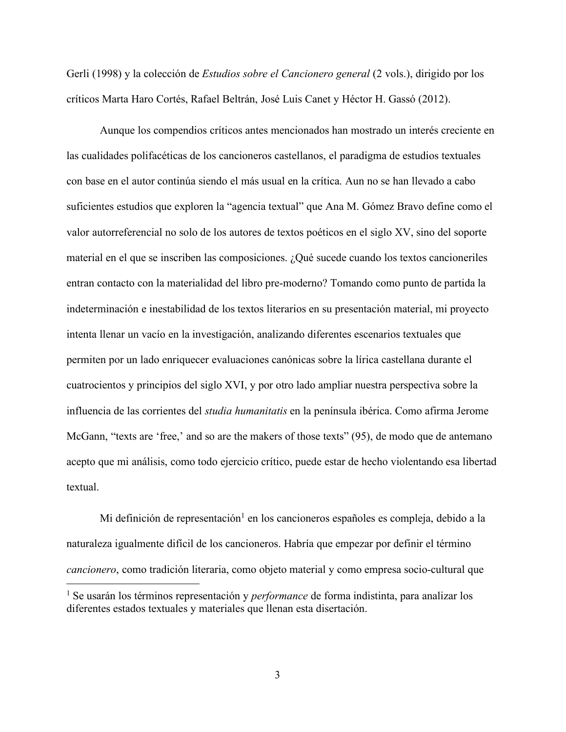Gerli (1998) y la colección de *Estudios sobre el Cancionero general* (2 vols.), dirigido por los críticos Marta Haro Cortés, Rafael Beltrán, José Luis Canet y Héctor H. Gassó (2012).

Aunque los compendios críticos antes mencionados han mostrado un interés creciente en las cualidades polifacéticas de los cancioneros castellanos, el paradigma de estudios textuales con base en el autor continúa siendo el más usual en la crítica. Aun no se han llevado a cabo suficientes estudios que exploren la "agencia textual" que Ana M. Gómez Bravo define como el valor autorreferencial no solo de los autores de textos poéticos en el siglo XV, sino del soporte material en el que se inscriben las composiciones. ¿Qué sucede cuando los textos cancioneriles entran contacto con la materialidad del libro pre-moderno? Tomando como punto de partida la indeterminación e inestabilidad de los textos literarios en su presentación material, mi proyecto intenta llenar un vacío en la investigación, analizando diferentes escenarios textuales que permiten por un lado enriquecer evaluaciones canónicas sobre la lírica castellana durante el cuatrocientos y principios del siglo XVI, y por otro lado ampliar nuestra perspectiva sobre la influencia de las corrientes del *studia humanitatis* en la península ibérica. Como afirma Jerome McGann, "texts are 'free,' and so are the makers of those texts" (95), de modo que de antemano acepto que mi análisis, como todo ejercicio crítico, puede estar de hecho violentando esa libertad textual.

Mi definición de representación[1] en los cancioneros españoles es compleja, debido a la naturaleza igualmente difícil de los cancioneros. Habría que empezar por definir el término *cancionero*, como tradición literaria, como objeto material y como empresa socio-cultural que

[1] Se usarán los términos representación y *performance* de forma indistinta, para analizar los diferentes estados textuales y materiales que llenan esta disertación.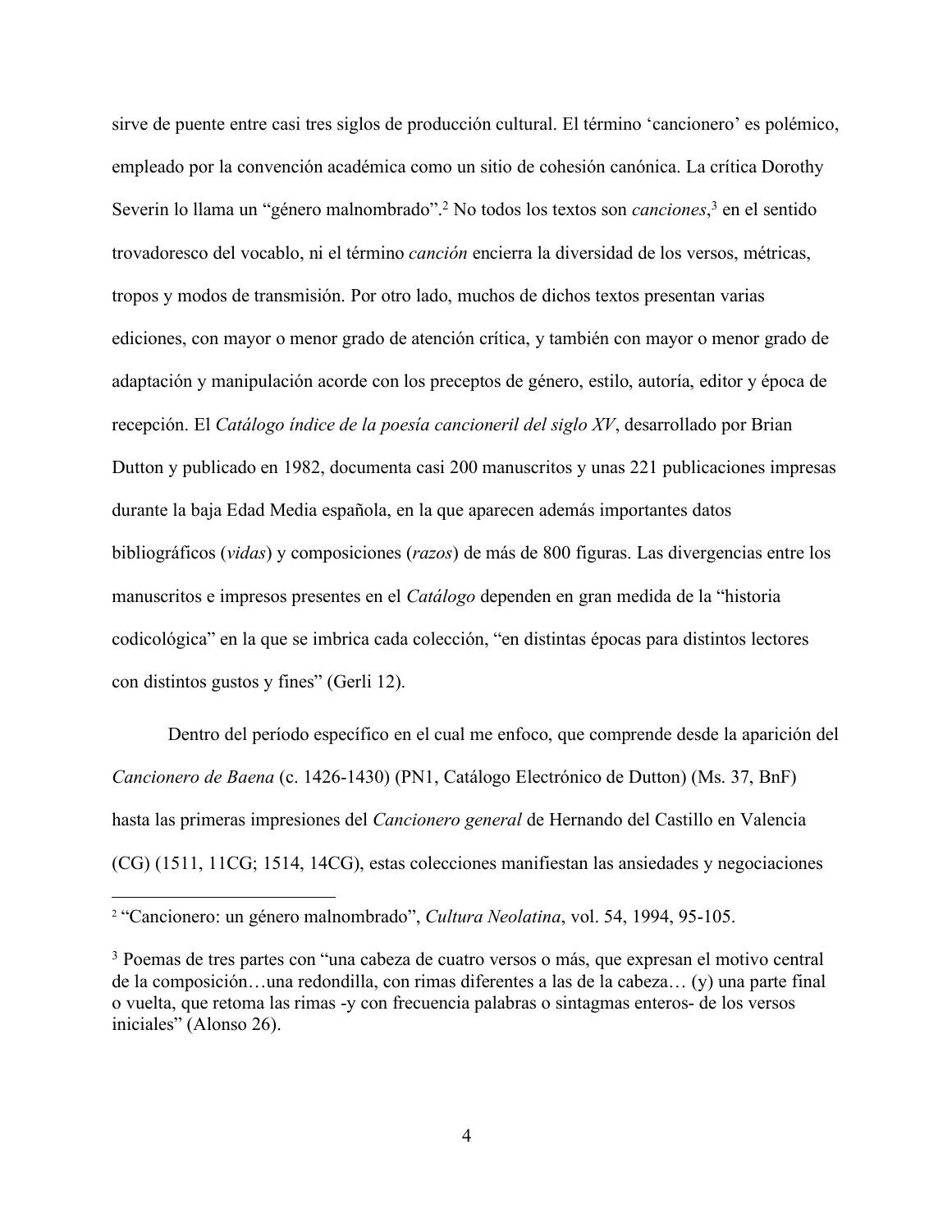sirve de puente entre casi tres siglos de producción cultural. El término 'cancionero' es polémico, empleado por la convención académica como un sitio de cohesión canónica. La crítica Dorothy Severin lo llama un "género malnombrado".[2] No todos los textos son *canciones*,[3] en el sentido trovadoresco del vocablo, ni el término *canción* encierra la diversidad de los versos, métricas, tropos y modos de transmisión. Por otro lado, muchos de dichos textos presentan varias ediciones, con mayor o menor grado de atención crítica, y también con mayor o menor grado de adaptación y manipulación acorde con los preceptos de género, estilo, autoría, editor y época de recepción. El *Catálogo índice de la poesía cancioneril del siglo XV*, desarrollado por Brian Dutton y publicado en 1982, documenta casi 200 manuscritos y unas 221 publicaciones impresas durante la baja Edad Media española, en la que aparecen además importantes datos bibliográficos (*vidas*) y composiciones (*razos*) de más de 800 figuras. Las divergencias entre los manuscritos e impresos presentes en el *Catálogo* dependen en gran medida de la "historia codicológica" en la que se imbrica cada colección, "en distintas épocas para distintos lectores con distintos gustos y fines" (Gerli 12).

Dentro del período específico en el cual me enfoco, que comprende desde la aparición del *Cancionero de Baena* (c. 1426-1430) (PN1, Catálogo Electrónico de Dutton) (Ms. 37, BnF) hasta las primeras impresiones del *Cancionero general* de Hernando del Castillo en Valencia (CG) (1511, 11CG; 1514, 14CG), estas colecciones manifiestan las ansiedades y negociaciones

---

[2] "Cancionero: un género malnombrado", *Cultura Neolatina*, vol. 54, 1994, 95-105.

[3] Poemas de tres partes con "una cabeza de cuatro versos o más, que expresan el motivo central de la composición…una redondilla, con rimas diferentes a las de la cabeza… (y) una parte final o vuelta, que retoma las rimas -y con frecuencia palabras o sintagmas enteros- de los versos iniciales" (Alonso 26).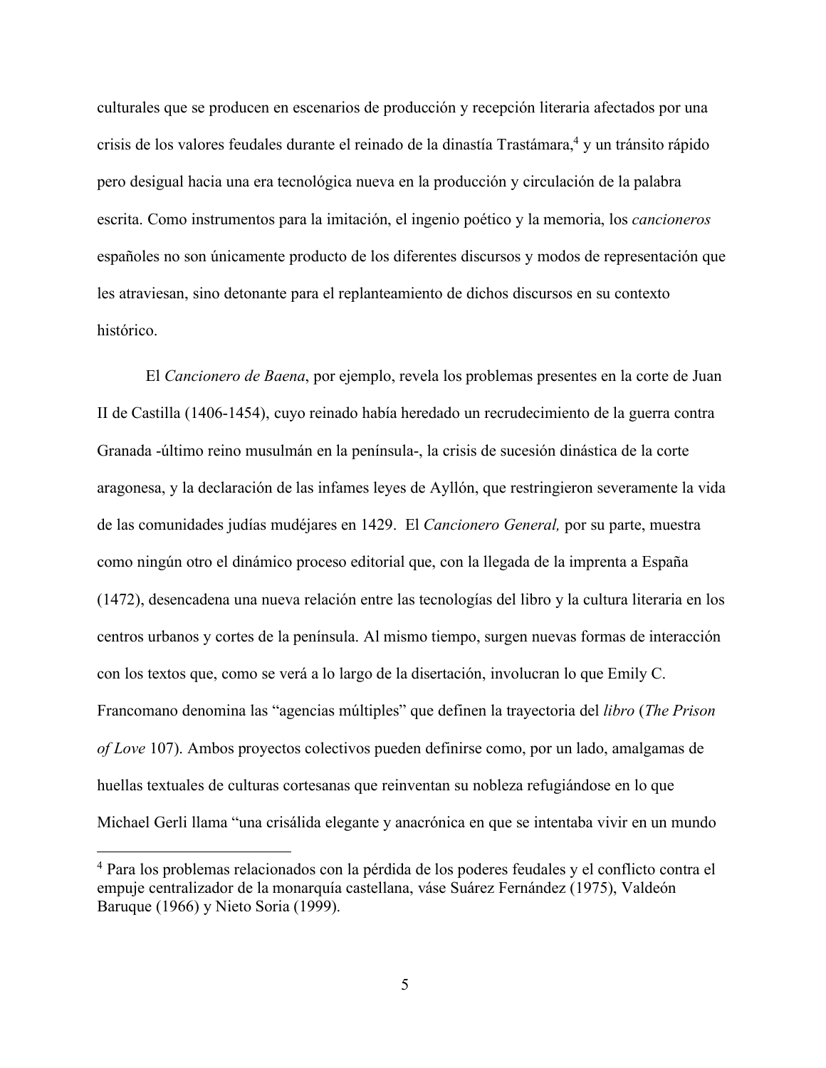culturales que se producen en escenarios de producción y recepción literaria afectados por una crisis de los valores feudales durante el reinado de la dinastía Trastámara,[4] y un tránsito rápido pero desigual hacia una era tecnológica nueva en la producción y circulación de la palabra escrita. Como instrumentos para la imitación, el ingenio poético y la memoria, los *cancioneros* españoles no son únicamente producto de los diferentes discursos y modos de representación que les atraviesan, sino detonante para el replanteamiento de dichos discursos en su contexto histórico.

El *Cancionero de Baena*, por ejemplo, revela los problemas presentes en la corte de Juan II de Castilla (1406-1454), cuyo reinado había heredado un recrudecimiento de la guerra contra Granada -último reino musulmán en la península-, la crisis de sucesión dinástica de la corte aragonesa, y la declaración de las infames leyes de Ayllón, que restringieron severamente la vida de las comunidades judías mudéjares en 1429. El *Cancionero General,* por su parte, muestra como ningún otro el dinámico proceso editorial que, con la llegada de la imprenta a España (1472), desencadena una nueva relación entre las tecnologías del libro y la cultura literaria en los centros urbanos y cortes de la península. Al mismo tiempo, surgen nuevas formas de interacción con los textos que, como se verá a lo largo de la disertación, involucran lo que Emily C. Francomano denomina las "agencias múltiples" que definen la trayectoria del *libro* (*The Prison of Love* 107). Ambos proyectos colectivos pueden definirse como, por un lado, amalgamas de huellas textuales de culturas cortesanas que reinventan su nobleza refugiándose en lo que Michael Gerli llama "una crisálida elegante y anacrónica en que se intentaba vivir en un mundo

---

[4] Para los problemas relacionados con la pérdida de los poderes feudales y el conflicto contra el empuje centralizador de la monarquía castellana, váse Suárez Fernández (1975), Valdeón Baruque (1966) y Nieto Soria (1999).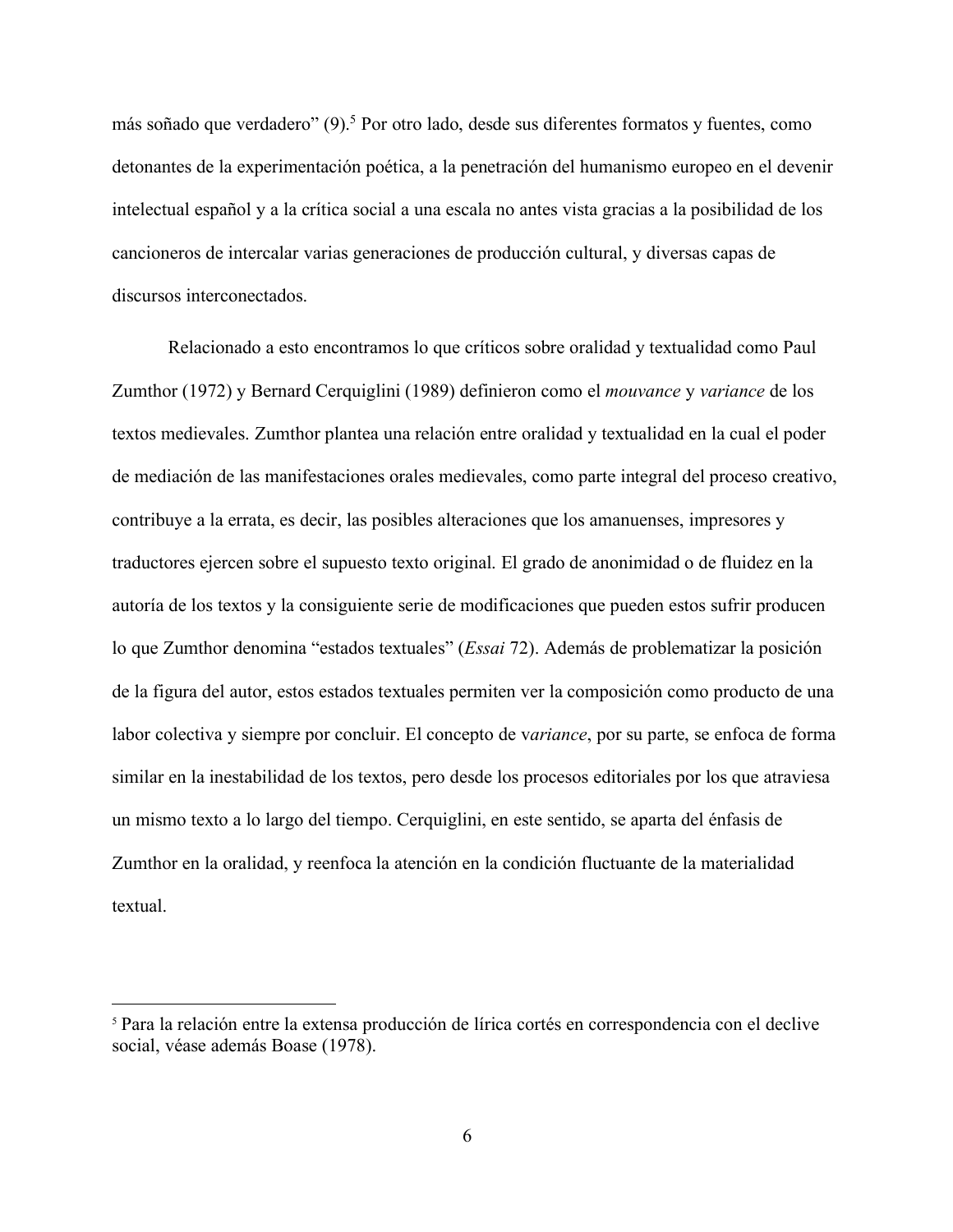más soñado que verdadero" (9).[5] Por otro lado, desde sus diferentes formatos y fuentes, como detonantes de la experimentación poética, a la penetración del humanismo europeo en el devenir intelectual español y a la crítica social a una escala no antes vista gracias a la posibilidad de los cancioneros de intercalar varias generaciones de producción cultural, y diversas capas de discursos interconectados.

Relacionado a esto encontramos lo que críticos sobre oralidad y textualidad como Paul Zumthor (1972) y Bernard Cerquiglini (1989) definieron como el *mouvance* y *variance* de los textos medievales. Zumthor plantea una relación entre oralidad y textualidad en la cual el poder de mediación de las manifestaciones orales medievales, como parte integral del proceso creativo, contribuye a la errata, es decir, las posibles alteraciones que los amanuenses, impresores y traductores ejercen sobre el supuesto texto original. El grado de anonimidad o de fluidez en la autoría de los textos y la consiguiente serie de modificaciones que pueden estos sufrir producen lo que Zumthor denomina "estados textuales" (*Essai* 72). Además de problematizar la posición de la figura del autor, estos estados textuales permiten ver la composición como producto de una labor colectiva y siempre por concluir. El concepto de v*ariance*, por su parte, se enfoca de forma similar en la inestabilidad de los textos, pero desde los procesos editoriales por los que atraviesa un mismo texto a lo largo del tiempo. Cerquiglini, en este sentido, se aparta del énfasis de Zumthor en la oralidad, y reenfoca la atención en la condición fluctuante de la materialidad textual.

---

[5] Para la relación entre la extensa producción de lírica cortés en correspondencia con el declive social, véase además Boase (1978).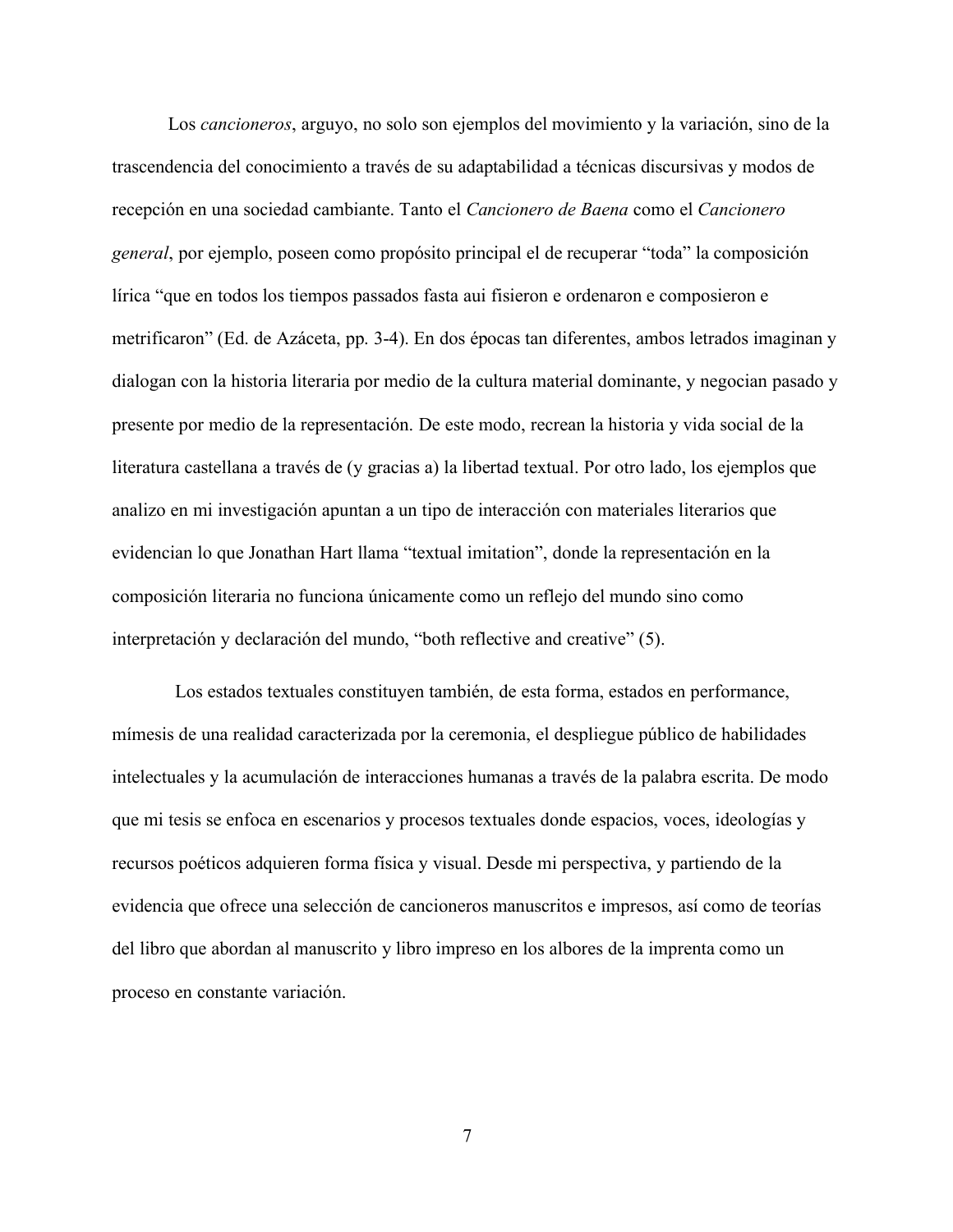Los *cancioneros*, arguyo, no solo son ejemplos del movimiento y la variación, sino de la trascendencia del conocimiento a través de su adaptabilidad a técnicas discursivas y modos de recepción en una sociedad cambiante. Tanto el *Cancionero de Baena* como el *Cancionero general*, por ejemplo, poseen como propósito principal el de recuperar "toda" la composición lírica "que en todos los tiempos passados fasta aui fisieron e ordenaron e composieron e metrificaron" (Ed. de Azáceta, pp. 3-4). En dos épocas tan diferentes, ambos letrados imaginan y dialogan con la historia literaria por medio de la cultura material dominante, y negocian pasado y presente por medio de la representación. De este modo, recrean la historia y vida social de la literatura castellana a través de (y gracias a) la libertad textual. Por otro lado, los ejemplos que analizo en mi investigación apuntan a un tipo de interacción con materiales literarios que evidencian lo que Jonathan Hart llama "textual imitation", donde la representación en la composición literaria no funciona únicamente como un reflejo del mundo sino como interpretación y declaración del mundo, "both reflective and creative" (5).

Los estados textuales constituyen también, de esta forma, estados en performance, mímesis de una realidad caracterizada por la ceremonia, el despliegue público de habilidades intelectuales y la acumulación de interacciones humanas a través de la palabra escrita. De modo que mi tesis se enfoca en escenarios y procesos textuales donde espacios, voces, ideologías y recursos poéticos adquieren forma física y visual. Desde mi perspectiva, y partiendo de la evidencia que ofrece una selección de cancioneros manuscritos e impresos, así como de teorías del libro que abordan al manuscrito y libro impreso en los albores de la imprenta como un proceso en constante variación.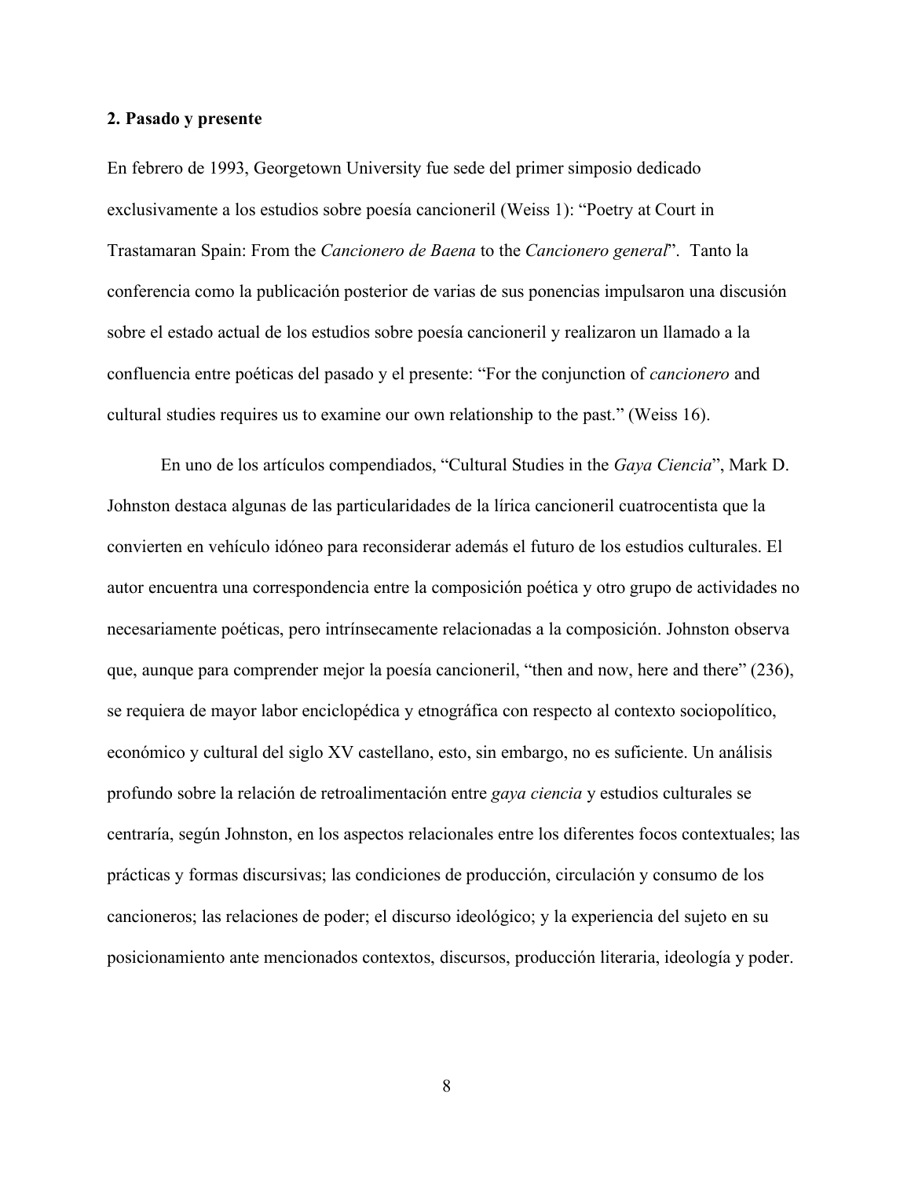**2. Pasado y presente**

En febrero de 1993, Georgetown University fue sede del primer simposio dedicado exclusivamente a los estudios sobre poesía cancioneril (Weiss 1): "Poetry at Court in Trastamaran Spain: From the *Cancionero de Baena* to the *Cancionero general*". Tanto la conferencia como la publicación posterior de varias de sus ponencias impulsaron una discusión sobre el estado actual de los estudios sobre poesía cancioneril y realizaron un llamado a la confluencia entre poéticas del pasado y el presente: "For the conjunction of *cancionero* and cultural studies requires us to examine our own relationship to the past." (Weiss 16).

En uno de los artículos compendiados, "Cultural Studies in the *Gaya Ciencia*", Mark D. Johnston destaca algunas de las particularidades de la lírica cancioneril cuatrocentista que la convierten en vehículo idóneo para reconsiderar además el futuro de los estudios culturales. El autor encuentra una correspondencia entre la composición poética y otro grupo de actividades no necesariamente poéticas, pero intrínsecamente relacionadas a la composición. Johnston observa que, aunque para comprender mejor la poesía cancioneril, "then and now, here and there" (236), se requiera de mayor labor enciclopédica y etnográfica con respecto al contexto sociopolítico, económico y cultural del siglo XV castellano, esto, sin embargo, no es suficiente. Un análisis profundo sobre la relación de retroalimentación entre *gaya ciencia* y estudios culturales se centraría, según Johnston, en los aspectos relacionales entre los diferentes focos contextuales; las prácticas y formas discursivas; las condiciones de producción, circulación y consumo de los cancioneros; las relaciones de poder; el discurso ideológico; y la experiencia del sujeto en su posicionamiento ante mencionados contextos, discursos, producción literaria, ideología y poder.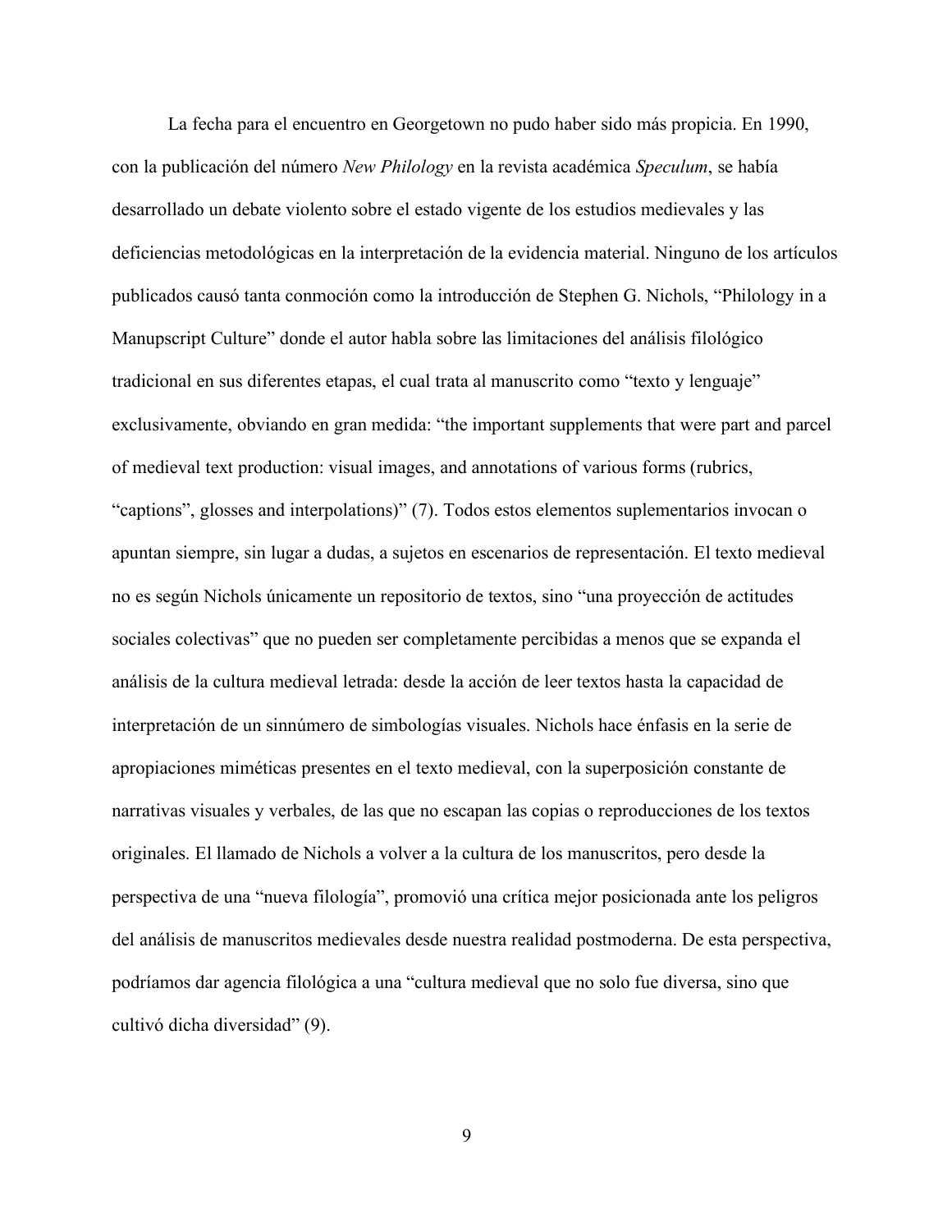La fecha para el encuentro en Georgetown no pudo haber sido más propicia. En 1990, con la publicación del número *New Philology* en la revista académica *Speculum*, se había desarrollado un debate violento sobre el estado vigente de los estudios medievales y las deficiencias metodológicas en la interpretación de la evidencia material. Ninguno de los artículos publicados causó tanta conmoción como la introducción de Stephen G. Nichols, "Philology in a Manupscript Culture" donde el autor habla sobre las limitaciones del análisis filológico tradicional en sus diferentes etapas, el cual trata al manuscrito como "texto y lenguaje" exclusivamente, obviando en gran medida: "the important supplements that were part and parcel of medieval text production: visual images, and annotations of various forms (rubrics, "captions", glosses and interpolations)" (7). Todos estos elementos suplementarios invocan o apuntan siempre, sin lugar a dudas, a sujetos en escenarios de representación. El texto medieval no es según Nichols únicamente un repositorio de textos, sino "una proyección de actitudes sociales colectivas" que no pueden ser completamente percibidas a menos que se expanda el análisis de la cultura medieval letrada: desde la acción de leer textos hasta la capacidad de interpretación de un sinnúmero de simbologías visuales. Nichols hace énfasis en la serie de apropiaciones miméticas presentes en el texto medieval, con la superposición constante de narrativas visuales y verbales, de las que no escapan las copias o reproducciones de los textos originales. El llamado de Nichols a volver a la cultura de los manuscritos, pero desde la perspectiva de una "nueva filología", promovió una crítica mejor posicionada ante los peligros del análisis de manuscritos medievales desde nuestra realidad postmoderna. De esta perspectiva, podríamos dar agencia filológica a una "cultura medieval que no solo fue diversa, sino que cultivó dicha diversidad" (9).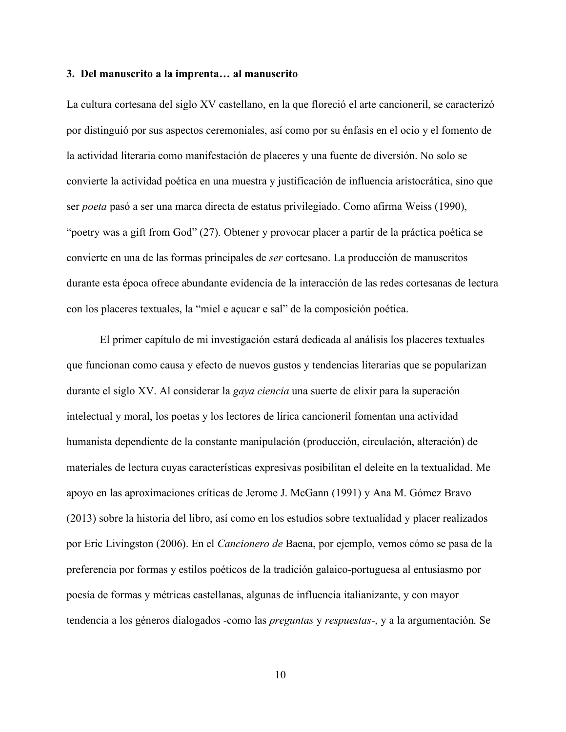**3. Del manuscrito a la imprenta… al manuscrito**

La cultura cortesana del siglo XV castellano, en la que floreció el arte cancioneril, se caracterizó por distinguió por sus aspectos ceremoniales, así como por su énfasis en el ocio y el fomento de la actividad literaria como manifestación de placeres y una fuente de diversión. No solo se convierte la actividad poética en una muestra y justificación de influencia aristocrática, sino que ser *poeta* pasó a ser una marca directa de estatus privilegiado. Como afirma Weiss (1990), "poetry was a gift from God" (27). Obtener y provocar placer a partir de la práctica poética se convierte en una de las formas principales de *ser* cortesano. La producción de manuscritos durante esta época ofrece abundante evidencia de la interacción de las redes cortesanas de lectura con los placeres textuales, la "miel e açucar e sal" de la composición poética.

El primer capítulo de mi investigación estará dedicada al análisis los placeres textuales que funcionan como causa y efecto de nuevos gustos y tendencias literarias que se popularizan durante el siglo XV. Al considerar la *gaya ciencia* una suerte de elixir para la superación intelectual y moral, los poetas y los lectores de lírica cancioneril fomentan una actividad humanista dependiente de la constante manipulación (producción, circulación, alteración) de materiales de lectura cuyas características expresivas posibilitan el deleite en la textualidad. Me apoyo en las aproximaciones críticas de Jerome J. McGann (1991) y Ana M. Gómez Bravo (2013) sobre la historia del libro, así como en los estudios sobre textualidad y placer realizados por Eric Livingston (2006). En el *Cancionero de* Baena, por ejemplo, vemos cómo se pasa de la preferencia por formas y estilos poéticos de la tradición galaico-portuguesa al entusiasmo por poesía de formas y métricas castellanas, algunas de influencia italianizante, y con mayor tendencia a los géneros dialogados -como las *preguntas* y *respuestas*-, y a la argumentación. Se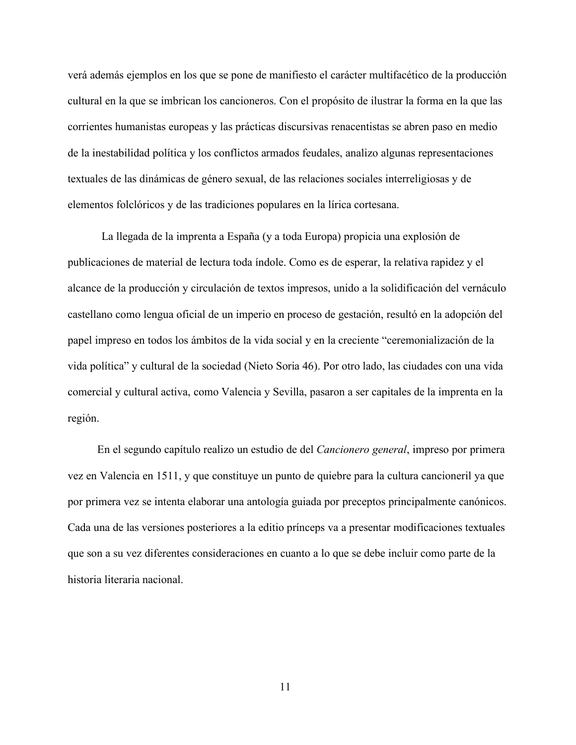verá además ejemplos en los que se pone de manifiesto el carácter multifacético de la producción cultural en la que se imbrican los cancioneros. Con el propósito de ilustrar la forma en la que las corrientes humanistas europeas y las prácticas discursivas renacentistas se abren paso en medio de la inestabilidad política y los conflictos armados feudales, analizo algunas representaciones textuales de las dinámicas de género sexual, de las relaciones sociales interreligiosas y de elementos folclóricos y de las tradiciones populares en la lírica cortesana.

La llegada de la imprenta a España (y a toda Europa) propicia una explosión de publicaciones de material de lectura toda índole. Como es de esperar, la relativa rapidez y el alcance de la producción y circulación de textos impresos, unido a la solidificación del vernáculo castellano como lengua oficial de un imperio en proceso de gestación, resultó en la adopción del papel impreso en todos los ámbitos de la vida social y en la creciente "ceremonialización de la vida política" y cultural de la sociedad (Nieto Soria 46). Por otro lado, las ciudades con una vida comercial y cultural activa, como Valencia y Sevilla, pasaron a ser capitales de la imprenta en la región.

En el segundo capítulo realizo un estudio de del *Cancionero general*, impreso por primera vez en Valencia en 1511, y que constituye un punto de quiebre para la cultura cancioneril ya que por primera vez se intenta elaborar una antología guiada por preceptos principalmente canónicos. Cada una de las versiones posteriores a la editio prínceps va a presentar modificaciones textuales que son a su vez diferentes consideraciones en cuanto a lo que se debe incluir como parte de la historia literaria nacional.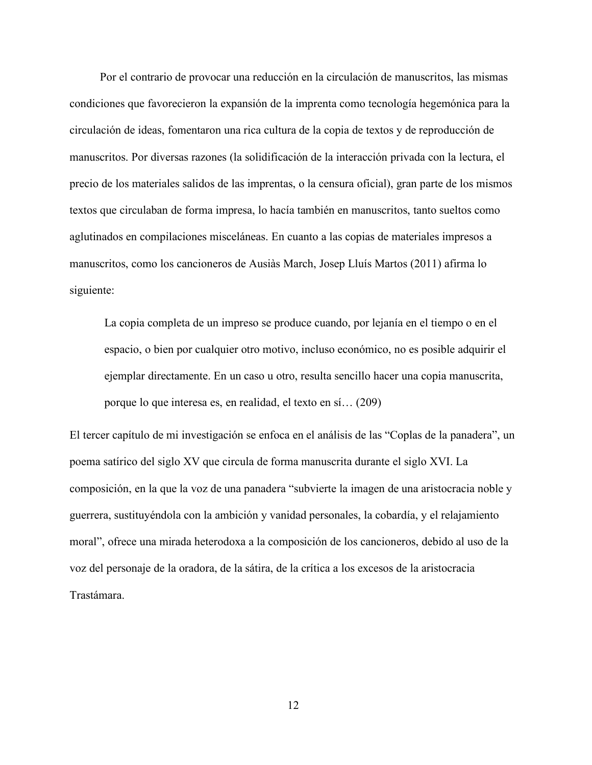Por el contrario de provocar una reducción en la circulación de manuscritos, las mismas condiciones que favorecieron la expansión de la imprenta como tecnología hegemónica para la circulación de ideas, fomentaron una rica cultura de la copia de textos y de reproducción de manuscritos. Por diversas razones (la solidificación de la interacción privada con la lectura, el precio de los materiales salidos de las imprentas, o la censura oficial), gran parte de los mismos textos que circulaban de forma impresa, lo hacía también en manuscritos, tanto sueltos como aglutinados en compilaciones misceláneas. En cuanto a las copias de materiales impresos a manuscritos, como los cancioneros de Ausiàs March, Josep Lluís Martos (2011) afirma lo siguiente:

> La copia completa de un impreso se produce cuando, por lejanía en el tiempo o en el espacio, o bien por cualquier otro motivo, incluso económico, no es posible adquirir el ejemplar directamente. En un caso u otro, resulta sencillo hacer una copia manuscrita, porque lo que interesa es, en realidad, el texto en sí… (209)

El tercer capítulo de mi investigación se enfoca en el análisis de las “Coplas de la panadera”, un poema satírico del siglo XV que circula de forma manuscrita durante el siglo XVI. La composición, en la que la voz de una panadera “subvierte la imagen de una aristocracia noble y guerrera, sustituyéndola con la ambición y vanidad personales, la cobardía, y el relajamiento moral”, ofrece una mirada heterodoxa a la composición de los cancioneros, debido al uso de la voz del personaje de la oradora, de la sátira, de la crítica a los excesos de la aristocracia Trastámara.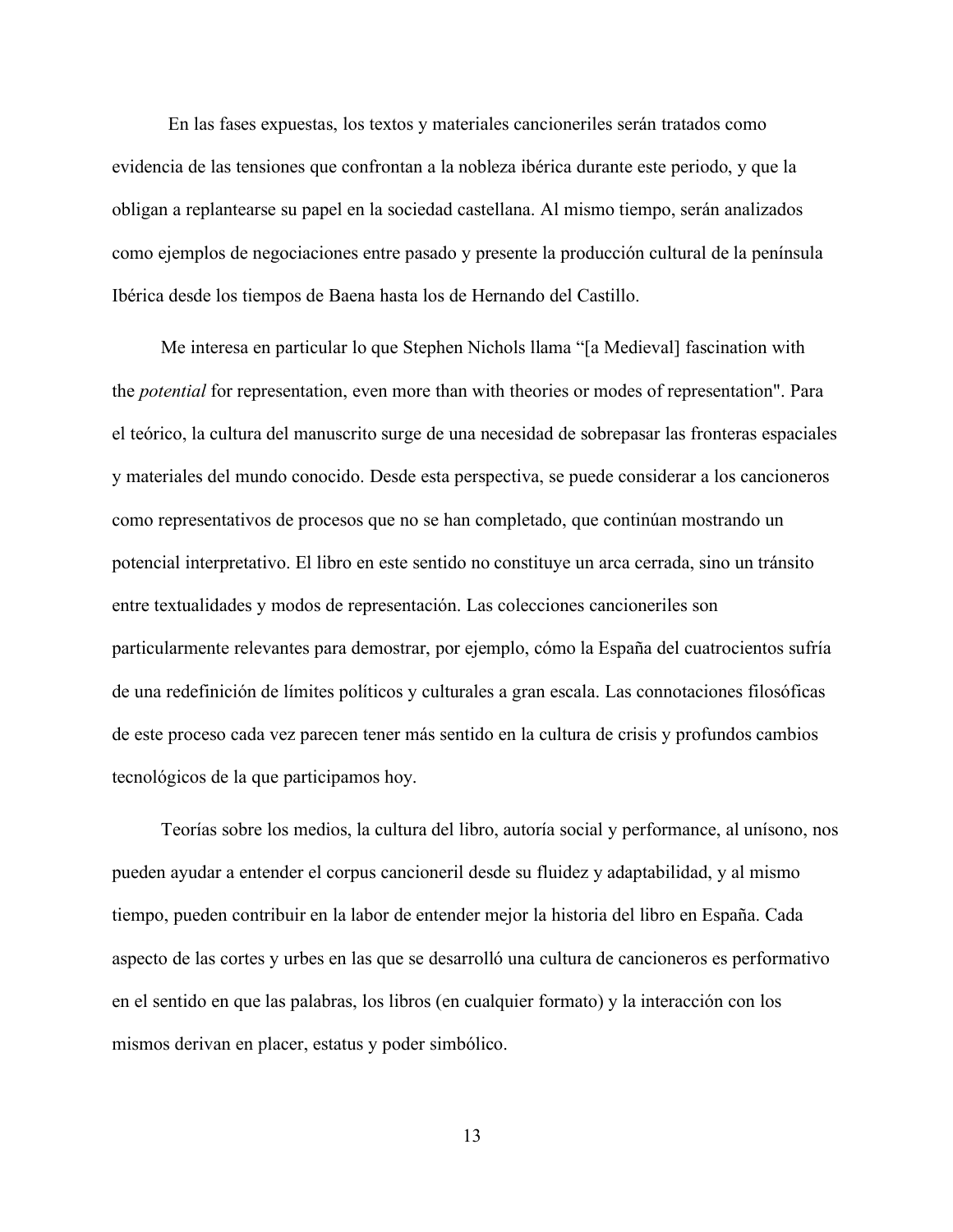En las fases expuestas, los textos y materiales cancioneriles serán tratados como evidencia de las tensiones que confrontan a la nobleza ibérica durante este periodo, y que la obligan a replantearse su papel en la sociedad castellana. Al mismo tiempo, serán analizados como ejemplos de negociaciones entre pasado y presente la producción cultural de la península Ibérica desde los tiempos de Baena hasta los de Hernando del Castillo.

Me interesa en particular lo que Stephen Nichols llama "[a Medieval] fascination with the *potential* for representation, even more than with theories or modes of representation". Para el teórico, la cultura del manuscrito surge de una necesidad de sobrepasar las fronteras espaciales y materiales del mundo conocido. Desde esta perspectiva, se puede considerar a los cancioneros como representativos de procesos que no se han completado, que continúan mostrando un potencial interpretativo. El libro en este sentido no constituye un arca cerrada, sino un tránsito entre textualidades y modos de representación. Las colecciones cancioneriles son particularmente relevantes para demostrar, por ejemplo, cómo la España del cuatrocientos sufría de una redefinición de límites políticos y culturales a gran escala. Las connotaciones filosóficas de este proceso cada vez parecen tener más sentido en la cultura de crisis y profundos cambios tecnológicos de la que participamos hoy.

Teorías sobre los medios, la cultura del libro, autoría social y performance, al unísono, nos pueden ayudar a entender el corpus cancioneril desde su fluidez y adaptabilidad, y al mismo tiempo, pueden contribuir en la labor de entender mejor la historia del libro en España. Cada aspecto de las cortes y urbes en las que se desarrolló una cultura de cancioneros es performativo en el sentido en que las palabras, los libros (en cualquier formato) y la interacción con los mismos derivan en placer, estatus y poder simbólico.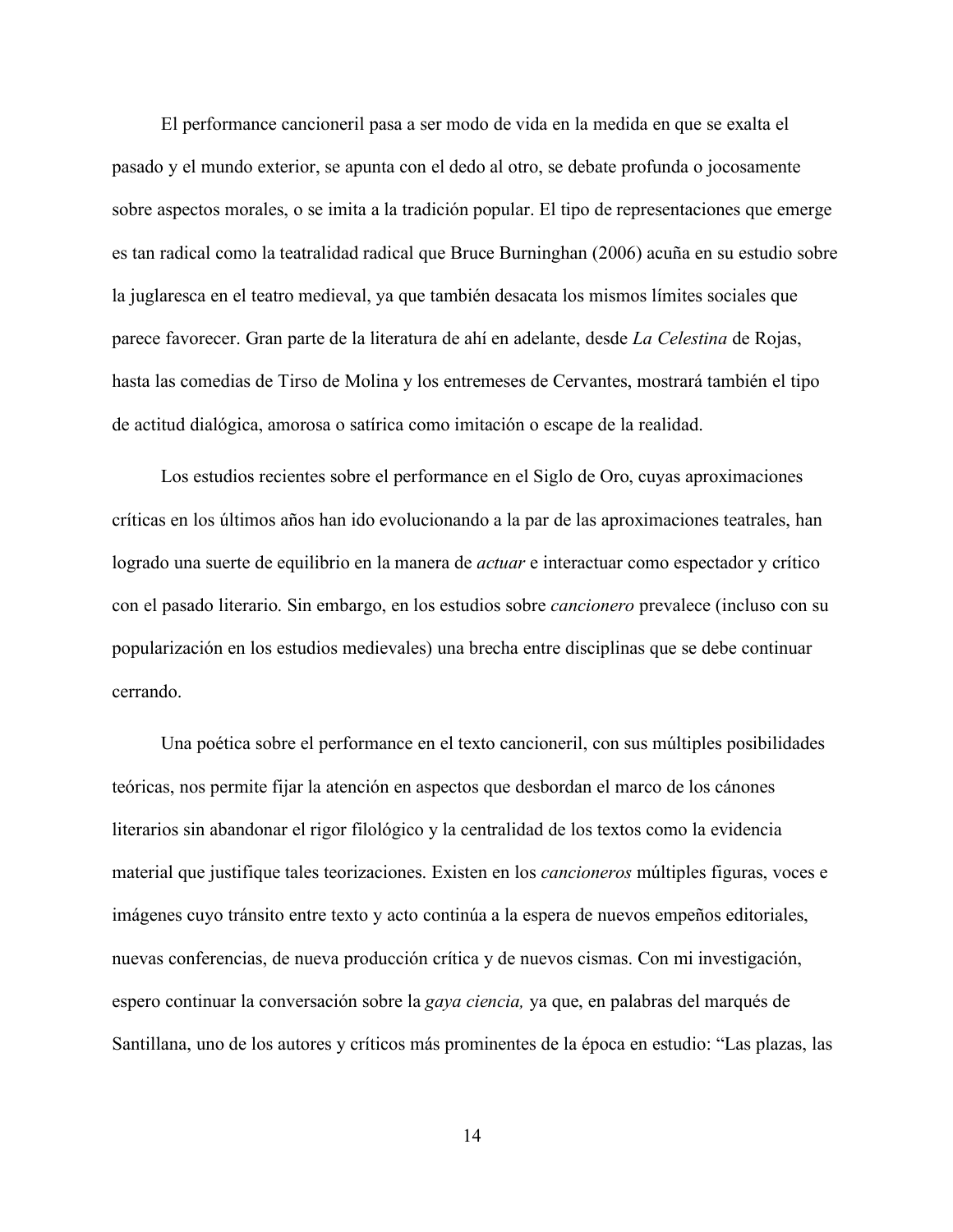El performance cancioneril pasa a ser modo de vida en la medida en que se exalta el pasado y el mundo exterior, se apunta con el dedo al otro, se debate profunda o jocosamente sobre aspectos morales, o se imita a la tradición popular. El tipo de representaciones que emerge es tan radical como la teatralidad radical que Bruce Burninghan (2006) acuña en su estudio sobre la juglaresca en el teatro medieval, ya que también desacata los mismos límites sociales que parece favorecer. Gran parte de la literatura de ahí en adelante, desde *La Celestina* de Rojas, hasta las comedias de Tirso de Molina y los entremeses de Cervantes, mostrará también el tipo de actitud dialógica, amorosa o satírica como imitación o escape de la realidad.

Los estudios recientes sobre el performance en el Siglo de Oro, cuyas aproximaciones críticas en los últimos años han ido evolucionando a la par de las aproximaciones teatrales, han logrado una suerte de equilibrio en la manera de *actuar* e interactuar como espectador y crítico con el pasado literario. Sin embargo, en los estudios sobre *cancionero* prevalece (incluso con su popularización en los estudios medievales) una brecha entre disciplinas que se debe continuar cerrando.

Una poética sobre el performance en el texto cancioneril, con sus múltiples posibilidades teóricas, nos permite fijar la atención en aspectos que desbordan el marco de los cánones literarios sin abandonar el rigor filológico y la centralidad de los textos como la evidencia material que justifique tales teorizaciones. Existen en los *cancioneros* múltiples figuras, voces e imágenes cuyo tránsito entre texto y acto continúa a la espera de nuevos empeños editoriales, nuevas conferencias, de nueva producción crítica y de nuevos cismas. Con mi investigación, espero continuar la conversación sobre la *gaya ciencia,* ya que, en palabras del marqués de Santillana, uno de los autores y críticos más prominentes de la época en estudio: "Las plazas, las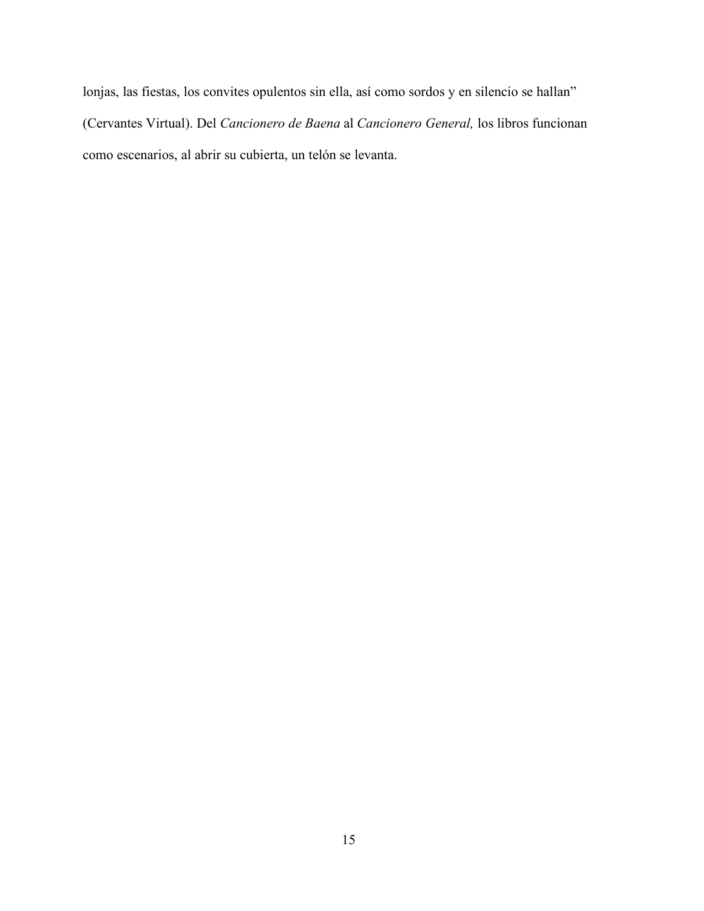lonjas, las fiestas, los convites opulentos sin ella, así como sordos y en silencio se hallan" (Cervantes Virtual). Del *Cancionero de Baena* al *Cancionero General,* los libros funcionan como escenarios, al abrir su cubierta, un telón se levanta.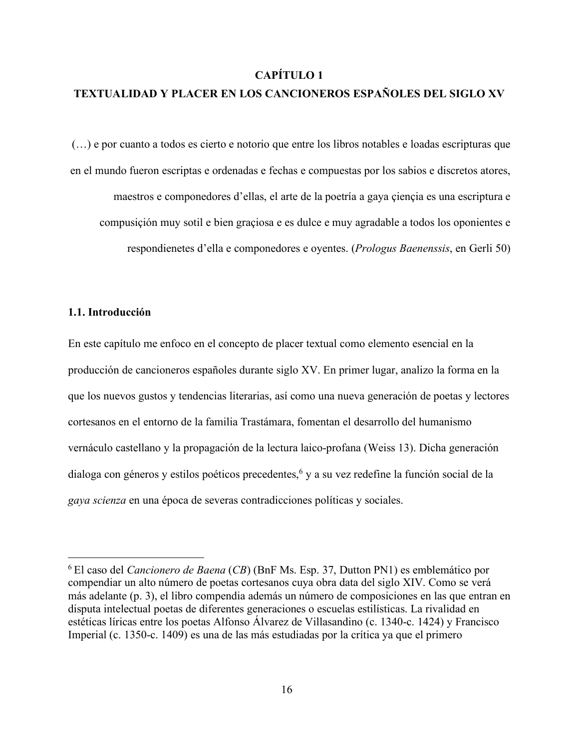# CAPÍTULO 1

# TEXTUALIDAD Y PLACER EN LOS CANCIONEROS ESPAÑOLES DEL SIGLO XV

(…) e por cuanto a todos es cierto e notorio que entre los libros notables e loadas escripturas que en el mundo fueron escriptas e ordenadas e fechas e compuestas por los sabios e discretos atores, maestros e componedores d'ellas, el arte de la poetría a gaya çiençia es una escriptura e compusiçión muy sotil e bien graçiosa e es dulce e muy agradable a todos los oponientes e respondienetes d'ella e componedores e oyentes. (*Prologus Baenenssis*, en Gerli 50)

## 1.1. Introducción

En este capítulo me enfoco en el concepto de placer textual como elemento esencial en la producción de cancioneros españoles durante siglo XV. En primer lugar, analizo la forma en la que los nuevos gustos y tendencias literarias, así como una nueva generación de poetas y lectores cortesanos en el entorno de la familia Trastámara, fomentan el desarrollo del humanismo vernáculo castellano y la propagación de la lectura laico-profana (Weiss 13). Dicha generación dialoga con géneros y estilos poéticos precedentes,[6] y a su vez redefine la función social de la *gaya scienza* en una época de severas contradicciones políticas y sociales.

---

[6] El caso del *Cancionero de Baena* (*CB*) (BnF Ms. Esp. 37, Dutton PN1) es emblemático por compendiar un alto número de poetas cortesanos cuya obra data del siglo XIV. Como se verá más adelante (p. 3), el libro compendia además un número de composiciones en las que entran en disputa intelectual poetas de diferentes generaciones o escuelas estilísticas. La rivalidad en estéticas líricas entre los poetas Alfonso Álvarez de Villasandino (c. 1340-c. 1424) y Francisco Imperial (c. 1350-c. 1409) es una de las más estudiadas por la crítica ya que el primero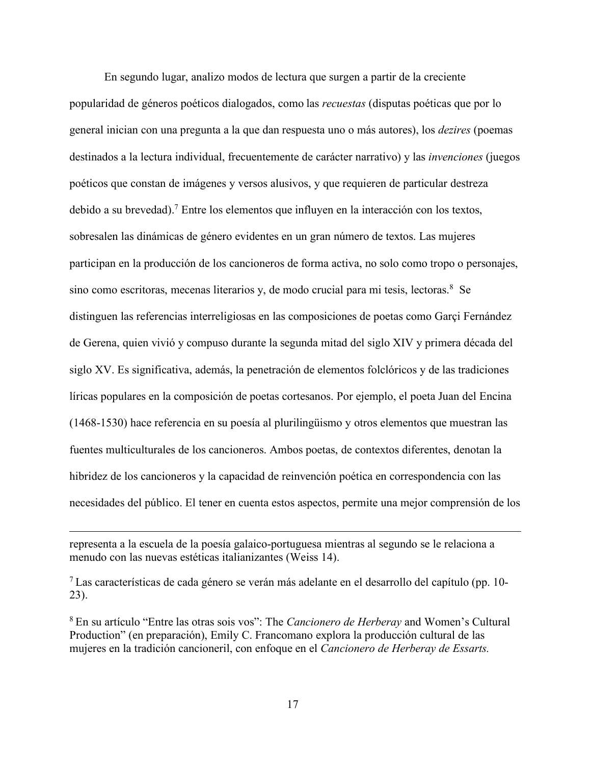En segundo lugar, analizo modos de lectura que surgen a partir de la creciente popularidad de géneros poéticos dialogados, como las *recuestas* (disputas poéticas que por lo general inician con una pregunta a la que dan respuesta uno o más autores), los *dezires* (poemas destinados a la lectura individual, frecuentemente de carácter narrativo) y las *invenciones* (juegos poéticos que constan de imágenes y versos alusivos, y que requieren de particular destreza debido a su brevedad).[7] Entre los elementos que influyen en la interacción con los textos, sobresalen las dinámicas de género evidentes en un gran número de textos. Las mujeres participan en la producción de los cancioneros de forma activa, no solo como tropo o personajes, sino como escritoras, mecenas literarios y, de modo crucial para mi tesis, lectoras.[8] Se distinguen las referencias interreligiosas en las composiciones de poetas como Garçi Fernández de Gerena, quien vivió y compuso durante la segunda mitad del siglo XIV y primera década del siglo XV. Es significativa, además, la penetración de elementos folclóricos y de las tradiciones líricas populares en la composición de poetas cortesanos. Por ejemplo, el poeta Juan del Encina (1468-1530) hace referencia en su poesía al plurilingüismo y otros elementos que muestran las fuentes multiculturales de los cancioneros. Ambos poetas, de contextos diferentes, denotan la hibridez de los cancioneros y la capacidad de reinvención poética en correspondencia con las necesidades del público. El tener en cuenta estos aspectos, permite una mejor comprensión de los

---

representa a la escuela de la poesía galaico-portuguesa mientras al segundo se le relaciona a menudo con las nuevas estéticas italianizantes (Weiss 14).

[7] Las características de cada género se verán más adelante en el desarrollo del capítulo (pp. 10-23).

[8] En su artículo "Entre las otras sois vos": The *Cancionero de Herberay* and Women's Cultural Production" (en preparación), Emily C. Francomano explora la producción cultural de las mujeres en la tradición cancioneril, con enfoque en el *Cancionero de Herberay de Essarts.*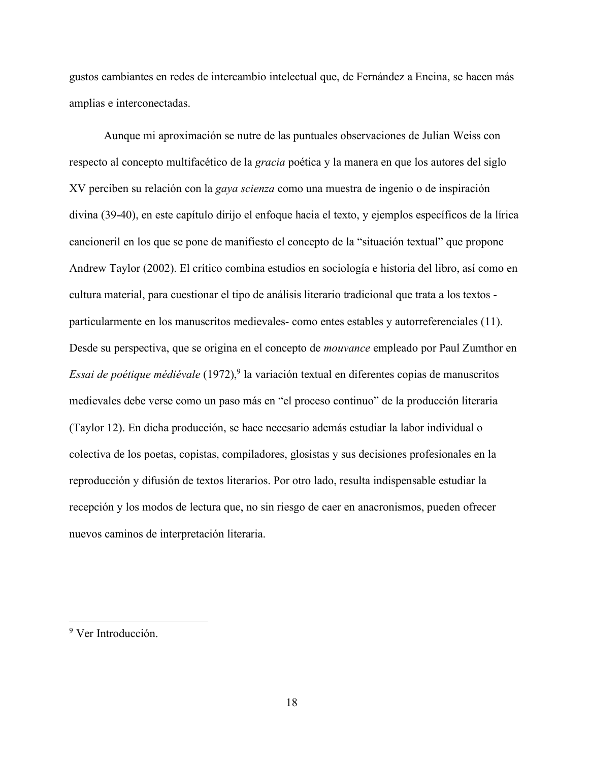gustos cambiantes en redes de intercambio intelectual que, de Fernández a Encina, se hacen más amplias e interconectadas.

Aunque mi aproximación se nutre de las puntuales observaciones de Julian Weiss con respecto al concepto multifacético de la *gracia* poética y la manera en que los autores del siglo XV perciben su relación con la *gaya scienza* como una muestra de ingenio o de inspiración divina (39-40), en este capítulo dirijo el enfoque hacia el texto, y ejemplos específicos de la lírica cancioneril en los que se pone de manifiesto el concepto de la "situación textual" que propone Andrew Taylor (2002). El crítico combina estudios en sociología e historia del libro, así como en cultura material, para cuestionar el tipo de análisis literario tradicional que trata a los textos -particularmente en los manuscritos medievales- como entes estables y autorreferenciales (11). Desde su perspectiva, que se origina en el concepto de *mouvance* empleado por Paul Zumthor en *Essai de poétique médiévale* (1972),[9] la variación textual en diferentes copias de manuscritos medievales debe verse como un paso más en "el proceso continuo" de la producción literaria (Taylor 12). En dicha producción, se hace necesario además estudiar la labor individual o colectiva de los poetas, copistas, compiladores, glosistas y sus decisiones profesionales en la reproducción y difusión de textos literarios. Por otro lado, resulta indispensable estudiar la recepción y los modos de lectura que, no sin riesgo de caer en anacronismos, pueden ofrecer nuevos caminos de interpretación literaria.

---

[9] Ver Introducción.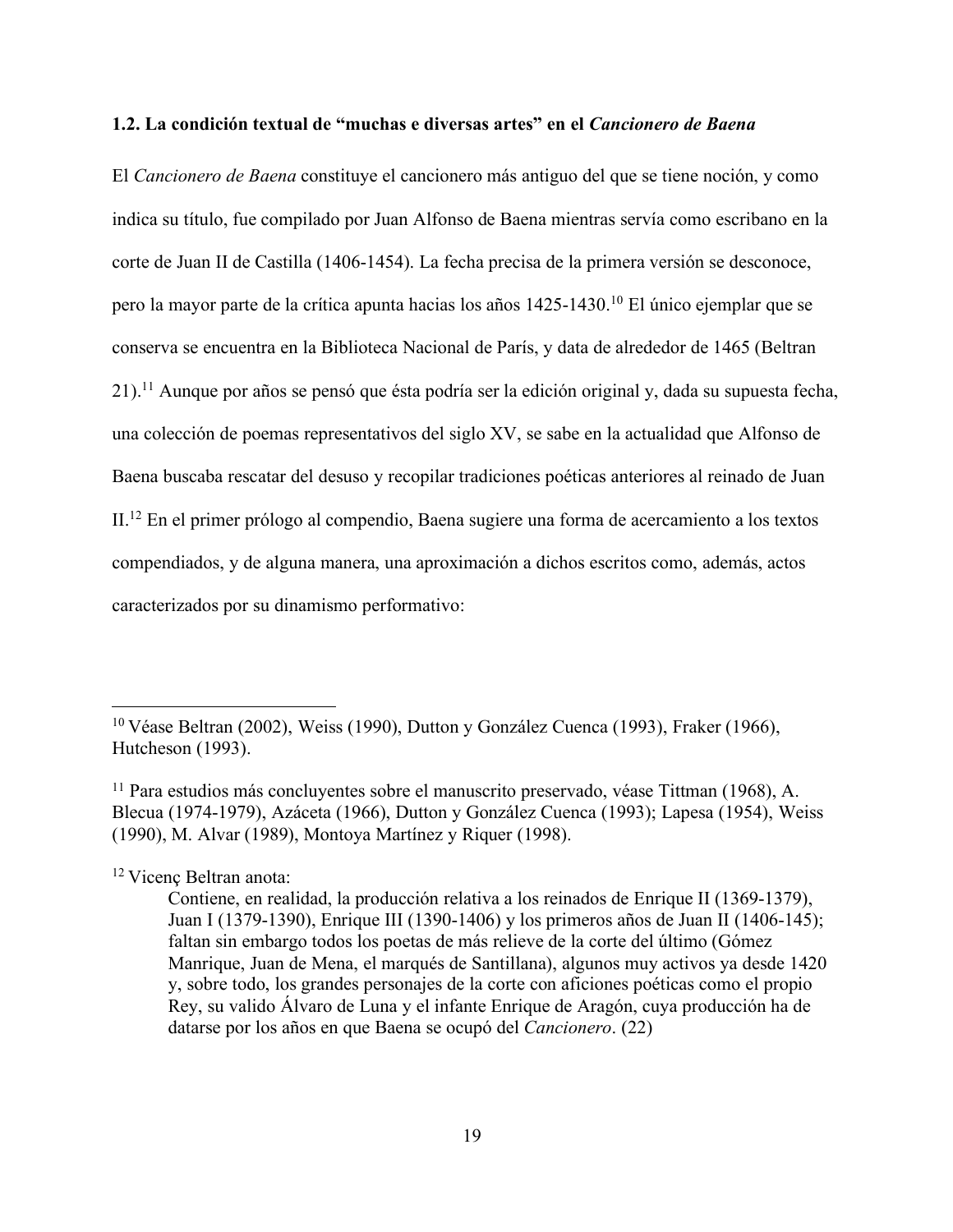### 1.2. La condición textual de "muchas e diversas artes" en el *Cancionero de Baena*

El *Cancionero de Baena* constituye el cancionero más antiguo del que se tiene noción, y como indica su título, fue compilado por Juan Alfonso de Baena mientras servía como escribano en la corte de Juan II de Castilla (1406-1454). La fecha precisa de la primera versión se desconoce, pero la mayor parte de la crítica apunta hacias los años 1425-1430.[10] El único ejemplar que se conserva se encuentra en la Biblioteca Nacional de París, y data de alrededor de 1465 (Beltran 21).[11] Aunque por años se pensó que ésta podría ser la edición original y, dada su supuesta fecha, una colección de poemas representativos del siglo XV, se sabe en la actualidad que Alfonso de Baena buscaba rescatar del desuso y recopilar tradiciones poéticas anteriores al reinado de Juan II.[12] En el primer prólogo al compendio, Baena sugiere una forma de acercamiento a los textos compendiados, y de alguna manera, una aproximación a dichos escritos como, además, actos caracterizados por su dinamismo performativo:

---

[10] Véase Beltran (2002), Weiss (1990), Dutton y González Cuenca (1993), Fraker (1966), Hutcheson (1993).

[11] Para estudios más concluyentes sobre el manuscrito preservado, véase Tittman (1968), A. Blecua (1974-1979), Azáceta (1966), Dutton y González Cuenca (1993); Lapesa (1954), Weiss (1990), M. Alvar (1989), Montoya Martínez y Riquer (1998).

[12] Vicenç Beltran anota:

> Contiene, en realidad, la producción relativa a los reinados de Enrique II (1369-1379), Juan I (1379-1390), Enrique III (1390-1406) y los primeros años de Juan II (1406-145); faltan sin embargo todos los poetas de más relieve de la corte del último (Gómez Manrique, Juan de Mena, el marqués de Santillana), algunos muy activos ya desde 1420 y, sobre todo, los grandes personajes de la corte con aficiones poéticas como el propio Rey, su valido Álvaro de Luna y el infante Enrique de Aragón, cuya producción ha de datarse por los años en que Baena se ocupó del *Cancionero*. (22)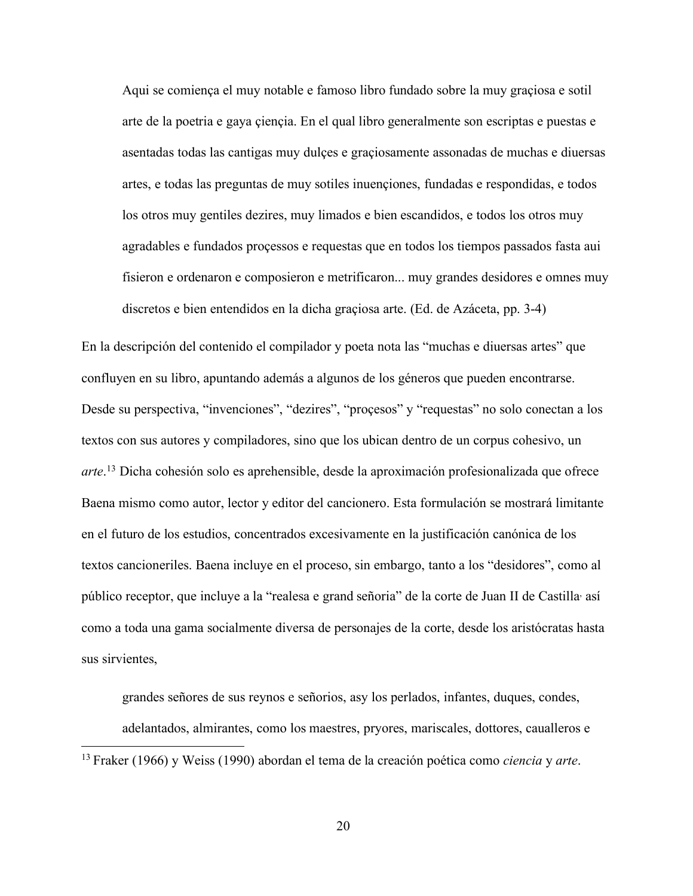> Aqui se comiença el muy notable e famoso libro fundado sobre la muy graçiosa e sotil arte de la poetria e gaya çiençia. En el qual libro generalmente son escriptas e puestas e asentadas todas las cantigas muy dulçes e graçiosamente assonadas de muchas e diuersas artes, e todas las preguntas de muy sotiles inuençiones, fundadas e respondidas, e todos los otros muy gentiles dezires, muy limados e bien escandidos, e todos los otros muy agradables e fundados proçessos e requestas que en todos los tiempos passados fasta aui fisieron e ordenaron e composieron e metrificaron... muy grandes desidores e omnes muy discretos e bien entendidos en la dicha graçiosa arte. (Ed. de Azáceta, pp. 3-4)

En la descripción del contenido el compilador y poeta nota las "muchas e diuersas artes" que confluyen en su libro, apuntando además a algunos de los géneros que pueden encontrarse. Desde su perspectiva, "invenciones", "dezires", "proçesos" y "requestas" no solo conectan a los textos con sus autores y compiladores, sino que los ubican dentro de un corpus cohesivo, un *arte*.[13] Dicha cohesión solo es aprehensible, desde la aproximación profesionalizada que ofrece Baena mismo como autor, lector y editor del cancionero. Esta formulación se mostrará limitante en el futuro de los estudios, concentrados excesivamente en la justificación canónica de los textos cancioneriles. Baena incluye en el proceso, sin embargo, tanto a los "desidores", como al público receptor, que incluye a la "realesa e grand señoria" de la corte de Juan II de Castilla, así como a toda una gama socialmente diversa de personajes de la corte, desde los aristócratas hasta sus sirvientes,

> grandes señores de sus reynos e señorios, asy los perlados, infantes, duques, condes, adelantados, almirantes, como los maestres, pryores, mariscales, dottores, caualleros e

[13] Fraker (1966) y Weiss (1990) abordan el tema de la creación poética como *ciencia* y *arte*.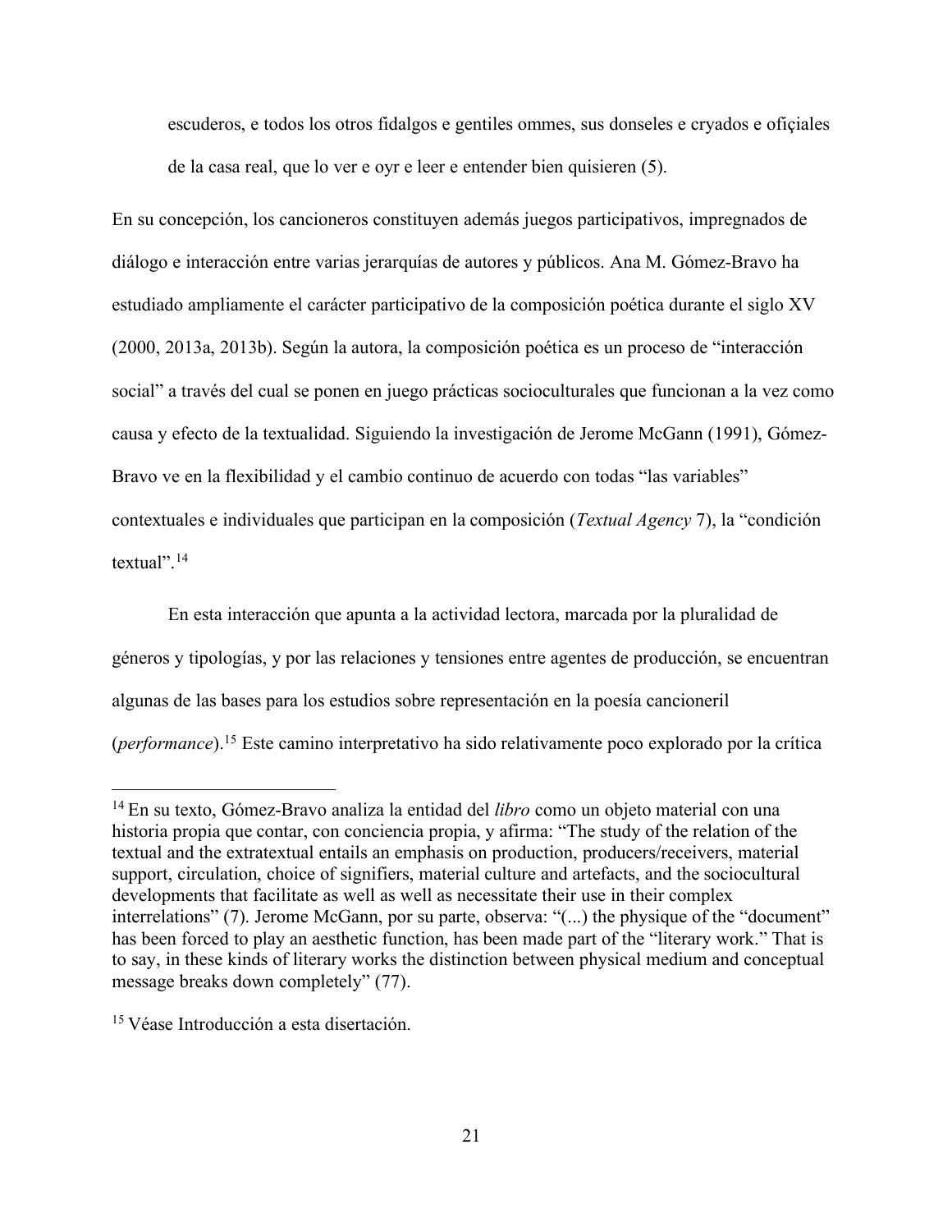> escuderos, e todos los otros fidalgos e gentiles ommes, sus donseles e cryados e ofiçiales de la casa real, que lo ver e oyr e leer e entender bien quisieren (5).

En su concepción, los cancioneros constituyen además juegos participativos, impregnados de diálogo e interacción entre varias jerarquías de autores y públicos. Ana M. Gómez-Bravo ha estudiado ampliamente el carácter participativo de la composición poética durante el siglo XV (2000, 2013a, 2013b). Según la autora, la composición poética es un proceso de "interacción social" a través del cual se ponen en juego prácticas socioculturales que funcionan a la vez como causa y efecto de la textualidad. Siguiendo la investigación de Jerome McGann (1991), Gómez-Bravo ve en la flexibilidad y el cambio continuo de acuerdo con todas "las variables" contextuales e individuales que participan en la composición (*Textual Agency* 7), la "condición textual".[14]

En esta interacción que apunta a la actividad lectora, marcada por la pluralidad de géneros y tipologías, y por las relaciones y tensiones entre agentes de producción, se encuentran algunas de las bases para los estudios sobre representación en la poesía cancioneril (*performance*).[15] Este camino interpretativo ha sido relativamente poco explorado por la crítica

---

[14] En su texto, Gómez-Bravo analiza la entidad del *libro* como un objeto material con una historia propia que contar, con conciencia propia, y afirma: "The study of the relation of the textual and the extratextual entails an emphasis on production, producers/receivers, material support, circulation, choice of signifiers, material culture and artefacts, and the sociocultural developments that facilitate as well as well as necessitate their use in their complex interrelations" (7). Jerome McGann, por su parte, observa: "(...) the physique of the "document" has been forced to play an aesthetic function, has been made part of the "literary work." That is to say, in these kinds of literary works the distinction between physical medium and conceptual message breaks down completely" (77).

[15] Véase Introducción a esta disertación.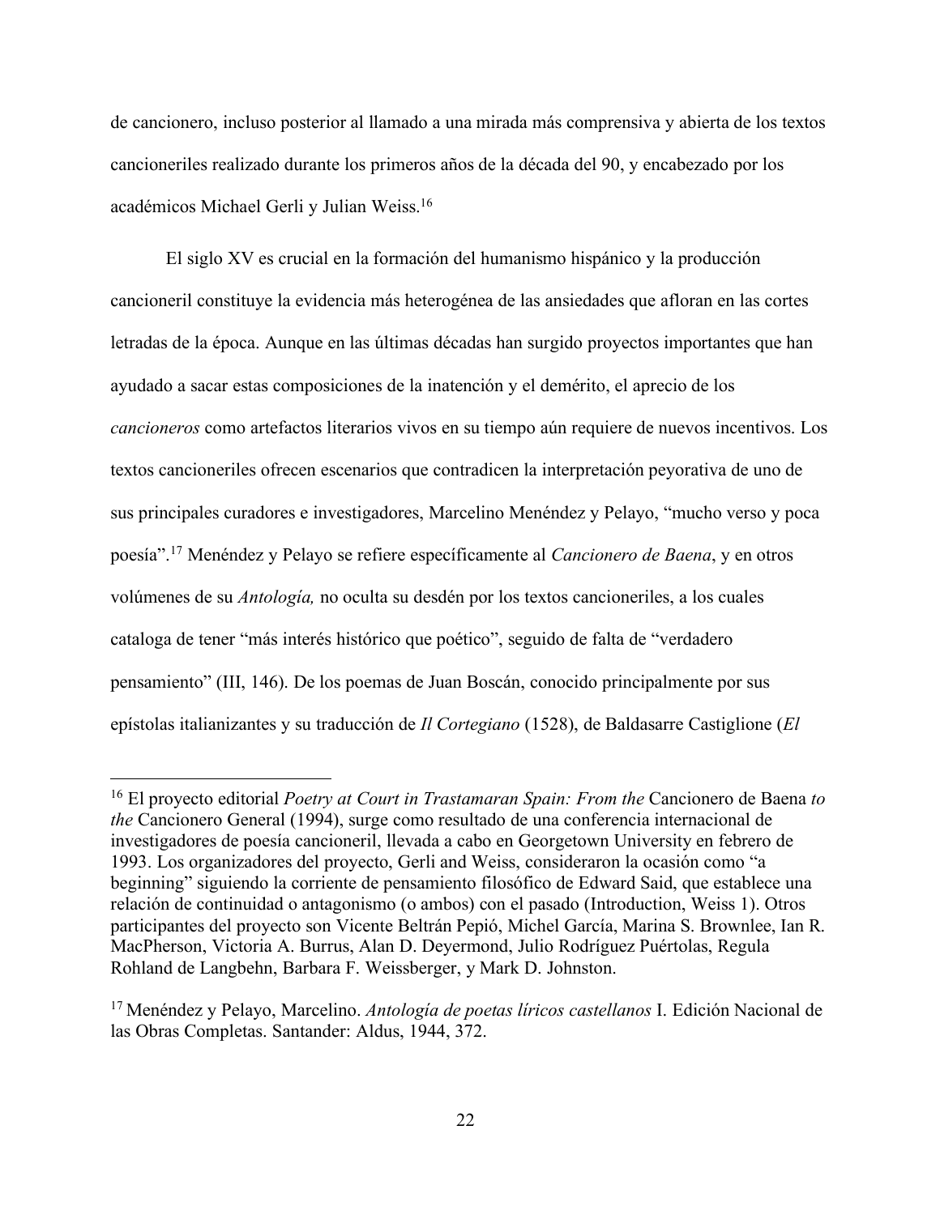de cancionero, incluso posterior al llamado a una mirada más comprensiva y abierta de los textos cancioneriles realizado durante los primeros años de la década del 90, y encabezado por los académicos Michael Gerli y Julian Weiss.[16]

El siglo XV es crucial en la formación del humanismo hispánico y la producción cancioneril constituye la evidencia más heterogénea de las ansiedades que afloran en las cortes letradas de la época. Aunque en las últimas décadas han surgido proyectos importantes que han ayudado a sacar estas composiciones de la inatención y el demérito, el aprecio de los *cancioneros* como artefactos literarios vivos en su tiempo aún requiere de nuevos incentivos. Los textos cancioneriles ofrecen escenarios que contradicen la interpretación peyorativa de uno de sus principales curadores e investigadores, Marcelino Menéndez y Pelayo, "mucho verso y poca poesía".[17] Menéndez y Pelayo se refiere específicamente al *Cancionero de Baena*, y en otros volúmenes de su *Antología,* no oculta su desdén por los textos cancioneriles, a los cuales cataloga de tener "más interés histórico que poético", seguido de falta de "verdadero pensamiento" (III, 146). De los poemas de Juan Boscán, conocido principalmente por sus epístolas italianizantes y su traducción de *Il Cortegiano* (1528), de Baldasarre Castiglione (*El*

---

[16] El proyecto editorial *Poetry at Court in Trastamaran Spain: From the* Cancionero de Baena *to the* Cancionero General (1994), surge como resultado de una conferencia internacional de investigadores de poesía cancioneril, llevada a cabo en Georgetown University en febrero de 1993. Los organizadores del proyecto, Gerli and Weiss, consideraron la ocasión como "a beginning" siguiendo la corriente de pensamiento filosófico de Edward Said, que establece una relación de continuidad o antagonismo (o ambos) con el pasado (Introduction, Weiss 1). Otros participantes del proyecto son Vicente Beltrán Pepió, Michel García, Marina S. Brownlee, Ian R. MacPherson, Victoria A. Burrus, Alan D. Deyermond, Julio Rodríguez Puértolas, Regula Rohland de Langbehn, Barbara F. Weissberger, y Mark D. Johnston.

[17] Menéndez y Pelayo, Marcelino. *Antología de poetas líricos castellanos* I. Edición Nacional de las Obras Completas. Santander: Aldus, 1944, 372.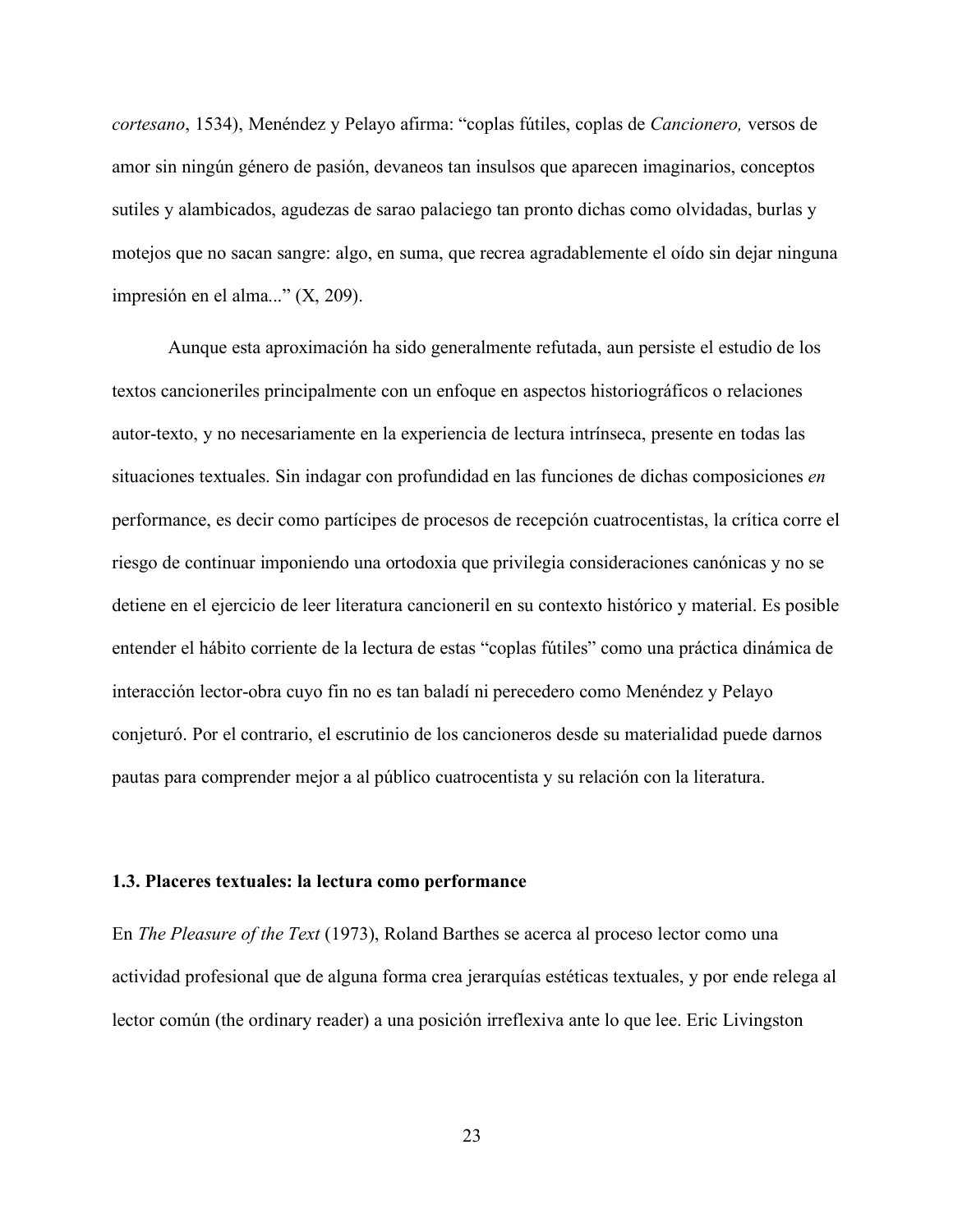*cortesano*, 1534), Menéndez y Pelayo afirma: "coplas fútiles, coplas de *Cancionero,* versos de amor sin ningún género de pasión, devaneos tan insulsos que aparecen imaginarios, conceptos sutiles y alambicados, agudezas de sarao palaciego tan pronto dichas como olvidadas, burlas y motejos que no sacan sangre: algo, en suma, que recrea agradablemente el oído sin dejar ninguna impresión en el alma..." (X, 209).

Aunque esta aproximación ha sido generalmente refutada, aun persiste el estudio de los textos cancioneriles principalmente con un enfoque en aspectos historiográficos o relaciones autor-texto, y no necesariamente en la experiencia de lectura intrínseca, presente en todas las situaciones textuales. Sin indagar con profundidad en las funciones de dichas composiciones *en* performance, es decir como partícipes de procesos de recepción cuatrocentistas, la crítica corre el riesgo de continuar imponiendo una ortodoxia que privilegia consideraciones canónicas y no se detiene en el ejercicio de leer literatura cancioneril en su contexto histórico y material. Es posible entender el hábito corriente de la lectura de estas "coplas fútiles" como una práctica dinámica de interacción lector-obra cuyo fin no es tan baladí ni perecedero como Menéndez y Pelayo conjeturó. Por el contrario, el escrutinio de los cancioneros desde su materialidad puede darnos pautas para comprender mejor a al público cuatrocentista y su relación con la literatura.

### 1.3. Placeres textuales: la lectura como performance

En *The Pleasure of the Text* (1973), Roland Barthes se acerca al proceso lector como una actividad profesional que de alguna forma crea jerarquías estéticas textuales, y por ende relega al lector común (the ordinary reader) a una posición irreflexiva ante lo que lee. Eric Livingston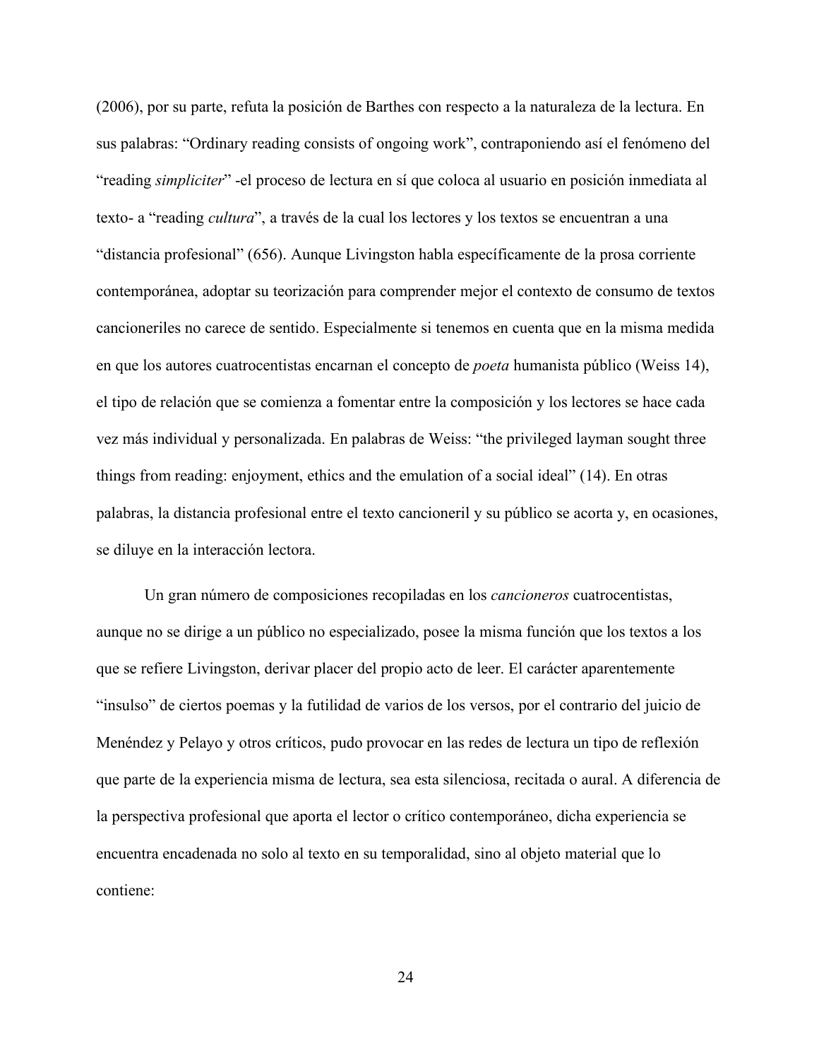(2006), por su parte, refuta la posición de Barthes con respecto a la naturaleza de la lectura. En sus palabras: “Ordinary reading consists of ongoing work”, contraponiendo así el fenómeno del “reading *simpliciter*” -el proceso de lectura en sí que coloca al usuario en posición inmediata al texto- a “reading *cultura*”, a través de la cual los lectores y los textos se encuentran a una “distancia profesional” (656). Aunque Livingston habla específicamente de la prosa corriente contemporánea, adoptar su teorización para comprender mejor el contexto de consumo de textos cancioneriles no carece de sentido. Especialmente si tenemos en cuenta que en la misma medida en que los autores cuatrocentistas encarnan el concepto de *poeta* humanista público (Weiss 14), el tipo de relación que se comienza a fomentar entre la composición y los lectores se hace cada vez más individual y personalizada. En palabras de Weiss: “the privileged layman sought three things from reading: enjoyment, ethics and the emulation of a social ideal” (14). En otras palabras, la distancia profesional entre el texto cancioneril y su público se acorta y, en ocasiones, se diluye en la interacción lectora.

Un gran número de composiciones recopiladas en los *cancioneros* cuatrocentistas, aunque no se dirige a un público no especializado, posee la misma función que los textos a los que se refiere Livingston, derivar placer del propio acto de leer. El carácter aparentemente “insulso” de ciertos poemas y la futilidad de varios de los versos, por el contrario del juicio de Menéndez y Pelayo y otros críticos, pudo provocar en las redes de lectura un tipo de reflexión que parte de la experiencia misma de lectura, sea esta silenciosa, recitada o aural. A diferencia de la perspectiva profesional que aporta el lector o crítico contemporáneo, dicha experiencia se encuentra encadenada no solo al texto en su temporalidad, sino al objeto material que lo contiene: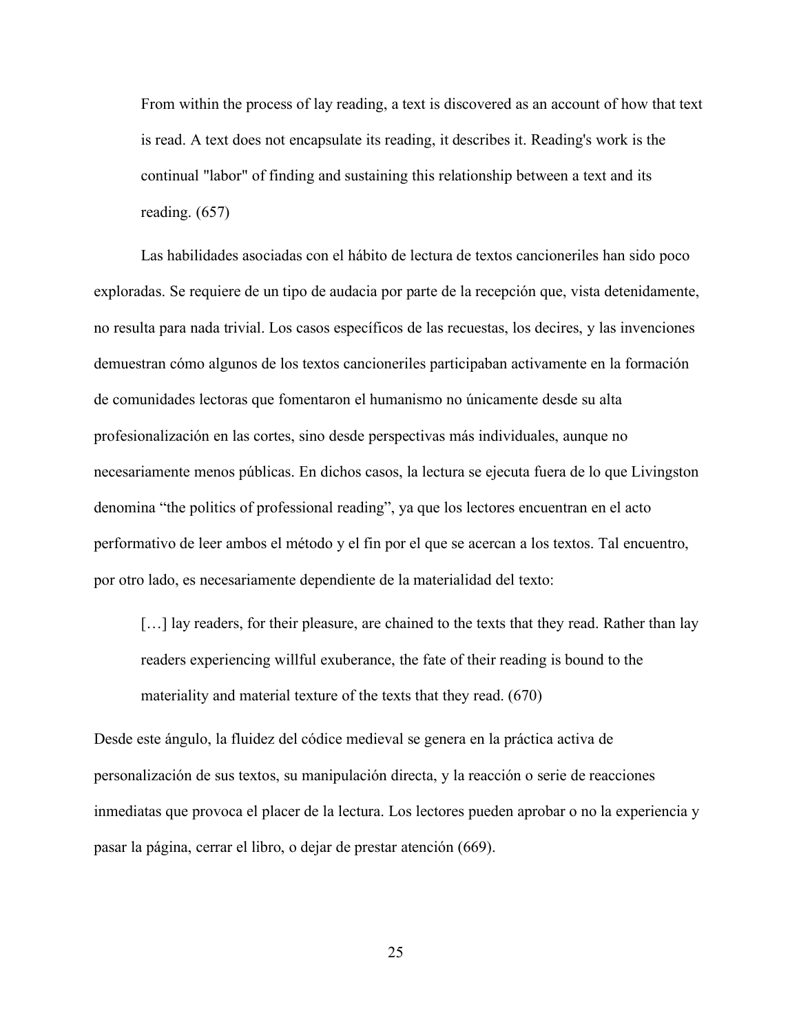> From within the process of lay reading, a text is discovered as an account of how that text is read. A text does not encapsulate its reading, it describes it. Reading's work is the continual "labor" of finding and sustaining this relationship between a text and its reading. (657)

Las habilidades asociadas con el hábito de lectura de textos cancioneriles han sido poco exploradas. Se requiere de un tipo de audacia por parte de la recepción que, vista detenidamente, no resulta para nada trivial. Los casos específicos de las recuestas, los decires, y las invenciones demuestran cómo algunos de los textos cancioneriles participaban activamente en la formación de comunidades lectoras que fomentaron el humanismo no únicamente desde su alta profesionalización en las cortes, sino desde perspectivas más individuales, aunque no necesariamente menos públicas. En dichos casos, la lectura se ejecuta fuera de lo que Livingston denomina "the politics of professional reading", ya que los lectores encuentran en el acto performativo de leer ambos el método y el fin por el que se acercan a los textos. Tal encuentro, por otro lado, es necesariamente dependiente de la materialidad del texto:

> […] lay readers, for their pleasure, are chained to the texts that they read. Rather than lay readers experiencing willful exuberance, the fate of their reading is bound to the materiality and material texture of the texts that they read. (670)

Desde este ángulo, la fluidez del códice medieval se genera en la práctica activa de personalización de sus textos, su manipulación directa, y la reacción o serie de reacciones inmediatas que provoca el placer de la lectura. Los lectores pueden aprobar o no la experiencia y pasar la página, cerrar el libro, o dejar de prestar atención (669).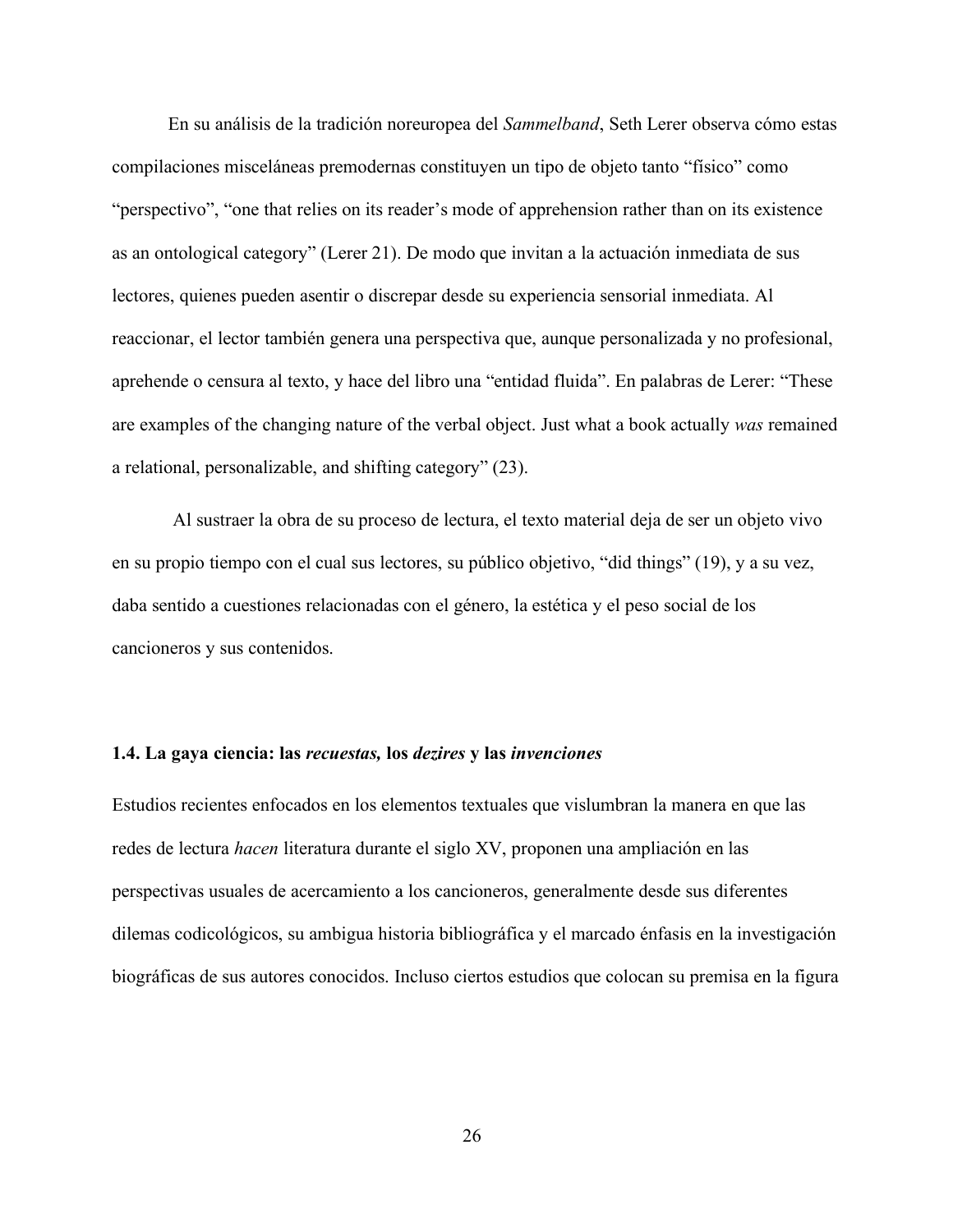En su análisis de la tradición noreuropea del *Sammelband*, Seth Lerer observa cómo estas compilaciones misceláneas premodernas constituyen un tipo de objeto tanto "físico" como "perspectivo", "one that relies on its reader's mode of apprehension rather than on its existence as an ontological category" (Lerer 21). De modo que invitan a la actuación inmediata de sus lectores, quienes pueden asentir o discrepar desde su experiencia sensorial inmediata. Al reaccionar, el lector también genera una perspectiva que, aunque personalizada y no profesional, aprehende o censura al texto, y hace del libro una "entidad fluida". En palabras de Lerer: "These are examples of the changing nature of the verbal object. Just what a book actually *was* remained a relational, personalizable, and shifting category" (23).

Al sustraer la obra de su proceso de lectura, el texto material deja de ser un objeto vivo en su propio tiempo con el cual sus lectores, su público objetivo, "did things" (19), y a su vez, daba sentido a cuestiones relacionadas con el género, la estética y el peso social de los cancioneros y sus contenidos.

### 1.4. La gaya ciencia: las *recuestas,* los *dezires* y las *invenciones*

Estudios recientes enfocados en los elementos textuales que vislumbran la manera en que las redes de lectura *hacen* literatura durante el siglo XV, proponen una ampliación en las perspectivas usuales de acercamiento a los cancioneros, generalmente desde sus diferentes dilemas codicológicos, su ambigua historia bibliográfica y el marcado énfasis en la investigación biográficas de sus autores conocidos. Incluso ciertos estudios que colocan su premisa en la figura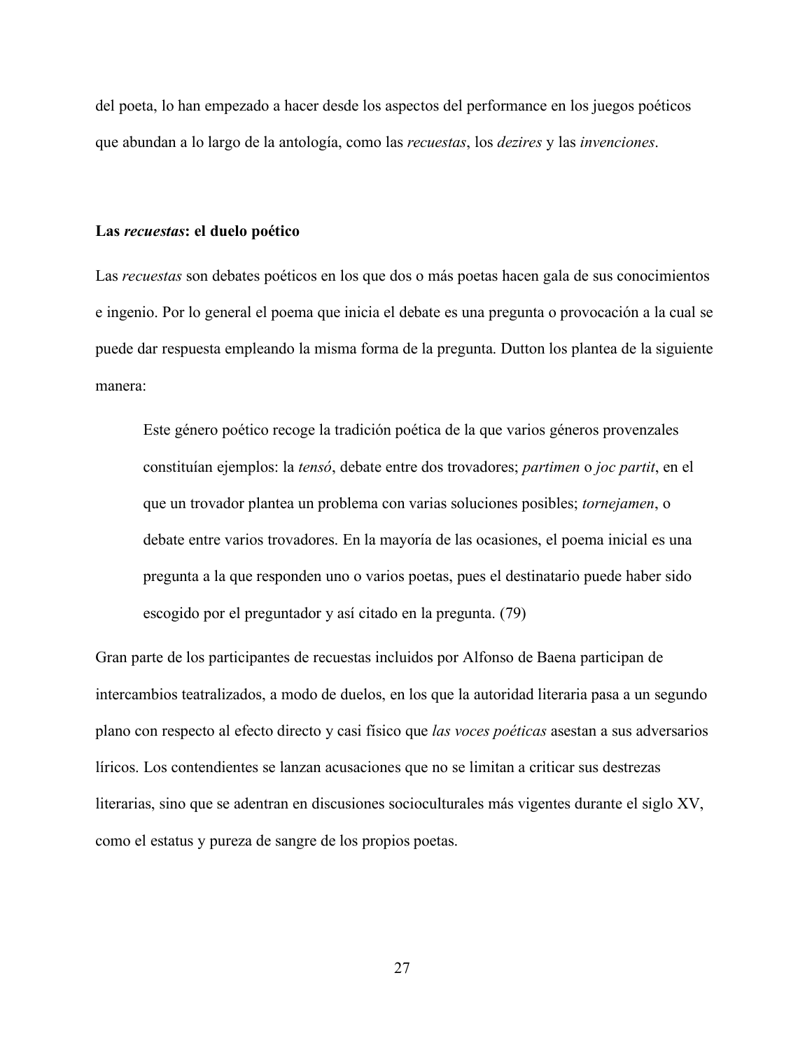del poeta, lo han empezado a hacer desde los aspectos del performance en los juegos poéticos que abundan a lo largo de la antología, como las *recuestas*, los *dezires* y las *invenciones*.

### Las *recuestas*: el duelo poético

Las *recuestas* son debates poéticos en los que dos o más poetas hacen gala de sus conocimientos e ingenio. Por lo general el poema que inicia el debate es una pregunta o provocación a la cual se puede dar respuesta empleando la misma forma de la pregunta. Dutton los plantea de la siguiente manera:

> Este género poético recoge la tradición poética de la que varios géneros provenzales constituían ejemplos: la *tensó*, debate entre dos trovadores; *partimen* o *joc partit*, en el que un trovador plantea un problema con varias soluciones posibles; *tornejamen*, o debate entre varios trovadores. En la mayoría de las ocasiones, el poema inicial es una pregunta a la que responden uno o varios poetas, pues el destinatario puede haber sido escogido por el preguntador y así citado en la pregunta. (79)

Gran parte de los participantes de recuestas incluidos por Alfonso de Baena participan de intercambios teatralizados, a modo de duelos, en los que la autoridad literaria pasa a un segundo plano con respecto al efecto directo y casi físico que *las voces poéticas* asestan a sus adversarios líricos. Los contendientes se lanzan acusaciones que no se limitan a criticar sus destrezas literarias, sino que se adentran en discusiones socioculturales más vigentes durante el siglo XV, como el estatus y pureza de sangre de los propios poetas.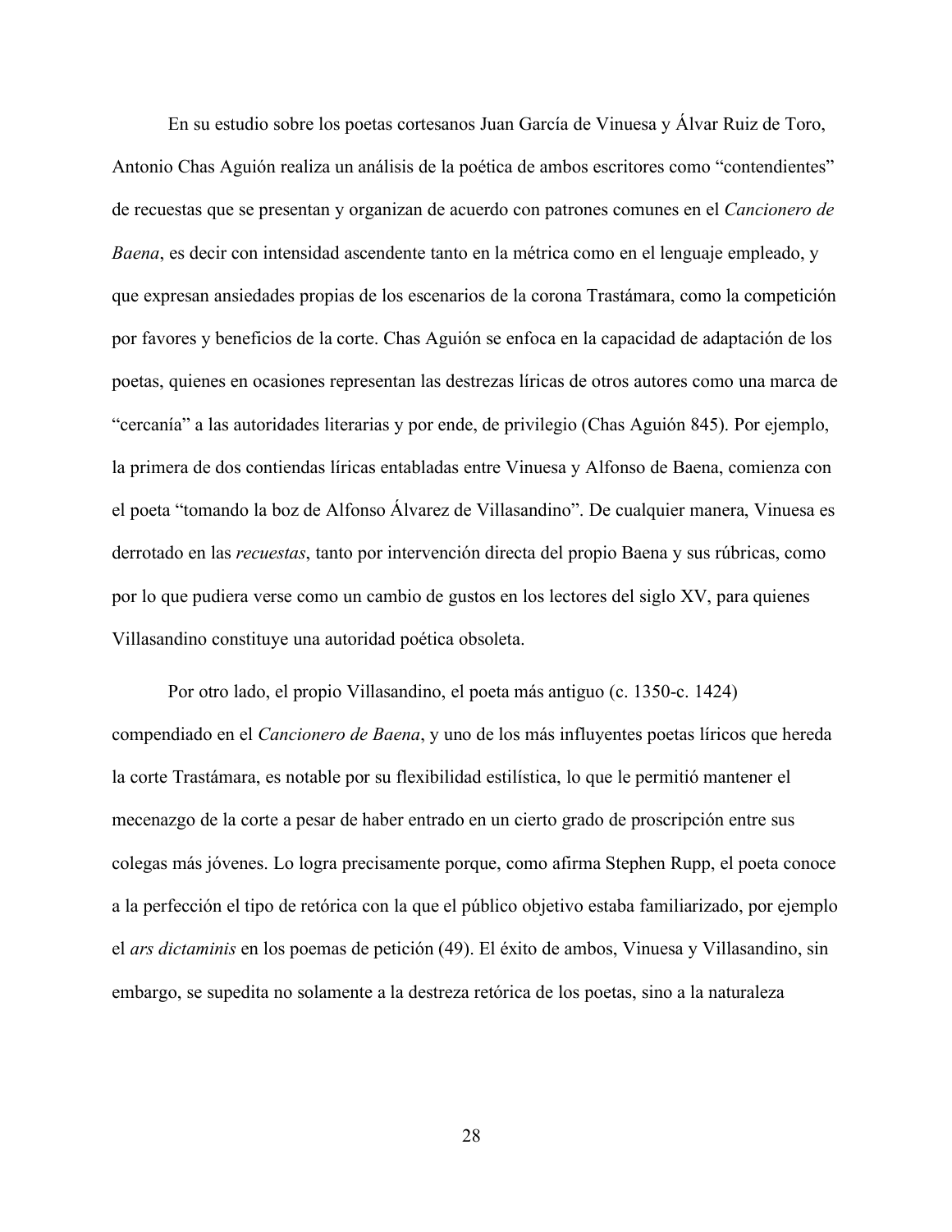En su estudio sobre los poetas cortesanos Juan García de Vinuesa y Álvar Ruiz de Toro, Antonio Chas Aguión realiza un análisis de la poética de ambos escritores como "contendientes" de recuestas que se presentan y organizan de acuerdo con patrones comunes en el *Cancionero de Baena*, es decir con intensidad ascendente tanto en la métrica como en el lenguaje empleado, y que expresan ansiedades propias de los escenarios de la corona Trastámara, como la competición por favores y beneficios de la corte. Chas Aguión se enfoca en la capacidad de adaptación de los poetas, quienes en ocasiones representan las destrezas líricas de otros autores como una marca de "cercanía" a las autoridades literarias y por ende, de privilegio (Chas Aguión 845). Por ejemplo, la primera de dos contiendas líricas entabladas entre Vinuesa y Alfonso de Baena, comienza con el poeta "tomando la boz de Alfonso Álvarez de Villasandino". De cualquier manera, Vinuesa es derrotado en las *recuestas*, tanto por intervención directa del propio Baena y sus rúbricas, como por lo que pudiera verse como un cambio de gustos en los lectores del siglo XV, para quienes Villasandino constituye una autoridad poética obsoleta.

Por otro lado, el propio Villasandino, el poeta más antiguo (c. 1350-c. 1424) compendiado en el *Cancionero de Baena*, y uno de los más influyentes poetas líricos que hereda la corte Trastámara, es notable por su flexibilidad estilística, lo que le permitió mantener el mecenazgo de la corte a pesar de haber entrado en un cierto grado de proscripción entre sus colegas más jóvenes. Lo logra precisamente porque, como afirma Stephen Rupp, el poeta conoce a la perfección el tipo de retórica con la que el público objetivo estaba familiarizado, por ejemplo el *ars dictaminis* en los poemas de petición (49). El éxito de ambos, Vinuesa y Villasandino, sin embargo, se supedita no solamente a la destreza retórica de los poetas, sino a la naturaleza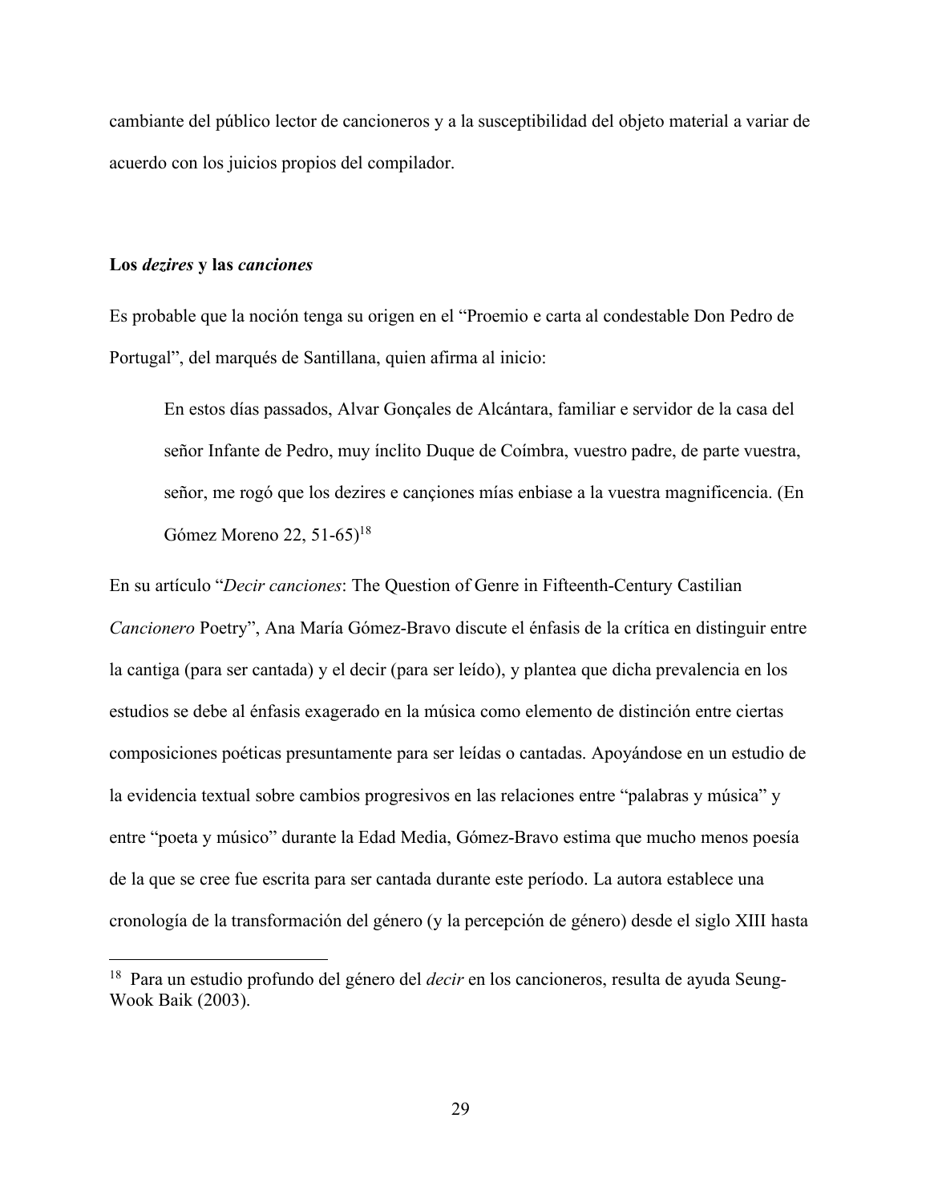cambiante del público lector de cancioneros y a la susceptibilidad del objeto material a variar de acuerdo con los juicios propios del compilador.

**Los *dezires* y las *canciones***

Es probable que la noción tenga su origen en el "Proemio e carta al condestable Don Pedro de Portugal", del marqués de Santillana, quien afirma al inicio:

> En estos días passados, Alvar Gonçales de Alcántara, familiar e servidor de la casa del señor Infante de Pedro, muy ínclito Duque de Coímbra, vuestro padre, de parte vuestra, señor, me rogó que los dezires e cançiones mías enbiase a la vuestra magnificencia. (En Gómez Moreno 22, 51-65)[18]

En su artículo "*Decir canciones*: The Question of Genre in Fifteenth-Century Castilian *Cancionero* Poetry", Ana María Gómez-Bravo discute el énfasis de la crítica en distinguir entre la cantiga (para ser cantada) y el decir (para ser leído), y plantea que dicha prevalencia en los estudios se debe al énfasis exagerado en la música como elemento de distinción entre ciertas composiciones poéticas presuntamente para ser leídas o cantadas. Apoyándose en un estudio de la evidencia textual sobre cambios progresivos en las relaciones entre "palabras y música" y entre "poeta y músico" durante la Edad Media, Gómez-Bravo estima que mucho menos poesía de la que se cree fue escrita para ser cantada durante este período. La autora establece una cronología de la transformación del género (y la percepción de género) desde el siglo XIII hasta

---

[18] Para un estudio profundo del género del *decir* en los cancioneros, resulta de ayuda Seung-Wook Baik (2003).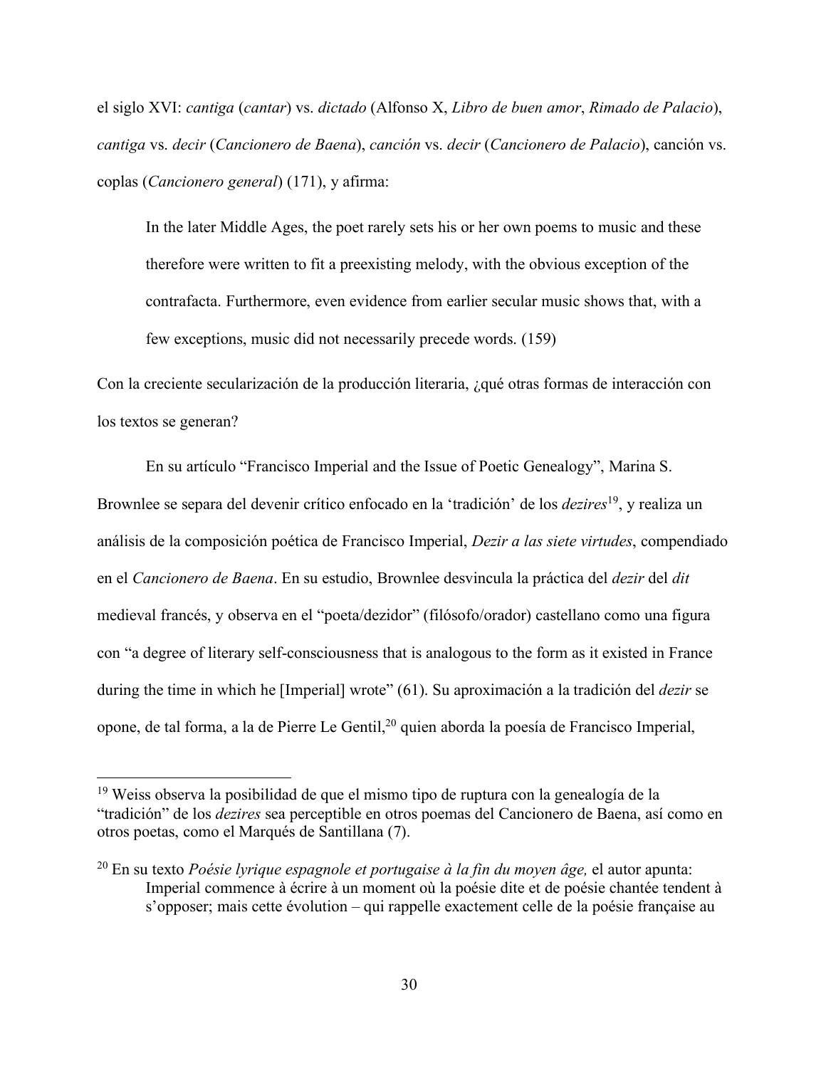el siglo XVI: *cantiga* (*cantar*) vs. *dictado* (Alfonso X, *Libro de buen amor*, *Rimado de Palacio*), *cantiga* vs. *decir* (*Cancionero de Baena*), *canción* vs. *decir* (*Cancionero de Palacio*), canción vs. coplas (*Cancionero general*) (171), y afirma:

> In the later Middle Ages, the poet rarely sets his or her own poems to music and these therefore were written to fit a preexisting melody, with the obvious exception of the contrafacta. Furthermore, even evidence from earlier secular music shows that, with a few exceptions, music did not necessarily precede words. (159)

Con la creciente secularización de la producción literaria, ¿qué otras formas de interacción con los textos se generan?

En su artículo "Francisco Imperial and the Issue of Poetic Genealogy", Marina S. Brownlee se separa del devenir crítico enfocado en la 'tradición' de los *dezires*[19], y realiza un análisis de la composición poética de Francisco Imperial, *Dezir a las siete virtudes*, compendiado en el *Cancionero de Baena*. En su estudio, Brownlee desvincula la práctica del *dezir* del *dit* medieval francés, y observa en el "poeta/dezidor" (filósofo/orador) castellano como una figura con "a degree of literary self-consciousness that is analogous to the form as it existed in France during the time in which he [Imperial] wrote" (61). Su aproximación a la tradición del *dezir* se opone, de tal forma, a la de Pierre Le Gentil,[20] quien aborda la poesía de Francisco Imperial,

---

[19] Weiss observa la posibilidad de que el mismo tipo de ruptura con la genealogía de la "tradición" de los *dezires* sea perceptible en otros poemas del Cancionero de Baena, así como en otros poetas, como el Marqués de Santillana (7).

[20] En su texto *Poésie lyrique espagnole et portugaise à la fin du moyen âge,* el autor apunta:

> Imperial commence à écrire à un moment où la poésie dite et de poésie chantée tendent à s'opposer; mais cette évolution – qui rappelle exactement celle de la poésie française au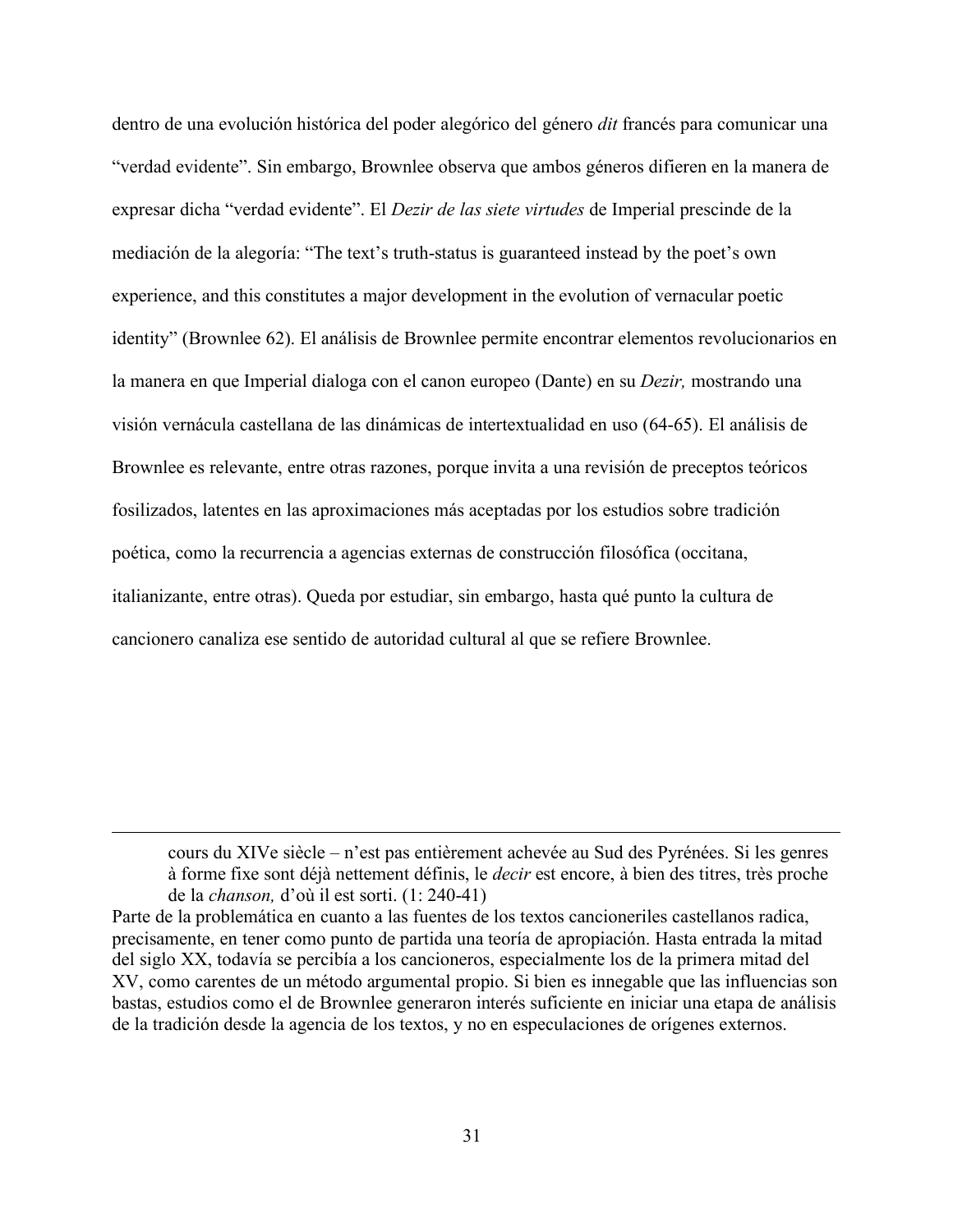dentro de una evolución histórica del poder alegórico del género *dit* francés para comunicar una "verdad evidente". Sin embargo, Brownlee observa que ambos géneros difieren en la manera de expresar dicha "verdad evidente". El *Dezir de las siete virtudes* de Imperial prescinde de la mediación de la alegoría: "The text's truth-status is guaranteed instead by the poet's own experience, and this constitutes a major development in the evolution of vernacular poetic identity" (Brownlee 62). El análisis de Brownlee permite encontrar elementos revolucionarios en la manera en que Imperial dialoga con el canon europeo (Dante) en su *Dezir,* mostrando una visión vernácula castellana de las dinámicas de intertextualidad en uso (64-65). El análisis de Brownlee es relevante, entre otras razones, porque invita a una revisión de preceptos teóricos fosilizados, latentes en las aproximaciones más aceptadas por los estudios sobre tradición poética, como la recurrencia a agencias externas de construcción filosófica (occitana, italianizante, entre otras). Queda por estudiar, sin embargo, hasta qué punto la cultura de cancionero canaliza ese sentido de autoridad cultural al que se refiere Brownlee.

---

> cours du XIVe siècle – n'est pas entièrement achevée au Sud des Pyrénées. Si les genres à forme fixe sont déjà nettement définis, le *decir* est encore, à bien des titres, très proche de la *chanson,* d'où il est sorti. (1: 240-41)

Parte de la problemática en cuanto a las fuentes de los textos cancioneriles castellanos radica, precisamente, en tener como punto de partida una teoría de apropiación. Hasta entrada la mitad del siglo XX, todavía se percibía a los cancioneros, especialmente los de la primera mitad del XV, como carentes de un método argumental propio. Si bien es innegable que las influencias son bastas, estudios como el de Brownlee generaron interés suficiente en iniciar una etapa de análisis de la tradición desde la agencia de los textos, y no en especulaciones de orígenes externos.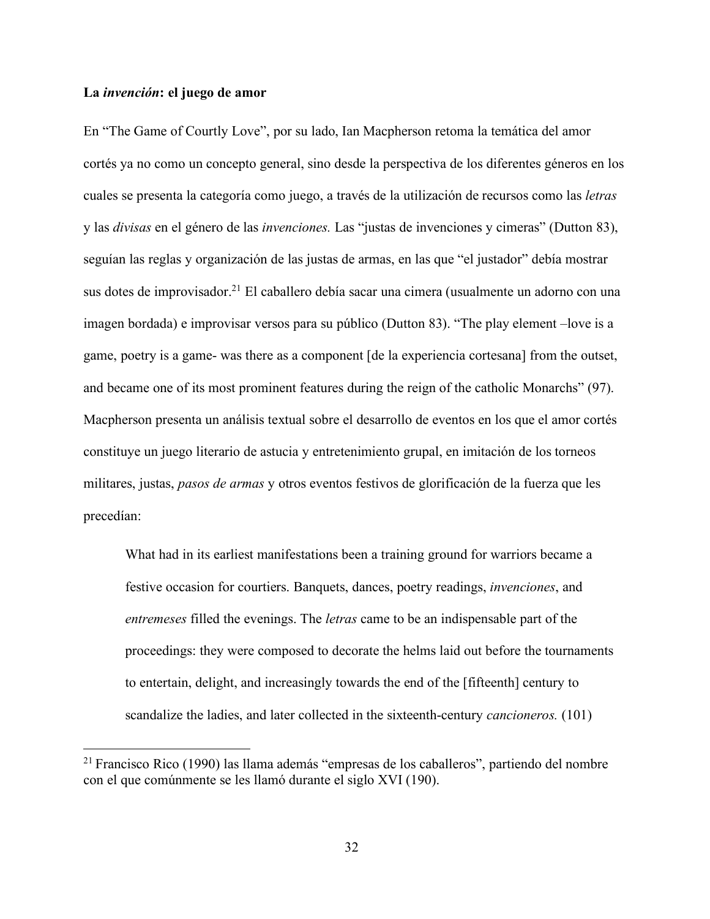**La *invención*: el juego de amor**

En "The Game of Courtly Love", por su lado, Ian Macpherson retoma la temática del amor cortés ya no como un concepto general, sino desde la perspectiva de los diferentes géneros en los cuales se presenta la categoría como juego, a través de la utilización de recursos como las *letras* y las *divisas* en el género de las *invenciones.* Las "justas de invenciones y cimeras" (Dutton 83), seguían las reglas y organización de las justas de armas, en las que "el justador" debía mostrar sus dotes de improvisador.[21] El caballero debía sacar una cimera (usualmente un adorno con una imagen bordada) e improvisar versos para su público (Dutton 83). "The play element –love is a game, poetry is a game- was there as a component [de la experiencia cortesana] from the outset, and became one of its most prominent features during the reign of the catholic Monarchs" (97). Macpherson presenta un análisis textual sobre el desarrollo de eventos en los que el amor cortés constituye un juego literario de astucia y entretenimiento grupal, en imitación de los torneos militares, justas, *pasos de armas* y otros eventos festivos de glorificación de la fuerza que les precedían:

> What had in its earliest manifestations been a training ground for warriors became a festive occasion for courtiers. Banquets, dances, poetry readings, *invenciones*, and *entremeses* filled the evenings. The *letras* came to be an indispensable part of the proceedings: they were composed to decorate the helms laid out before the tournaments to entertain, delight, and increasingly towards the end of the [fifteenth] century to scandalize the ladies, and later collected in the sixteenth-century *cancioneros.* (101)

[21] Francisco Rico (1990) las llama además "empresas de los caballeros", partiendo del nombre con el que comúnmente se les llamó durante el siglo XVI (190).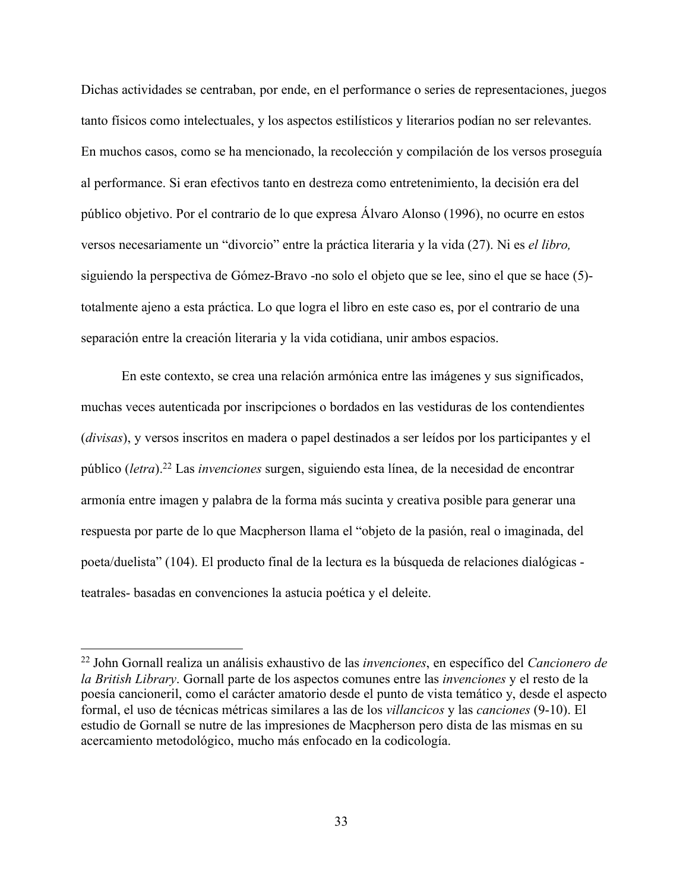Dichas actividades se centraban, por ende, en el performance o series de representaciones, juegos tanto físicos como intelectuales, y los aspectos estilísticos y literarios podían no ser relevantes. En muchos casos, como se ha mencionado, la recolección y compilación de los versos proseguía al performance. Si eran efectivos tanto en destreza como entretenimiento, la decisión era del público objetivo. Por el contrario de lo que expresa Álvaro Alonso (1996), no ocurre en estos versos necesariamente un "divorcio" entre la práctica literaria y la vida (27). Ni es *el libro,* siguiendo la perspectiva de Gómez-Bravo -no solo el objeto que se lee, sino el que se hace (5)- totalmente ajeno a esta práctica. Lo que logra el libro en este caso es, por el contrario de una separación entre la creación literaria y la vida cotidiana, unir ambos espacios.

En este contexto, se crea una relación armónica entre las imágenes y sus significados, muchas veces autenticada por inscripciones o bordados en las vestiduras de los contendientes (*divisas*), y versos inscritos en madera o papel destinados a ser leídos por los participantes y el público (*letra*).[22] Las *invenciones* surgen, siguiendo esta línea, de la necesidad de encontrar armonía entre imagen y palabra de la forma más sucinta y creativa posible para generar una respuesta por parte de lo que Macpherson llama el "objeto de la pasión, real o imaginada, del poeta/duelista" (104). El producto final de la lectura es la búsqueda de relaciones dialógicas -teatrales- basadas en convenciones la astucia poética y el deleite.

---

[22] John Gornall realiza un análisis exhaustivo de las *invenciones*, en específico del *Cancionero de la British Library*. Gornall parte de los aspectos comunes entre las *invenciones* y el resto de la poesía cancioneril, como el carácter amatorio desde el punto de vista temático y, desde el aspecto formal, el uso de técnicas métricas similares a las de los *villancicos* y las *canciones* (9-10). El estudio de Gornall se nutre de las impresiones de Macpherson pero dista de las mismas en su acercamiento metodológico, mucho más enfocado en la codicología.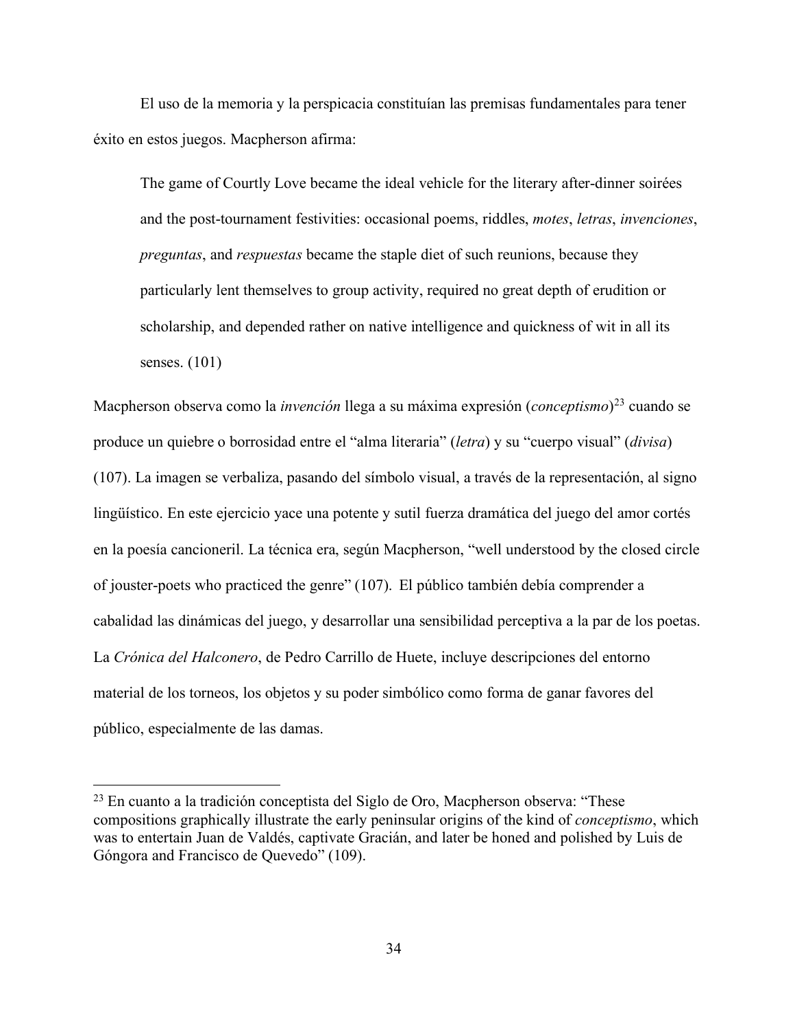El uso de la memoria y la perspicacia constituían las premisas fundamentales para tener éxito en estos juegos. Macpherson afirma:

> The game of Courtly Love became the ideal vehicle for the literary after-dinner soirées and the post-tournament festivities: occasional poems, riddles, *motes*, *letras*, *invenciones*, *preguntas*, and *respuestas* became the staple diet of such reunions, because they particularly lent themselves to group activity, required no great depth of erudition or scholarship, and depended rather on native intelligence and quickness of wit in all its senses. (101)

Macpherson observa como la *invención* llega a su máxima expresión (*conceptismo*)[23] cuando se produce un quiebre o borrosidad entre el "alma literaria" (*letra*) y su "cuerpo visual" (*divisa*) (107). La imagen se verbaliza, pasando del símbolo visual, a través de la representación, al signo lingüístico. En este ejercicio yace una potente y sutil fuerza dramática del juego del amor cortés en la poesía cancioneril. La técnica era, según Macpherson, "well understood by the closed circle of jouster-poets who practiced the genre" (107). El público también debía comprender a cabalidad las dinámicas del juego, y desarrollar una sensibilidad perceptiva a la par de los poetas. La *Crónica del Halconero*, de Pedro Carrillo de Huete, incluye descripciones del entorno material de los torneos, los objetos y su poder simbólico como forma de ganar favores del público, especialmente de las damas.

---

[23] En cuanto a la tradición conceptista del Siglo de Oro, Macpherson observa: "These compositions graphically illustrate the early peninsular origins of the kind of *conceptismo*, which was to entertain Juan de Valdés, captivate Gracián, and later be honed and polished by Luis de Góngora and Francisco de Quevedo" (109).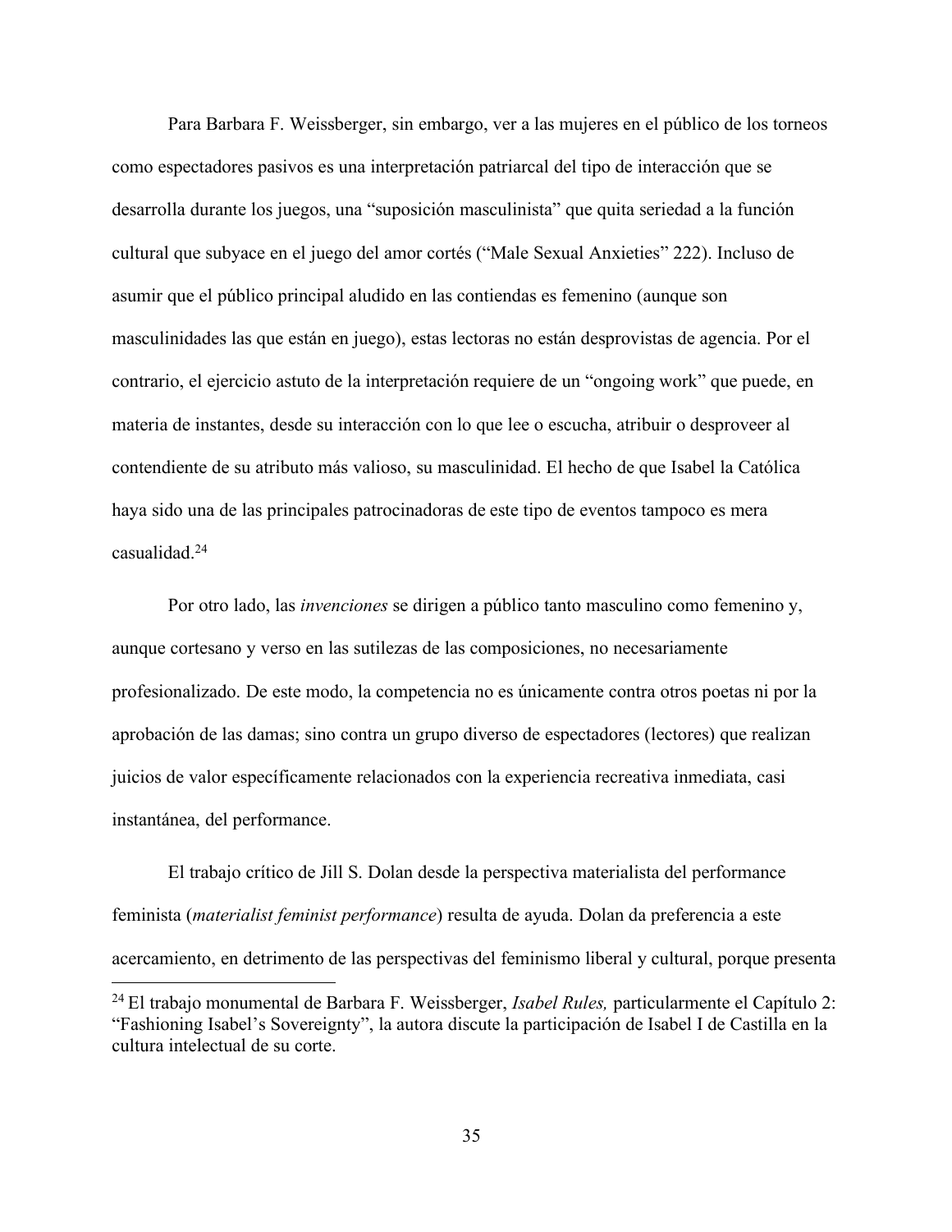Para Barbara F. Weissberger, sin embargo, ver a las mujeres en el público de los torneos como espectadores pasivos es una interpretación patriarcal del tipo de interacción que se desarrolla durante los juegos, una "suposición masculinista" que quita seriedad a la función cultural que subyace en el juego del amor cortés ("Male Sexual Anxieties" 222). Incluso de asumir que el público principal aludido en las contiendas es femenino (aunque son masculinidades las que están en juego), estas lectoras no están desprovistas de agencia. Por el contrario, el ejercicio astuto de la interpretación requiere de un "ongoing work" que puede, en materia de instantes, desde su interacción con lo que lee o escucha, atribuir o desproveer al contendiente de su atributo más valioso, su masculinidad. El hecho de que Isabel la Católica haya sido una de las principales patrocinadoras de este tipo de eventos tampoco es mera casualidad.[24]

Por otro lado, las *invenciones* se dirigen a público tanto masculino como femenino y, aunque cortesano y verso en las sutilezas de las composiciones, no necesariamente profesionalizado. De este modo, la competencia no es únicamente contra otros poetas ni por la aprobación de las damas; sino contra un grupo diverso de espectadores (lectores) que realizan juicios de valor específicamente relacionados con la experiencia recreativa inmediata, casi instantánea, del performance.

El trabajo crítico de Jill S. Dolan desde la perspectiva materialista del performance feminista (*materialist feminist performance*) resulta de ayuda. Dolan da preferencia a este acercamiento, en detrimento de las perspectivas del feminismo liberal y cultural, porque presenta

[24] El trabajo monumental de Barbara F. Weissberger, *Isabel Rules,* particularmente el Capítulo 2: "Fashioning Isabel's Sovereignty", la autora discute la participación de Isabel I de Castilla en la cultura intelectual de su corte.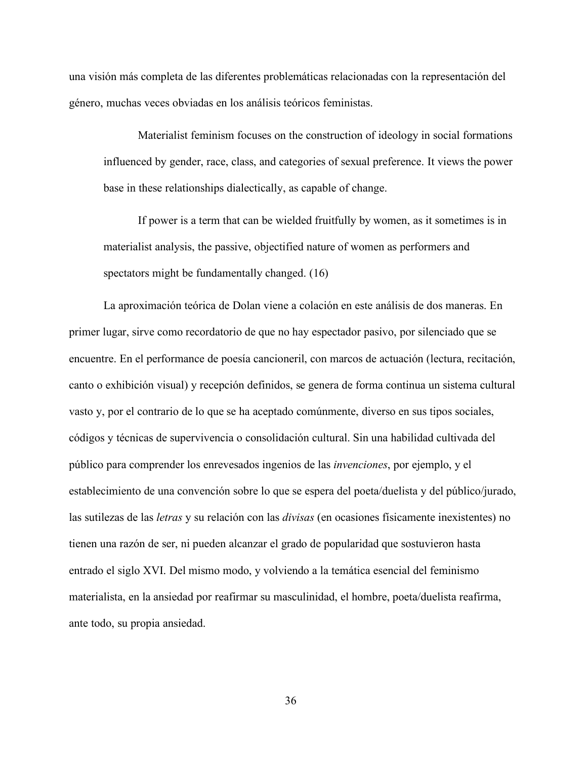una visión más completa de las diferentes problemáticas relacionadas con la representación del género, muchas veces obviadas en los análisis teóricos feministas.

> Materialist feminism focuses on the construction of ideology in social formations influenced by gender, race, class, and categories of sexual preference. It views the power base in these relationships dialectically, as capable of change.
>
> If power is a term that can be wielded fruitfully by women, as it sometimes is in materialist analysis, the passive, objectified nature of women as performers and spectators might be fundamentally changed. (16)

La aproximación teórica de Dolan viene a colación en este análisis de dos maneras. En primer lugar, sirve como recordatorio de que no hay espectador pasivo, por silenciado que se encuentre. En el performance de poesía cancioneril, con marcos de actuación (lectura, recitación, canto o exhibición visual) y recepción definidos, se genera de forma continua un sistema cultural vasto y, por el contrario de lo que se ha aceptado comúnmente, diverso en sus tipos sociales, códigos y técnicas de supervivencia o consolidación cultural. Sin una habilidad cultivada del público para comprender los enrevesados ingenios de las *invenciones*, por ejemplo, y el establecimiento de una convención sobre lo que se espera del poeta/duelista y del público/jurado, las sutilezas de las *letras* y su relación con las *divisas* (en ocasiones físicamente inexistentes) no tienen una razón de ser, ni pueden alcanzar el grado de popularidad que sostuvieron hasta entrado el siglo XVI. Del mismo modo, y volviendo a la temática esencial del feminismo materialista, en la ansiedad por reafirmar su masculinidad, el hombre, poeta/duelista reafirma, ante todo, su propia ansiedad.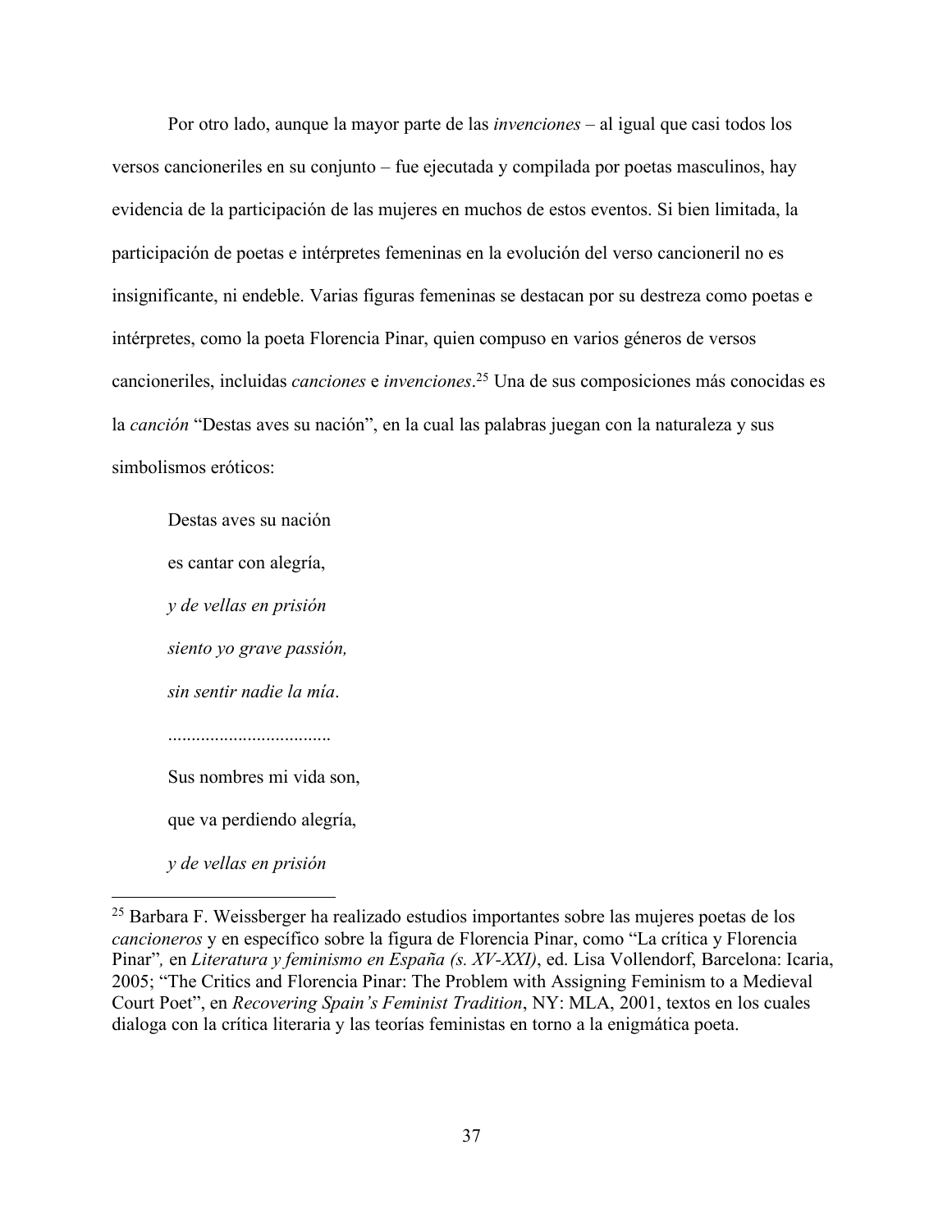Por otro lado, aunque la mayor parte de las *invenciones* – al igual que casi todos los versos cancioneriles en su conjunto – fue ejecutada y compilada por poetas masculinos, hay evidencia de la participación de las mujeres en muchos de estos eventos. Si bien limitada, la participación de poetas e intérpretes femeninas en la evolución del verso cancioneril no es insignificante, ni endeble. Varias figuras femeninas se destacan por su destreza como poetas e intérpretes, como la poeta Florencia Pinar, quien compuso en varios géneros de versos cancioneriles, incluidas *canciones* e *invenciones*.[25] Una de sus composiciones más conocidas es la *canción* "Destas aves su nación", en la cual las palabras juegan con la naturaleza y sus simbolismos eróticos:

> Destas aves su nación
>
> es cantar con alegría,
>
> *y de vellas en prisión*
>
> *siento yo grave passión,*
>
> *sin sentir nadie la mía*.
>
> ..................................
>
> Sus nombres mi vida son,
>
> que va perdiendo alegría,
>
> *y de vellas en prisión*

---

[25] Barbara F. Weissberger ha realizado estudios importantes sobre las mujeres poetas de los *cancioneros* y en específico sobre la figura de Florencia Pinar, como "La crítica y Florencia Pinar", en *Literatura y feminismo en España (s. XV-XXI)*, ed. Lisa Vollendorf, Barcelona: Icaria, 2005; "The Critics and Florencia Pinar: The Problem with Assigning Feminism to a Medieval Court Poet", en *Recovering Spain's Feminist Tradition*, NY: MLA, 2001, textos en los cuales dialoga con la crítica literaria y las teorías feministas en torno a la enigmática poeta.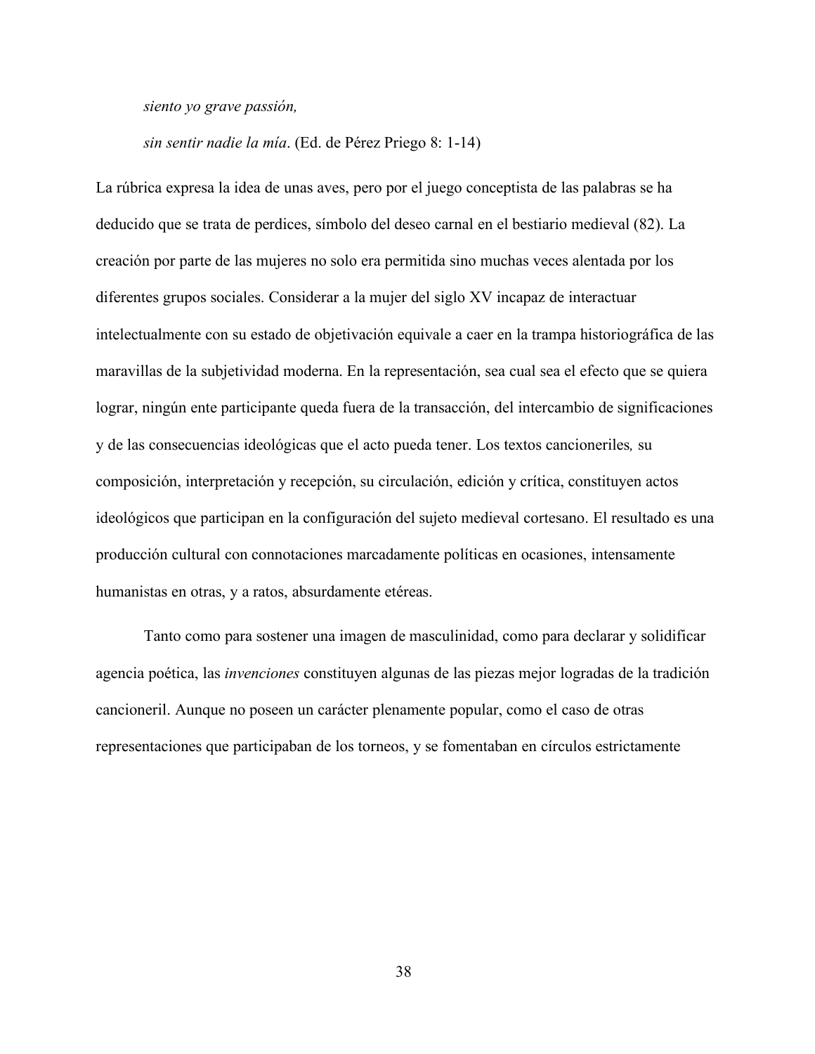*siento yo grave passión,*

*sin sentir nadie la mía*. (Ed. de Pérez Priego 8: 1-14)

La rúbrica expresa la idea de unas aves, pero por el juego conceptista de las palabras se ha deducido que se trata de perdices, símbolo del deseo carnal en el bestiario medieval (82). La creación por parte de las mujeres no solo era permitida sino muchas veces alentada por los diferentes grupos sociales. Considerar a la mujer del siglo XV incapaz de interactuar intelectualmente con su estado de objetivación equivale a caer en la trampa historiográfica de las maravillas de la subjetividad moderna. En la representación, sea cual sea el efecto que se quiera lograr, ningún ente participante queda fuera de la transacción, del intercambio de significaciones y de las consecuencias ideológicas que el acto pueda tener. Los textos cancioneriles*,* su composición, interpretación y recepción, su circulación, edición y crítica, constituyen actos ideológicos que participan en la configuración del sujeto medieval cortesano. El resultado es una producción cultural con connotaciones marcadamente políticas en ocasiones, intensamente humanistas en otras, y a ratos, absurdamente etéreas.

Tanto como para sostener una imagen de masculinidad, como para declarar y solidificar agencia poética, las *invenciones* constituyen algunas de las piezas mejor logradas de la tradición cancioneril. Aunque no poseen un carácter plenamente popular, como el caso de otras representaciones que participaban de los torneos, y se fomentaban en círculos estrictamente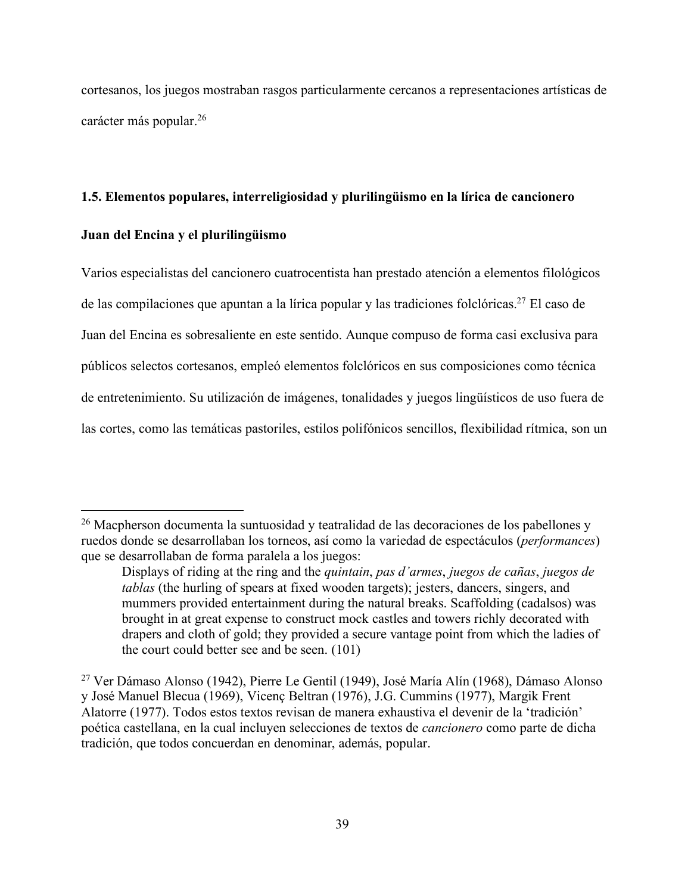cortesanos, los juegos mostraban rasgos particularmente cercanos a representaciones artísticas de carácter más popular.[26]

### 1.5. Elementos populares, interreligiosidad y plurilingüismo en la lírica de cancionero

#### Juan del Encina y el plurilingüismo

Varios especialistas del cancionero cuatrocentista han prestado atención a elementos filológicos de las compilaciones que apuntan a la lírica popular y las tradiciones folclóricas.[27] El caso de Juan del Encina es sobresaliente en este sentido. Aunque compuso de forma casi exclusiva para públicos selectos cortesanos, empleó elementos folclóricos en sus composiciones como técnica de entretenimiento. Su utilización de imágenes, tonalidades y juegos lingüísticos de uso fuera de las cortes, como las temáticas pastoriles, estilos polifónicos sencillos, flexibilidad rítmica, son un

---

[26] Macpherson documenta la suntuosidad y teatralidad de las decoraciones de los pabellones y ruedos donde se desarrollaban los torneos, así como la variedad de espectáculos (*performances*) que se desarrollaban de forma paralela a los juegos:

> Displays of riding at the ring and the *quintain*, *pas d'armes*, *juegos de cañas*, *juegos de tablas* (the hurling of spears at fixed wooden targets); jesters, dancers, singers, and mummers provided entertainment during the natural breaks. Scaffolding (cadalsos) was brought in at great expense to construct mock castles and towers richly decorated with drapers and cloth of gold; they provided a secure vantage point from which the ladies of the court could better see and be seen. (101)

[27] Ver Dámaso Alonso (1942), Pierre Le Gentil (1949), José María Alín (1968), Dámaso Alonso y José Manuel Blecua (1969), Vicenç Beltran (1976), J.G. Cummins (1977), Margik Frent Alatorre (1977). Todos estos textos revisan de manera exhaustiva el devenir de la 'tradición' poética castellana, en la cual incluyen selecciones de textos de *cancionero* como parte de dicha tradición, que todos concuerdan en denominar, además, popular.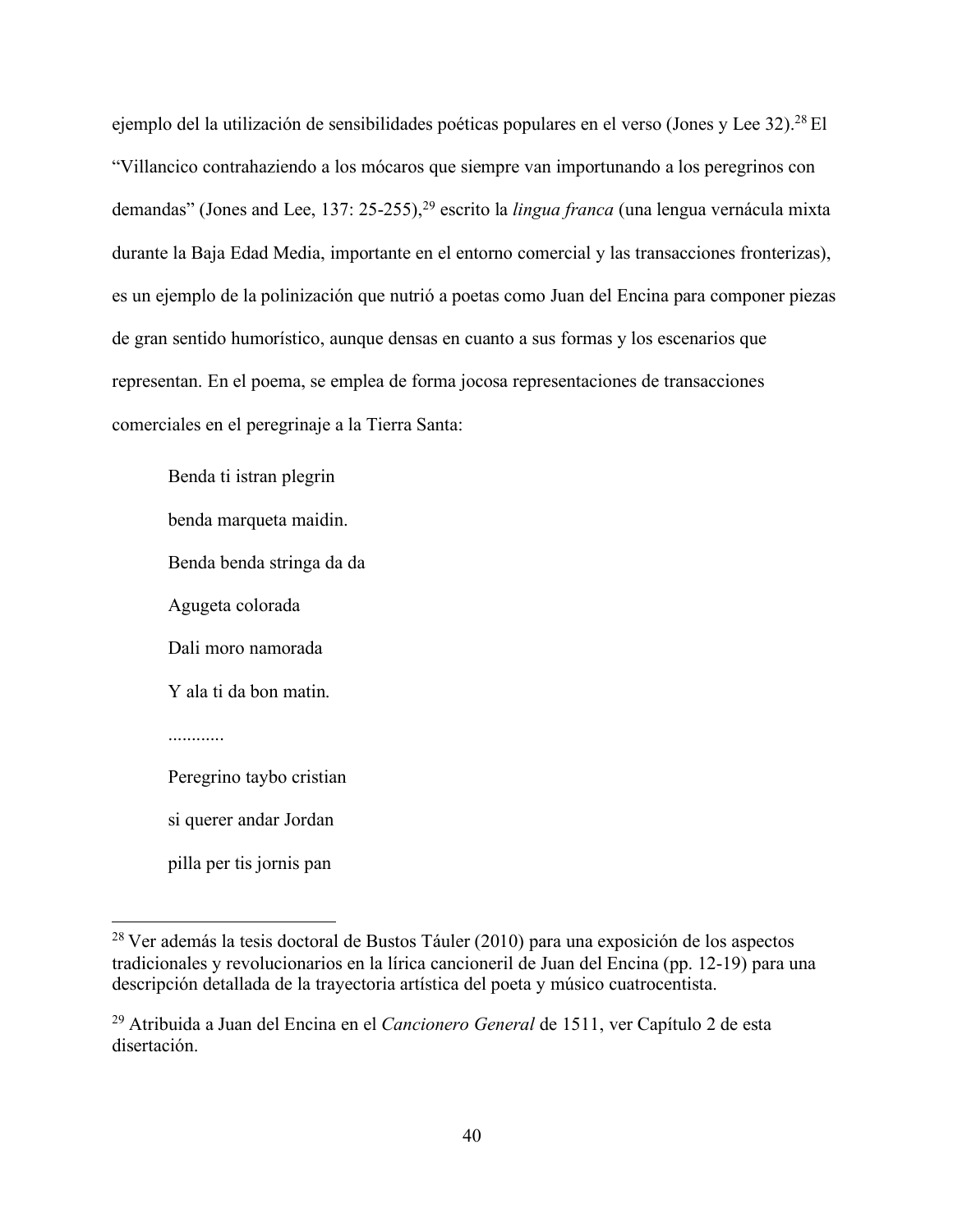ejemplo del la utilización de sensibilidades poéticas populares en el verso (Jones y Lee 32).[28] El "Villancico contrahaziendo a los mócaros que siempre van importunando a los peregrinos con demandas" (Jones and Lee, 137: 25-255),[29] escrito la *lingua franca* (una lengua vernácula mixta durante la Baja Edad Media, importante en el entorno comercial y las transacciones fronterizas), es un ejemplo de la polinización que nutrió a poetas como Juan del Encina para componer piezas de gran sentido humorístico, aunque densas en cuanto a sus formas y los escenarios que representan. En el poema, se emplea de forma jocosa representaciones de transacciones comerciales en el peregrinaje a la Tierra Santa:

> Benda ti istran plegrin
>
> benda marqueta maidin.
>
> Benda benda stringa da da
>
> Agugeta colorada
>
> Dali moro namorada
>
> Y ala ti da bon matin.
>
> ............
>
> Peregrino taybo cristian
>
> si querer andar Jordan
>
> pilla per tis jornis pan

---

[28] Ver además la tesis doctoral de Bustos Táuler (2010) para una exposición de los aspectos tradicionales y revolucionarios en la lírica cancioneril de Juan del Encina (pp. 12-19) para una descripción detallada de la trayectoria artística del poeta y músico cuatrocentista.

[29] Atribuida a Juan del Encina en el *Cancionero General* de 1511, ver Capítulo 2 de esta disertación.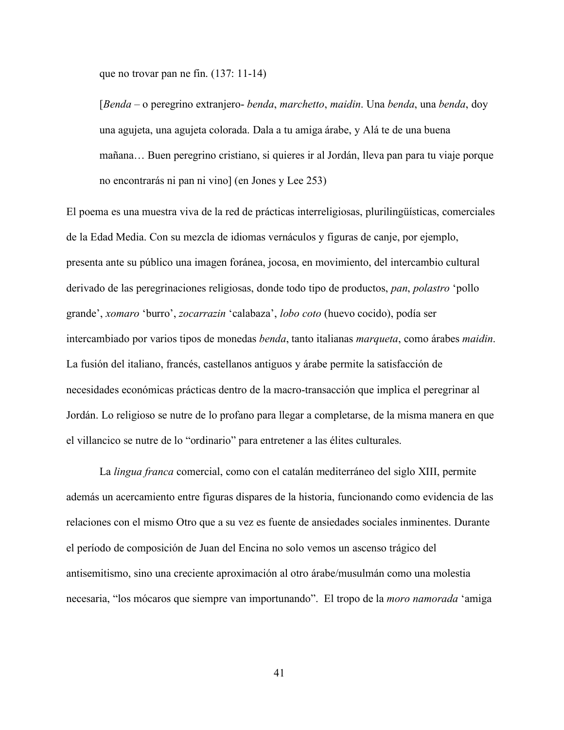que no trovar pan ne fin. (137: 11-14)

> [*Benda* – o peregrino extranjero- *benda*, *marchetto*, *maidin*. Una *benda*, una *benda*, doy una agujeta, una agujeta colorada. Dala a tu amiga árabe, y Alá te de una buena mañana… Buen peregrino cristiano, si quieres ir al Jordán, lleva pan para tu viaje porque no encontrarás ni pan ni vino] (en Jones y Lee 253)

El poema es una muestra viva de la red de prácticas interreligiosas, plurilingüísticas, comerciales de la Edad Media. Con su mezcla de idiomas vernáculos y figuras de canje, por ejemplo, presenta ante su público una imagen foránea, jocosa, en movimiento, del intercambio cultural derivado de las peregrinaciones religiosas, donde todo tipo de productos, *pan*, *polastro* 'pollo grande', *xomaro* 'burro', *zocarrazin* 'calabaza', *lobo coto* (huevo cocido), podía ser intercambiado por varios tipos de monedas *benda*, tanto italianas *marqueta*, como árabes *maidin*. La fusión del italiano, francés, castellanos antiguos y árabe permite la satisfacción de necesidades económicas prácticas dentro de la macro-transacción que implica el peregrinar al Jordán. Lo religioso se nutre de lo profano para llegar a completarse, de la misma manera en que el villancico se nutre de lo "ordinario" para entretener a las élites culturales.

La *lingua franca* comercial, como con el catalán mediterráneo del siglo XIII, permite además un acercamiento entre figuras dispares de la historia, funcionando como evidencia de las relaciones con el mismo Otro que a su vez es fuente de ansiedades sociales inminentes. Durante el período de composición de Juan del Encina no solo vemos un ascenso trágico del antisemitismo, sino una creciente aproximación al otro árabe/musulmán como una molestia necesaria, "los mócaros que siempre van importunando". El tropo de la *moro namorada* 'amiga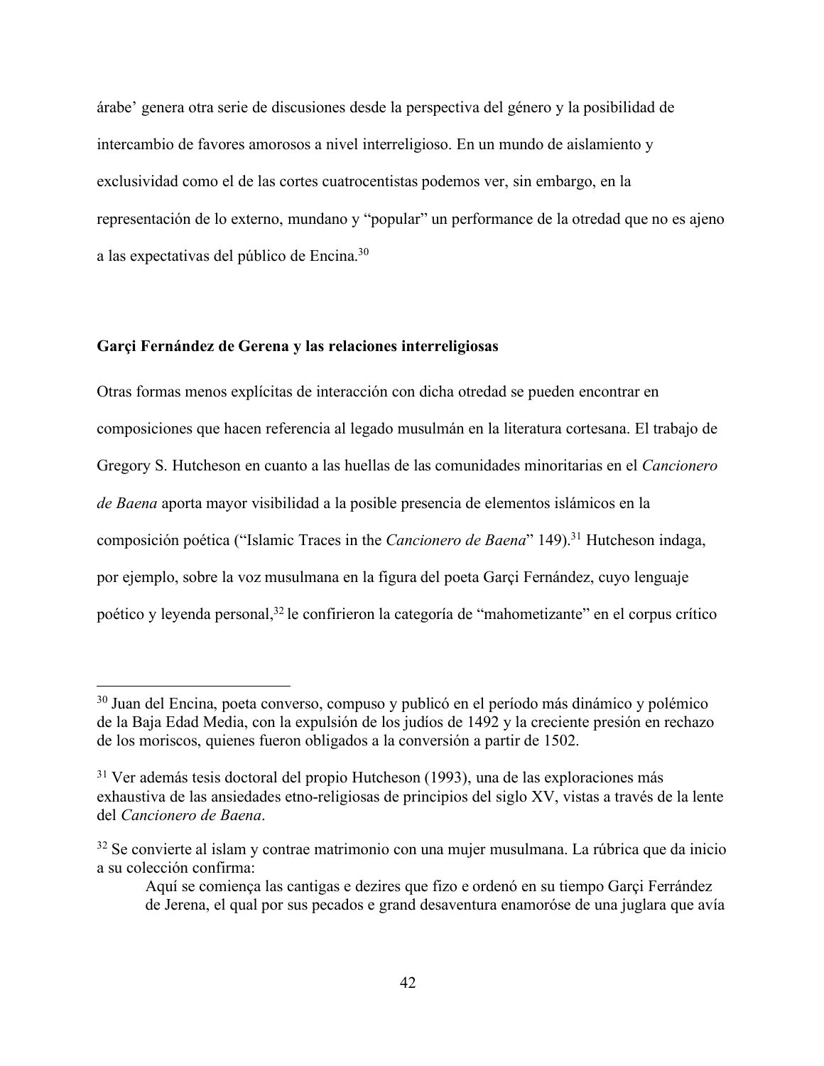árabe' genera otra serie de discusiones desde la perspectiva del género y la posibilidad de intercambio de favores amorosos a nivel interreligioso. En un mundo de aislamiento y exclusividad como el de las cortes cuatrocentistas podemos ver, sin embargo, en la representación de lo externo, mundano y "popular" un performance de la otredad que no es ajeno a las expectativas del público de Encina.[30]

## Garçi Fernández de Gerena y las relaciones interreligiosas

Otras formas menos explícitas de interacción con dicha otredad se pueden encontrar en composiciones que hacen referencia al legado musulmán en la literatura cortesana. El trabajo de Gregory S. Hutcheson en cuanto a las huellas de las comunidades minoritarias en el *Cancionero de Baena* aporta mayor visibilidad a la posible presencia de elementos islámicos en la composición poética ("Islamic Traces in the *Cancionero de Baena*" 149).[31] Hutcheson indaga, por ejemplo, sobre la voz musulmana en la figura del poeta Garçi Fernández, cuyo lenguaje poético y leyenda personal,[32] le confirieron la categoría de "mahometizante" en el corpus crítico

---

[30] Juan del Encina, poeta converso, compuso y publicó en el período más dinámico y polémico de la Baja Edad Media, con la expulsión de los judíos de 1492 y la creciente presión en rechazo de los moriscos, quienes fueron obligados a la conversión a partir de 1502.

[31] Ver además tesis doctoral del propio Hutcheson (1993), una de las exploraciones más exhaustiva de las ansiedades etno-religiosas de principios del siglo XV, vistas a través de la lente del *Cancionero de Baena*.

[32] Se convierte al islam y contrae matrimonio con una mujer musulmana. La rúbrica que da inicio a su colección confirma:

> Aquí se comiença las cantigas e dezires que fizo e ordenó en su tiempo Garçi Ferrández de Jerena, el qual por sus pecados e grand desaventura enamoróse de una juglara que avía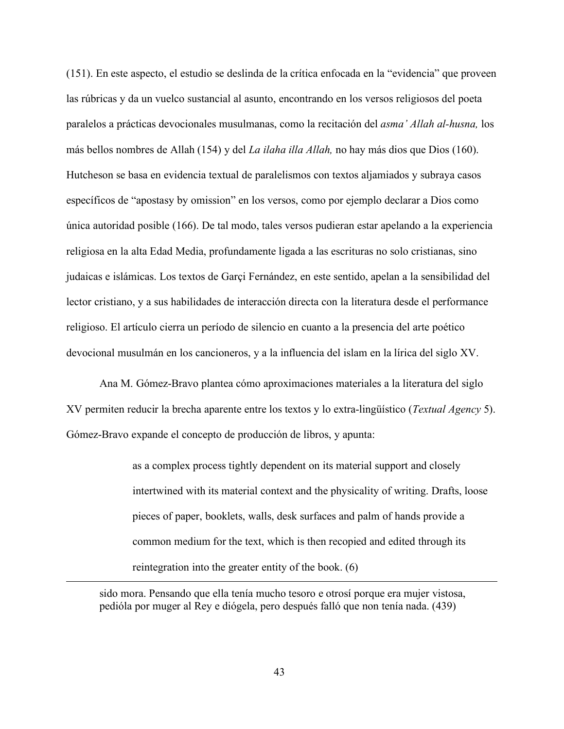(151). En este aspecto, el estudio se deslinda de la crítica enfocada en la "evidencia" que proveen las rúbricas y da un vuelco sustancial al asunto, encontrando en los versos religiosos del poeta paralelos a prácticas devocionales musulmanas, como la recitación del *asma' Allah al-husna,* los más bellos nombres de Allah (154) y del *La ilaha illa Allah,* no hay más dios que Dios (160). Hutcheson se basa en evidencia textual de paralelismos con textos aljamiados y subraya casos específicos de "apostasy by omission" en los versos, como por ejemplo declarar a Dios como única autoridad posible (166). De tal modo, tales versos pudieran estar apelando a la experiencia religiosa en la alta Edad Media, profundamente ligada a las escrituras no solo cristianas, sino judaicas e islámicas. Los textos de Garçi Fernández, en este sentido, apelan a la sensibilidad del lector cristiano, y a sus habilidades de interacción directa con la literatura desde el performance religioso. El artículo cierra un período de silencio en cuanto a la presencia del arte poético devocional musulmán en los cancioneros, y a la influencia del islam en la lírica del siglo XV.

Ana M. Gómez-Bravo plantea cómo aproximaciones materiales a la literatura del siglo XV permiten reducir la brecha aparente entre los textos y lo extra-lingüístico (*Textual Agency* 5). Gómez-Bravo expande el concepto de producción de libros, y apunta:

> as a complex process tightly dependent on its material support and closely intertwined with its material context and the physicality of writing. Drafts, loose pieces of paper, booklets, walls, desk surfaces and palm of hands provide a common medium for the text, which is then recopied and edited through its reintegration into the greater entity of the book. (6)

---

sido mora. Pensando que ella tenía mucho tesoro e otrosí porque era mujer vistosa, pidióla por muger al Rey e diógela, pero después falló que non tenía nada. (439)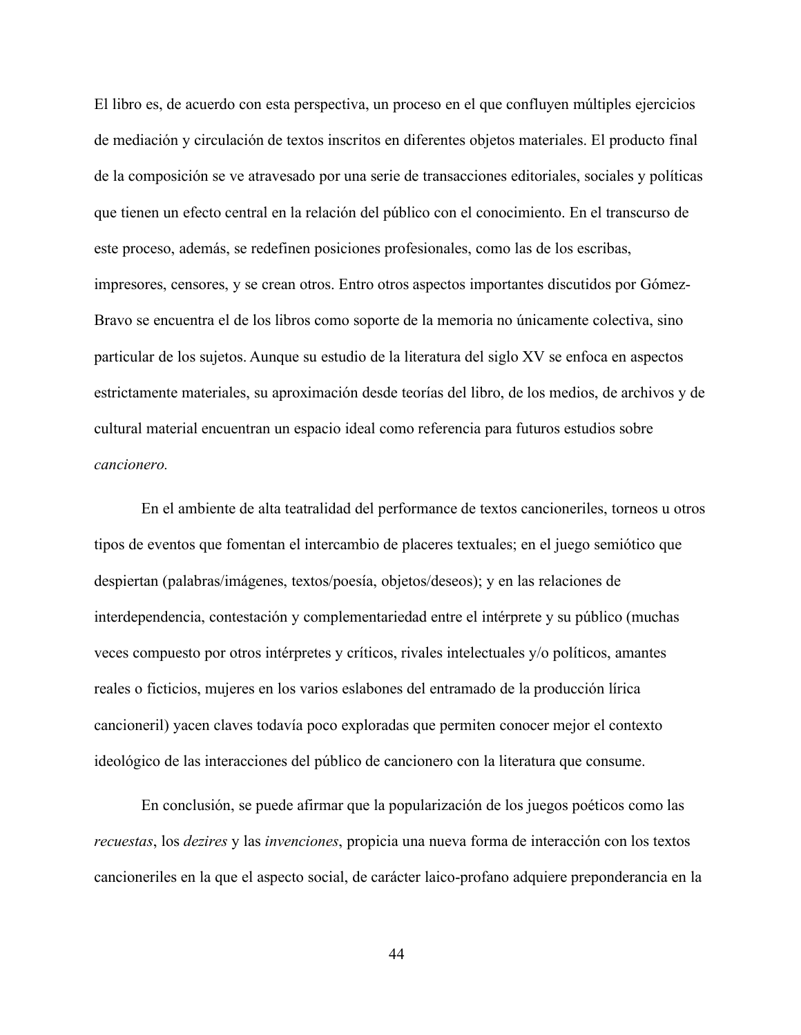El libro es, de acuerdo con esta perspectiva, un proceso en el que confluyen múltiples ejercicios de mediación y circulación de textos inscritos en diferentes objetos materiales. El producto final de la composición se ve atravesado por una serie de transacciones editoriales, sociales y políticas que tienen un efecto central en la relación del público con el conocimiento. En el transcurso de este proceso, además, se redefinen posiciones profesionales, como las de los escribas, impresores, censores, y se crean otros. Entro otros aspectos importantes discutidos por Gómez-Bravo se encuentra el de los libros como soporte de la memoria no únicamente colectiva, sino particular de los sujetos. Aunque su estudio de la literatura del siglo XV se enfoca en aspectos estrictamente materiales, su aproximación desde teorías del libro, de los medios, de archivos y de cultural material encuentran un espacio ideal como referencia para futuros estudios sobre *cancionero.*

En el ambiente de alta teatralidad del performance de textos cancioneriles, torneos u otros tipos de eventos que fomentan el intercambio de placeres textuales; en el juego semiótico que despiertan (palabras/imágenes, textos/poesía, objetos/deseos); y en las relaciones de interdependencia, contestación y complementariedad entre el intérprete y su público (muchas veces compuesto por otros intérpretes y críticos, rivales intelectuales y/o políticos, amantes reales o ficticios, mujeres en los varios eslabones del entramado de la producción lírica cancioneril) yacen claves todavía poco exploradas que permiten conocer mejor el contexto ideológico de las interacciones del público de cancionero con la literatura que consume.

En conclusión, se puede afirmar que la popularización de los juegos poéticos como las *recuestas*, los *dezires* y las *invenciones*, propicia una nueva forma de interacción con los textos cancioneriles en la que el aspecto social, de carácter laico-profano adquiere preponderancia en la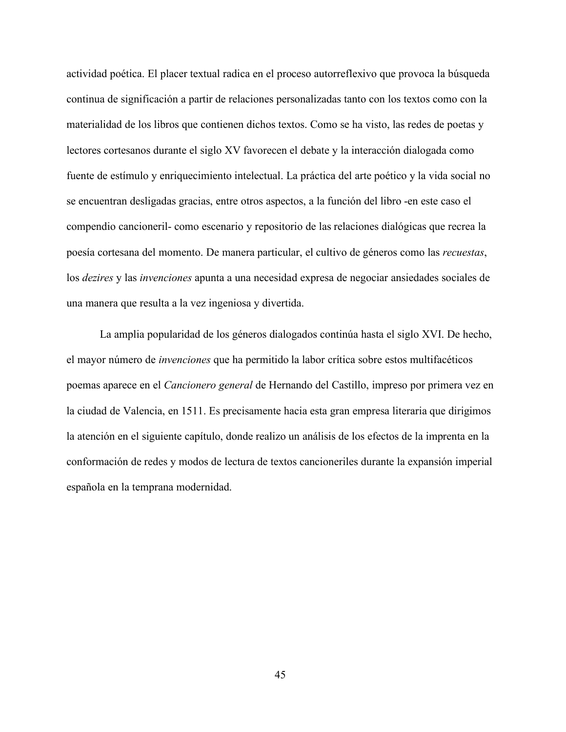actividad poética. El placer textual radica en el proceso autorreflexivo que provoca la búsqueda continua de significación a partir de relaciones personalizadas tanto con los textos como con la materialidad de los libros que contienen dichos textos. Como se ha visto, las redes de poetas y lectores cortesanos durante el siglo XV favorecen el debate y la interacción dialogada como fuente de estímulo y enriquecimiento intelectual. La práctica del arte poético y la vida social no se encuentran desligadas gracias, entre otros aspectos, a la función del libro -en este caso el compendio cancioneril- como escenario y repositorio de las relaciones dialógicas que recrea la poesía cortesana del momento. De manera particular, el cultivo de géneros como las *recuestas*, los *dezires* y las *invenciones* apunta a una necesidad expresa de negociar ansiedades sociales de una manera que resulta a la vez ingeniosa y divertida.

La amplia popularidad de los géneros dialogados continúa hasta el siglo XVI. De hecho, el mayor número de *invenciones* que ha permitido la labor crítica sobre estos multifacéticos poemas aparece en el *Cancionero general* de Hernando del Castillo, impreso por primera vez en la ciudad de Valencia, en 1511. Es precisamente hacia esta gran empresa literaria que dirigimos la atención en el siguiente capítulo, donde realizo un análisis de los efectos de la imprenta en la conformación de redes y modos de lectura de textos cancioneriles durante la expansión imperial española en la temprana modernidad.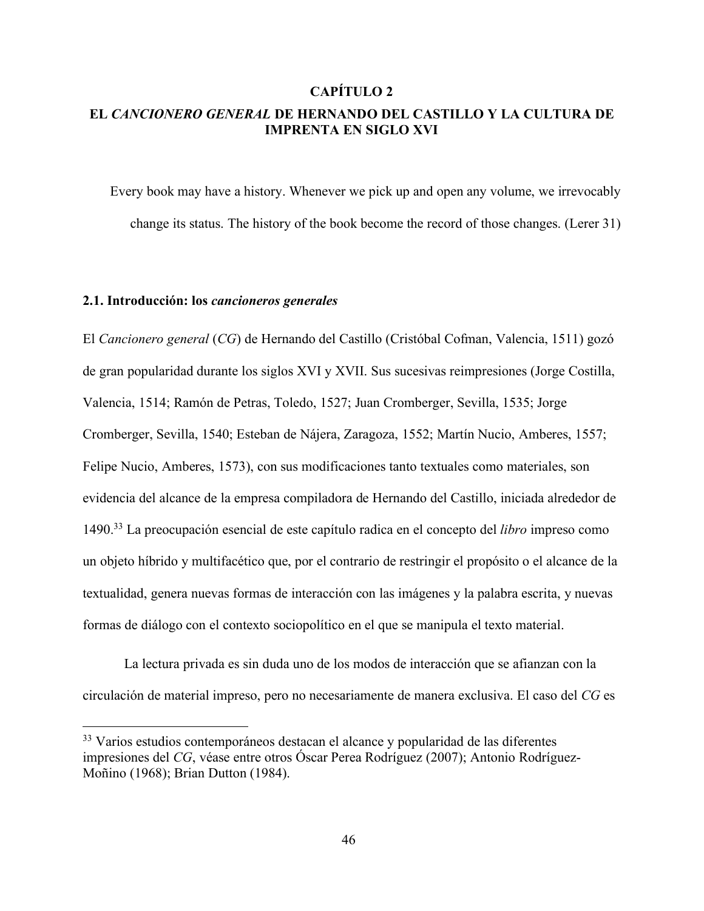# CAPÍTULO 2

# EL *CANCIONERO GENERAL* DE HERNANDO DEL CASTILLO Y LA CULTURA DE IMPRENTA EN SIGLO XVI

> Every book may have a history. Whenever we pick up and open any volume, we irrevocably change its status. The history of the book become the record of those changes. (Lerer 31)

## 2.1. Introducción: los *cancioneros generales*

El *Cancionero general* (*CG*) de Hernando del Castillo (Cristóbal Cofman, Valencia, 1511) gozó de gran popularidad durante los siglos XVI y XVII. Sus sucesivas reimpresiones (Jorge Costilla, Valencia, 1514; Ramón de Petras, Toledo, 1527; Juan Cromberger, Sevilla, 1535; Jorge Cromberger, Sevilla, 1540; Esteban de Nájera, Zaragoza, 1552; Martín Nucio, Amberes, 1557; Felipe Nucio, Amberes, 1573), con sus modificaciones tanto textuales como materiales, son evidencia del alcance de la empresa compiladora de Hernando del Castillo, iniciada alrededor de 1490.[33] La preocupación esencial de este capítulo radica en el concepto del *libro* impreso como un objeto híbrido y multifacético que, por el contrario de restringir el propósito o el alcance de la textualidad, genera nuevas formas de interacción con las imágenes y la palabra escrita, y nuevas formas de diálogo con el contexto sociopolítico en el que se manipula el texto material.

La lectura privada es sin duda uno de los modos de interacción que se afianzan con la circulación de material impreso, pero no necesariamente de manera exclusiva. El caso del *CG* es

---

[33] Varios estudios contemporáneos destacan el alcance y popularidad de las diferentes impresiones del *CG*, véase entre otros Óscar Perea Rodríguez (2007); Antonio Rodríguez-Moñino (1968); Brian Dutton (1984).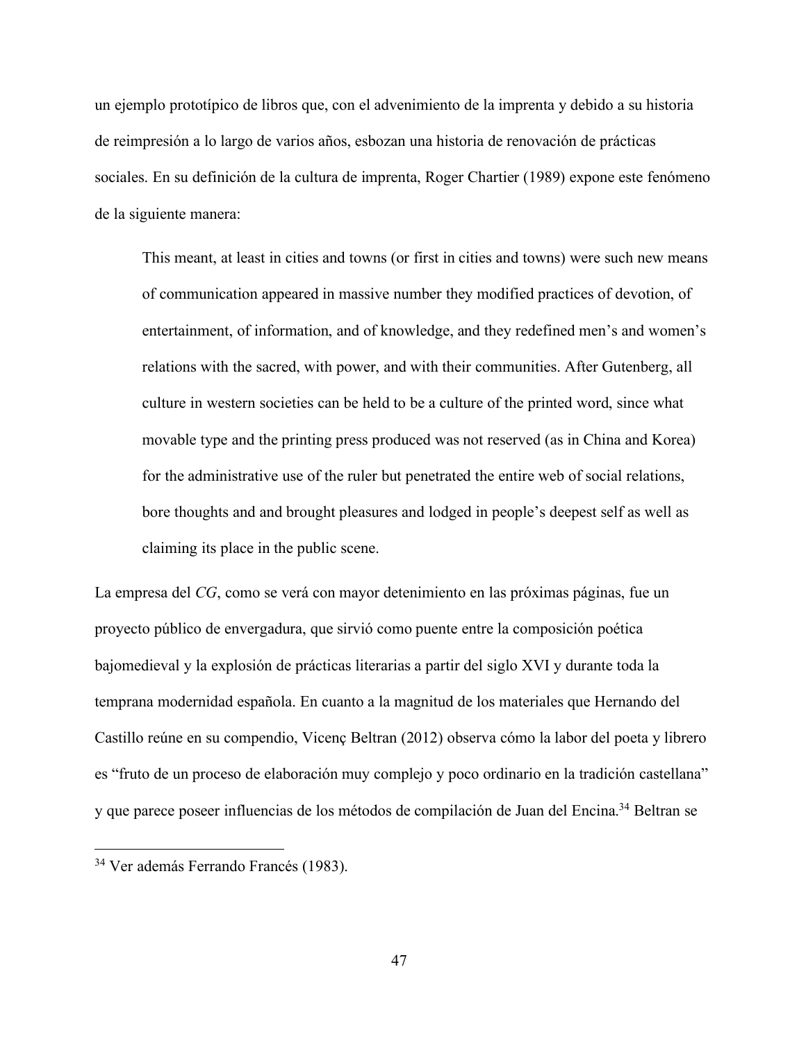un ejemplo prototípico de libros que, con el advenimiento de la imprenta y debido a su historia de reimpresión a lo largo de varios años, esbozan una historia de renovación de prácticas sociales. En su definición de la cultura de imprenta, Roger Chartier (1989) expone este fenómeno de la siguiente manera:

> This meant, at least in cities and towns (or first in cities and towns) were such new means of communication appeared in massive number they modified practices of devotion, of entertainment, of information, and of knowledge, and they redefined men's and women's relations with the sacred, with power, and with their communities. After Gutenberg, all culture in western societies can be held to be a culture of the printed word, since what movable type and the printing press produced was not reserved (as in China and Korea) for the administrative use of the ruler but penetrated the entire web of social relations, bore thoughts and and brought pleasures and lodged in people's deepest self as well as claiming its place in the public scene.

La empresa del *CG*, como se verá con mayor detenimiento en las próximas páginas, fue un proyecto público de envergadura, que sirvió como puente entre la composición poética bajomedieval y la explosión de prácticas literarias a partir del siglo XVI y durante toda la temprana modernidad española. En cuanto a la magnitud de los materiales que Hernando del Castillo reúne en su compendio, Vicenç Beltran (2012) observa cómo la labor del poeta y librero es "fruto de un proceso de elaboración muy complejo y poco ordinario en la tradición castellana" y que parece poseer influencias de los métodos de compilación de Juan del Encina.[34] Beltran se

---

[34] Ver además Ferrando Francés (1983).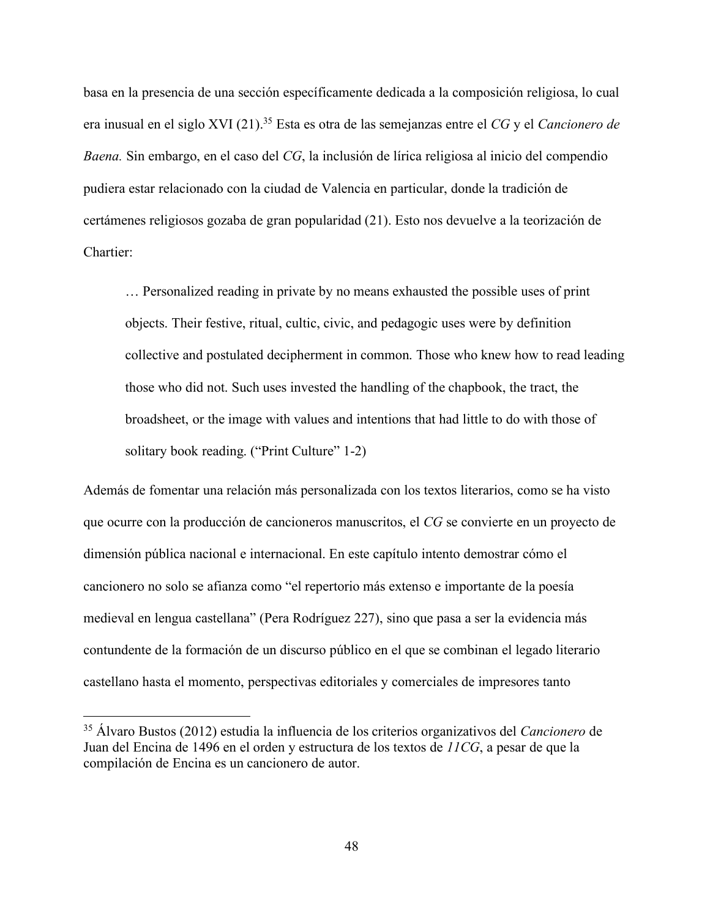basa en la presencia de una sección específicamente dedicada a la composición religiosa, lo cual era inusual en el siglo XVI (21).[35] Esta es otra de las semejanzas entre el *CG* y el *Cancionero de Baena.* Sin embargo, en el caso del *CG*, la inclusión de lírica religiosa al inicio del compendio pudiera estar relacionado con la ciudad de Valencia en particular, donde la tradición de certámenes religiosos gozaba de gran popularidad (21). Esto nos devuelve a la teorización de Chartier:

> … Personalized reading in private by no means exhausted the possible uses of print objects. Their festive, ritual, cultic, civic, and pedagogic uses were by definition collective and postulated decipherment in common. Those who knew how to read leading those who did not. Such uses invested the handling of the chapbook, the tract, the broadsheet, or the image with values and intentions that had little to do with those of solitary book reading. ("Print Culture" 1-2)

Además de fomentar una relación más personalizada con los textos literarios, como se ha visto que ocurre con la producción de cancioneros manuscritos, el *CG* se convierte en un proyecto de dimensión pública nacional e internacional. En este capítulo intento demostrar cómo el cancionero no solo se afianza como "el repertorio más extenso e importante de la poesía medieval en lengua castellana" (Pera Rodríguez 227), sino que pasa a ser la evidencia más contundente de la formación de un discurso público en el que se combinan el legado literario castellano hasta el momento, perspectivas editoriales y comerciales de impresores tanto

---

[35] Álvaro Bustos (2012) estudia la influencia de los criterios organizativos del *Cancionero* de Juan del Encina de 1496 en el orden y estructura de los textos de *11CG*, a pesar de que la compilación de Encina es un cancionero de autor.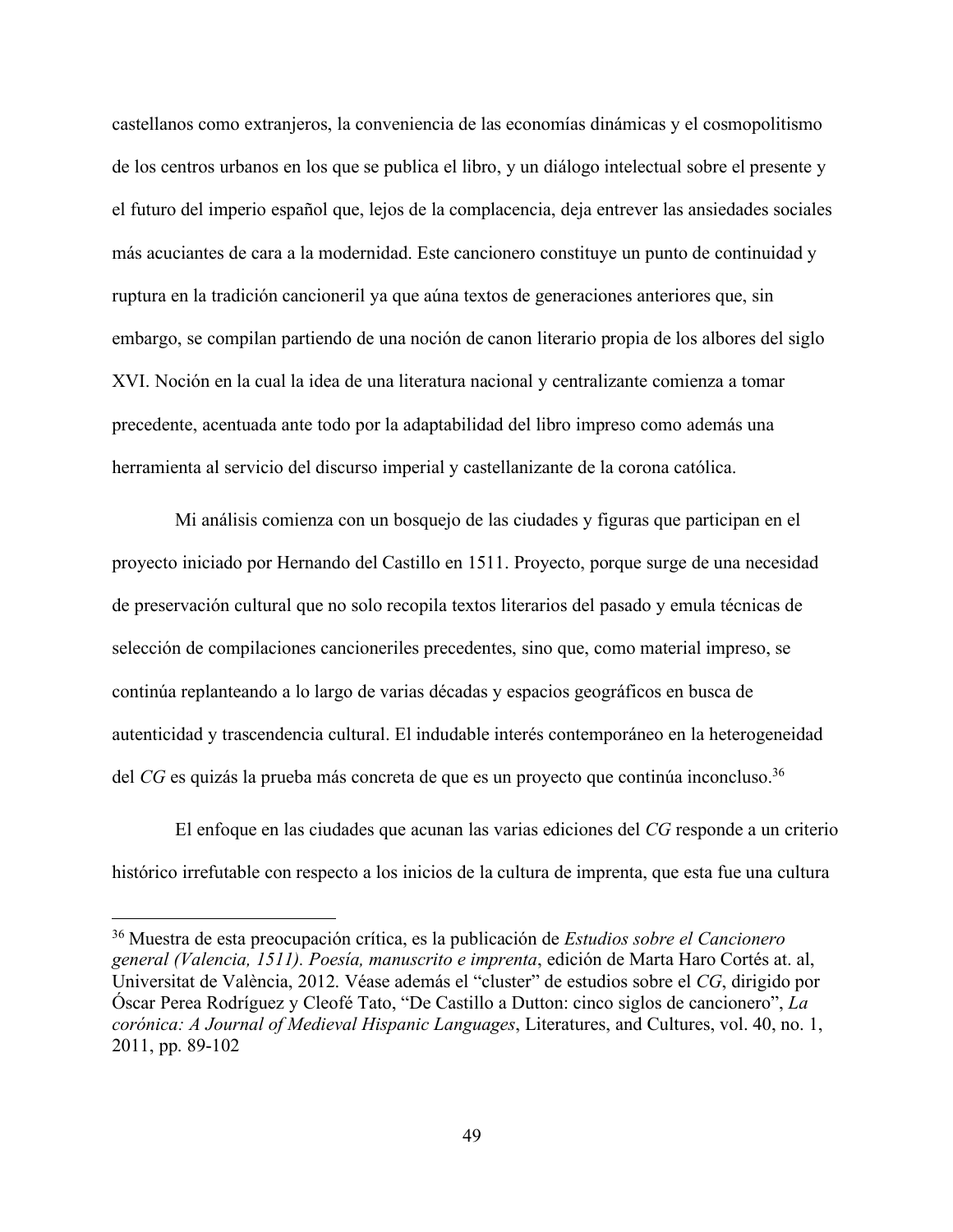castellanos como extranjeros, la conveniencia de las economías dinámicas y el cosmopolitismo de los centros urbanos en los que se publica el libro, y un diálogo intelectual sobre el presente y el futuro del imperio español que, lejos de la complacencia, deja entrever las ansiedades sociales más acuciantes de cara a la modernidad. Este cancionero constituye un punto de continuidad y ruptura en la tradición cancioneril ya que aúna textos de generaciones anteriores que, sin embargo, se compilan partiendo de una noción de canon literario propia de los albores del siglo XVI. Noción en la cual la idea de una literatura nacional y centralizante comienza a tomar precedente, acentuada ante todo por la adaptabilidad del libro impreso como además una herramienta al servicio del discurso imperial y castellanizante de la corona católica.

Mi análisis comienza con un bosquejo de las ciudades y figuras que participan en el proyecto iniciado por Hernando del Castillo en 1511. Proyecto, porque surge de una necesidad de preservación cultural que no solo recopila textos literarios del pasado y emula técnicas de selección de compilaciones cancioneriles precedentes, sino que, como material impreso, se continúa replanteando a lo largo de varias décadas y espacios geográficos en busca de autenticidad y trascendencia cultural. El indudable interés contemporáneo en la heterogeneidad del *CG* es quizás la prueba más concreta de que es un proyecto que continúa inconcluso.[36]

El enfoque en las ciudades que acunan las varias ediciones del *CG* responde a un criterio histórico irrefutable con respecto a los inicios de la cultura de imprenta, que esta fue una cultura

---

[36] Muestra de esta preocupación crítica, es la publicación de *Estudios sobre el Cancionero general (Valencia, 1511). Poesía, manuscrito e imprenta*, edición de Marta Haro Cortés at. al, Universitat de València, 2012. Véase además el "cluster" de estudios sobre el *CG*, dirigido por Óscar Perea Rodríguez y Cleofé Tato, "De Castillo a Dutton: cinco siglos de cancionero", *La corónica: A Journal of Medieval Hispanic Languages*, Literatures, and Cultures, vol. 40, no. 1, 2011, pp. 89-102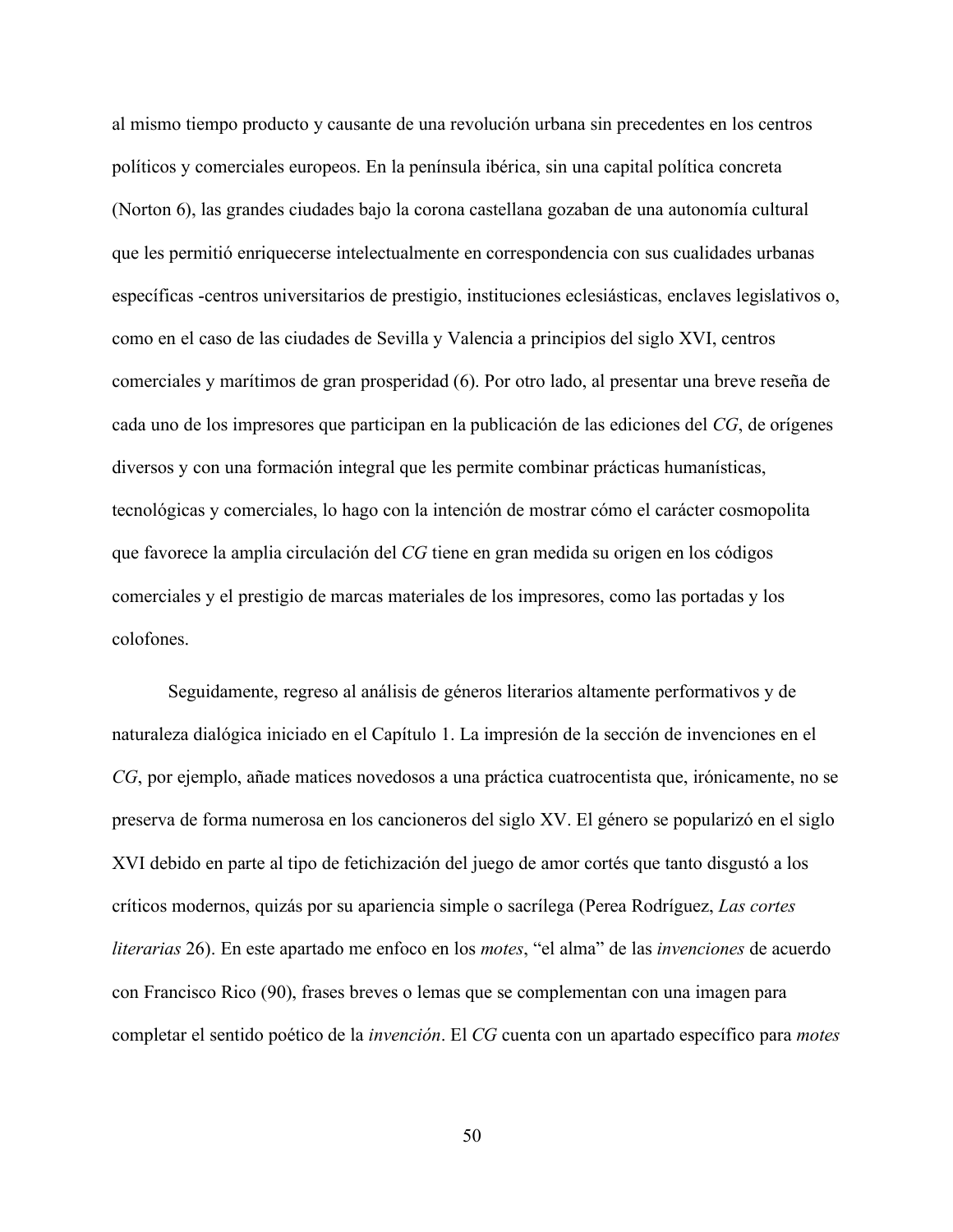al mismo tiempo producto y causante de una revolución urbana sin precedentes en los centros políticos y comerciales europeos. En la península ibérica, sin una capital política concreta (Norton 6), las grandes ciudades bajo la corona castellana gozaban de una autonomía cultural que les permitió enriquecerse intelectualmente en correspondencia con sus cualidades urbanas específicas -centros universitarios de prestigio, instituciones eclesiásticas, enclaves legislativos o, como en el caso de las ciudades de Sevilla y Valencia a principios del siglo XVI, centros comerciales y marítimos de gran prosperidad (6). Por otro lado, al presentar una breve reseña de cada uno de los impresores que participan en la publicación de las ediciones del *CG*, de orígenes diversos y con una formación integral que les permite combinar prácticas humanísticas, tecnológicas y comerciales, lo hago con la intención de mostrar cómo el carácter cosmopolita que favorece la amplia circulación del *CG* tiene en gran medida su origen en los códigos comerciales y el prestigio de marcas materiales de los impresores, como las portadas y los colofones.

Seguidamente, regreso al análisis de géneros literarios altamente performativos y de naturaleza dialógica iniciado en el Capítulo 1. La impresión de la sección de invenciones en el *CG*, por ejemplo, añade matices novedosos a una práctica cuatrocentista que, irónicamente, no se preserva de forma numerosa en los cancioneros del siglo XV. El género se popularizó en el siglo XVI debido en parte al tipo de fetichización del juego de amor cortés que tanto disgustó a los críticos modernos, quizás por su apariencia simple o sacrílega (Perea Rodríguez, *Las cortes literarias* 26). En este apartado me enfoco en los *motes*, "el alma" de las *invenciones* de acuerdo con Francisco Rico (90), frases breves o lemas que se complementan con una imagen para completar el sentido poético de la *invención*. El *CG* cuenta con un apartado específico para *motes*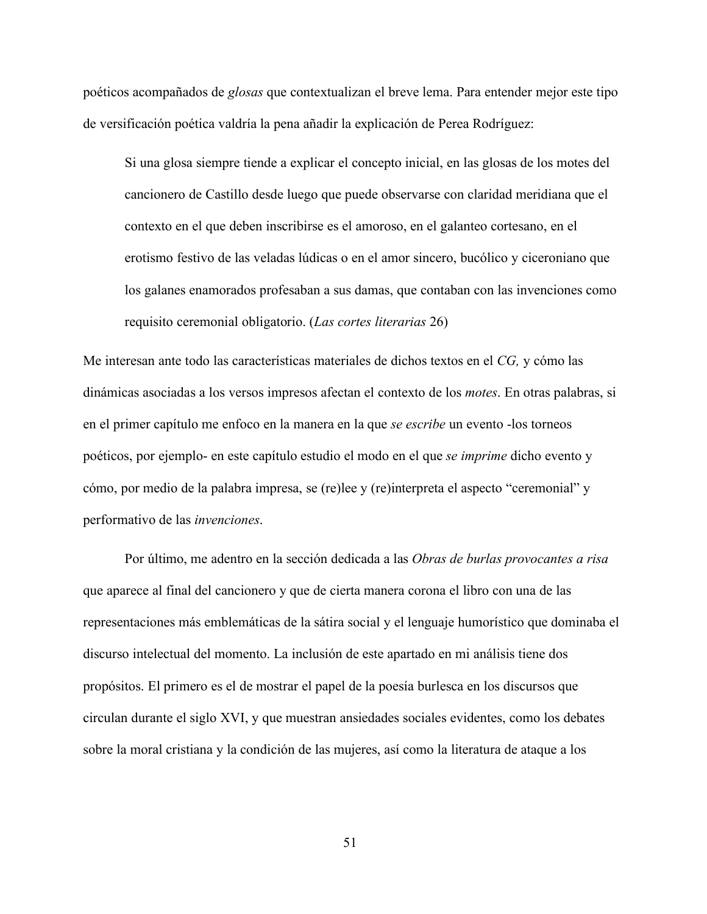poéticos acompañados de *glosas* que contextualizan el breve lema. Para entender mejor este tipo de versificación poética valdría la pena añadir la explicación de Perea Rodríguez:

> Si una glosa siempre tiende a explicar el concepto inicial, en las glosas de los motes del cancionero de Castillo desde luego que puede observarse con claridad meridiana que el contexto en el que deben inscribirse es el amoroso, en el galanteo cortesano, en el erotismo festivo de las veladas lúdicas o en el amor sincero, bucólico y ciceroniano que los galanes enamorados profesaban a sus damas, que contaban con las invenciones como requisito ceremonial obligatorio. (*Las cortes literarias* 26)

Me interesan ante todo las características materiales de dichos textos en el *CG,* y cómo las dinámicas asociadas a los versos impresos afectan el contexto de los *motes*. En otras palabras, si en el primer capítulo me enfoco en la manera en la que *se escribe* un evento -los torneos poéticos, por ejemplo- en este capítulo estudio el modo en el que *se imprime* dicho evento y cómo, por medio de la palabra impresa, se (re)lee y (re)interpreta el aspecto "ceremonial" y performativo de las *invenciones*.

Por último, me adentro en la sección dedicada a las *Obras de burlas provocantes a risa* que aparece al final del cancionero y que de cierta manera corona el libro con una de las representaciones más emblemáticas de la sátira social y el lenguaje humorístico que dominaba el discurso intelectual del momento. La inclusión de este apartado en mi análisis tiene dos propósitos. El primero es el de mostrar el papel de la poesía burlesca en los discursos que circulan durante el siglo XVI, y que muestran ansiedades sociales evidentes, como los debates sobre la moral cristiana y la condición de las mujeres, así como la literatura de ataque a los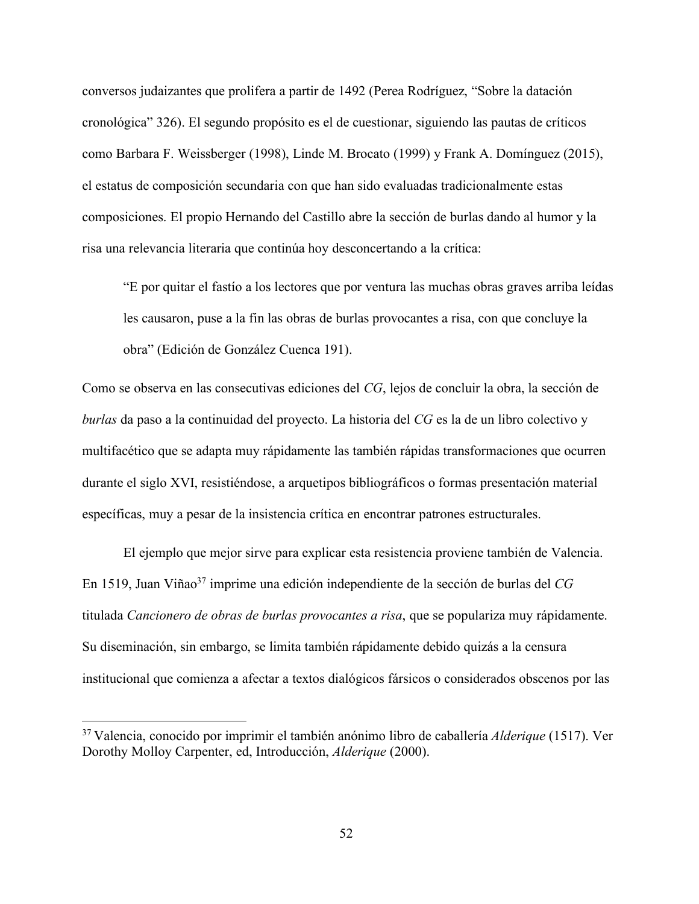conversos judaizantes que prolifera a partir de 1492 (Perea Rodríguez, "Sobre la datación cronológica" 326). El segundo propósito es el de cuestionar, siguiendo las pautas de críticos como Barbara F. Weissberger (1998), Linde M. Brocato (1999) y Frank A. Domínguez (2015), el estatus de composición secundaria con que han sido evaluadas tradicionalmente estas composiciones. El propio Hernando del Castillo abre la sección de burlas dando al humor y la risa una relevancia literaria que continúa hoy desconcertando a la crítica:

> "E por quitar el fastío a los lectores que por ventura las muchas obras graves arriba leídas les causaron, puse a la fin las obras de burlas provocantes a risa, con que concluye la obra" (Edición de González Cuenca 191).

Como se observa en las consecutivas ediciones del *CG*, lejos de concluir la obra, la sección de *burlas* da paso a la continuidad del proyecto. La historia del *CG* es la de un libro colectivo y multifacético que se adapta muy rápidamente las también rápidas transformaciones que ocurren durante el siglo XVI, resistiéndose, a arquetipos bibliográficos o formas presentación material específicas, muy a pesar de la insistencia crítica en encontrar patrones estructurales.

El ejemplo que mejor sirve para explicar esta resistencia proviene también de Valencia. En 1519, Juan Viñao[37] imprime una edición independiente de la sección de burlas del *CG* titulada *Cancionero de obras de burlas provocantes a risa*, que se populariza muy rápidamente. Su diseminación, sin embargo, se limita también rápidamente debido quizás a la censura institucional que comienza a afectar a textos dialógicos fársicos o considerados obscenos por las

---

[37] Valencia, conocido por imprimir el también anónimo libro de caballería *Alderique* (1517). Ver Dorothy Molloy Carpenter, ed, Introducción, *Alderique* (2000).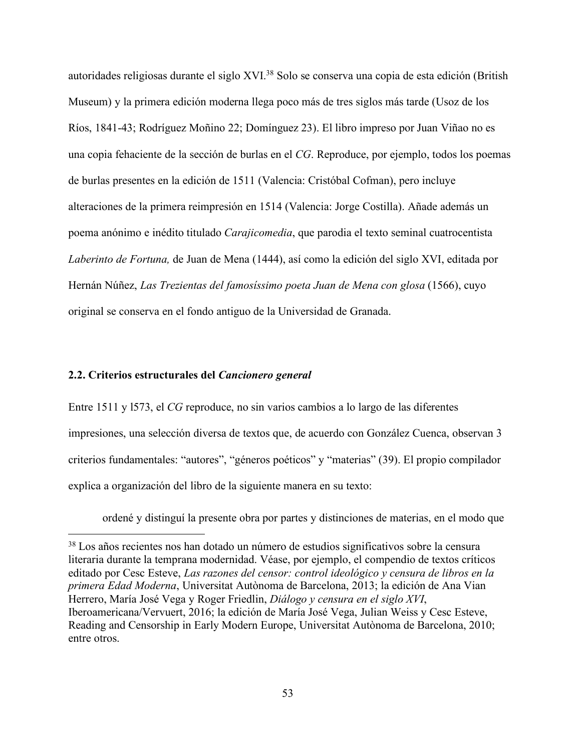autoridades religiosas durante el siglo XVI.[38] Solo se conserva una copia de esta edición (British Museum) y la primera edición moderna llega poco más de tres siglos más tarde (Usoz de los Ríos, 1841-43; Rodríguez Moñino 22; Domínguez 23). El libro impreso por Juan Viñao no es una copia fehaciente de la sección de burlas en el *CG*. Reproduce, por ejemplo, todos los poemas de burlas presentes en la edición de 1511 (Valencia: Cristóbal Cofman), pero incluye alteraciones de la primera reimpresión en 1514 (Valencia: Jorge Costilla). Añade además un poema anónimo e inédito titulado *Carajicomedia*, que parodia el texto seminal cuatrocentista *Laberinto de Fortuna,* de Juan de Mena (1444), así como la edición del siglo XVI, editada por Hernán Núñez, *Las Trezientas del famosíssimo poeta Juan de Mena con glosa* (1566), cuyo original se conserva en el fondo antiguo de la Universidad de Granada.

## 2.2. Criterios estructurales del *Cancionero general*

Entre 1511 y l573, el *CG* reproduce, no sin varios cambios a lo largo de las diferentes impresiones, una selección diversa de textos que, de acuerdo con González Cuenca, observan 3 criterios fundamentales: "autores", "géneros poéticos" y "materias" (39). El propio compilador explica a organización del libro de la siguiente manera en su texto:

> ordené y distinguí la presente obra por partes y distinciones de materias, en el modo que

---

[38] Los años recientes nos han dotado un número de estudios significativos sobre la censura literaria durante la temprana modernidad. Véase, por ejemplo, el compendio de textos críticos editado por Cesc Esteve, *Las razones del censor: control ideológico y censura de libros en la primera Edad Moderna*, Universitat Autònoma de Barcelona, 2013; la edición de Ana Vian Herrero, María José Vega y Roger Friedlin, *Diálogo y censura en el siglo XVI*, Iberoamericana/Vervuert, 2016; la edición de María José Vega, Julian Weiss y Cesc Esteve, Reading and Censorship in Early Modern Europe, Universitat Autònoma de Barcelona, 2010; entre otros.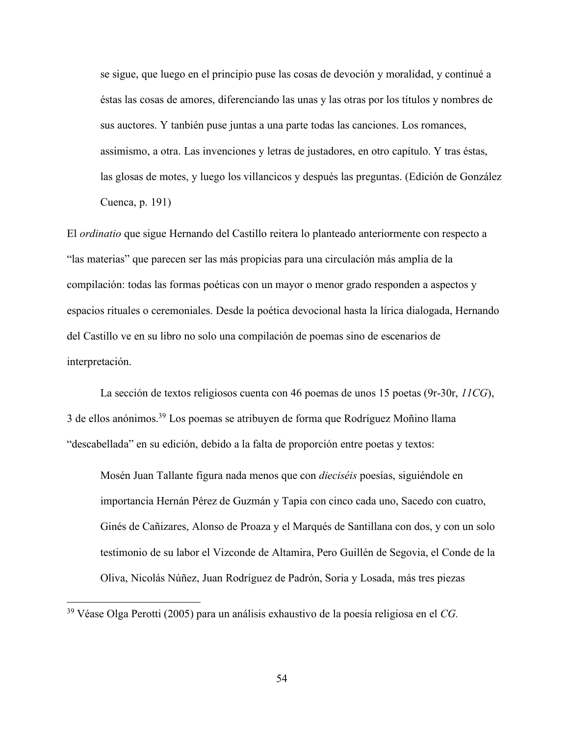> se sigue, que luego en el principio puse las cosas de devoción y moralidad, y continué a éstas las cosas de amores, diferenciando las unas y las otras por los títulos y nombres de sus auctores. Y tanbién puse juntas a una parte todas las canciones. Los romances, assimismo, a otra. Las invenciones y letras de justadores, en otro capítulo. Y tras éstas, las glosas de motes, y luego los villancicos y después las preguntas. (Edición de González Cuenca, p. 191)

El *ordinatio* que sigue Hernando del Castillo reitera lo planteado anteriormente con respecto a "las materias" que parecen ser las más propicias para una circulación más amplia de la compilación: todas las formas poéticas con un mayor o menor grado responden a aspectos y espacios rituales o ceremoniales. Desde la poética devocional hasta la lírica dialogada, Hernando del Castillo ve en su libro no solo una compilación de poemas sino de escenarios de interpretación.

La sección de textos religiosos cuenta con 46 poemas de unos 15 poetas (9r-30r, *11CG*), 3 de ellos anónimos.[39] Los poemas se atribuyen de forma que Rodríguez Moñino llama "descabellada" en su edición, debido a la falta de proporción entre poetas y textos:

> Mosén Juan Tallante figura nada menos que con *dieciséis* poesías, siguiéndole en importancia Hernán Pérez de Guzmán y Tapia con cinco cada uno, Sacedo con cuatro, Ginés de Cañizares, Alonso de Proaza y el Marqués de Santillana con dos, y con un solo testimonio de su labor el Vizconde de Altamira, Pero Guillén de Segovia, el Conde de la Oliva, Nicolás Núñez, Juan Rodríguez de Padrón, Soria y Losada, más tres piezas

[39] Véase Olga Perotti (2005) para un análisis exhaustivo de la poesía religiosa en el *CG.*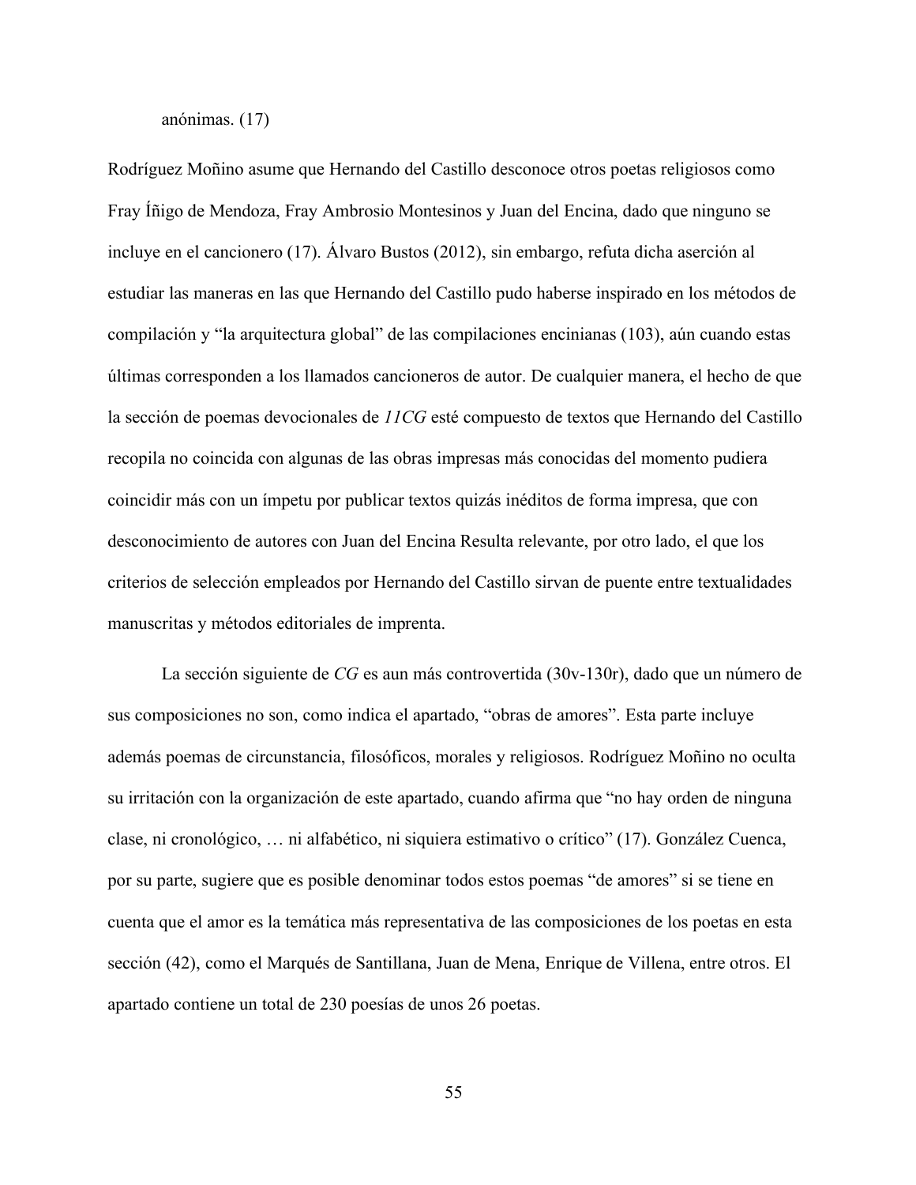anónimas. (17)

Rodríguez Moñino asume que Hernando del Castillo desconoce otros poetas religiosos como Fray Íñigo de Mendoza, Fray Ambrosio Montesinos y Juan del Encina, dado que ninguno se incluye en el cancionero (17). Álvaro Bustos (2012), sin embargo, refuta dicha aserción al estudiar las maneras en las que Hernando del Castillo pudo haberse inspirado en los métodos de compilación y "la arquitectura global" de las compilaciones encinianas (103), aún cuando estas últimas corresponden a los llamados cancioneros de autor. De cualquier manera, el hecho de que la sección de poemas devocionales de *11CG* esté compuesto de textos que Hernando del Castillo recopila no coincida con algunas de las obras impresas más conocidas del momento pudiera coincidir más con un ímpetu por publicar textos quizás inéditos de forma impresa, que con desconocimiento de autores con Juan del Encina Resulta relevante, por otro lado, el que los criterios de selección empleados por Hernando del Castillo sirvan de puente entre textualidades manuscritas y métodos editoriales de imprenta.

La sección siguiente de *CG* es aun más controvertida (30v-130r), dado que un número de sus composiciones no son, como indica el apartado, "obras de amores". Esta parte incluye además poemas de circunstancia, filosóficos, morales y religiosos. Rodríguez Moñino no oculta su irritación con la organización de este apartado, cuando afirma que "no hay orden de ninguna clase, ni cronológico, … ni alfabético, ni siquiera estimativo o crítico" (17). González Cuenca, por su parte, sugiere que es posible denominar todos estos poemas "de amores" si se tiene en cuenta que el amor es la temática más representativa de las composiciones de los poetas en esta sección (42), como el Marqués de Santillana, Juan de Mena, Enrique de Villena, entre otros. El apartado contiene un total de 230 poesías de unos 26 poetas.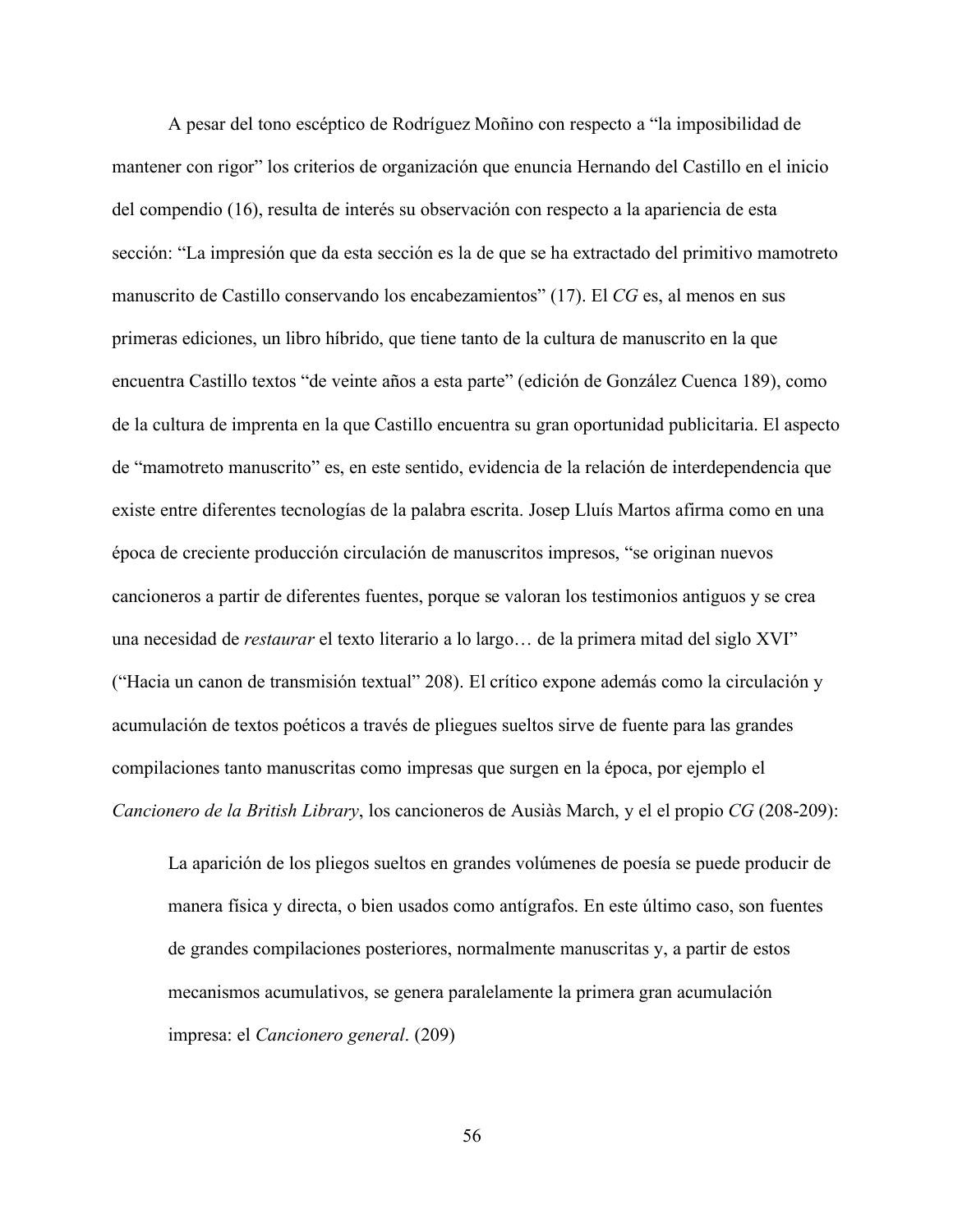A pesar del tono escéptico de Rodríguez Moñino con respecto a "la imposibilidad de mantener con rigor" los criterios de organización que enuncia Hernando del Castillo en el inicio del compendio (16), resulta de interés su observación con respecto a la apariencia de esta sección: "La impresión que da esta sección es la de que se ha extractado del primitivo mamotreto manuscrito de Castillo conservando los encabezamientos" (17). El *CG* es, al menos en sus primeras ediciones, un libro híbrido, que tiene tanto de la cultura de manuscrito en la que encuentra Castillo textos "de veinte años a esta parte" (edición de González Cuenca 189), como de la cultura de imprenta en la que Castillo encuentra su gran oportunidad publicitaria. El aspecto de "mamotreto manuscrito" es, en este sentido, evidencia de la relación de interdependencia que existe entre diferentes tecnologías de la palabra escrita. Josep Lluís Martos afirma como en una época de creciente producción circulación de manuscritos impresos, "se originan nuevos cancioneros a partir de diferentes fuentes, porque se valoran los testimonios antiguos y se crea una necesidad de *restaurar* el texto literario a lo largo… de la primera mitad del siglo XVI" ("Hacia un canon de transmisión textual" 208). El crítico expone además como la circulación y acumulación de textos poéticos a través de pliegues sueltos sirve de fuente para las grandes compilaciones tanto manuscritas como impresas que surgen en la época, por ejemplo el *Cancionero de la British Library*, los cancioneros de Ausiàs March, y el el propio *CG* (208-209):

> La aparición de los pliegos sueltos en grandes volúmenes de poesía se puede producir de manera física y directa, o bien usados como antígrafos. En este último caso, son fuentes de grandes compilaciones posteriores, normalmente manuscritas y, a partir de estos mecanismos acumulativos, se genera paralelamente la primera gran acumulación impresa: el *Cancionero general*. (209)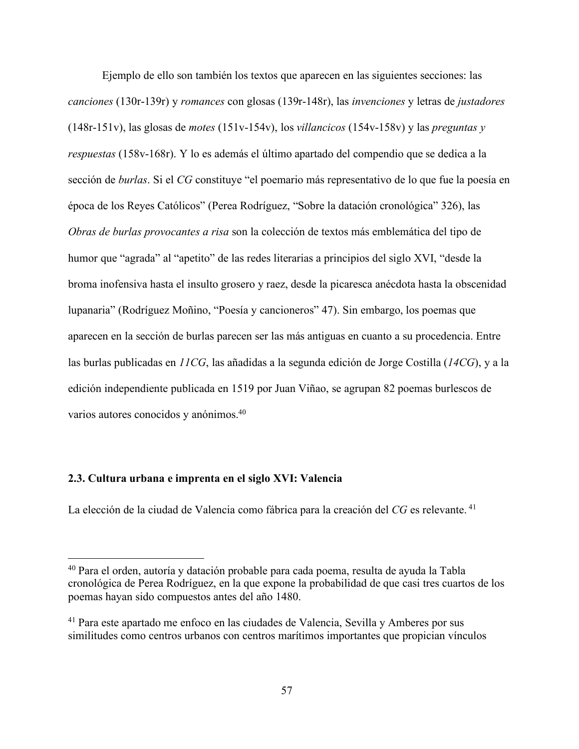Ejemplo de ello son también los textos que aparecen en las siguientes secciones: las *canciones* (130r-139r) y *romances* con glosas (139r-148r), las *invenciones* y letras de *justadores* (148r-151v), las glosas de *motes* (151v-154v), los *villancicos* (154v-158v) y las *preguntas y respuestas* (158v-168r). Y lo es además el último apartado del compendio que se dedica a la sección de *burlas*. Si el *CG* constituye "el poemario más representativo de lo que fue la poesía en época de los Reyes Católicos" (Perea Rodríguez, "Sobre la datación cronológica" 326), las *Obras de burlas provocantes a risa* son la colección de textos más emblemática del tipo de humor que "agrada" al "apetito" de las redes literarias a principios del siglo XVI, "desde la broma inofensiva hasta el insulto grosero y raez, desde la picaresca anécdota hasta la obscenidad lupanaria" (Rodríguez Moñino, "Poesía y cancioneros" 47). Sin embargo, los poemas que aparecen en la sección de burlas parecen ser las más antiguas en cuanto a su procedencia. Entre las burlas publicadas en *11CG*, las añadidas a la segunda edición de Jorge Costilla (*14CG*), y a la edición independiente publicada en 1519 por Juan Viñao, se agrupan 82 poemas burlescos de varios autores conocidos y anónimos.[40]

### 2.3. Cultura urbana e imprenta en el siglo XVI: Valencia

La elección de la ciudad de Valencia como fábrica para la creación del *CG* es relevante.[41]

---

[40] Para el orden, autoría y datación probable para cada poema, resulta de ayuda la Tabla cronológica de Perea Rodríguez, en la que expone la probabilidad de que casi tres cuartos de los poemas hayan sido compuestos antes del año 1480.

[41] Para este apartado me enfoco en las ciudades de Valencia, Sevilla y Amberes por sus similitudes como centros urbanos con centros marítimos importantes que propician vínculos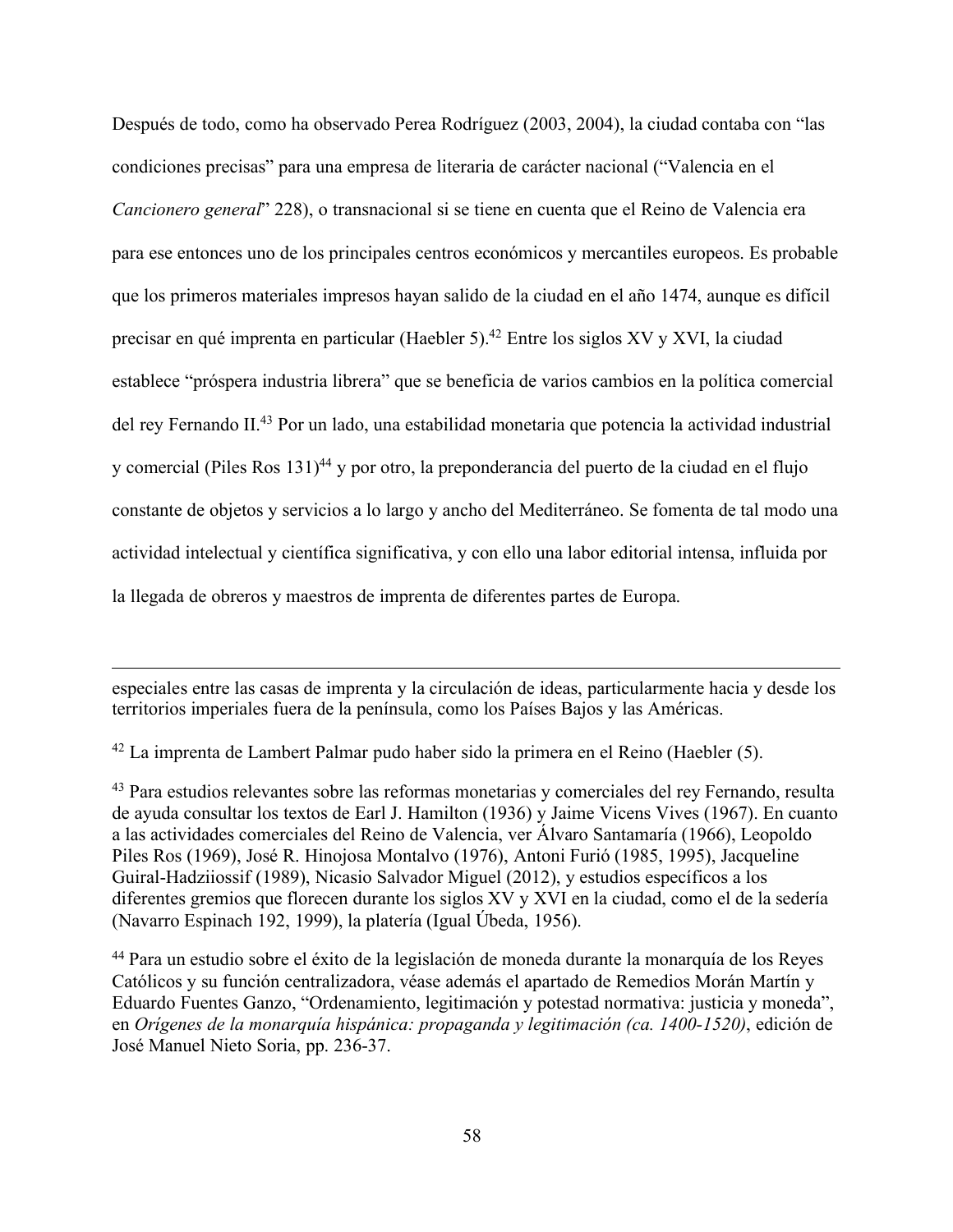Después de todo, como ha observado Perea Rodríguez (2003, 2004), la ciudad contaba con "las condiciones precisas" para una empresa de literaria de carácter nacional ("Valencia en el *Cancionero general*" 228), o transnacional si se tiene en cuenta que el Reino de Valencia era para ese entonces uno de los principales centros económicos y mercantiles europeos. Es probable que los primeros materiales impresos hayan salido de la ciudad en el año 1474, aunque es difícil precisar en qué imprenta en particular (Haebler 5).[42] Entre los siglos XV y XVI, la ciudad establece "próspera industria librera" que se beneficia de varios cambios en la política comercial del rey Fernando II.[43] Por un lado, una estabilidad monetaria que potencia la actividad industrial y comercial (Piles Ros 131)[44] y por otro, la preponderancia del puerto de la ciudad en el flujo constante de objetos y servicios a lo largo y ancho del Mediterráneo. Se fomenta de tal modo una actividad intelectual y científica significativa, y con ello una labor editorial intensa, influida por la llegada de obreros y maestros de imprenta de diferentes partes de Europa.

---

especiales entre las casas de imprenta y la circulación de ideas, particularmente hacia y desde los territorios imperiales fuera de la península, como los Países Bajos y las Américas.

[42] La imprenta de Lambert Palmar pudo haber sido la primera en el Reino (Haebler (5).

[43] Para estudios relevantes sobre las reformas monetarias y comerciales del rey Fernando, resulta de ayuda consultar los textos de Earl J. Hamilton (1936) y Jaime Vicens Vives (1967). En cuanto a las actividades comerciales del Reino de Valencia, ver Álvaro Santamaría (1966), Leopoldo Piles Ros (1969), José R. Hinojosa Montalvo (1976), Antoni Furió (1985, 1995), Jacqueline Guiral-Hadziiossif (1989), Nicasio Salvador Miguel (2012), y estudios específicos a los diferentes gremios que florecen durante los siglos XV y XVI en la ciudad, como el de la sedería (Navarro Espinach 192, 1999), la platería (Igual Úbeda, 1956).

[44] Para un estudio sobre el éxito de la legislación de moneda durante la monarquía de los Reyes Católicos y su función centralizadora, véase además el apartado de Remedios Morán Martín y Eduardo Fuentes Ganzo, "Ordenamiento, legitimación y potestad normativa: justicia y moneda", en *Orígenes de la monarquía hispánica: propaganda y legitimación (ca. 1400-1520)*, edición de José Manuel Nieto Soria, pp. 236-37.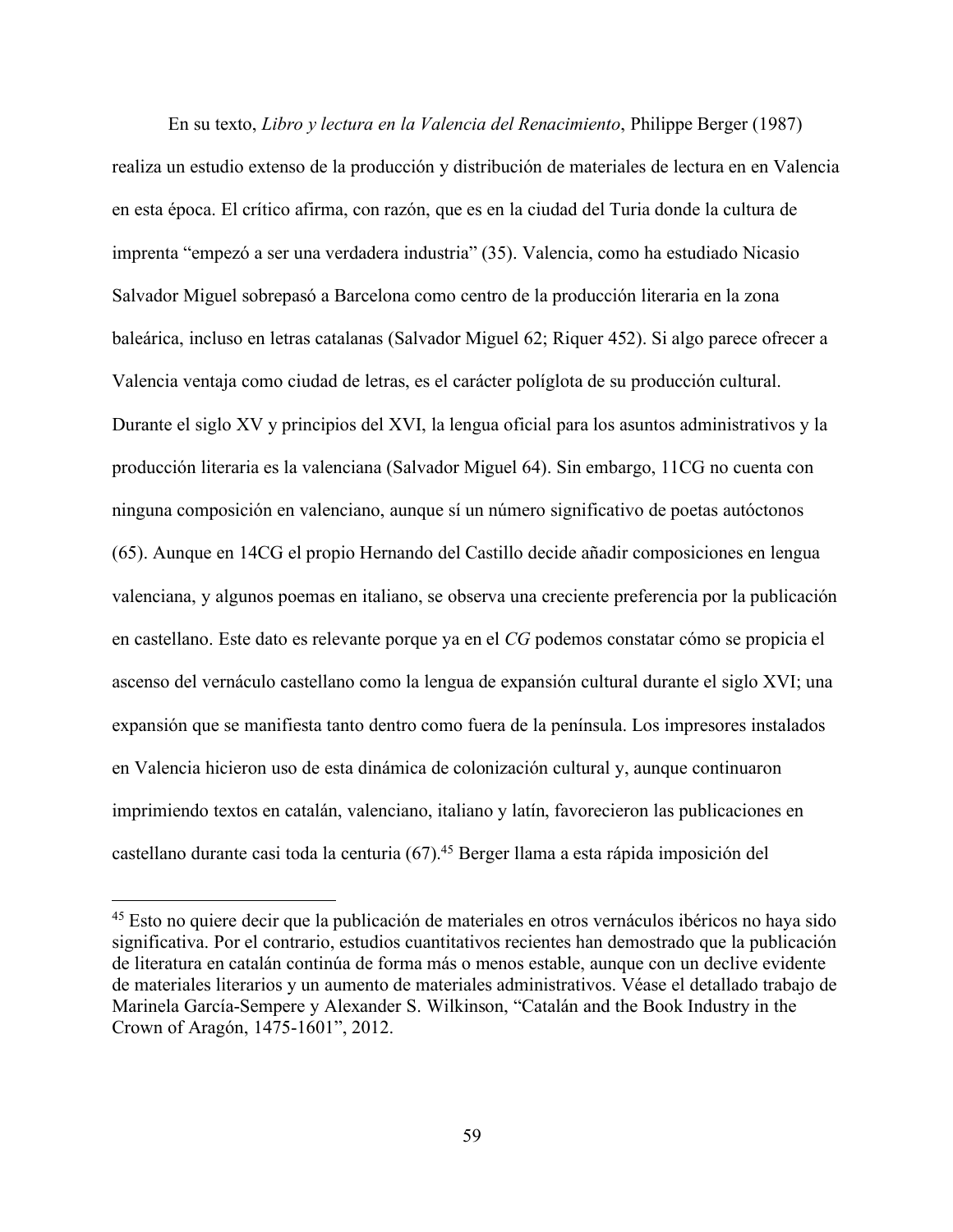En su texto, *Libro y lectura en la Valencia del Renacimiento*, Philippe Berger (1987) realiza un estudio extenso de la producción y distribución de materiales de lectura en en Valencia en esta época. El crítico afirma, con razón, que es en la ciudad del Turia donde la cultura de imprenta "empezó a ser una verdadera industria" (35). Valencia, como ha estudiado Nicasio Salvador Miguel sobrepasó a Barcelona como centro de la producción literaria en la zona baleárica, incluso en letras catalanas (Salvador Miguel 62; Riquer 452). Si algo parece ofrecer a Valencia ventaja como ciudad de letras, es el carácter políglota de su producción cultural. Durante el siglo XV y principios del XVI, la lengua oficial para los asuntos administrativos y la producción literaria es la valenciana (Salvador Miguel 64). Sin embargo, 11CG no cuenta con ninguna composición en valenciano, aunque sí un número significativo de poetas autóctonos (65). Aunque en 14CG el propio Hernando del Castillo decide añadir composiciones en lengua valenciana, y algunos poemas en italiano, se observa una creciente preferencia por la publicación en castellano. Este dato es relevante porque ya en el *CG* podemos constatar cómo se propicia el ascenso del vernáculo castellano como la lengua de expansión cultural durante el siglo XVI; una expansión que se manifiesta tanto dentro como fuera de la península. Los impresores instalados en Valencia hicieron uso de esta dinámica de colonización cultural y, aunque continuaron imprimiendo textos en catalán, valenciano, italiano y latín, favorecieron las publicaciones en castellano durante casi toda la centuria (67).[45] Berger llama a esta rápida imposición del

---

[45] Esto no quiere decir que la publicación de materiales en otros vernáculos ibéricos no haya sido significativa. Por el contrario, estudios cuantitativos recientes han demostrado que la publicación de literatura en catalán continúa de forma más o menos estable, aunque con un declive evidente de materiales literarios y un aumento de materiales administrativos. Véase el detallado trabajo de Marinela García-Sempere y Alexander S. Wilkinson, "Catalán and the Book Industry in the Crown of Aragón, 1475-1601", 2012.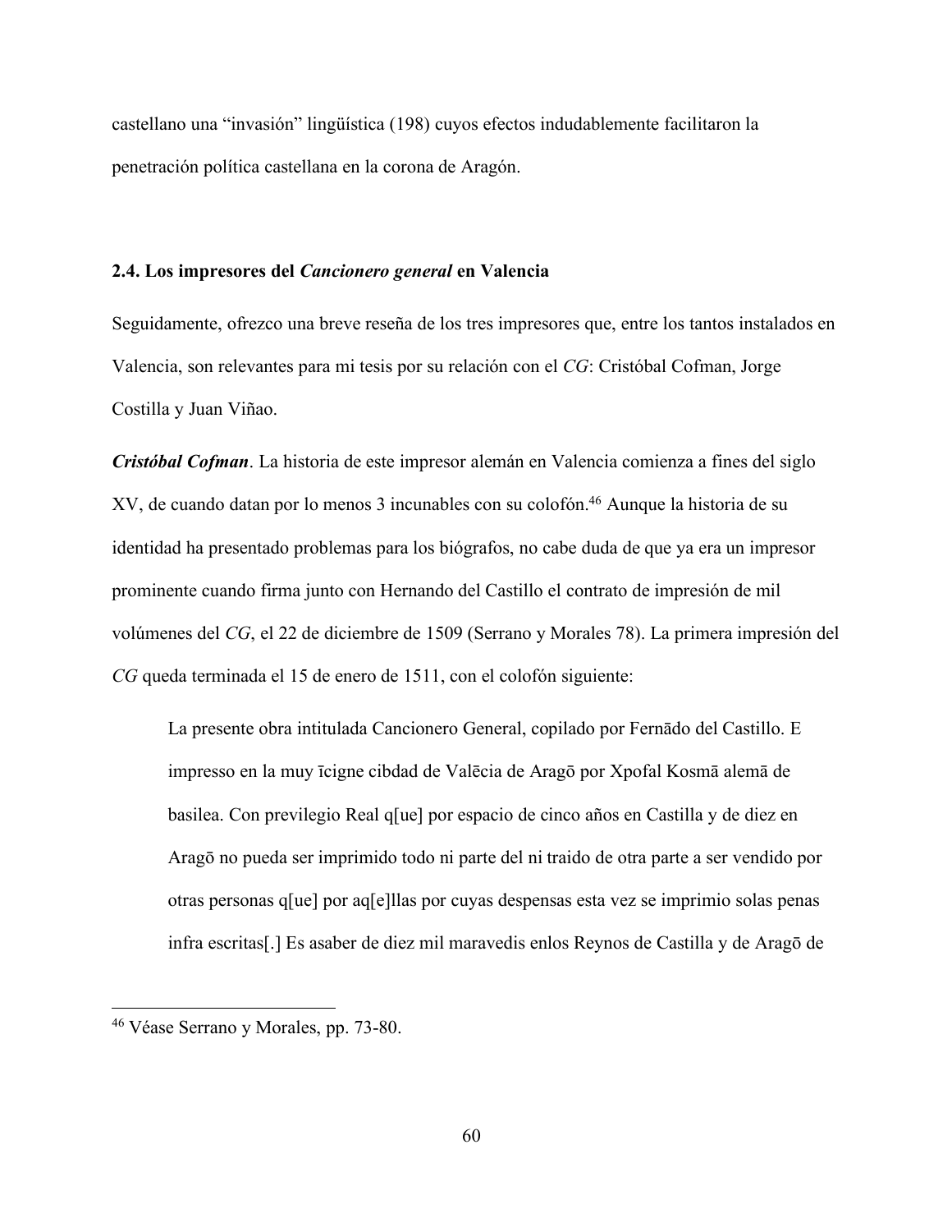castellano una "invasión" lingüística (198) cuyos efectos indudablemente facilitaron la penetración política castellana en la corona de Aragón.

### 2.4. Los impresores del *Cancionero general* en Valencia

Seguidamente, ofrezco una breve reseña de los tres impresores que, entre los tantos instalados en Valencia, son relevantes para mi tesis por su relación con el *CG*: Cristóbal Cofman, Jorge Costilla y Juan Viñao.

***Cristóbal Cofman***. La historia de este impresor alemán en Valencia comienza a fines del siglo XV, de cuando datan por lo menos 3 incunables con su colofón.[46] Aunque la historia de su identidad ha presentado problemas para los biógrafos, no cabe duda de que ya era un impresor prominente cuando firma junto con Hernando del Castillo el contrato de impresión de mil volúmenes del *CG*, el 22 de diciembre de 1509 (Serrano y Morales 78). La primera impresión del *CG* queda terminada el 15 de enero de 1511, con el colofón siguiente:

> La presente obra intitulada Cancionero General, copilado por Fernādo del Castillo. E impresso en la muy īcigne cibdad de Valēcia de Aragō por Xpofal Kosmā alemā de basilea. Con previlegio Real q[ue] por espacio de cinco años en Castilla y de diez en Aragō no pueda ser imprimido todo ni parte del ni traido de otra parte a ser vendido por otras personas q[ue] por aq[e]llas por cuyas despensas esta vez se imprimio solas penas infra escritas[.] Es asaber de diez mil maravedis enlos Reynos de Castilla y de Aragō de

[46] Véase Serrano y Morales, pp. 73-80.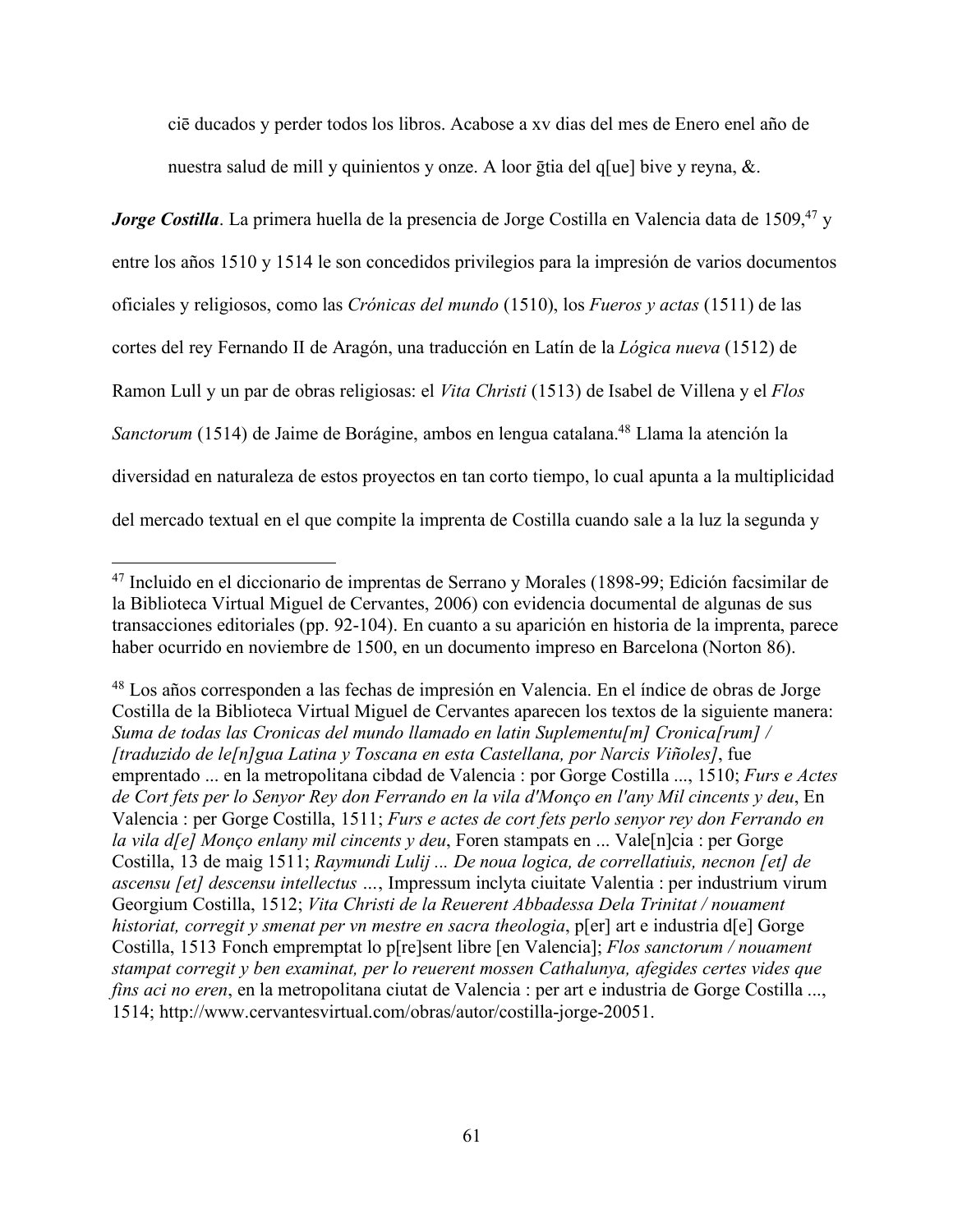ciē ducados y perder todos los libros. Acabose a xv dias del mes de Enero enel año de nuestra salud de mill y quinientos y onze. A loor g̃tia del q[ue] bive y reyna, &.

***Jorge Costilla***. La primera huella de la presencia de Jorge Costilla en Valencia data de 1509,[47] y entre los años 1510 y 1514 le son concedidos privilegios para la impresión de varios documentos oficiales y religiosos, como las *Crónicas del mundo* (1510), los *Fueros y actas* (1511) de las cortes del rey Fernando II de Aragón, una traducción en Latín de la *Lógica nueva* (1512) de Ramon Lull y un par de obras religiosas: el *Vita Christi* (1513) de Isabel de Villena y el *Flos Sanctorum* (1514) de Jaime de Borágine, ambos en lengua catalana.[48] Llama la atención la diversidad en naturaleza de estos proyectos en tan corto tiempo, lo cual apunta a la multiplicidad del mercado textual en el que compite la imprenta de Costilla cuando sale a la luz la segunda y

---

[47] Incluido en el diccionario de imprentas de Serrano y Morales (1898-99; Edición facsimilar de la Biblioteca Virtual Miguel de Cervantes, 2006) con evidencia documental de algunas de sus transacciones editoriales (pp. 92-104). En cuanto a su aparición en historia de la imprenta, parece haber ocurrido en noviembre de 1500, en un documento impreso en Barcelona (Norton 86).

[48] Los años corresponden a las fechas de impresión en Valencia. En el índice de obras de Jorge Costilla de la Biblioteca Virtual Miguel de Cervantes aparecen los textos de la siguiente manera: *Suma de todas las Cronicas del mundo llamado en latin Suplementu[m] Cronica[rum] / [traduzido de le[n]gua Latina y Toscana en esta Castellana, por Narcis Viñoles]*, fue emprentado ... en la metropolitana cibdad de Valencia : por Gorge Costilla ..., 1510; *Furs e Actes de Cort fets per lo Senyor Rey don Ferrando en la vila d'Monço en l'any Mil cincents y deu*, En Valencia : per Gorge Costilla, 1511; *Furs e actes de cort fets perlo senyor rey don Ferrando en la vila d[e] Monço enlany mil cincents y deu*, Foren stampats en ... Vale[n]cia : per Gorge Costilla, 13 de maig 1511; *Raymundi Lulij ... De noua logica, de correllatiuis, necnon [et] de ascensu [et] descensu intellectus ...*, Impressum inclyta ciuitate Valentia : per industrium virum Georgium Costilla, 1512; *Vita Christi de la Reuerent Abbadessa Dela Trinitat / nouament historiat, corregit y smenat per vn mestre en sacra theologia*, p[er] art e industria d[e] Gorge Costilla, 1513 Fonch empremptat lo p[re]sent libre [en Valencia]; *Flos sanctorum / nouament stampat corregit y ben examinat, per lo reuerent mossen Cathalunya, afegides certes vides que fins aci no eren*, en la metropolitana ciutat de Valencia : per art e industria de Gorge Costilla ..., 1514; http://www.cervantesvirtual.com/obras/autor/costilla-jorge-20051.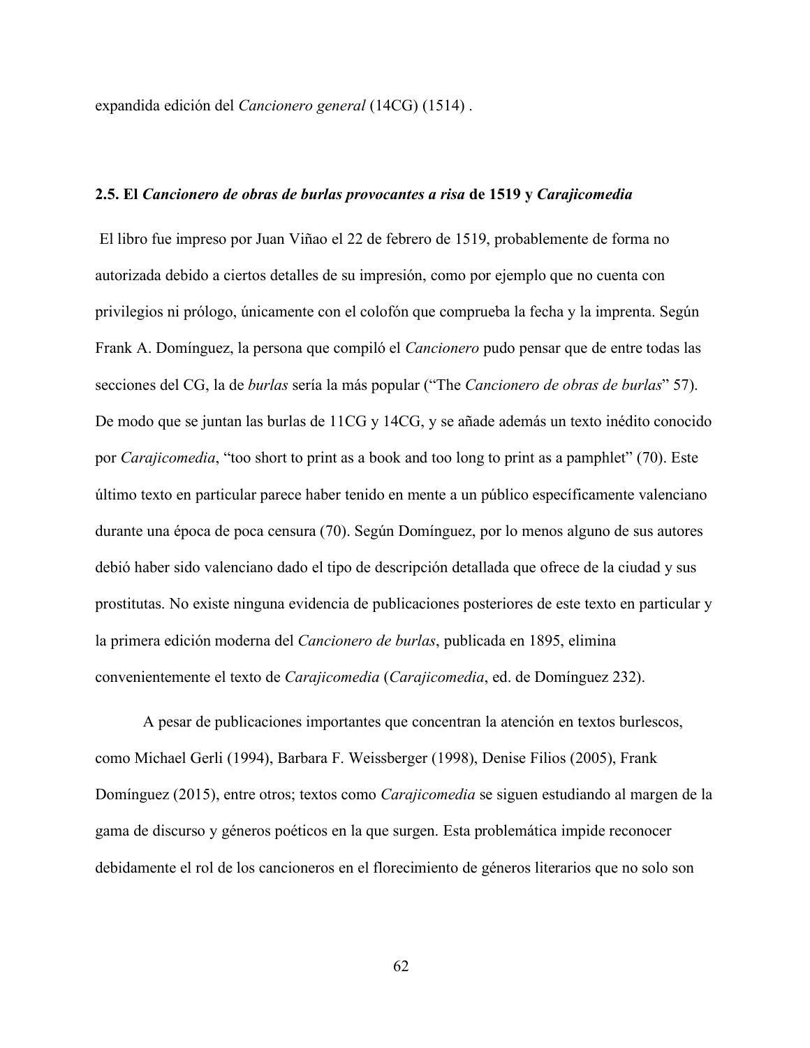expandida edición del *Cancionero general* (14CG) (1514) .

### 2.5. El *Cancionero de obras de burlas provocantes a risa* de 1519 y *Carajicomedia*

El libro fue impreso por Juan Viñao el 22 de febrero de 1519, probablemente de forma no autorizada debido a ciertos detalles de su impresión, como por ejemplo que no cuenta con privilegios ni prólogo, únicamente con el colofón que comprueba la fecha y la imprenta. Según Frank A. Domínguez, la persona que compiló el *Cancionero* pudo pensar que de entre todas las secciones del CG, la de *burlas* sería la más popular ("The *Cancionero de obras de burlas*" 57). De modo que se juntan las burlas de 11CG y 14CG, y se añade además un texto inédito conocido por *Carajicomedia*, "too short to print as a book and too long to print as a pamphlet" (70). Este último texto en particular parece haber tenido en mente a un público específicamente valenciano durante una época de poca censura (70). Según Domínguez, por lo menos alguno de sus autores debió haber sido valenciano dado el tipo de descripción detallada que ofrece de la ciudad y sus prostitutas. No existe ninguna evidencia de publicaciones posteriores de este texto en particular y la primera edición moderna del *Cancionero de burlas*, publicada en 1895, elimina convenientemente el texto de *Carajicomedia* (*Carajicomedia*, ed. de Domínguez 232).

A pesar de publicaciones importantes que concentran la atención en textos burlescos, como Michael Gerli (1994), Barbara F. Weissberger (1998), Denise Filios (2005), Frank Domínguez (2015), entre otros; textos como *Carajicomedia* se siguen estudiando al margen de la gama de discurso y géneros poéticos en la que surgen. Esta problemática impide reconocer debidamente el rol de los cancioneros en el florecimiento de géneros literarios que no solo son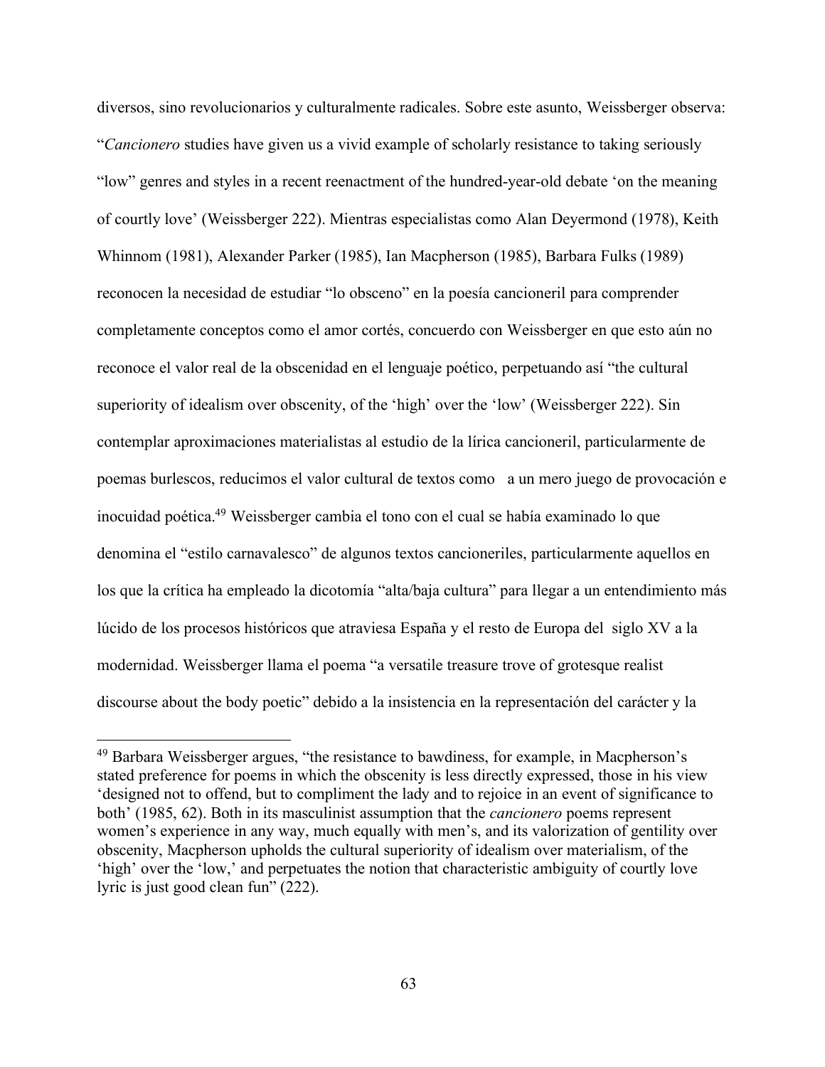diversos, sino revolucionarios y culturalmente radicales. Sobre este asunto, Weissberger observa: "*Cancionero* studies have given us a vivid example of scholarly resistance to taking seriously "low" genres and styles in a recent reenactment of the hundred-year-old debate 'on the meaning of courtly love' (Weissberger 222). Mientras especialistas como Alan Deyermond (1978), Keith Whinnom (1981), Alexander Parker (1985), Ian Macpherson (1985), Barbara Fulks (1989) reconocen la necesidad de estudiar "lo obsceno" en la poesía cancioneril para comprender completamente conceptos como el amor cortés, concuerdo con Weissberger en que esto aún no reconoce el valor real de la obscenidad en el lenguaje poético, perpetuando así "the cultural superiority of idealism over obscenity, of the 'high' over the 'low' (Weissberger 222). Sin contemplar aproximaciones materialistas al estudio de la lírica cancioneril, particularmente de poemas burlescos, reducimos el valor cultural de textos como   a un mero juego de provocación e inocuidad poética.[49] Weissberger cambia el tono con el cual se había examinado lo que denomina el "estilo carnavalesco" de algunos textos cancioneriles, particularmente aquellos en los que la crítica ha empleado la dicotomía "alta/baja cultura" para llegar a un entendimiento más lúcido de los procesos históricos que atraviesa España y el resto de Europa del  siglo XV a la modernidad. Weissberger llama el poema "a versatile treasure trove of grotesque realist discourse about the body poetic" debido a la insistencia en la representación del carácter y la

---

[49] Barbara Weissberger argues, "the resistance to bawdiness, for example, in Macpherson's stated preference for poems in which the obscenity is less directly expressed, those in his view 'designed not to offend, but to compliment the lady and to rejoice in an event of significance to both' (1985, 62). Both in its masculinist assumption that the *cancionero* poems represent women's experience in any way, much equally with men's, and its valorization of gentility over obscenity, Macpherson upholds the cultural superiority of idealism over materialism, of the 'high' over the 'low,' and perpetuates the notion that characteristic ambiguity of courtly love lyric is just good clean fun" (222).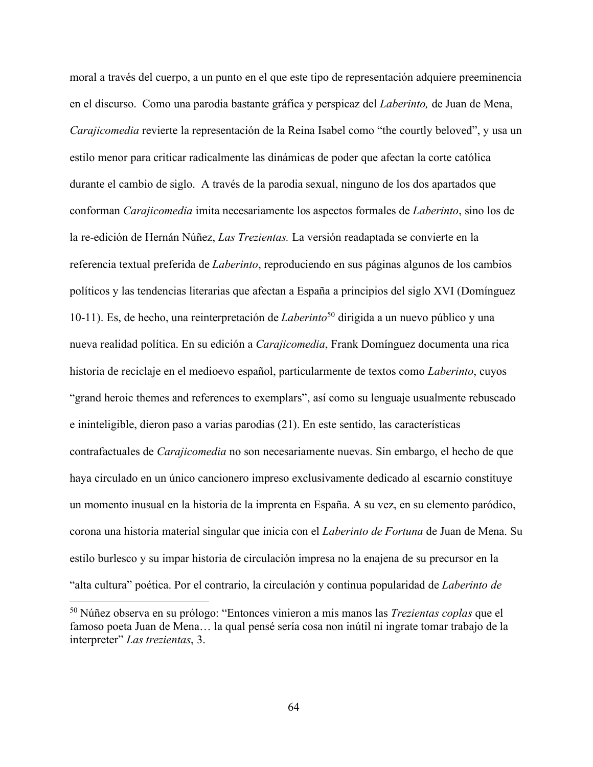moral a través del cuerpo, a un punto en el que este tipo de representación adquiere preeminencia en el discurso.  Como una parodia bastante gráfica y perspicaz del *Laberinto,* de Juan de Mena, *Carajicomedia* revierte la representación de la Reina Isabel como "the courtly beloved", y usa un estilo menor para criticar radicalmente las dinámicas de poder que afectan la corte católica durante el cambio de siglo.  A través de la parodia sexual, ninguno de los dos apartados que conforman *Carajicomedia* imita necesariamente los aspectos formales de *Laberinto*, sino los de la re-edición de Hernán Núñez, *Las Trezientas.* La versión readaptada se convierte en la referencia textual preferida de *Laberinto*, reproduciendo en sus páginas algunos de los cambios políticos y las tendencias literarias que afectan a España a principios del siglo XVI (Domínguez 10-11). Es, de hecho, una reinterpretación de *Laberinto*[50] dirigida a un nuevo público y una nueva realidad política. En su edición a *Carajicomedia*, Frank Domínguez documenta una rica historia de reciclaje en el medioevo español, particularmente de textos como *Laberinto*, cuyos "grand heroic themes and references to exemplars", así como su lenguaje usualmente rebuscado e ininteligible, dieron paso a varias parodias (21). En este sentido, las características contrafactuales de *Carajicomedia* no son necesariamente nuevas. Sin embargo, el hecho de que haya circulado en un único cancionero impreso exclusivamente dedicado al escarnio constituye un momento inusual en la historia de la imprenta en España. A su vez, en su elemento paródico, corona una historia material singular que inicia con el *Laberinto de Fortuna* de Juan de Mena. Su estilo burlesco y su impar historia de circulación impresa no la enajena de su precursor en la "alta cultura" poética. Por el contrario, la circulación y continua popularidad de *Laberinto de*

[50] Núñez observa en su prólogo: "Entonces vinieron a mis manos las *Trezientas coplas* que el famoso poeta Juan de Mena… la qual pensé sería cosa non inútil ni ingrate tomar trabajo de la interpreter" *Las trezientas*, 3.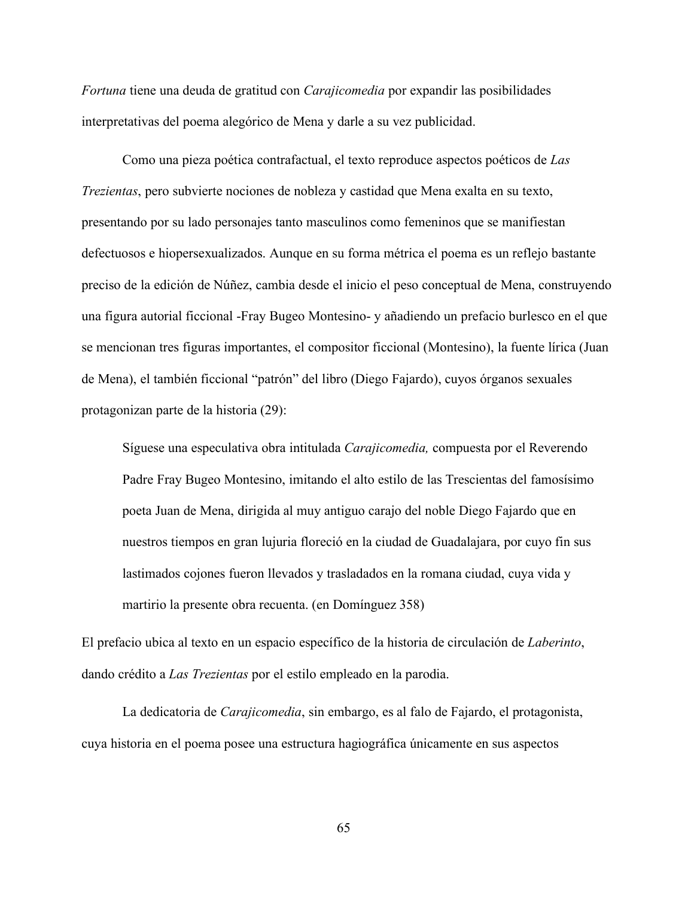*Fortuna* tiene una deuda de gratitud con *Carajicomedia* por expandir las posibilidades interpretativas del poema alegórico de Mena y darle a su vez publicidad.

Como una pieza poética contrafactual, el texto reproduce aspectos poéticos de *Las Trezientas*, pero subvierte nociones de nobleza y castidad que Mena exalta en su texto, presentando por su lado personajes tanto masculinos como femeninos que se manifiestan defectuosos e hiopersexualizados. Aunque en su forma métrica el poema es un reflejo bastante preciso de la edición de Núñez, cambia desde el inicio el peso conceptual de Mena, construyendo una figura autorial ficcional -Fray Bugeo Montesino- y añadiendo un prefacio burlesco en el que se mencionan tres figuras importantes, el compositor ficcional (Montesino), la fuente lírica (Juan de Mena), el también ficcional "patrón" del libro (Diego Fajardo), cuyos órganos sexuales protagonizan parte de la historia (29):

> Síguese una especulativa obra intitulada *Carajicomedia,* compuesta por el Reverendo Padre Fray Bugeo Montesino, imitando el alto estilo de las Trescientas del famosísimo poeta Juan de Mena, dirigida al muy antiguo carajo del noble Diego Fajardo que en nuestros tiempos en gran lujuria floreció en la ciudad de Guadalajara, por cuyo fin sus lastimados cojones fueron llevados y trasladados en la romana ciudad, cuya vida y martirio la presente obra recuenta. (en Domínguez 358)

El prefacio ubica al texto en un espacio específico de la historia de circulación de *Laberinto*, dando crédito a *Las Trezientas* por el estilo empleado en la parodia.

La dedicatoria de *Carajicomedia*, sin embargo, es al falo de Fajardo, el protagonista, cuya historia en el poema posee una estructura hagiográfica únicamente en sus aspectos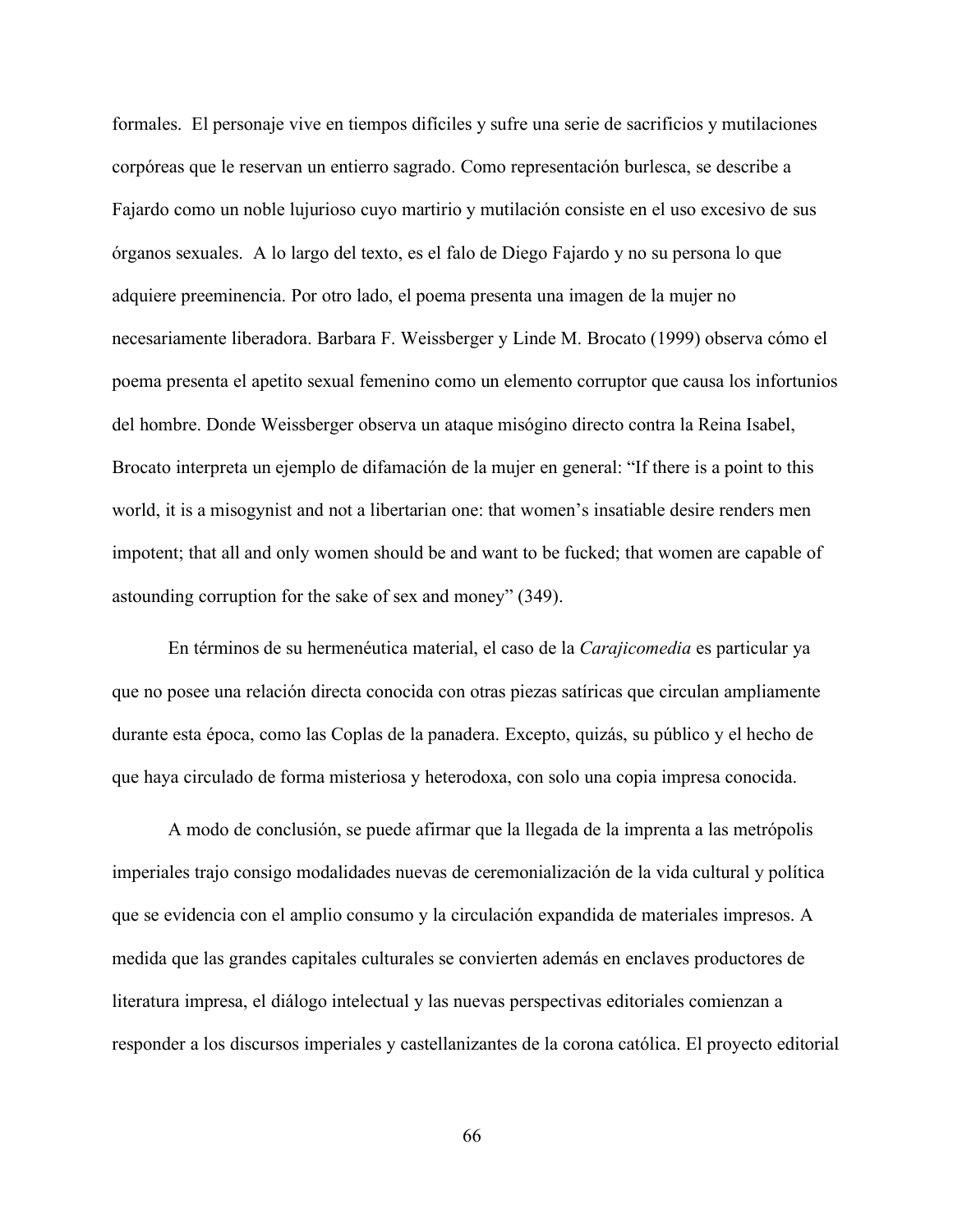formales. El personaje vive en tiempos difíciles y sufre una serie de sacrificios y mutilaciones corpóreas que le reservan un entierro sagrado. Como representación burlesca, se describe a Fajardo como un noble lujurioso cuyo martirio y mutilación consiste en el uso excesivo de sus órganos sexuales. A lo largo del texto, es el falo de Diego Fajardo y no su persona lo que adquiere preeminencia. Por otro lado, el poema presenta una imagen de la mujer no necesariamente liberadora. Barbara F. Weissberger y Linde M. Brocato (1999) observa cómo el poema presenta el apetito sexual femenino como un elemento corruptor que causa los infortunios del hombre. Donde Weissberger observa un ataque misógino directo contra la Reina Isabel, Brocato interpreta un ejemplo de difamación de la mujer en general: "If there is a point to this world, it is a misogynist and not a libertarian one: that women's insatiable desire renders men impotent; that all and only women should be and want to be fucked; that women are capable of astounding corruption for the sake of sex and money" (349).

En términos de su hermenéutica material, el caso de la *Carajicomedia* es particular ya que no posee una relación directa conocida con otras piezas satíricas que circulan ampliamente durante esta época, como las Coplas de la panadera. Excepto, quizás, su público y el hecho de que haya circulado de forma misteriosa y heterodoxa, con solo una copia impresa conocida.

A modo de conclusión, se puede afirmar que la llegada de la imprenta a las metrópolis imperiales trajo consigo modalidades nuevas de ceremonialización de la vida cultural y política que se evidencia con el amplio consumo y la circulación expandida de materiales impresos. A medida que las grandes capitales culturales se convierten además en enclaves productores de literatura impresa, el diálogo intelectual y las nuevas perspectivas editoriales comienzan a responder a los discursos imperiales y castellanizantes de la corona católica. El proyecto editorial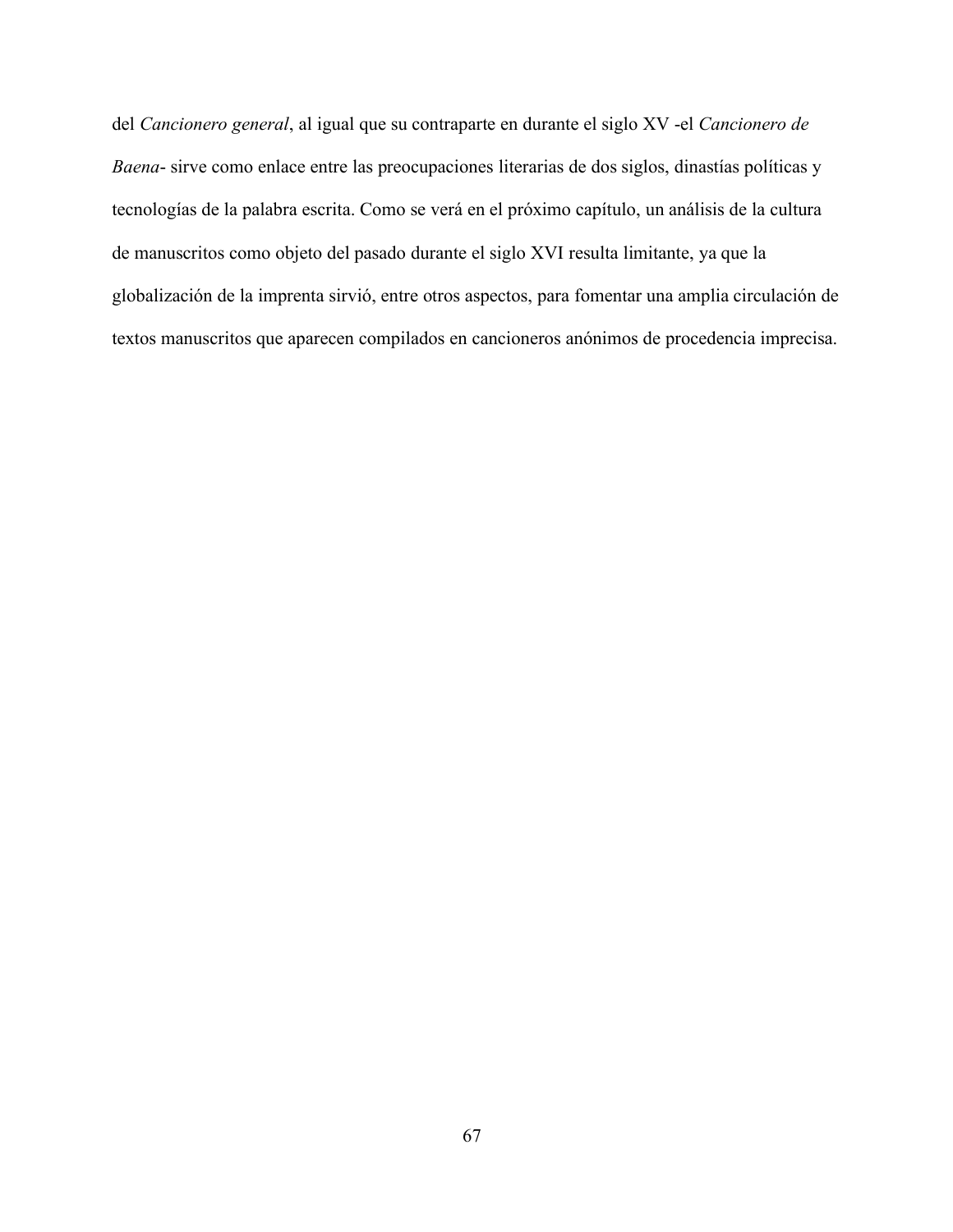del *Cancionero general*, al igual que su contraparte en durante el siglo XV -el *Cancionero de Baena*- sirve como enlace entre las preocupaciones literarias de dos siglos, dinastías políticas y tecnologías de la palabra escrita. Como se verá en el próximo capítulo, un análisis de la cultura de manuscritos como objeto del pasado durante el siglo XVI resulta limitante, ya que la globalización de la imprenta sirvió, entre otros aspectos, para fomentar una amplia circulación de textos manuscritos que aparecen compilados en cancioneros anónimos de procedencia imprecisa.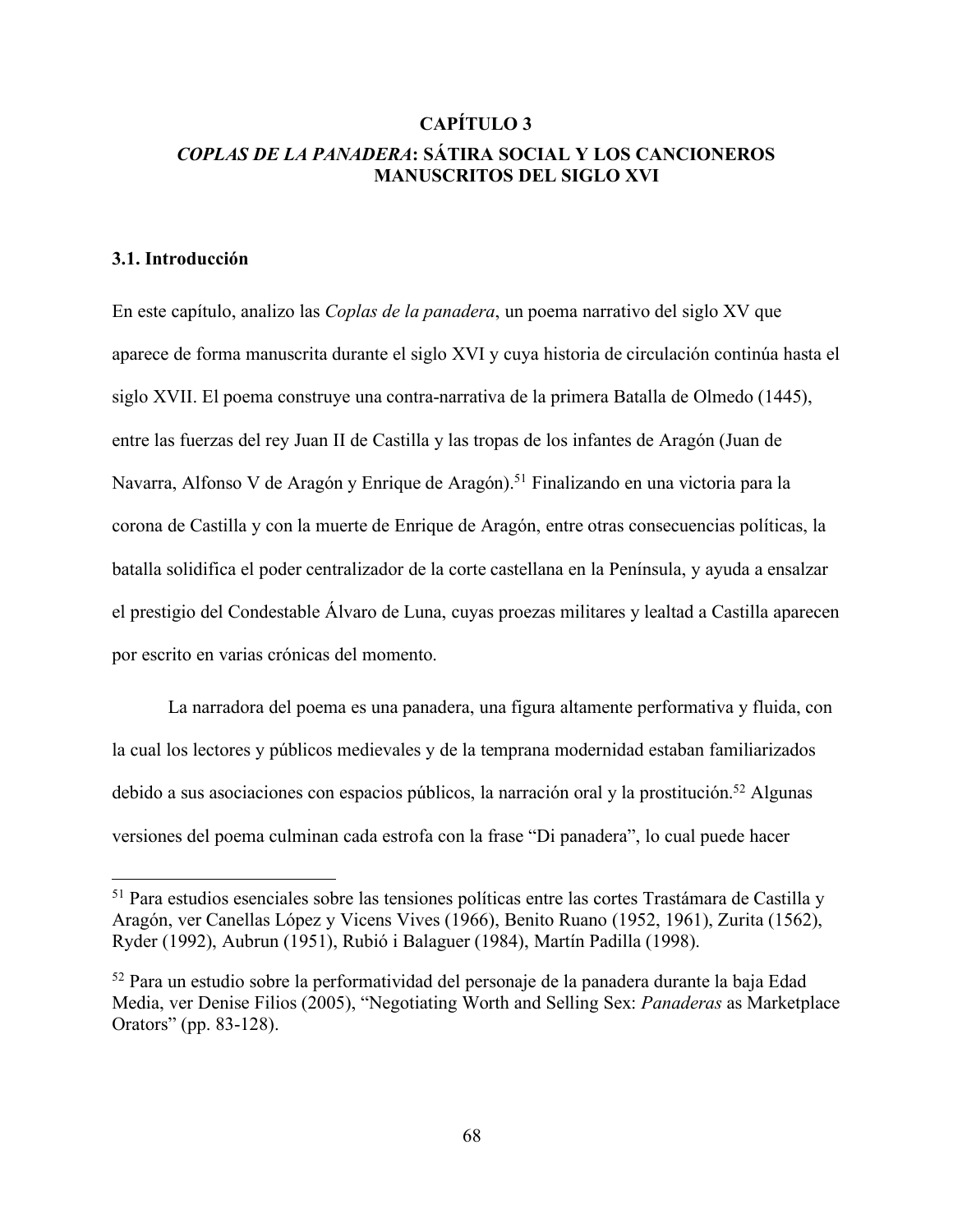# CAPÍTULO 3

## *COPLAS DE LA PANADERA*: SÁTIRA SOCIAL Y LOS CANCIONEROS MANUSCRITOS DEL SIGLO XVI

### 3.1. Introducción

En este capítulo, analizo las *Coplas de la panadera*, un poema narrativo del siglo XV que aparece de forma manuscrita durante el siglo XVI y cuya historia de circulación continúa hasta el siglo XVII. El poema construye una contra-narrativa de la primera Batalla de Olmedo (1445), entre las fuerzas del rey Juan II de Castilla y las tropas de los infantes de Aragón (Juan de Navarra, Alfonso V de Aragón y Enrique de Aragón).[51] Finalizando en una victoria para la corona de Castilla y con la muerte de Enrique de Aragón, entre otras consecuencias políticas, la batalla solidifica el poder centralizador de la corte castellana en la Península, y ayuda a ensalzar el prestigio del Condestable Álvaro de Luna, cuyas proezas militares y lealtad a Castilla aparecen por escrito en varias crónicas del momento.

La narradora del poema es una panadera, una figura altamente performativa y fluida, con la cual los lectores y públicos medievales y de la temprana modernidad estaban familiarizados debido a sus asociaciones con espacios públicos, la narración oral y la prostitución.[52] Algunas versiones del poema culminan cada estrofa con la frase "Di panadera", lo cual puede hacer

---

[51] Para estudios esenciales sobre las tensiones políticas entre las cortes Trastámara de Castilla y Aragón, ver Canellas López y Vicens Vives (1966), Benito Ruano (1952, 1961), Zurita (1562), Ryder (1992), Aubrun (1951), Rubió i Balaguer (1984), Martín Padilla (1998).

[52] Para un estudio sobre la performatividad del personaje de la panadera durante la baja Edad Media, ver Denise Filios (2005), "Negotiating Worth and Selling Sex: *Panaderas* as Marketplace Orators" (pp. 83-128).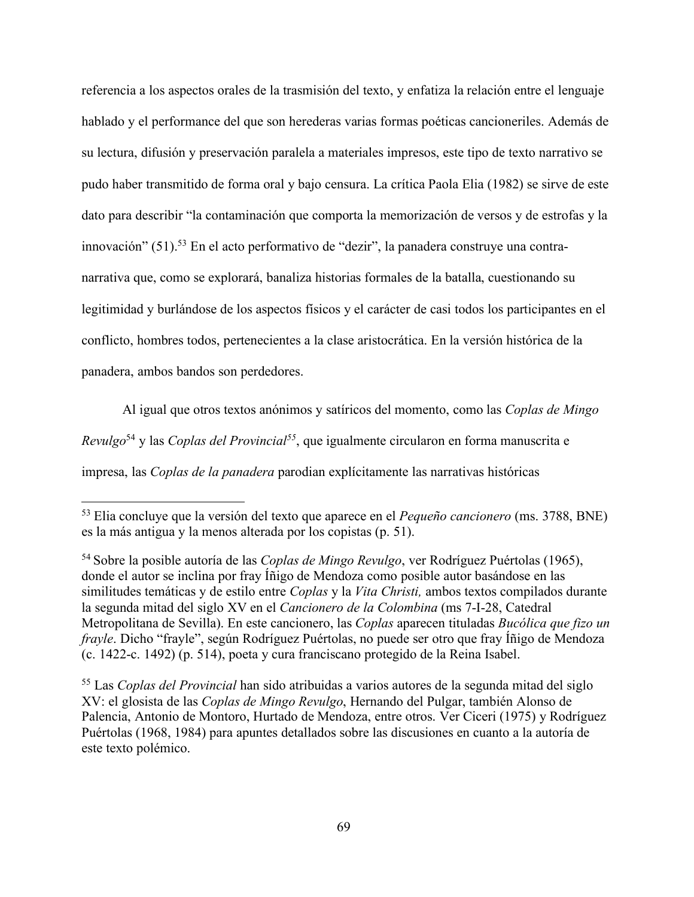referencia a los aspectos orales de la trasmisión del texto, y enfatiza la relación entre el lenguaje hablado y el performance del que son herederas varias formas poéticas cancioneriles. Además de su lectura, difusión y preservación paralela a materiales impresos, este tipo de texto narrativo se pudo haber transmitido de forma oral y bajo censura. La crítica Paola Elia (1982) se sirve de este dato para describir "la contaminación que comporta la memorización de versos y de estrofas y la innovación" (51).[53] En el acto performativo de "dezir", la panadera construye una contra-narrativa que, como se explorará, banaliza historias formales de la batalla, cuestionando su legitimidad y burlándose de los aspectos físicos y el carácter de casi todos los participantes en el conflicto, hombres todos, pertenecientes a la clase aristocrática. En la versión histórica de la panadera, ambos bandos son perdedores.

Al igual que otros textos anónimos y satíricos del momento, como las *Coplas de Mingo Revulgo*[54] y las *Coplas del Provincial*[55], que igualmente circularon en forma manuscrita e impresa, las *Coplas de la panadera* parodian explícitamente las narrativas históricas

---

[53] Elia concluye que la versión del texto que aparece en el *Pequeño cancionero* (ms. 3788, BNE) es la más antigua y la menos alterada por los copistas (p. 51).

[54] Sobre la posible autoría de las *Coplas de Mingo Revulgo*, ver Rodríguez Puértolas (1965), donde el autor se inclina por fray Íñigo de Mendoza como posible autor basándose en las similitudes temáticas y de estilo entre *Coplas* y la *Vita Christi,* ambos textos compilados durante la segunda mitad del siglo XV en el *Cancionero de la Colombina* (ms 7-I-28, Catedral Metropolitana de Sevilla). En este cancionero, las *Coplas* aparecen tituladas *Bucólica que fizo un frayle*. Dicho "frayle", según Rodríguez Puértolas, no puede ser otro que fray Íñigo de Mendoza (c. 1422-c. 1492) (p. 514), poeta y cura franciscano protegido de la Reina Isabel.

[55] Las *Coplas del Provincial* han sido atribuidas a varios autores de la segunda mitad del siglo XV: el glosista de las *Coplas de Mingo Revulgo*, Hernando del Pulgar, también Alonso de Palencia, Antonio de Montoro, Hurtado de Mendoza, entre otros. Ver Ciceri (1975) y Rodríguez Puértolas (1968, 1984) para apuntes detallados sobre las discusiones en cuanto a la autoría de este texto polémico.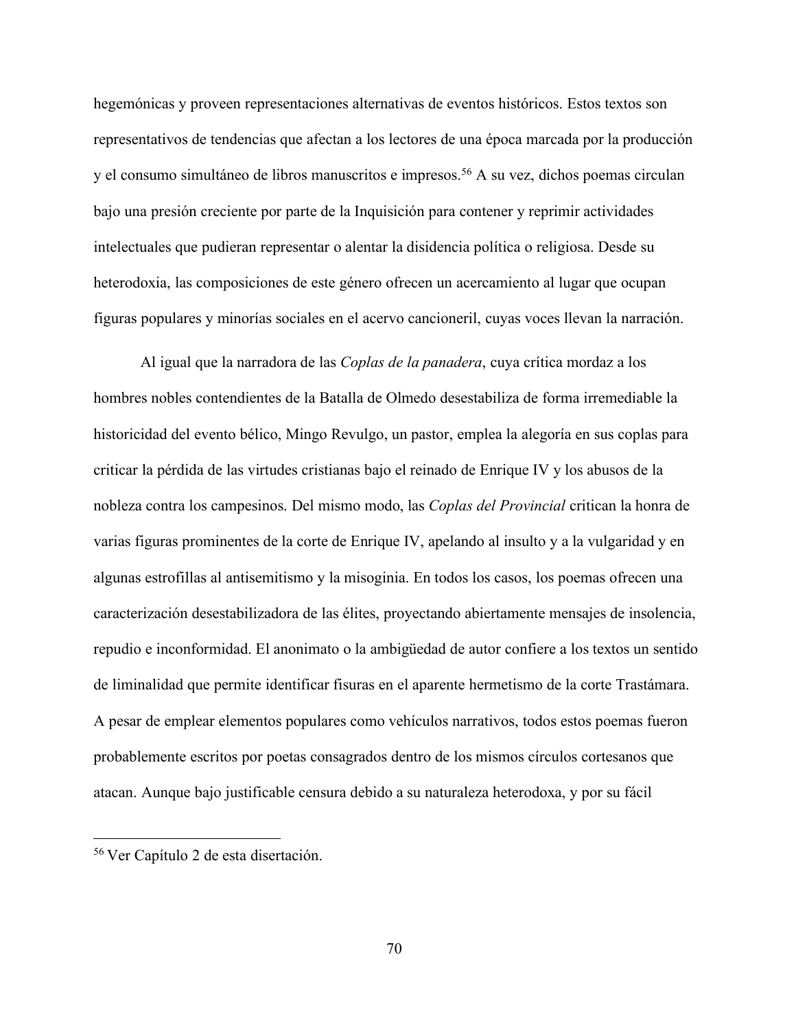hegemónicas y proveen representaciones alternativas de eventos históricos. Estos textos son representativos de tendencias que afectan a los lectores de una época marcada por la producción y el consumo simultáneo de libros manuscritos e impresos.[56] A su vez, dichos poemas circulan bajo una presión creciente por parte de la Inquisición para contener y reprimir actividades intelectuales que pudieran representar o alentar la disidencia política o religiosa. Desde su heterodoxia, las composiciones de este género ofrecen un acercamiento al lugar que ocupan figuras populares y minorías sociales en el acervo cancioneril, cuyas voces llevan la narración.

Al igual que la narradora de las *Coplas de la panadera*, cuya crítica mordaz a los hombres nobles contendientes de la Batalla de Olmedo desestabiliza de forma irremediable la historicidad del evento bélico, Mingo Revulgo, un pastor, emplea la alegoría en sus coplas para criticar la pérdida de las virtudes cristianas bajo el reinado de Enrique IV y los abusos de la nobleza contra los campesinos. Del mismo modo, las *Coplas del Provincial* critican la honra de varias figuras prominentes de la corte de Enrique IV, apelando al insulto y a la vulgaridad y en algunas estrofillas al antisemitismo y la misoginia. En todos los casos, los poemas ofrecen una caracterización desestabilizadora de las élites, proyectando abiertamente mensajes de insolencia, repudio e inconformidad. El anonimato o la ambigüedad de autor confiere a los textos un sentido de liminalidad que permite identificar fisuras en el aparente hermetismo de la corte Trastámara. A pesar de emplear elementos populares como vehículos narrativos, todos estos poemas fueron probablemente escritos por poetas consagrados dentro de los mismos círculos cortesanos que atacan. Aunque bajo justificable censura debido a su naturaleza heterodoxa, y por su fácil

[56] Ver Capítulo 2 de esta disertación.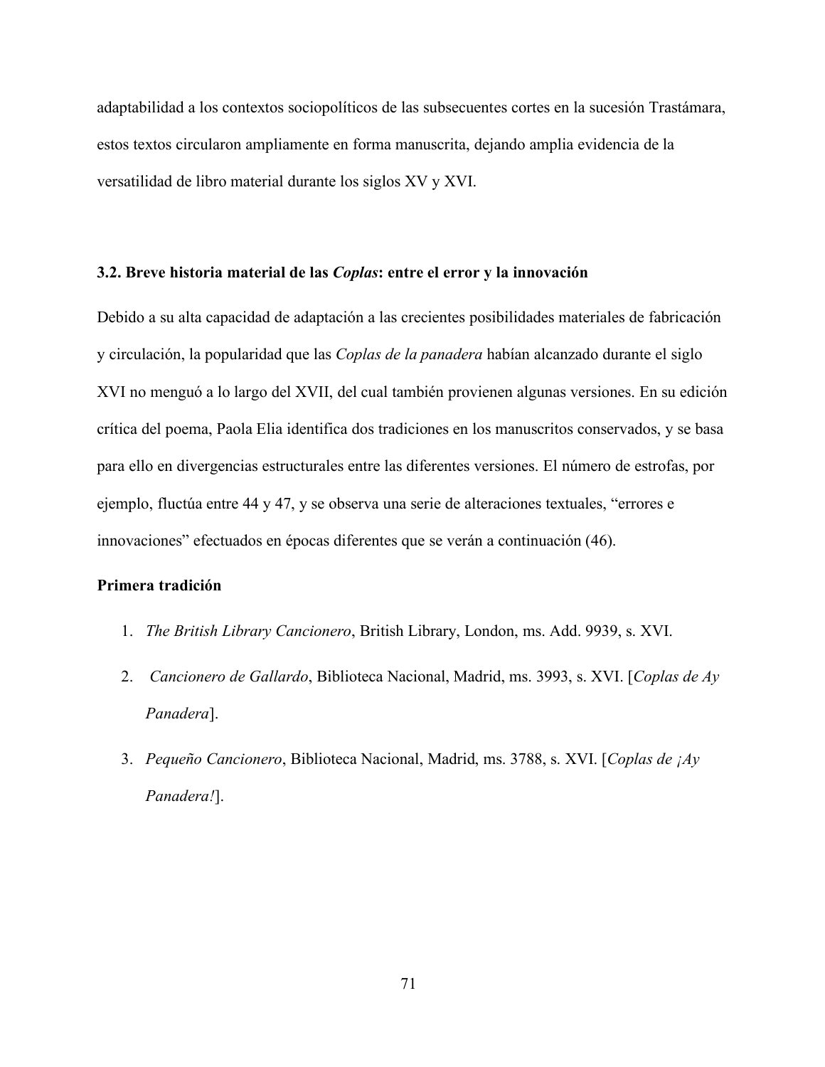adaptabilidad a los contextos sociopolíticos de las subsecuentes cortes en la sucesión Trastámara, estos textos circularon ampliamente en forma manuscrita, dejando amplia evidencia de la versatilidad de libro material durante los siglos XV y XVI.

### 3.2. Breve historia material de las *Coplas*: entre el error y la innovación

Debido a su alta capacidad de adaptación a las crecientes posibilidades materiales de fabricación y circulación, la popularidad que las *Coplas de la panadera* habían alcanzado durante el siglo XVI no menguó a lo largo del XVII, del cual también provienen algunas versiones. En su edición crítica del poema, Paola Elia identifica dos tradiciones en los manuscritos conservados, y se basa para ello en divergencias estructurales entre las diferentes versiones. El número de estrofas, por ejemplo, fluctúa entre 44 y 47, y se observa una serie de alteraciones textuales, "errores e innovaciones" efectuados en épocas diferentes que se verán a continuación (46).

**Primera tradición**

1. *The British Library Cancionero*, British Library, London, ms. Add. 9939, s. XVI.
2. *Cancionero de Gallardo*, Biblioteca Nacional, Madrid, ms. 3993, s. XVI. [*Coplas de Ay Panadera*].
3. *Pequeño Cancionero*, Biblioteca Nacional, Madrid, ms. 3788, s. XVI. [*Coplas de ¡Ay Panadera!*].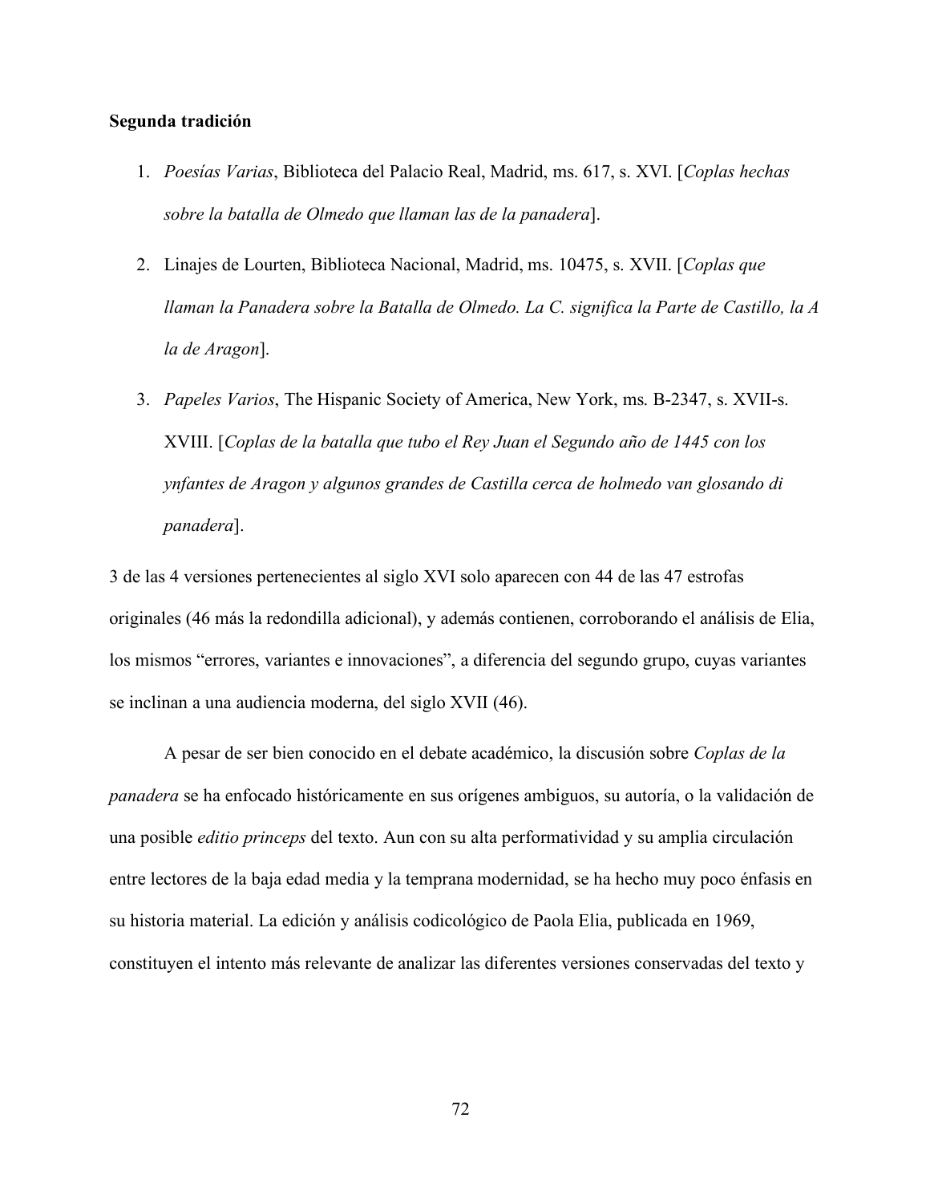**Segunda tradición**

1. *Poesías Varias*, Biblioteca del Palacio Real, Madrid, ms. 617, s. XVI. [*Coplas hechas sobre la batalla de Olmedo que llaman las de la panadera*].
2. Linajes de Lourten, Biblioteca Nacional, Madrid, ms. 10475, s. XVII. [*Coplas que llaman la Panadera sobre la Batalla de Olmedo. La C. significa la Parte de Castillo, la A la de Aragon*].
3. *Papeles Varios*, The Hispanic Society of America, New York, ms. B-2347, s. XVII-s. XVIII. [*Coplas de la batalla que tubo el Rey Juan el Segundo año de 1445 con los ynfantes de Aragon y algunos grandes de Castilla cerca de holmedo van glosando di panadera*].

3 de las 4 versiones pertenecientes al siglo XVI solo aparecen con 44 de las 47 estrofas originales (46 más la redondilla adicional), y además contienen, corroborando el análisis de Elia, los mismos "errores, variantes e innovaciones", a diferencia del segundo grupo, cuyas variantes se inclinan a una audiencia moderna, del siglo XVII (46).

A pesar de ser bien conocido en el debate académico, la discusión sobre *Coplas de la panadera* se ha enfocado históricamente en sus orígenes ambiguos, su autoría, o la validación de una posible *editio princeps* del texto. Aun con su alta performatividad y su amplia circulación entre lectores de la baja edad media y la temprana modernidad, se ha hecho muy poco énfasis en su historia material. La edición y análisis codicológico de Paola Elia, publicada en 1969, constituyen el intento más relevante de analizar las diferentes versiones conservadas del texto y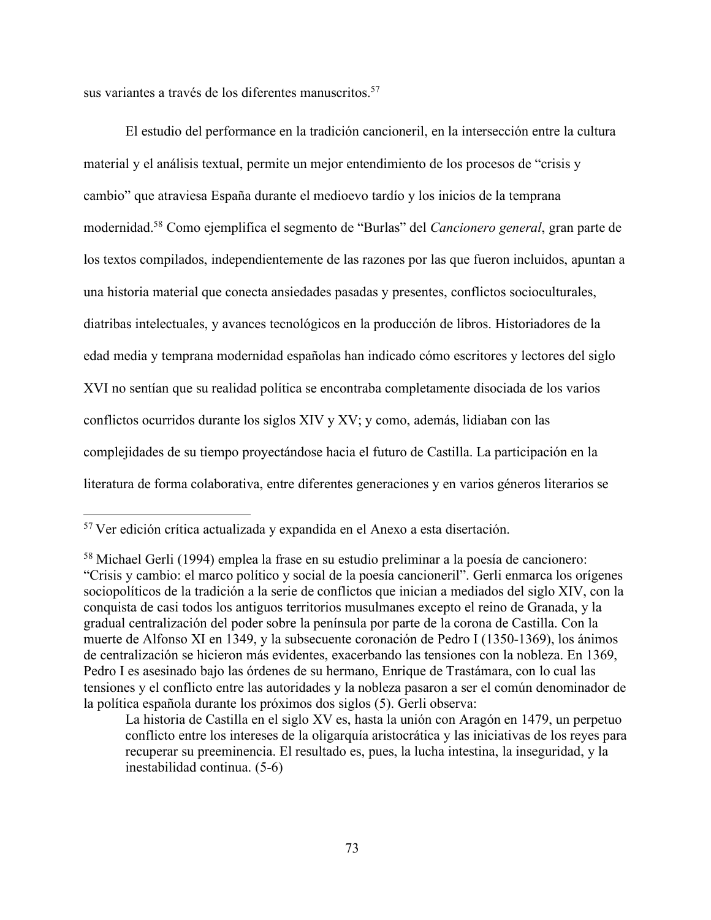sus variantes a través de los diferentes manuscritos.[57]

El estudio del performance en la tradición cancioneril, en la intersección entre la cultura material y el análisis textual, permite un mejor entendimiento de los procesos de "crisis y cambio" que atraviesa España durante el medioevo tardío y los inicios de la temprana modernidad.[58] Como ejemplifica el segmento de "Burlas" del *Cancionero general*, gran parte de los textos compilados, independientemente de las razones por las que fueron incluidos, apuntan a una historia material que conecta ansiedades pasadas y presentes, conflictos socioculturales, diatribas intelectuales, y avances tecnológicos en la producción de libros. Historiadores de la edad media y temprana modernidad españolas han indicado cómo escritores y lectores del siglo XVI no sentían que su realidad política se encontraba completamente disociada de los varios conflictos ocurridos durante los siglos XIV y XV; y como, además, lidiaban con las complejidades de su tiempo proyectándose hacia el futuro de Castilla. La participación en la literatura de forma colaborativa, entre diferentes generaciones y en varios géneros literarios se

---

[57] Ver edición crítica actualizada y expandida en el Anexo a esta disertación.

[58] Michael Gerli (1994) emplea la frase en su estudio preliminar a la poesía de cancionero: "Crisis y cambio: el marco político y social de la poesía cancioneril". Gerli enmarca los orígenes sociopolíticos de la tradición a la serie de conflictos que inician a mediados del siglo XIV, con la conquista de casi todos los antiguos territorios musulmanes excepto el reino de Granada, y la gradual centralización del poder sobre la península por parte de la corona de Castilla. Con la muerte de Alfonso XI en 1349, y la subsecuente coronación de Pedro I (1350-1369), los ánimos de centralización se hicieron más evidentes, exacerbando las tensiones con la nobleza. En 1369, Pedro I es asesinado bajo las órdenes de su hermano, Enrique de Trastámara, con lo cual las tensiones y el conflicto entre las autoridades y la nobleza pasaron a ser el común denominador de la política española durante los próximos dos siglos (5). Gerli observa:

> La historia de Castilla en el siglo XV es, hasta la unión con Aragón en 1479, un perpetuo conflicto entre los intereses de la oligarquía aristocrática y las iniciativas de los reyes para recuperar su preeminencia. El resultado es, pues, la lucha intestina, la inseguridad, y la inestabilidad continua. (5-6)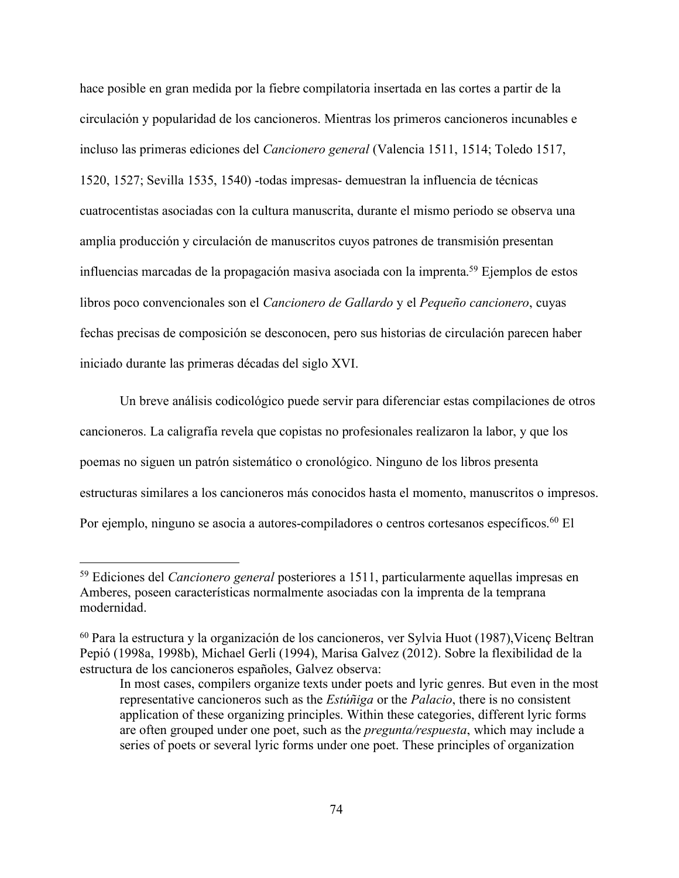hace posible en gran medida por la fiebre compilatoria insertada en las cortes a partir de la circulación y popularidad de los cancioneros. Mientras los primeros cancioneros incunables e incluso las primeras ediciones del *Cancionero general* (Valencia 1511, 1514; Toledo 1517, 1520, 1527; Sevilla 1535, 1540) -todas impresas- demuestran la influencia de técnicas cuatrocentistas asociadas con la cultura manuscrita, durante el mismo periodo se observa una amplia producción y circulación de manuscritos cuyos patrones de transmisión presentan influencias marcadas de la propagación masiva asociada con la imprenta.[59] Ejemplos de estos libros poco convencionales son el *Cancionero de Gallardo* y el *Pequeño cancionero*, cuyas fechas precisas de composición se desconocen, pero sus historias de circulación parecen haber iniciado durante las primeras décadas del siglo XVI.

Un breve análisis codicológico puede servir para diferenciar estas compilaciones de otros cancioneros. La caligrafía revela que copistas no profesionales realizaron la labor, y que los poemas no siguen un patrón sistemático o cronológico. Ninguno de los libros presenta estructuras similares a los cancioneros más conocidos hasta el momento, manuscritos o impresos. Por ejemplo, ninguno se asocia a autores-compiladores o centros cortesanos específicos.[60] El

---

[59] Ediciones del *Cancionero general* posteriores a 1511, particularmente aquellas impresas en Amberes, poseen características normalmente asociadas con la imprenta de la temprana modernidad.

[60] Para la estructura y la organización de los cancioneros, ver Sylvia Huot (1987),Vicenç Beltran Pepió (1998a, 1998b), Michael Gerli (1994), Marisa Galvez (2012). Sobre la flexibilidad de la estructura de los cancioneros españoles, Galvez observa:

> In most cases, compilers organize texts under poets and lyric genres. But even in the most representative cancioneros such as the *Estúñiga* or the *Palacio*, there is no consistent application of these organizing principles. Within these categories, different lyric forms are often grouped under one poet, such as the *pregunta/respuesta*, which may include a series of poets or several lyric forms under one poet. These principles of organization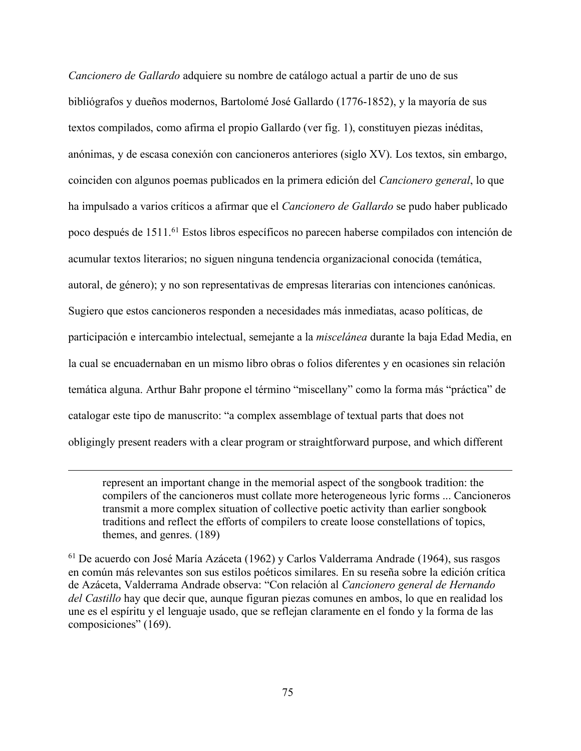*Cancionero de Gallardo* adquiere su nombre de catálogo actual a partir de uno de sus bibliógrafos y dueños modernos, Bartolomé José Gallardo (1776-1852), y la mayoría de sus textos compilados, como afirma el propio Gallardo (ver fig. 1), constituyen piezas inéditas, anónimas, y de escasa conexión con cancioneros anteriores (siglo XV). Los textos, sin embargo, coinciden con algunos poemas publicados en la primera edición del *Cancionero general*, lo que ha impulsado a varios críticos a afirmar que el *Cancionero de Gallardo* se pudo haber publicado poco después de 1511.[61] Estos libros específicos no parecen haberse compilados con intención de acumular textos literarios; no siguen ninguna tendencia organizacional conocida (temática, autoral, de género); y no son representativas de empresas literarias con intenciones canónicas. Sugiero que estos cancioneros responden a necesidades más inmediatas, acaso políticas, de participación e intercambio intelectual, semejante a la *miscelánea* durante la baja Edad Media, en la cual se encuadernaban en un mismo libro obras o folios diferentes y en ocasiones sin relación temática alguna. Arthur Bahr propone el término "miscellany" como la forma más "práctica" de catalogar este tipo de manuscrito: "a complex assemblage of textual parts that does not obligingly present readers with a clear program or straightforward purpose, and which different

---

> represent an important change in the memorial aspect of the songbook tradition: the compilers of the cancioneros must collate more heterogeneous lyric forms ... Cancioneros transmit a more complex situation of collective poetic activity than earlier songbook traditions and reflect the efforts of compilers to create loose constellations of topics, themes, and genres. (189)

[61] De acuerdo con José María Azáceta (1962) y Carlos Valderrama Andrade (1964), sus rasgos en común más relevantes son sus estilos poéticos similares. En su reseña sobre la edición crítica de Azáceta, Valderrama Andrade observa: "Con relación al *Cancionero general de Hernando del Castillo* hay que decir que, aunque figuran piezas comunes en ambos, lo que en realidad los une es el espíritu y el lenguaje usado, que se reflejan claramente en el fondo y la forma de las composiciones" (169).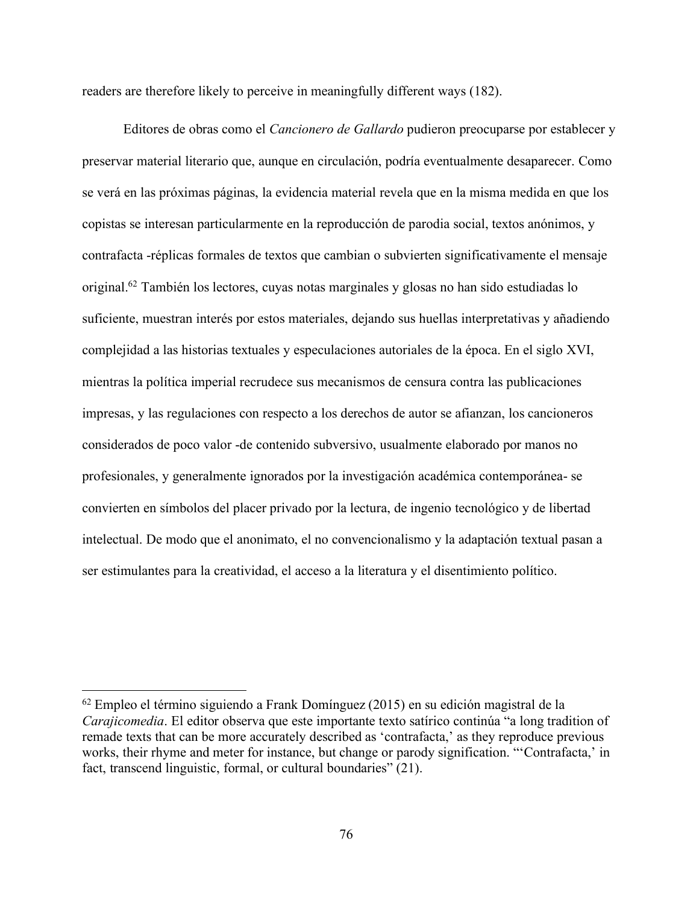readers are therefore likely to perceive in meaningfully different ways (182).

Editores de obras como el *Cancionero de Gallardo* pudieron preocuparse por establecer y preservar material literario que, aunque en circulación, podría eventualmente desaparecer. Como se verá en las próximas páginas, la evidencia material revela que en la misma medida en que los copistas se interesan particularmente en la reproducción de parodia social, textos anónimos, y contrafacta -réplicas formales de textos que cambian o subvierten significativamente el mensaje original.[62] También los lectores, cuyas notas marginales y glosas no han sido estudiadas lo suficiente, muestran interés por estos materiales, dejando sus huellas interpretativas y añadiendo complejidad a las historias textuales y especulaciones autoriales de la época. En el siglo XVI, mientras la política imperial recrudece sus mecanismos de censura contra las publicaciones impresas, y las regulaciones con respecto a los derechos de autor se afianzan, los cancioneros considerados de poco valor -de contenido subversivo, usualmente elaborado por manos no profesionales, y generalmente ignorados por la investigación académica contemporánea- se convierten en símbolos del placer privado por la lectura, de ingenio tecnológico y de libertad intelectual. De modo que el anonimato, el no convencionalismo y la adaptación textual pasan a ser estimulantes para la creatividad, el acceso a la literatura y el disentimiento político.

---

[62] Empleo el término siguiendo a Frank Domínguez (2015) en su edición magistral de la *Carajicomedia*. El editor observa que este importante texto satírico continúa "a long tradition of remade texts that can be more accurately described as 'contrafacta,' as they reproduce previous works, their rhyme and meter for instance, but change or parody signification. "'Contrafacta,' in fact, transcend linguistic, formal, or cultural boundaries" (21).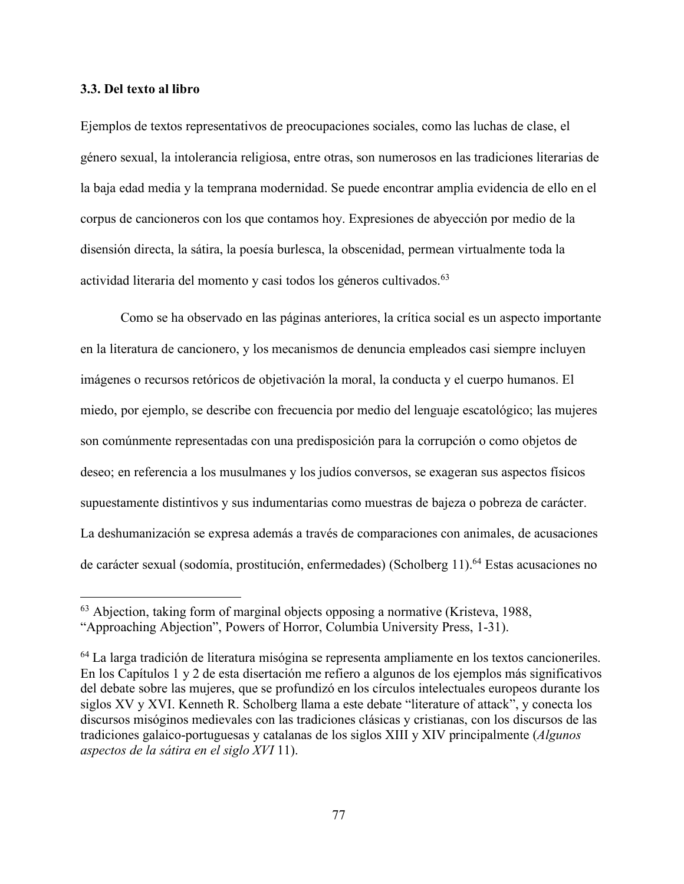### 3.3. Del texto al libro

Ejemplos de textos representativos de preocupaciones sociales, como las luchas de clase, el género sexual, la intolerancia religiosa, entre otras, son numerosos en las tradiciones literarias de la baja edad media y la temprana modernidad. Se puede encontrar amplia evidencia de ello en el corpus de cancioneros con los que contamos hoy. Expresiones de abyección por medio de la disensión directa, la sátira, la poesía burlesca, la obscenidad, permean virtualmente toda la actividad literaria del momento y casi todos los géneros cultivados.[63]

Como se ha observado en las páginas anteriores, la crítica social es un aspecto importante en la literatura de cancionero, y los mecanismos de denuncia empleados casi siempre incluyen imágenes o recursos retóricos de objetivación la moral, la conducta y el cuerpo humanos. El miedo, por ejemplo, se describe con frecuencia por medio del lenguaje escatológico; las mujeres son comúnmente representadas con una predisposición para la corrupción o como objetos de deseo; en referencia a los musulmanes y los judíos conversos, se exageran sus aspectos físicos supuestamente distintivos y sus indumentarias como muestras de bajeza o pobreza de carácter. La deshumanización se expresa además a través de comparaciones con animales, de acusaciones de carácter sexual (sodomía, prostitución, enfermedades) (Scholberg 11).[64] Estas acusaciones no

---

[63] Abjection, taking form of marginal objects opposing a normative (Kristeva, 1988, “Approaching Abjection”, Powers of Horror, Columbia University Press, 1-31).

[64] La larga tradición de literatura misógina se representa ampliamente en los textos cancioneriles. En los Capítulos 1 y 2 de esta disertación me refiero a algunos de los ejemplos más significativos del debate sobre las mujeres, que se profundizó en los círculos intelectuales europeos durante los siglos XV y XVI. Kenneth R. Scholberg llama a este debate “literature of attack”, y conecta los discursos misóginos medievales con las tradiciones clásicas y cristianas, con los discursos de las tradiciones galaico-portuguesas y catalanas de los siglos XIII y XIV principalmente (*Algunos aspectos de la sátira en el siglo XVI* 11).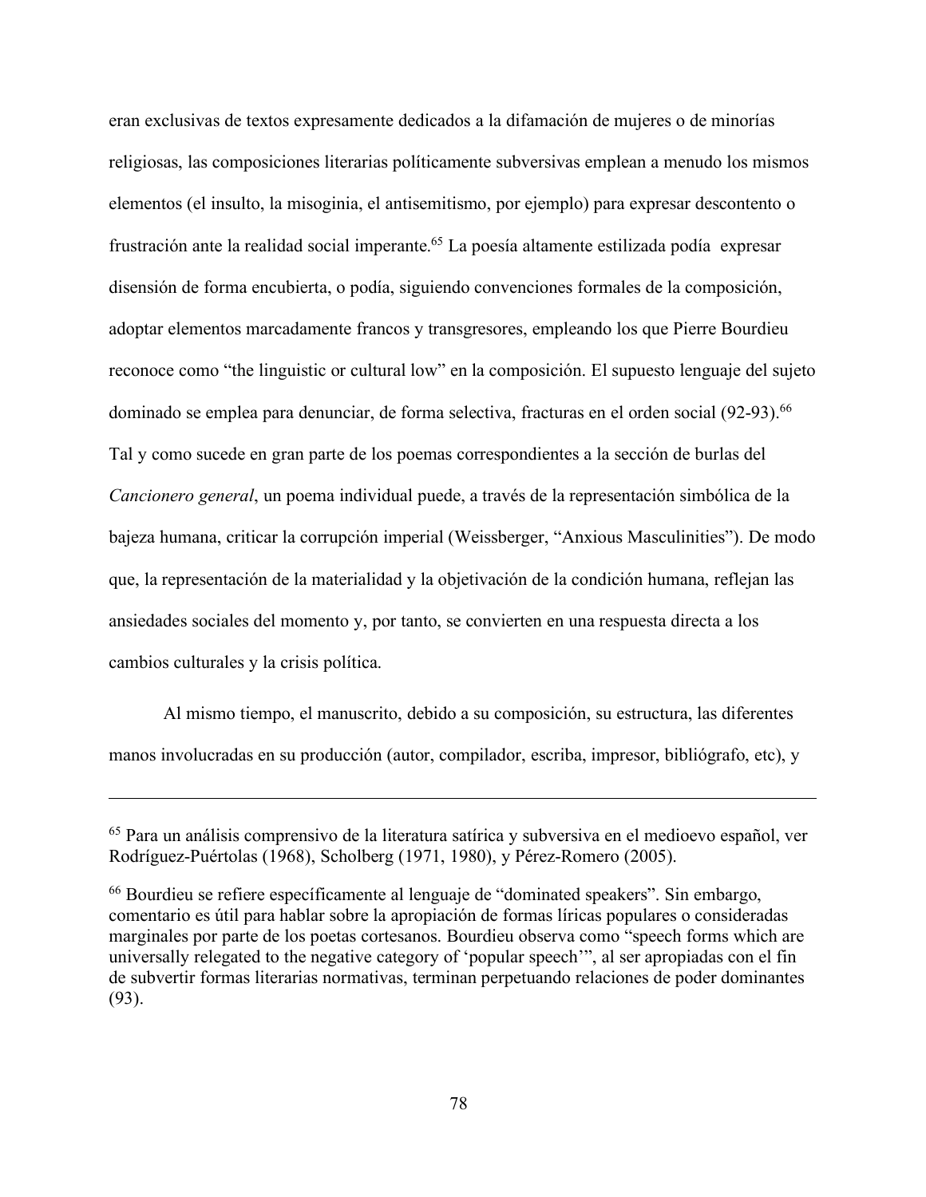eran exclusivas de textos expresamente dedicados a la difamación de mujeres o de minorías religiosas, las composiciones literarias políticamente subversivas emplean a menudo los mismos elementos (el insulto, la misoginia, el antisemitismo, por ejemplo) para expresar descontento o frustración ante la realidad social imperante.[65] La poesía altamente estilizada podía expresar disensión de forma encubierta, o podía, siguiendo convenciones formales de la composición, adoptar elementos marcadamente francos y transgresores, empleando los que Pierre Bourdieu reconoce como "the linguistic or cultural low" en la composición. El supuesto lenguaje del sujeto dominado se emplea para denunciar, de forma selectiva, fracturas en el orden social (92-93).[66] Tal y como sucede en gran parte de los poemas correspondientes a la sección de burlas del *Cancionero general*, un poema individual puede, a través de la representación simbólica de la bajeza humana, criticar la corrupción imperial (Weissberger, "Anxious Masculinities"). De modo que, la representación de la materialidad y la objetivación de la condición humana, reflejan las ansiedades sociales del momento y, por tanto, se convierten en una respuesta directa a los cambios culturales y la crisis política.

Al mismo tiempo, el manuscrito, debido a su composición, su estructura, las diferentes manos involucradas en su producción (autor, compilador, escriba, impresor, bibliógrafo, etc), y

---

[65] Para un análisis comprensivo de la literatura satírica y subversiva en el medioevo español, ver Rodríguez-Puértolas (1968), Scholberg (1971, 1980), y Pérez-Romero (2005).

[66] Bourdieu se refiere específicamente al lenguaje de "dominated speakers". Sin embargo, comentario es útil para hablar sobre la apropiación de formas líricas populares o consideradas marginales por parte de los poetas cortesanos. Bourdieu observa como "speech forms which are universally relegated to the negative category of 'popular speech'", al ser apropiadas con el fin de subvertir formas literarias normativas, terminan perpetuando relaciones de poder dominantes (93).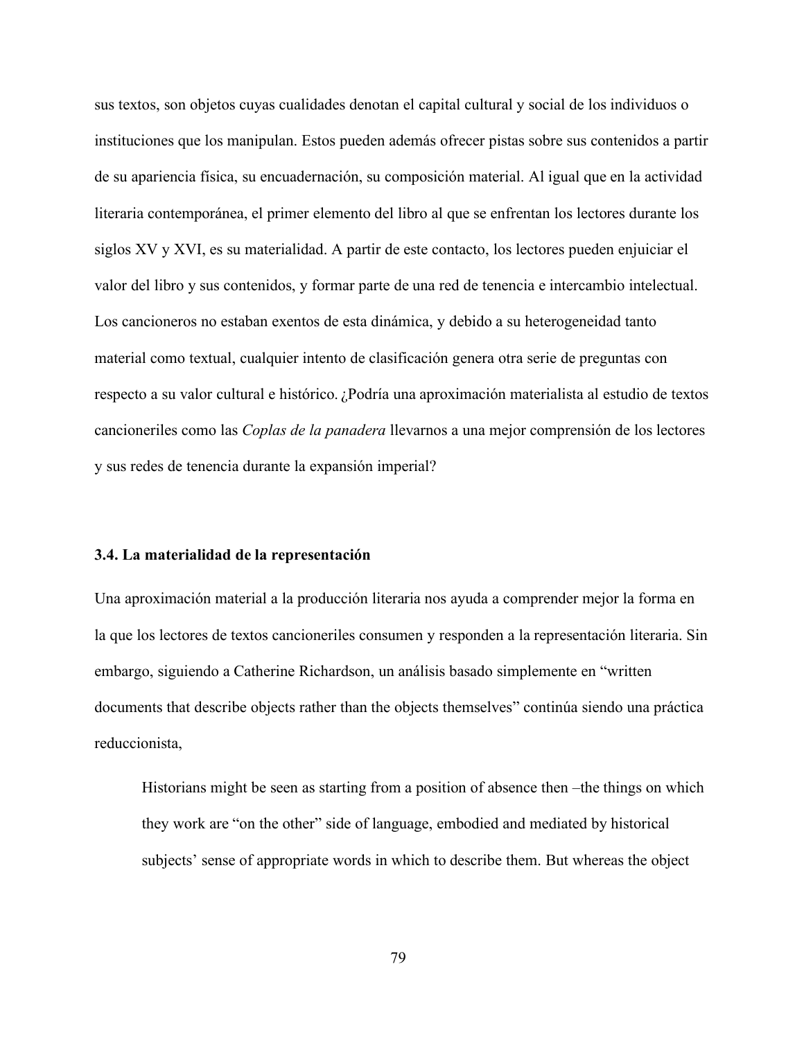sus textos, son objetos cuyas cualidades denotan el capital cultural y social de los individuos o instituciones que los manipulan. Estos pueden además ofrecer pistas sobre sus contenidos a partir de su apariencia física, su encuadernación, su composición material. Al igual que en la actividad literaria contemporánea, el primer elemento del libro al que se enfrentan los lectores durante los siglos XV y XVI, es su materialidad. A partir de este contacto, los lectores pueden enjuiciar el valor del libro y sus contenidos, y formar parte de una red de tenencia e intercambio intelectual. Los cancioneros no estaban exentos de esta dinámica, y debido a su heterogeneidad tanto material como textual, cualquier intento de clasificación genera otra serie de preguntas con respecto a su valor cultural e histórico. ¿Podría una aproximación materialista al estudio de textos cancioneriles como las *Coplas de la panadera* llevarnos a una mejor comprensión de los lectores y sus redes de tenencia durante la expansión imperial?

### 3.4. La materialidad de la representación

Una aproximación material a la producción literaria nos ayuda a comprender mejor la forma en la que los lectores de textos cancioneriles consumen y responden a la representación literaria. Sin embargo, siguiendo a Catherine Richardson, un análisis basado simplemente en "written documents that describe objects rather than the objects themselves" continúa siendo una práctica reduccionista,

> Historians might be seen as starting from a position of absence then –the things on which they work are "on the other" side of language, embodied and mediated by historical subjects' sense of appropriate words in which to describe them. But whereas the object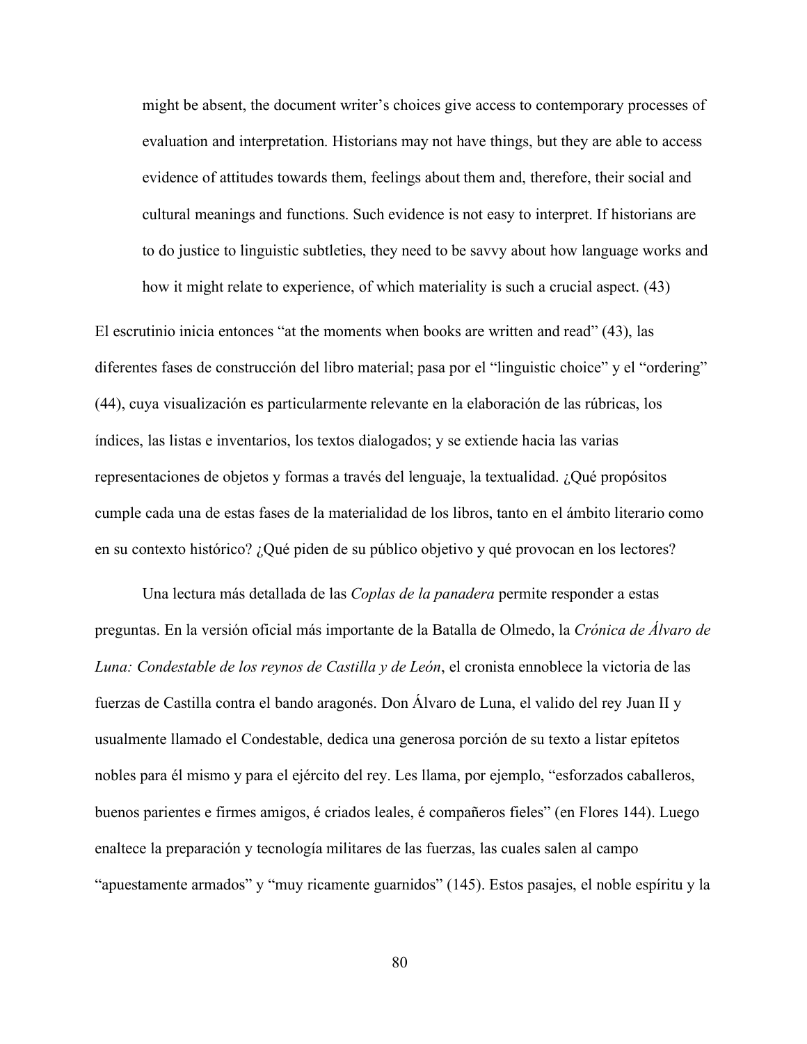> might be absent, the document writer's choices give access to contemporary processes of evaluation and interpretation. Historians may not have things, but they are able to access evidence of attitudes towards them, feelings about them and, therefore, their social and cultural meanings and functions. Such evidence is not easy to interpret. If historians are to do justice to linguistic subtleties, they need to be savvy about how language works and how it might relate to experience, of which materiality is such a crucial aspect. (43)

El escrutinio inicia entonces "at the moments when books are written and read" (43), las diferentes fases de construcción del libro material; pasa por el "linguistic choice" y el "ordering" (44), cuya visualización es particularmente relevante en la elaboración de las rúbricas, los índices, las listas e inventarios, los textos dialogados; y se extiende hacia las varias representaciones de objetos y formas a través del lenguaje, la textualidad. ¿Qué propósitos cumple cada una de estas fases de la materialidad de los libros, tanto en el ámbito literario como en su contexto histórico? ¿Qué piden de su público objetivo y qué provocan en los lectores?

Una lectura más detallada de las *Coplas de la panadera* permite responder a estas preguntas. En la versión oficial más importante de la Batalla de Olmedo, la *Crónica de Álvaro de Luna: Condestable de los reynos de Castilla y de León*, el cronista ennoblece la victoria de las fuerzas de Castilla contra el bando aragonés. Don Álvaro de Luna, el valido del rey Juan II y usualmente llamado el Condestable, dedica una generosa porción de su texto a listar epítetos nobles para él mismo y para el ejército del rey. Les llama, por ejemplo, "esforzados caballeros, buenos parientes e firmes amigos, é criados leales, é compañeros fieles" (en Flores 144). Luego enaltece la preparación y tecnología militares de las fuerzas, las cuales salen al campo "apuestamente armados" y "muy ricamente guarnidos" (145). Estos pasajes, el noble espíritu y la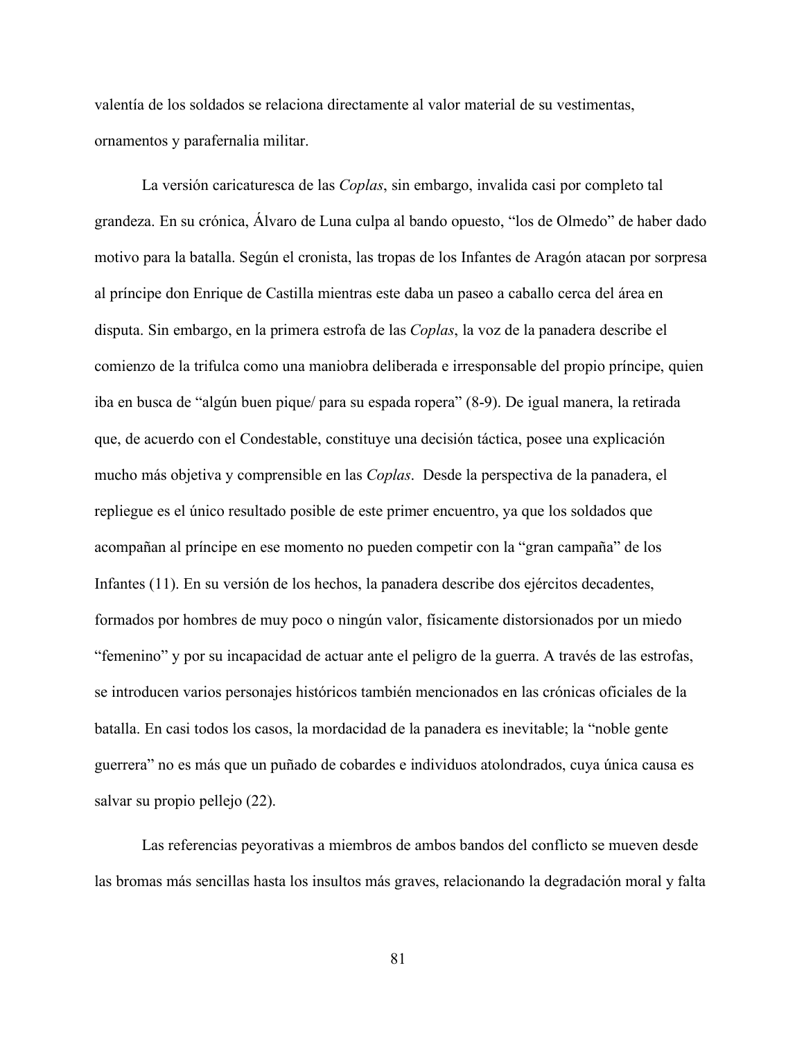valentía de los soldados se relaciona directamente al valor material de su vestimentas, ornamentos y parafernalia militar.

La versión caricaturesca de las *Coplas*, sin embargo, invalida casi por completo tal grandeza. En su crónica, Álvaro de Luna culpa al bando opuesto, "los de Olmedo" de haber dado motivo para la batalla. Según el cronista, las tropas de los Infantes de Aragón atacan por sorpresa al príncipe don Enrique de Castilla mientras este daba un paseo a caballo cerca del área en disputa. Sin embargo, en la primera estrofa de las *Coplas*, la voz de la panadera describe el comienzo de la trifulca como una maniobra deliberada e irresponsable del propio príncipe, quien iba en busca de "algún buen pique/ para su espada ropera" (8-9). De igual manera, la retirada que, de acuerdo con el Condestable, constituye una decisión táctica, posee una explicación mucho más objetiva y comprensible en las *Coplas*. Desde la perspectiva de la panadera, el repliegue es el único resultado posible de este primer encuentro, ya que los soldados que acompañan al príncipe en ese momento no pueden competir con la "gran campaña" de los Infantes (11). En su versión de los hechos, la panadera describe dos ejércitos decadentes, formados por hombres de muy poco o ningún valor, físicamente distorsionados por un miedo "femenino" y por su incapacidad de actuar ante el peligro de la guerra. A través de las estrofas, se introducen varios personajes históricos también mencionados en las crónicas oficiales de la batalla. En casi todos los casos, la mordacidad de la panadera es inevitable; la "noble gente guerrera" no es más que un puñado de cobardes e individuos atolondrados, cuya única causa es salvar su propio pellejo (22).

Las referencias peyorativas a miembros de ambos bandos del conflicto se mueven desde las bromas más sencillas hasta los insultos más graves, relacionando la degradación moral y falta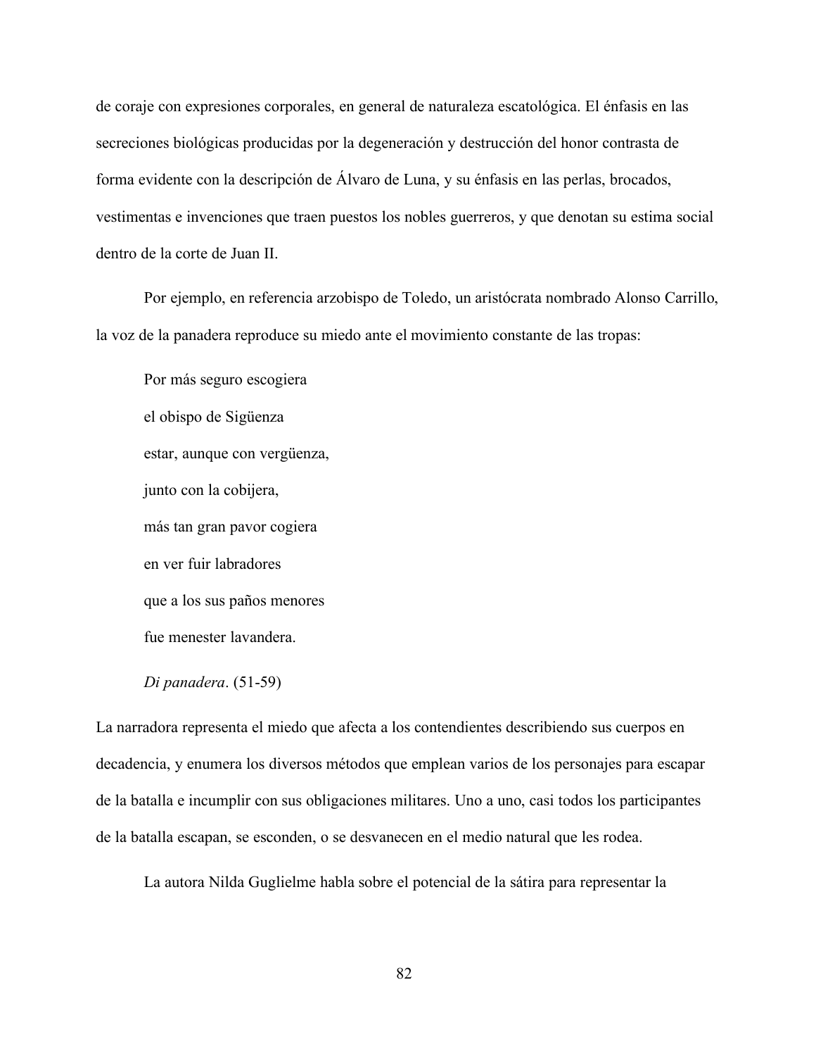de coraje con expresiones corporales, en general de naturaleza escatológica. El énfasis en las secreciones biológicas producidas por la degeneración y destrucción del honor contrasta de forma evidente con la descripción de Álvaro de Luna, y su énfasis en las perlas, brocados, vestimentas e invenciones que traen puestos los nobles guerreros, y que denotan su estima social dentro de la corte de Juan II.

Por ejemplo, en referencia arzobispo de Toledo, un aristócrata nombrado Alonso Carrillo, la voz de la panadera reproduce su miedo ante el movimiento constante de las tropas:

> Por más seguro escogiera
>
> el obispo de Sigüenza
>
> estar, aunque con vergüenza,
>
> junto con la cobijera,
>
> más tan gran pavor cogiera
>
> en ver fuir labradores
>
> que a los sus paños menores
>
> fue menester lavandera.
>
> *Di panadera*. (51-59)

La narradora representa el miedo que afecta a los contendientes describiendo sus cuerpos en decadencia, y enumera los diversos métodos que emplean varios de los personajes para escapar de la batalla e incumplir con sus obligaciones militares. Uno a uno, casi todos los participantes de la batalla escapan, se esconden, o se desvanecen en el medio natural que les rodea.

La autora Nilda Guglielme habla sobre el potencial de la sátira para representar la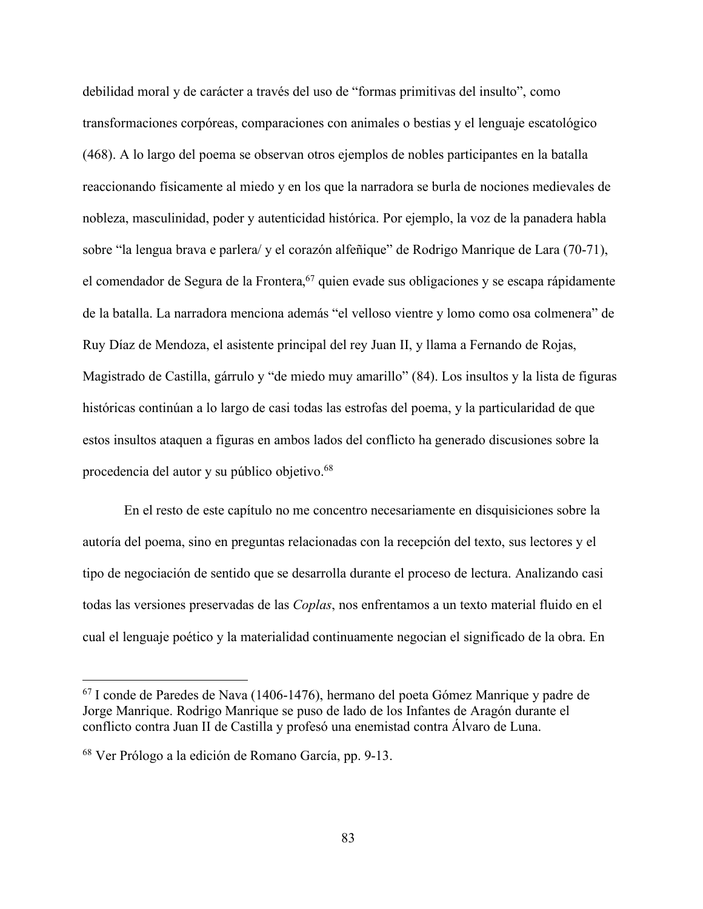debilidad moral y de carácter a través del uso de "formas primitivas del insulto", como transformaciones corpóreas, comparaciones con animales o bestias y el lenguaje escatológico (468). A lo largo del poema se observan otros ejemplos de nobles participantes en la batalla reaccionando físicamente al miedo y en los que la narradora se burla de nociones medievales de nobleza, masculinidad, poder y autenticidad histórica. Por ejemplo, la voz de la panadera habla sobre "la lengua brava e parlera/ y el corazón alfeñique" de Rodrigo Manrique de Lara (70-71), el comendador de Segura de la Frontera,[67] quien evade sus obligaciones y se escapa rápidamente de la batalla. La narradora menciona además "el velloso vientre y lomo como osa colmenera" de Ruy Díaz de Mendoza, el asistente principal del rey Juan II, y llama a Fernando de Rojas, Magistrado de Castilla, gárrulo y "de miedo muy amarillo" (84). Los insultos y la lista de figuras históricas continúan a lo largo de casi todas las estrofas del poema, y la particularidad de que estos insultos ataquen a figuras en ambos lados del conflicto ha generado discusiones sobre la procedencia del autor y su público objetivo.[68]

En el resto de este capítulo no me concentro necesariamente en disquisiciones sobre la autoría del poema, sino en preguntas relacionadas con la recepción del texto, sus lectores y el tipo de negociación de sentido que se desarrolla durante el proceso de lectura. Analizando casi todas las versiones preservadas de las *Coplas*, nos enfrentamos a un texto material fluido en el cual el lenguaje poético y la materialidad continuamente negocian el significado de la obra. En

---

[67] I conde de Paredes de Nava (1406-1476), hermano del poeta Gómez Manrique y padre de Jorge Manrique. Rodrigo Manrique se puso de lado de los Infantes de Aragón durante el conflicto contra Juan II de Castilla y profesó una enemistad contra Álvaro de Luna.

[68] Ver Prólogo a la edición de Romano García, pp. 9-13.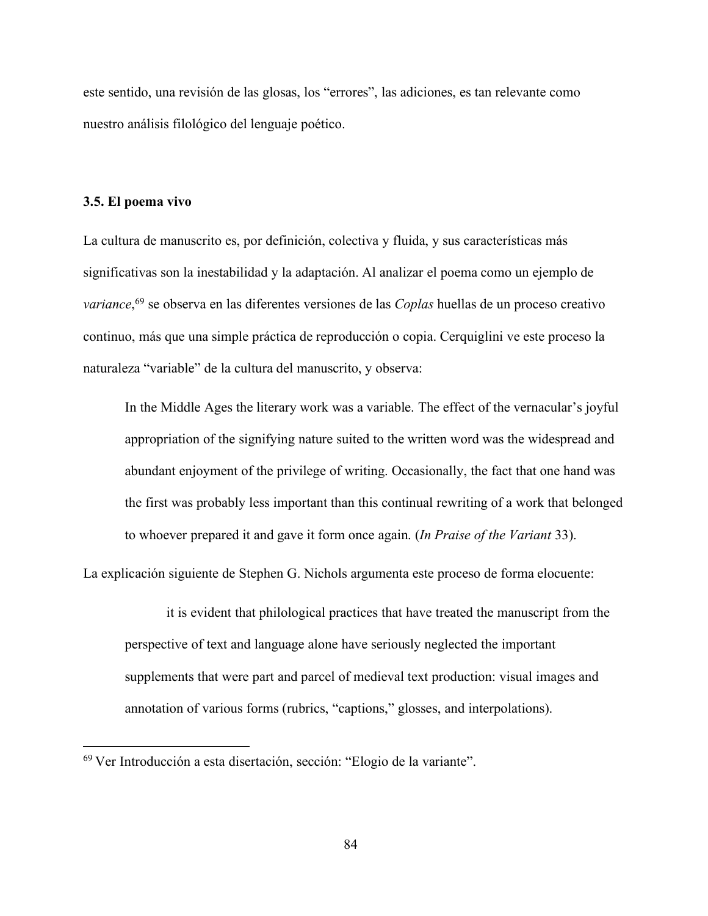este sentido, una revisión de las glosas, los "errores", las adiciones, es tan relevante como nuestro análisis filológico del lenguaje poético.

### 3.5. El poema vivo

La cultura de manuscrito es, por definición, colectiva y fluida, y sus características más significativas son la inestabilidad y la adaptación. Al analizar el poema como un ejemplo de *variance*,[69] se observa en las diferentes versiones de las *Coplas* huellas de un proceso creativo continuo, más que una simple práctica de reproducción o copia. Cerquiglini ve este proceso la naturaleza "variable" de la cultura del manuscrito, y observa:

> In the Middle Ages the literary work was a variable. The effect of the vernacular's joyful appropriation of the signifying nature suited to the written word was the widespread and abundant enjoyment of the privilege of writing. Occasionally, the fact that one hand was the first was probably less important than this continual rewriting of a work that belonged to whoever prepared it and gave it form once again. (*In Praise of the Variant* 33).

La explicación siguiente de Stephen G. Nichols argumenta este proceso de forma elocuente:

> it is evident that philological practices that have treated the manuscript from the perspective of text and language alone have seriously neglected the important supplements that were part and parcel of medieval text production: visual images and annotation of various forms (rubrics, "captions," glosses, and interpolations).

[69] Ver Introducción a esta disertación, sección: "Elogio de la variante".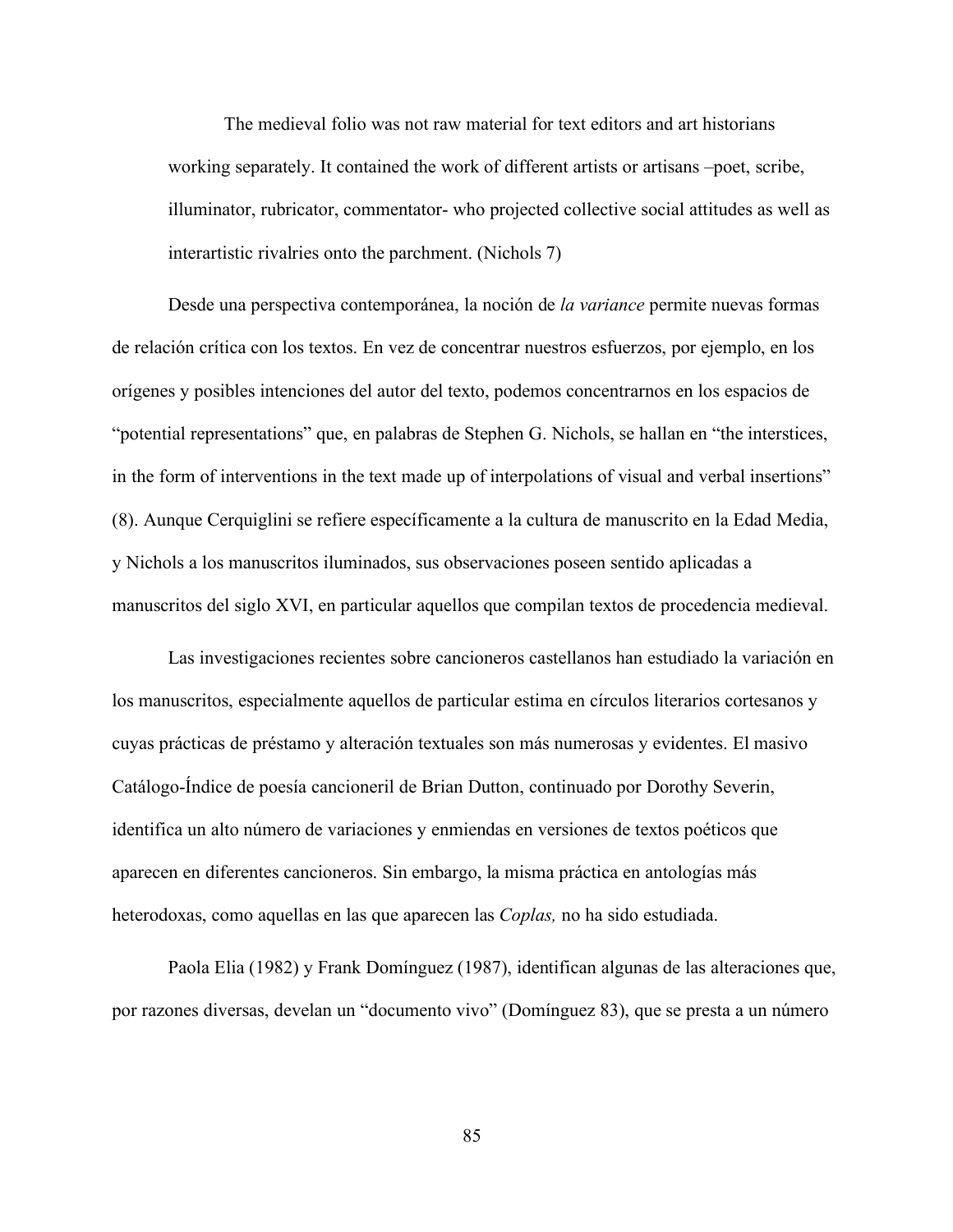> The medieval folio was not raw material for text editors and art historians working separately. It contained the work of different artists or artisans –poet, scribe, illuminator, rubricator, commentator- who projected collective social attitudes as well as interartistic rivalries onto the parchment. (Nichols 7)

Desde una perspectiva contemporánea, la noción de *la variance* permite nuevas formas de relación crítica con los textos. En vez de concentrar nuestros esfuerzos, por ejemplo, en los orígenes y posibles intenciones del autor del texto, podemos concentrarnos en los espacios de "potential representations" que, en palabras de Stephen G. Nichols, se hallan en "the interstices, in the form of interventions in the text made up of interpolations of visual and verbal insertions" (8). Aunque Cerquiglini se refiere específicamente a la cultura de manuscrito en la Edad Media, y Nichols a los manuscritos iluminados, sus observaciones poseen sentido aplicadas a manuscritos del siglo XVI, en particular aquellos que compilan textos de procedencia medieval.

Las investigaciones recientes sobre cancioneros castellanos han estudiado la variación en los manuscritos, especialmente aquellos de particular estima en círculos literarios cortesanos y cuyas prácticas de préstamo y alteración textuales son más numerosas y evidentes. El masivo Catálogo-Índice de poesía cancioneril de Brian Dutton, continuado por Dorothy Severin, identifica un alto número de variaciones y enmiendas en versiones de textos poéticos que aparecen en diferentes cancioneros. Sin embargo, la misma práctica en antologías más heterodoxas, como aquellas en las que aparecen las *Coplas,* no ha sido estudiada.

Paola Elia (1982) y Frank Domínguez (1987), identifican algunas de las alteraciones que, por razones diversas, develan un "documento vivo" (Domínguez 83), que se presta a un número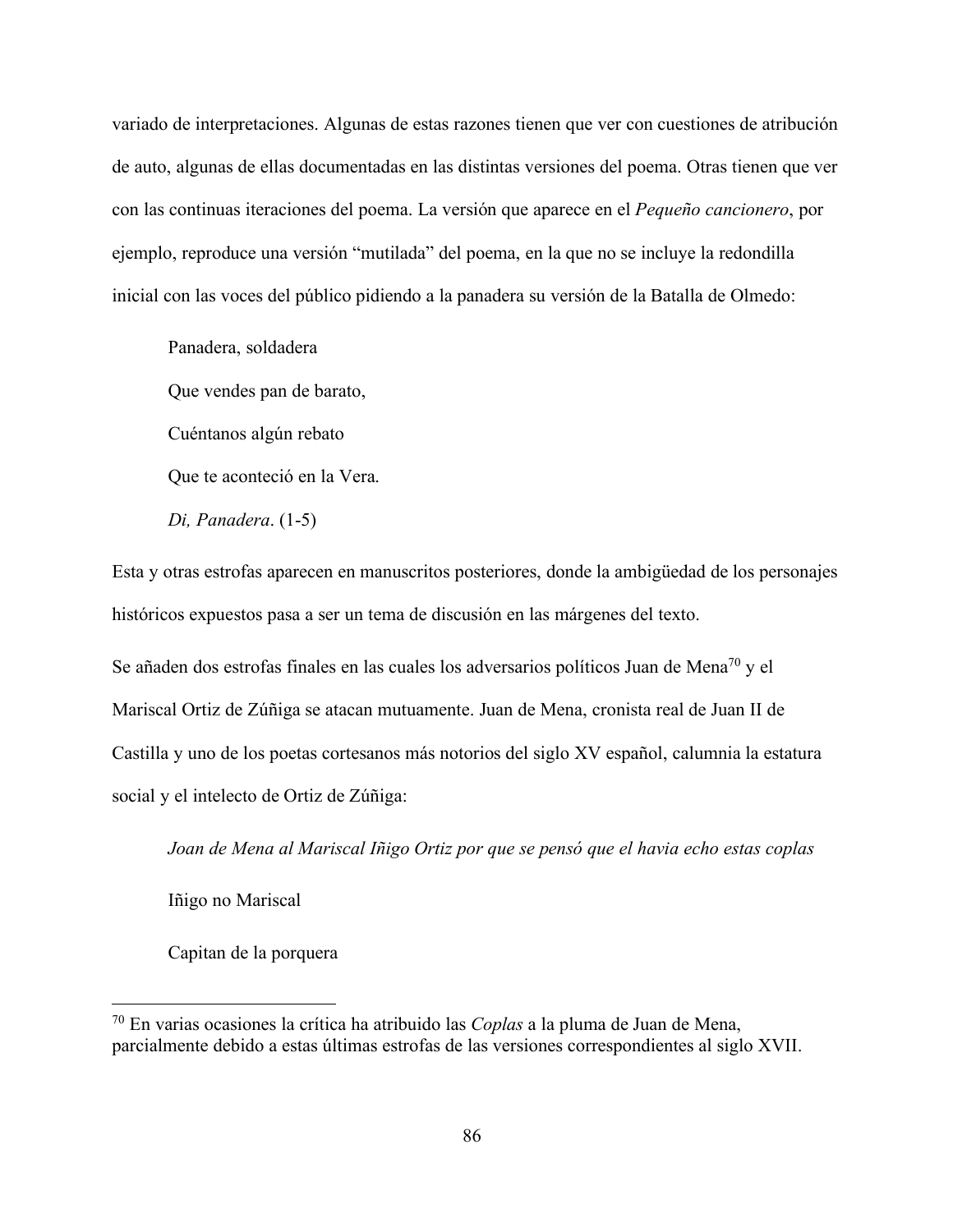variado de interpretaciones. Algunas de estas razones tienen que ver con cuestiones de atribución de auto, algunas de ellas documentadas en las distintas versiones del poema. Otras tienen que ver con las continuas iteraciones del poema. La versión que aparece en el *Pequeño cancionero*, por ejemplo, reproduce una versión "mutilada" del poema, en la que no se incluye la redondilla inicial con las voces del público pidiendo a la panadera su versión de la Batalla de Olmedo:

> Panadera, soldadera
>
> Que vendes pan de barato,
>
> Cuéntanos algún rebato
>
> Que te aconteció en la Vera.
>
> *Di, Panadera*. (1-5)

Esta y otras estrofas aparecen en manuscritos posteriores, donde la ambigüedad de los personajes históricos expuestos pasa a ser un tema de discusión en las márgenes del texto.

Se añaden dos estrofas finales en las cuales los adversarios políticos Juan de Mena[70] y el Mariscal Ortiz de Zúñiga se atacan mutuamente. Juan de Mena, cronista real de Juan II de Castilla y uno de los poetas cortesanos más notorios del siglo XV español, calumnia la estatura social y el intelecto de Ortiz de Zúñiga:

> *Joan de Mena al Mariscal Iñigo Ortiz por que se pensó que el havia echo estas coplas*
>
> Iñigo no Mariscal
>
> Capitan de la porquera

---

[70] En varias ocasiones la crítica ha atribuido las *Coplas* a la pluma de Juan de Mena, parcialmente debido a estas últimas estrofas de las versiones correspondientes al siglo XVII.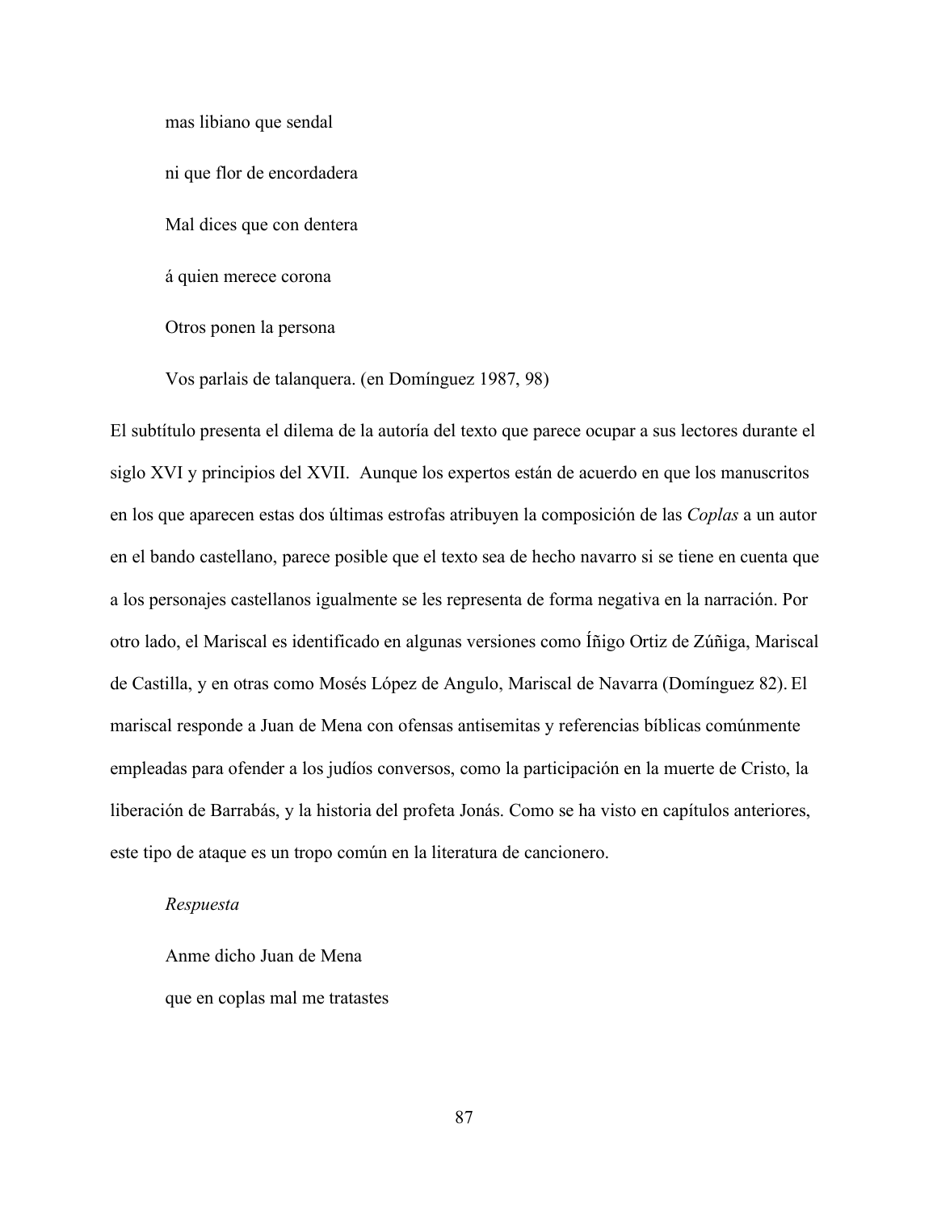mas libiano que sendal

ni que flor de encordadera

Mal dices que con dentera

á quien merece corona

Otros ponen la persona

Vos parlais de talanquera. (en Domínguez 1987, 98)

El subtítulo presenta el dilema de la autoría del texto que parece ocupar a sus lectores durante el siglo XVI y principios del XVII. Aunque los expertos están de acuerdo en que los manuscritos en los que aparecen estas dos últimas estrofas atribuyen la composición de las *Coplas* a un autor en el bando castellano, parece posible que el texto sea de hecho navarro si se tiene en cuenta que a los personajes castellanos igualmente se les representa de forma negativa en la narración. Por otro lado, el Mariscal es identificado en algunas versiones como Íñigo Ortiz de Zúñiga, Mariscal de Castilla, y en otras como Mosés López de Angulo, Mariscal de Navarra (Domínguez 82). El mariscal responde a Juan de Mena con ofensas antisemitas y referencias bíblicas comúnmente empleadas para ofender a los judíos conversos, como la participación en la muerte de Cristo, la liberación de Barrabás, y la historia del profeta Jonás. Como se ha visto en capítulos anteriores, este tipo de ataque es un tropo común en la literatura de cancionero.

*Respuesta*

Anme dicho Juan de Mena

que en coplas mal me tratastes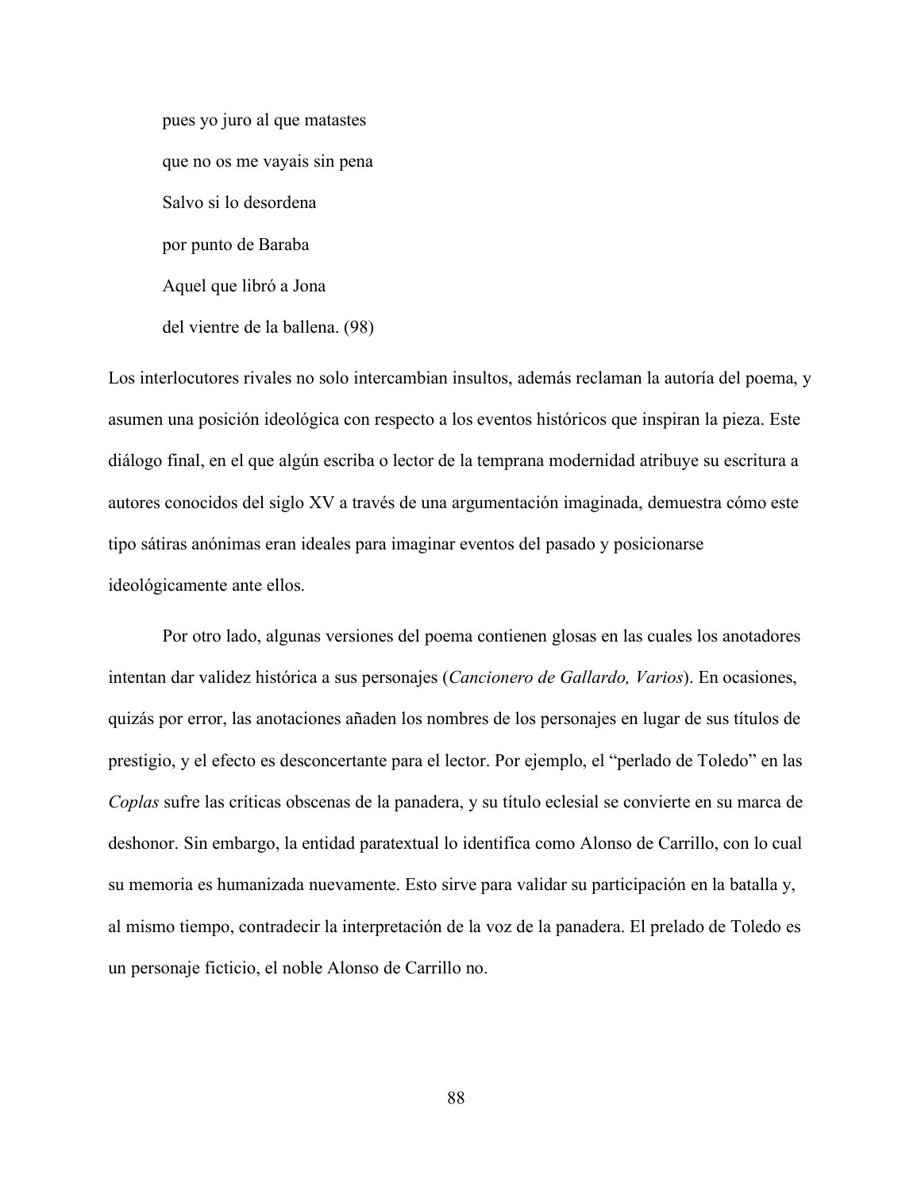> pues yo juro al que matastes
>
> que no os me vayais sin pena
>
> Salvo si lo desordena
>
> por punto de Baraba
>
> Aquel que libró a Jona
>
> del vientre de la ballena. (98)

Los interlocutores rivales no solo intercambian insultos, además reclaman la autoría del poema, y asumen una posición ideológica con respecto a los eventos históricos que inspiran la pieza. Este diálogo final, en el que algún escriba o lector de la temprana modernidad atribuye su escritura a autores conocidos del siglo XV a través de una argumentación imaginada, demuestra cómo este tipo sátiras anónimas eran ideales para imaginar eventos del pasado y posicionarse ideológicamente ante ellos.

Por otro lado, algunas versiones del poema contienen glosas en las cuales los anotadores intentan dar validez histórica a sus personajes (*Cancionero de Gallardo, Varios*). En ocasiones, quizás por error, las anotaciones añaden los nombres de los personajes en lugar de sus títulos de prestigio, y el efecto es desconcertante para el lector. Por ejemplo, el "perlado de Toledo" en las *Coplas* sufre las críticas obscenas de la panadera, y su título eclesial se convierte en su marca de deshonor. Sin embargo, la entidad paratextual lo identifica como Alonso de Carrillo, con lo cual su memoria es humanizada nuevamente. Esto sirve para validar su participación en la batalla y, al mismo tiempo, contradecir la interpretación de la voz de la panadera. El prelado de Toledo es un personaje ficticio, el noble Alonso de Carrillo no.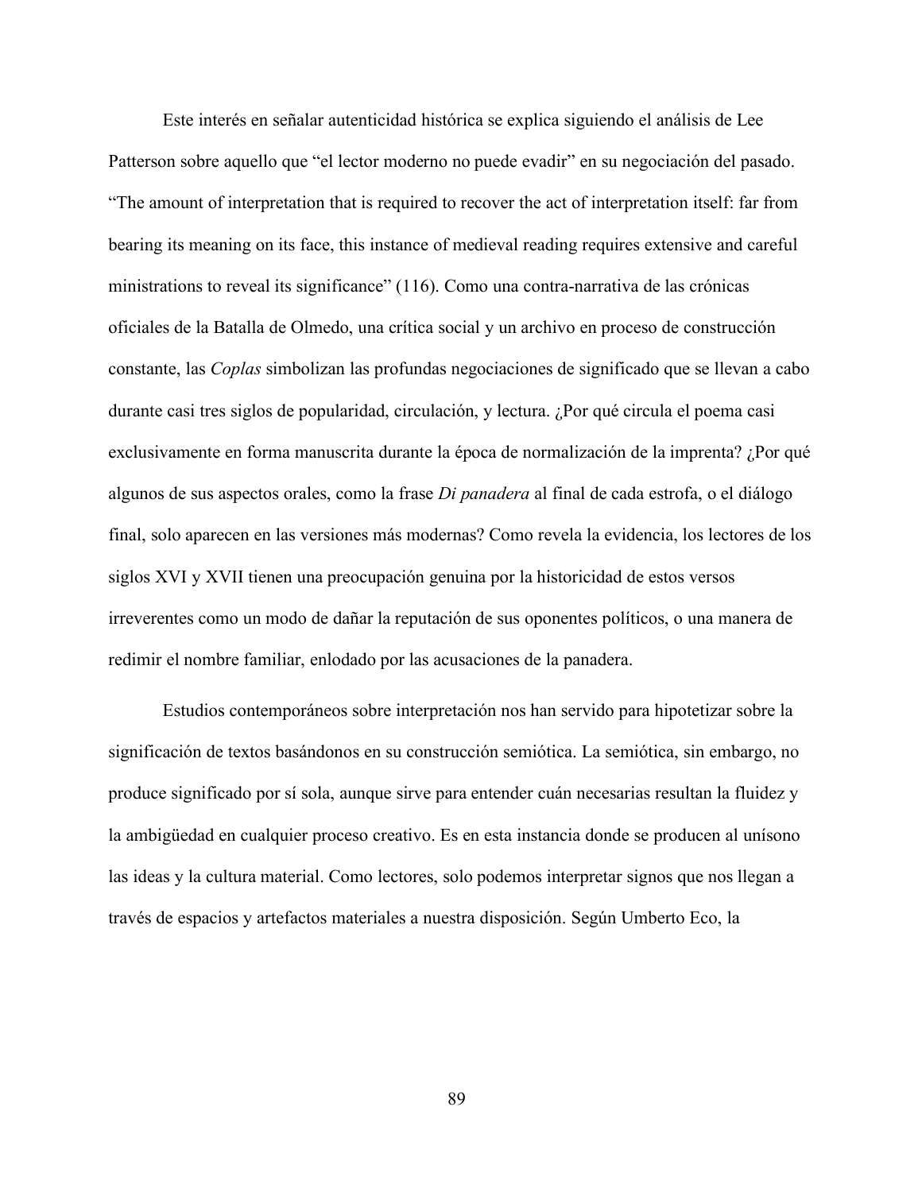Este interés en señalar autenticidad histórica se explica siguiendo el análisis de Lee Patterson sobre aquello que "el lector moderno no puede evadir" en su negociación del pasado. "The amount of interpretation that is required to recover the act of interpretation itself: far from bearing its meaning on its face, this instance of medieval reading requires extensive and careful ministrations to reveal its significance" (116). Como una contra-narrativa de las crónicas oficiales de la Batalla de Olmedo, una crítica social y un archivo en proceso de construcción constante, las *Coplas* simbolizan las profundas negociaciones de significado que se llevan a cabo durante casi tres siglos de popularidad, circulación, y lectura. ¿Por qué circula el poema casi exclusivamente en forma manuscrita durante la época de normalización de la imprenta? ¿Por qué algunos de sus aspectos orales, como la frase *Di panadera* al final de cada estrofa, o el diálogo final, solo aparecen en las versiones más modernas? Como revela la evidencia, los lectores de los siglos XVI y XVII tienen una preocupación genuina por la historicidad de estos versos irreverentes como un modo de dañar la reputación de sus oponentes políticos, o una manera de redimir el nombre familiar, enlodado por las acusaciones de la panadera.

Estudios contemporáneos sobre interpretación nos han servido para hipotetizar sobre la significación de textos basándonos en su construcción semiótica. La semiótica, sin embargo, no produce significado por sí sola, aunque sirve para entender cuán necesarias resultan la fluidez y la ambigüedad en cualquier proceso creativo. Es en esta instancia donde se producen al unísono las ideas y la cultura material. Como lectores, solo podemos interpretar signos que nos llegan a través de espacios y artefactos materiales a nuestra disposición. Según Umberto Eco, la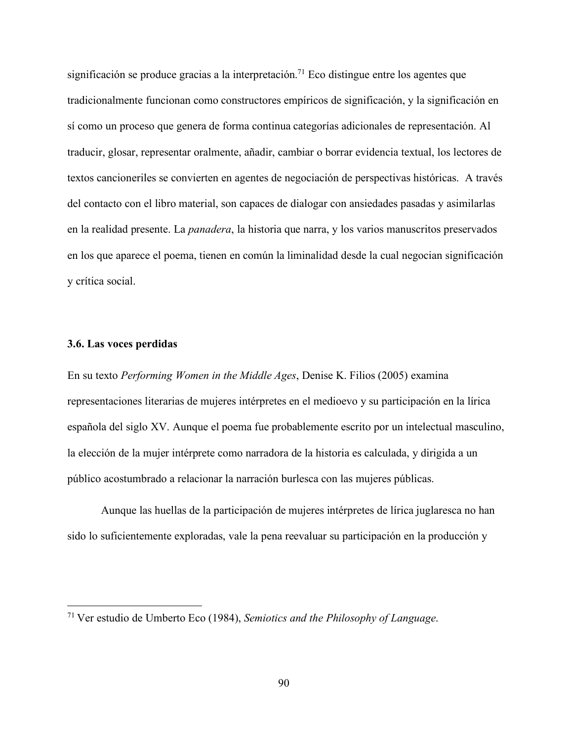significación se produce gracias a la interpretación.[71] Eco distingue entre los agentes que tradicionalmente funcionan como constructores empíricos de significación, y la significación en sí como un proceso que genera de forma continua categorías adicionales de representación. Al traducir, glosar, representar oralmente, añadir, cambiar o borrar evidencia textual, los lectores de textos cancioneriles se convierten en agentes de negociación de perspectivas históricas. A través del contacto con el libro material, son capaces de dialogar con ansiedades pasadas y asimilarlas en la realidad presente. La *panadera*, la historia que narra, y los varios manuscritos preservados en los que aparece el poema, tienen en común la liminalidad desde la cual negocian significación y crítica social.

### 3.6. Las voces perdidas

En su texto *Performing Women in the Middle Ages*, Denise K. Filios (2005) examina representaciones literarias de mujeres intérpretes en el medioevo y su participación en la lírica española del siglo XV. Aunque el poema fue probablemente escrito por un intelectual masculino, la elección de la mujer intérprete como narradora de la historia es calculada, y dirigida a un público acostumbrado a relacionar la narración burlesca con las mujeres públicas.

Aunque las huellas de la participación de mujeres intérpretes de lírica juglaresca no han sido lo suficientemente exploradas, vale la pena reevaluar su participación en la producción y

---

[71] Ver estudio de Umberto Eco (1984), *Semiotics and the Philosophy of Language*.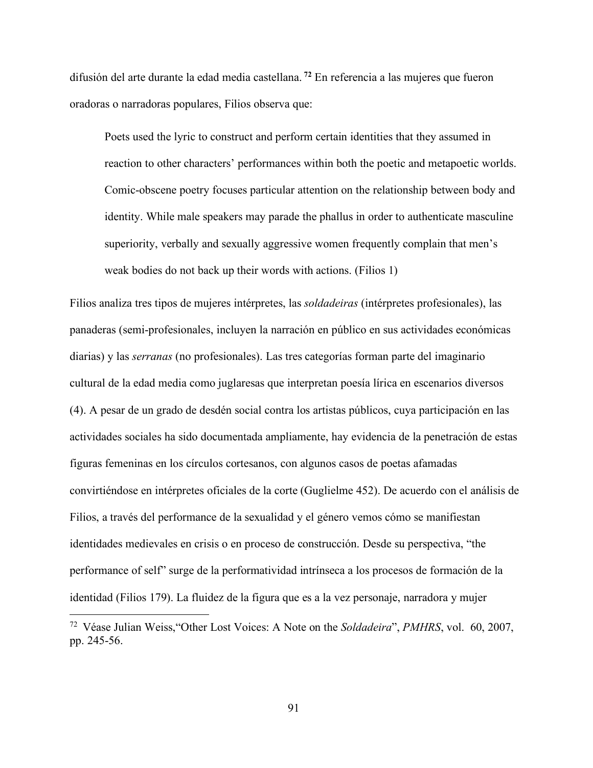difusión del arte durante la edad media castellana.[72] En referencia a las mujeres que fueron oradoras o narradoras populares, Filios observa que:

> Poets used the lyric to construct and perform certain identities that they assumed in reaction to other characters' performances within both the poetic and metapoetic worlds. Comic-obscene poetry focuses particular attention on the relationship between body and identity. While male speakers may parade the phallus in order to authenticate masculine superiority, verbally and sexually aggressive women frequently complain that men's weak bodies do not back up their words with actions. (Filios 1)

Filios analiza tres tipos de mujeres intérpretes, las *soldadeiras* (intérpretes profesionales), las panaderas (semi-profesionales, incluyen la narración en público en sus actividades económicas diarias) y las *serranas* (no profesionales). Las tres categorías forman parte del imaginario cultural de la edad media como juglaresas que interpretan poesía lírica en escenarios diversos (4). A pesar de un grado de desdén social contra los artistas públicos, cuya participación en las actividades sociales ha sido documentada ampliamente, hay evidencia de la penetración de estas figuras femeninas en los círculos cortesanos, con algunos casos de poetas afamadas convirtiéndose en intérpretes oficiales de la corte (Guglielme 452). De acuerdo con el análisis de Filios, a través del performance de la sexualidad y el género vemos cómo se manifiestan identidades medievales en crisis o en proceso de construcción. Desde su perspectiva, "the performance of self" surge de la performatividad intrínseca a los procesos de formación de la identidad (Filios 179). La fluidez de la figura que es a la vez personaje, narradora y mujer

---

[72] Véase Julian Weiss,"Other Lost Voices: A Note on the *Soldadeira*", *PMHRS*, vol. 60, 2007, pp. 245-56.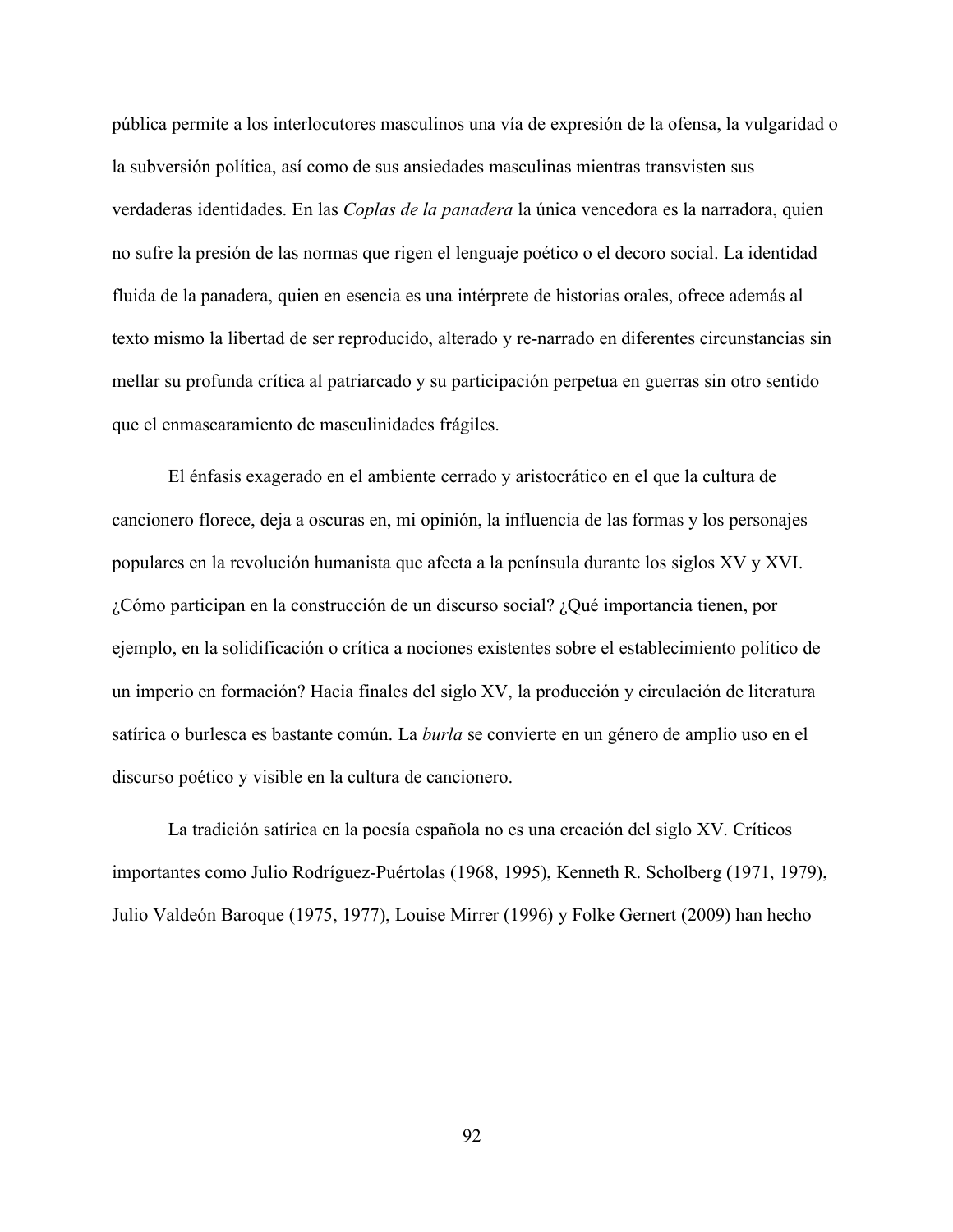pública permite a los interlocutores masculinos una vía de expresión de la ofensa, la vulgaridad o la subversión política, así como de sus ansiedades masculinas mientras transvisten sus verdaderas identidades. En las *Coplas de la panadera* la única vencedora es la narradora, quien no sufre la presión de las normas que rigen el lenguaje poético o el decoro social. La identidad fluida de la panadera, quien en esencia es una intérprete de historias orales, ofrece además al texto mismo la libertad de ser reproducido, alterado y re-narrado en diferentes circunstancias sin mellar su profunda crítica al patriarcado y su participación perpetua en guerras sin otro sentido que el enmascaramiento de masculinidades frágiles.

El énfasis exagerado en el ambiente cerrado y aristocrático en el que la cultura de cancionero florece, deja a oscuras en, mi opinión, la influencia de las formas y los personajes populares en la revolución humanista que afecta a la península durante los siglos XV y XVI. ¿Cómo participan en la construcción de un discurso social? ¿Qué importancia tienen, por ejemplo, en la solidificación o crítica a nociones existentes sobre el establecimiento político de un imperio en formación? Hacia finales del siglo XV, la producción y circulación de literatura satírica o burlesca es bastante común. La *burla* se convierte en un género de amplio uso en el discurso poético y visible en la cultura de cancionero.

La tradición satírica en la poesía española no es una creación del siglo XV. Críticos importantes como Julio Rodríguez-Puértolas (1968, 1995), Kenneth R. Scholberg (1971, 1979), Julio Valdeón Baroque (1975, 1977), Louise Mirrer (1996) y Folke Gernert (2009) han hecho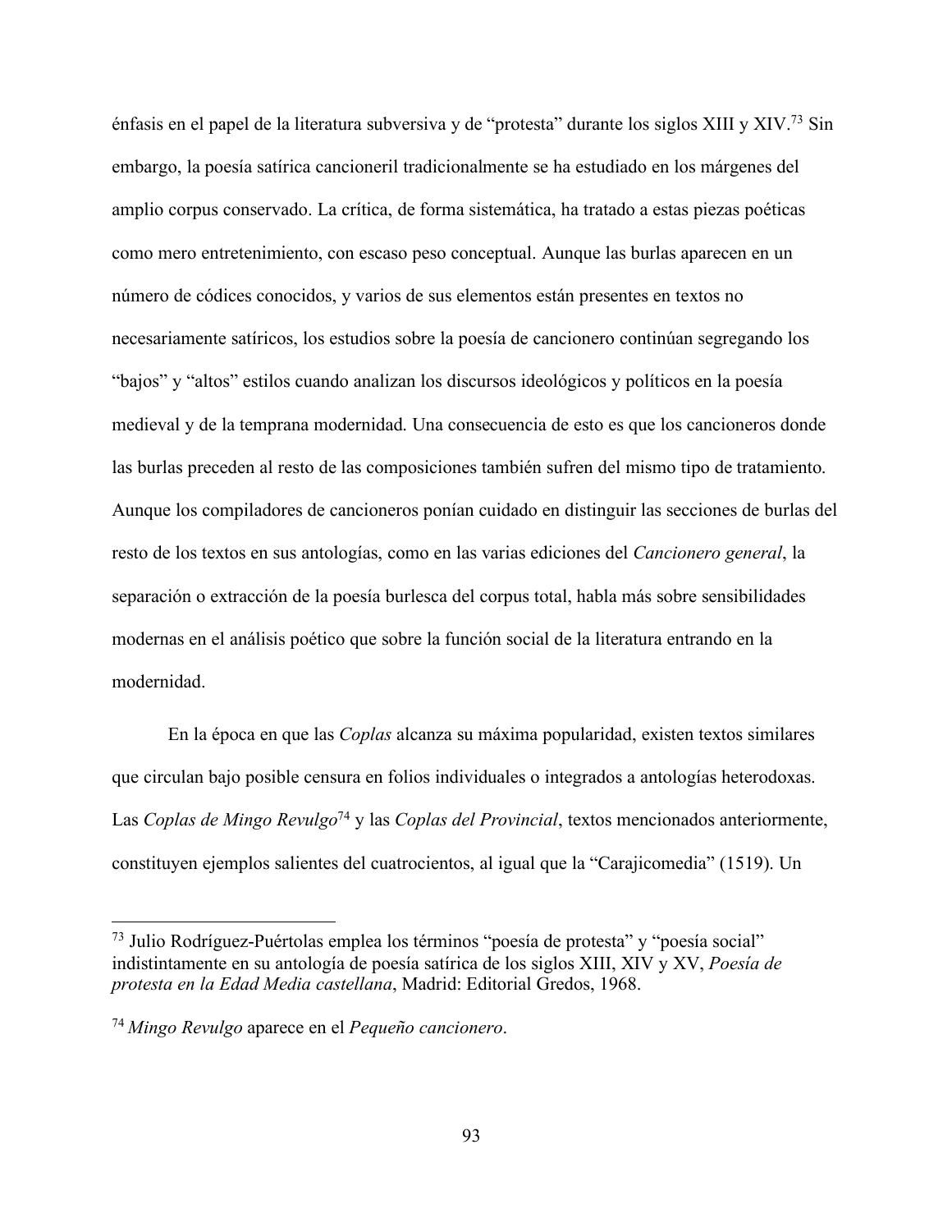énfasis en el papel de la literatura subversiva y de "protesta" durante los siglos XIII y XIV.[73] Sin embargo, la poesía satírica cancioneril tradicionalmente se ha estudiado en los márgenes del amplio corpus conservado. La crítica, de forma sistemática, ha tratado a estas piezas poéticas como mero entretenimiento, con escaso peso conceptual. Aunque las burlas aparecen en un número de códices conocidos, y varios de sus elementos están presentes en textos no necesariamente satíricos, los estudios sobre la poesía de cancionero continúan segregando los "bajos" y "altos" estilos cuando analizan los discursos ideológicos y políticos en la poesía medieval y de la temprana modernidad. Una consecuencia de esto es que los cancioneros donde las burlas preceden al resto de las composiciones también sufren del mismo tipo de tratamiento. Aunque los compiladores de cancioneros ponían cuidado en distinguir las secciones de burlas del resto de los textos en sus antologías, como en las varias ediciones del *Cancionero general*, la separación o extracción de la poesía burlesca del corpus total, habla más sobre sensibilidades modernas en el análisis poético que sobre la función social de la literatura entrando en la modernidad.

En la época en que las *Coplas* alcanza su máxima popularidad, existen textos similares que circulan bajo posible censura en folios individuales o integrados a antologías heterodoxas. Las *Coplas de Mingo Revulgo*[74] y las *Coplas del Provincial*, textos mencionados anteriormente, constituyen ejemplos salientes del cuatrocientos, al igual que la "Carajicomedia" (1519). Un

---

[73] Julio Rodríguez-Puértolas emplea los términos "poesía de protesta" y "poesía social" indistintamente en su antología de poesía satírica de los siglos XIII, XIV y XV, *Poesía de protesta en la Edad Media castellana*, Madrid: Editorial Gredos, 1968.

[74] *Mingo Revulgo* aparece en el *Pequeño cancionero*.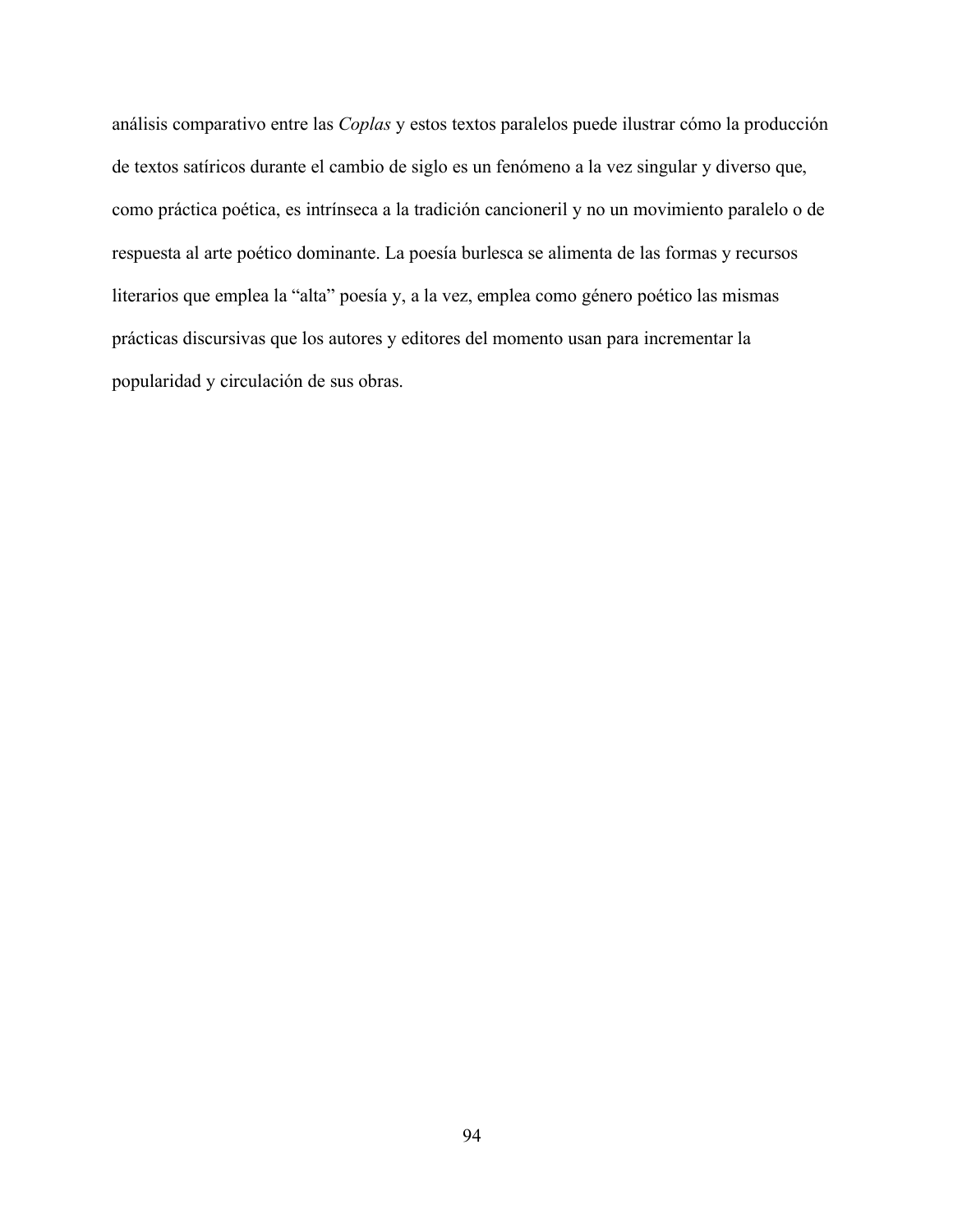análisis comparativo entre las *Coplas* y estos textos paralelos puede ilustrar cómo la producción de textos satíricos durante el cambio de siglo es un fenómeno a la vez singular y diverso que, como práctica poética, es intrínseca a la tradición cancioneril y no un movimiento paralelo o de respuesta al arte poético dominante. La poesía burlesca se alimenta de las formas y recursos literarios que emplea la "alta" poesía y, a la vez, emplea como género poético las mismas prácticas discursivas que los autores y editores del momento usan para incrementar la popularidad y circulación de sus obras.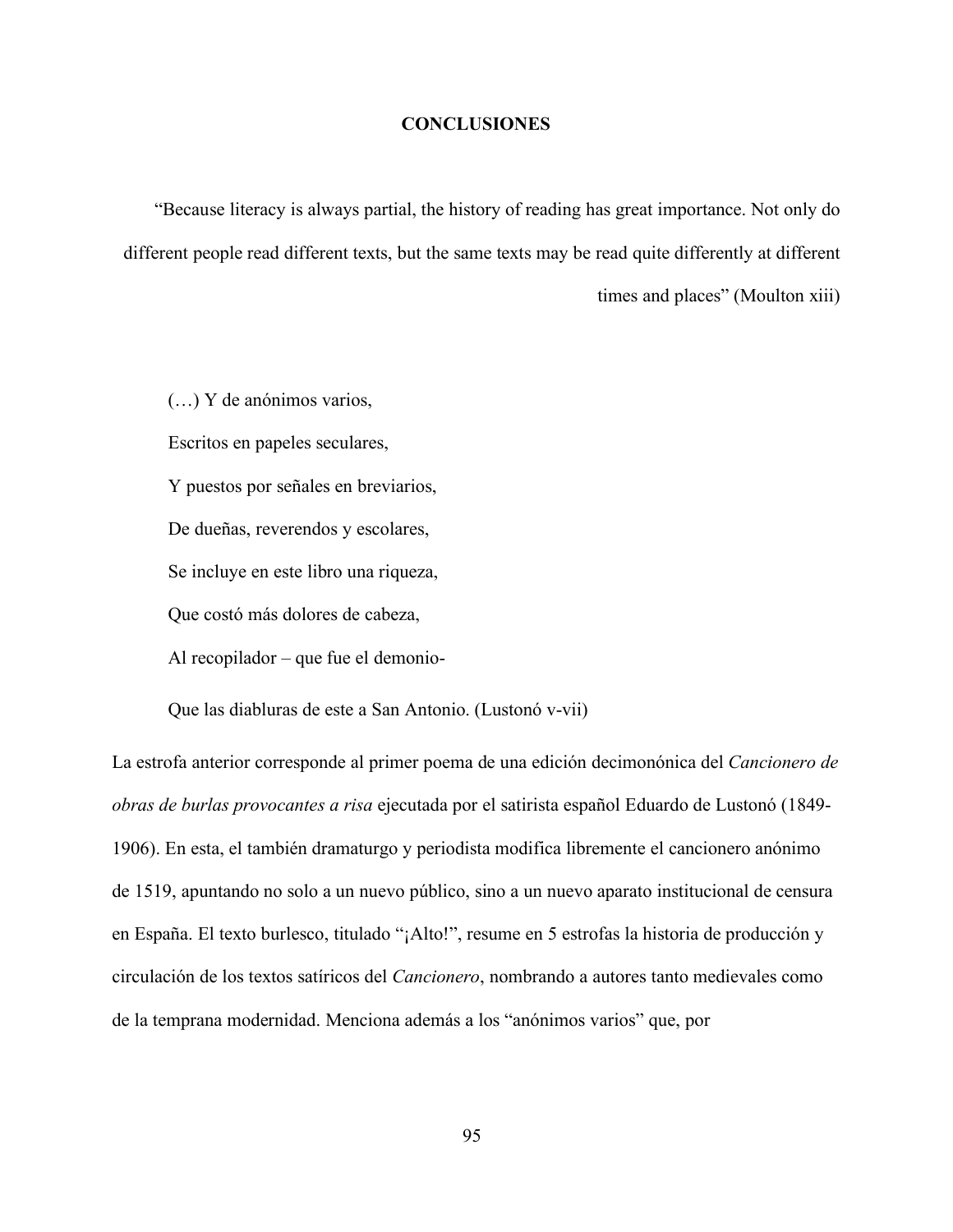# CONCLUSIONES

"Because literacy is always partial, the history of reading has great importance. Not only do different people read different texts, but the same texts may be read quite differently at different times and places" (Moulton xiii)

(…) Y de anónimos varios,

Escritos en papeles seculares,

Y puestos por señales en breviarios,

De dueñas, reverendos y escolares,

Se incluye en este libro una riqueza,

Que costó más dolores de cabeza,

Al recopilador – que fue el demonio-

Que las diabluras de este a San Antonio. (Lustonó v-vii)

La estrofa anterior corresponde al primer poema de una edición decimonónica del *Cancionero de obras de burlas provocantes a risa* ejecutada por el satirista español Eduardo de Lustonó (1849-1906). En esta, el también dramaturgo y periodista modifica libremente el cancionero anónimo de 1519, apuntando no solo a un nuevo público, sino a un nuevo aparato institucional de censura en España. El texto burlesco, titulado "¡Alto!", resume en 5 estrofas la historia de producción y circulación de los textos satíricos del *Cancionero*, nombrando a autores tanto medievales como de la temprana modernidad. Menciona además a los "anónimos varios" que, por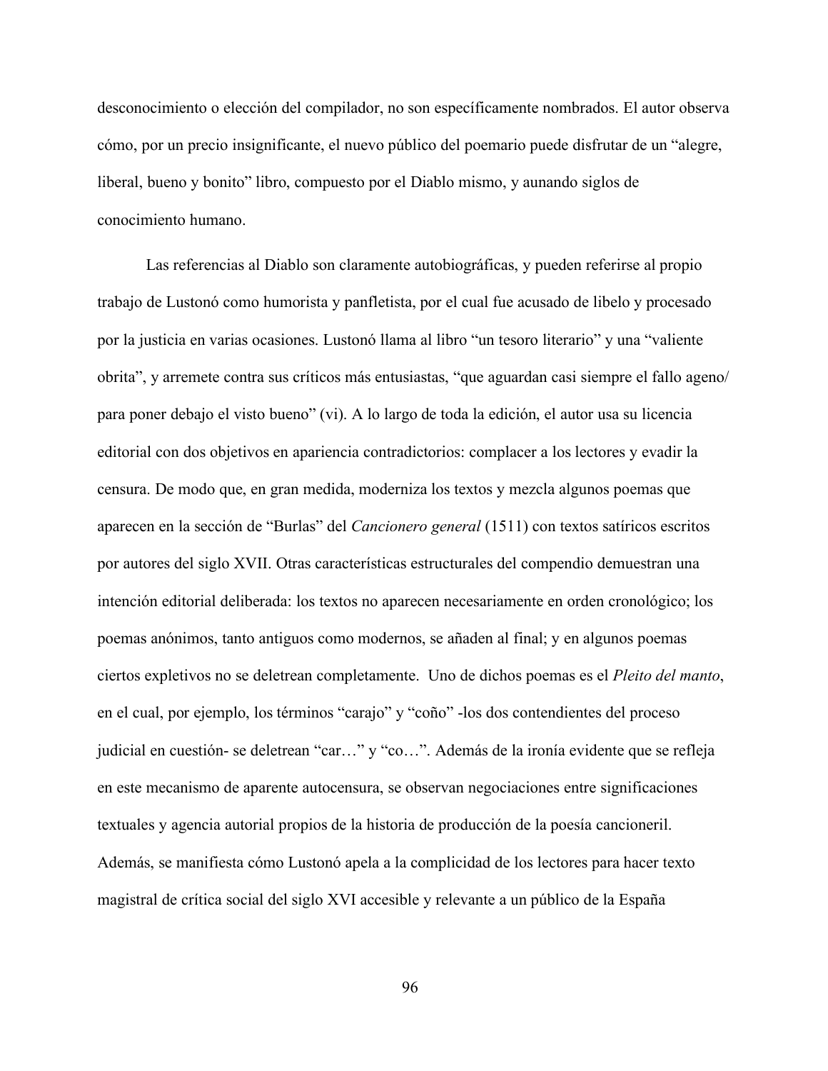desconocimiento o elección del compilador, no son específicamente nombrados. El autor observa cómo, por un precio insignificante, el nuevo público del poemario puede disfrutar de un "alegre, liberal, bueno y bonito" libro, compuesto por el Diablo mismo, y aunando siglos de conocimiento humano.

Las referencias al Diablo son claramente autobiográficas, y pueden referirse al propio trabajo de Lustonó como humorista y panfletista, por el cual fue acusado de libelo y procesado por la justicia en varias ocasiones. Lustonó llama al libro "un tesoro literario" y una "valiente obrita", y arremete contra sus críticos más entusiastas, "que aguardan casi siempre el fallo ageno/ para poner debajo el visto bueno" (vi). A lo largo de toda la edición, el autor usa su licencia editorial con dos objetivos en apariencia contradictorios: complacer a los lectores y evadir la censura. De modo que, en gran medida, moderniza los textos y mezcla algunos poemas que aparecen en la sección de "Burlas" del *Cancionero general* (1511) con textos satíricos escritos por autores del siglo XVII. Otras características estructurales del compendio demuestran una intención editorial deliberada: los textos no aparecen necesariamente en orden cronológico; los poemas anónimos, tanto antiguos como modernos, se añaden al final; y en algunos poemas ciertos expletivos no se deletrean completamente. Uno de dichos poemas es el *Pleito del manto*, en el cual, por ejemplo, los términos "carajo" y "coño" -los dos contendientes del proceso judicial en cuestión- se deletrean "car…" y "co…". Además de la ironía evidente que se refleja en este mecanismo de aparente autocensura, se observan negociaciones entre significaciones textuales y agencia autorial propios de la historia de producción de la poesía cancioneril. Además, se manifiesta cómo Lustonó apela a la complicidad de los lectores para hacer texto magistral de crítica social del siglo XVI accesible y relevante a un público de la España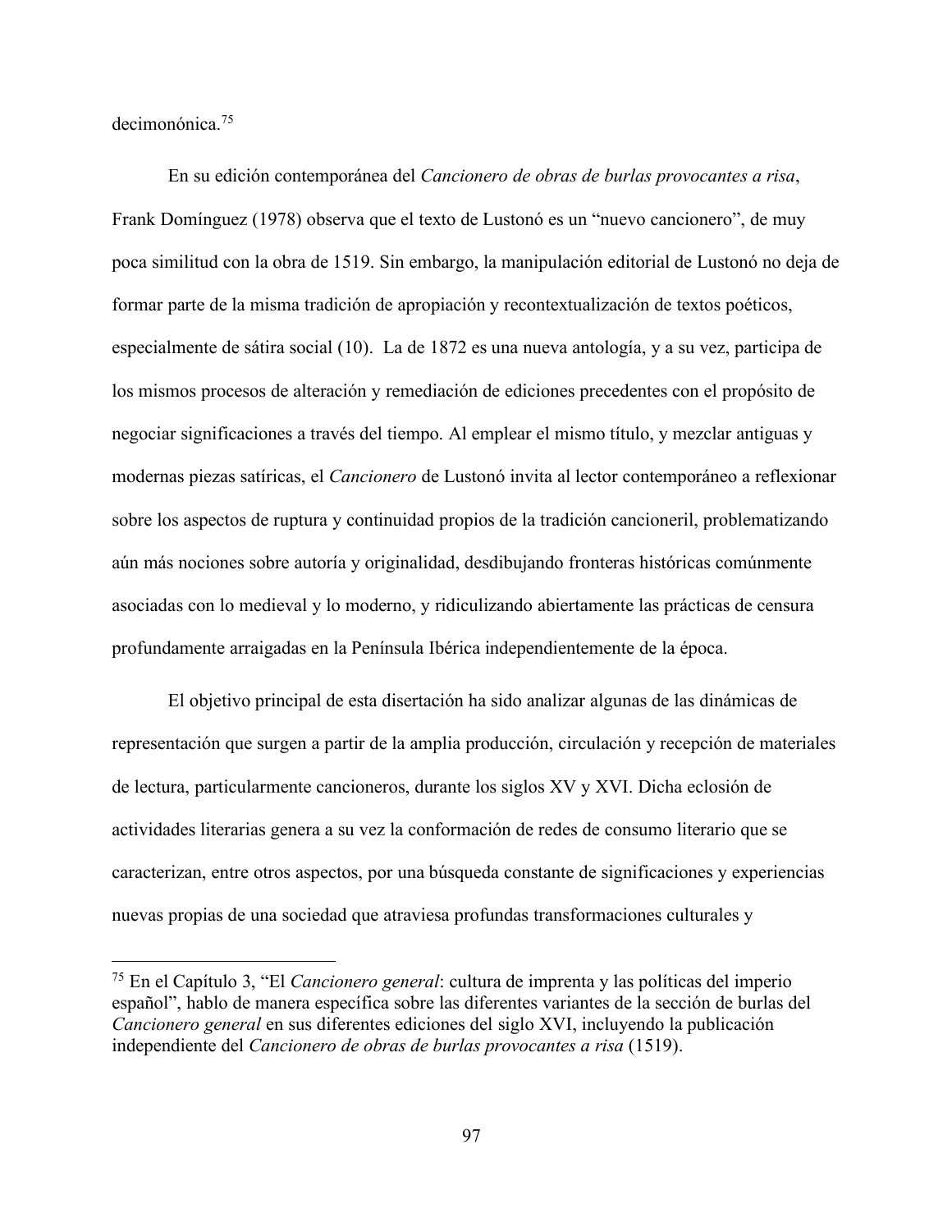decimonónica.[75]

En su edición contemporánea del *Cancionero de obras de burlas provocantes a risa*, Frank Domínguez (1978) observa que el texto de Lustonó es un "nuevo cancionero", de muy poca similitud con la obra de 1519. Sin embargo, la manipulación editorial de Lustonó no deja de formar parte de la misma tradición de apropiación y recontextualización de textos poéticos, especialmente de sátira social (10). La de 1872 es una nueva antología, y a su vez, participa de los mismos procesos de alteración y remediación de ediciones precedentes con el propósito de negociar significaciones a través del tiempo. Al emplear el mismo título, y mezclar antiguas y modernas piezas satíricas, el *Cancionero* de Lustonó invita al lector contemporáneo a reflexionar sobre los aspectos de ruptura y continuidad propios de la tradición cancioneril, problematizando aún más nociones sobre autoría y originalidad, desdibujando fronteras históricas comúnmente asociadas con lo medieval y lo moderno, y ridiculizando abiertamente las prácticas de censura profundamente arraigadas en la Península Ibérica independientemente de la época.

El objetivo principal de esta disertación ha sido analizar algunas de las dinámicas de representación que surgen a partir de la amplia producción, circulación y recepción de materiales de lectura, particularmente cancioneros, durante los siglos XV y XVI. Dicha eclosión de actividades literarias genera a su vez la conformación de redes de consumo literario que se caracterizan, entre otros aspectos, por una búsqueda constante de significaciones y experiencias nuevas propias de una sociedad que atraviesa profundas transformaciones culturales y

---

[75] En el Capítulo 3, "El *Cancionero general*: cultura de imprenta y las políticas del imperio español", hablo de manera específica sobre las diferentes variantes de la sección de burlas del *Cancionero general* en sus diferentes ediciones del siglo XVI, incluyendo la publicación independiente del *Cancionero de obras de burlas provocantes a risa* (1519).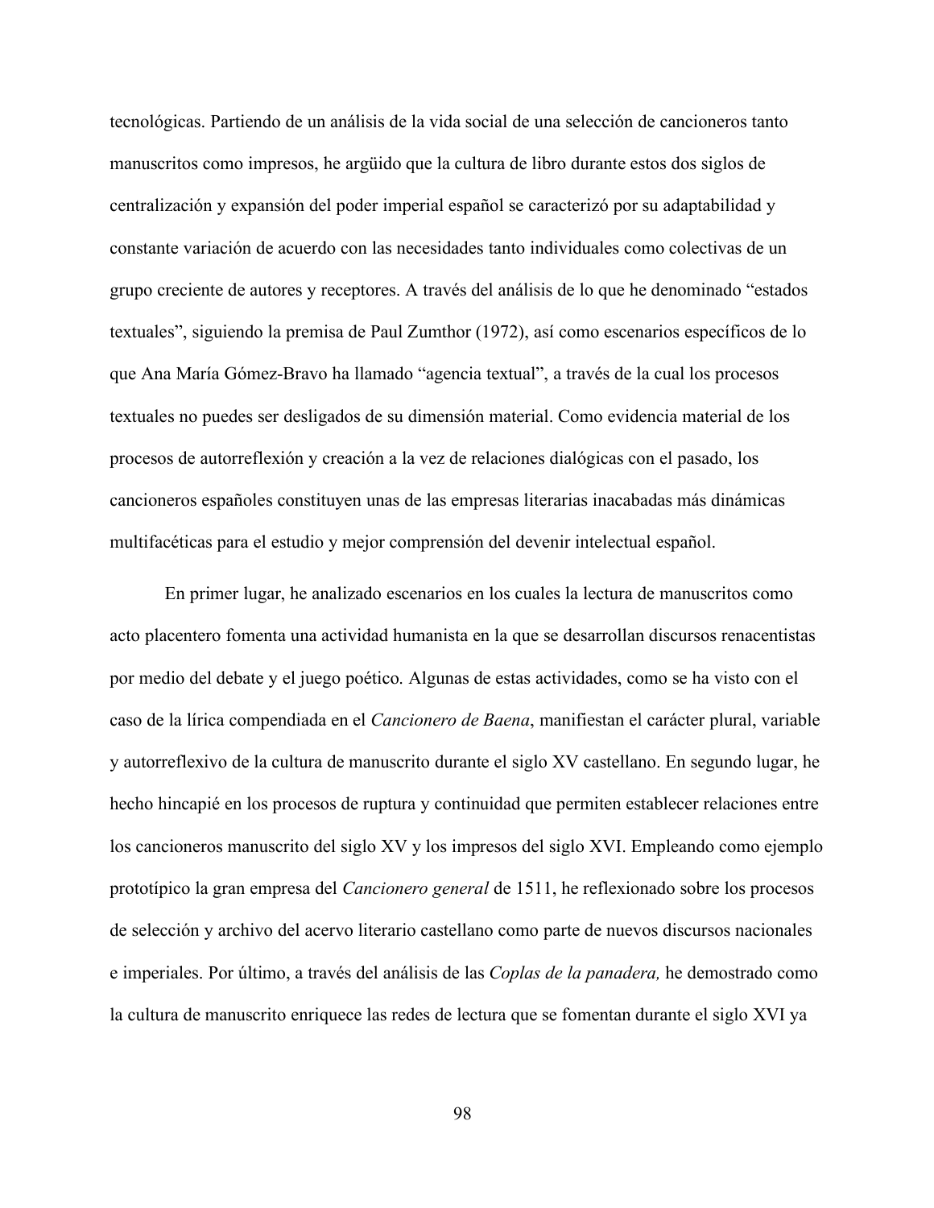tecnológicas. Partiendo de un análisis de la vida social de una selección de cancioneros tanto manuscritos como impresos, he argüido que la cultura de libro durante estos dos siglos de centralización y expansión del poder imperial español se caracterizó por su adaptabilidad y constante variación de acuerdo con las necesidades tanto individuales como colectivas de un grupo creciente de autores y receptores. A través del análisis de lo que he denominado "estados textuales", siguiendo la premisa de Paul Zumthor (1972), así como escenarios específicos de lo que Ana María Gómez-Bravo ha llamado "agencia textual", a través de la cual los procesos textuales no puedes ser desligados de su dimensión material. Como evidencia material de los procesos de autorreflexión y creación a la vez de relaciones dialógicas con el pasado, los cancioneros españoles constituyen unas de las empresas literarias inacabadas más dinámicas multifacéticas para el estudio y mejor comprensión del devenir intelectual español.

En primer lugar, he analizado escenarios en los cuales la lectura de manuscritos como acto placentero fomenta una actividad humanista en la que se desarrollan discursos renacentistas por medio del debate y el juego poético. Algunas de estas actividades, como se ha visto con el caso de la lírica compendiada en el *Cancionero de Baena*, manifiestan el carácter plural, variable y autorreflexivo de la cultura de manuscrito durante el siglo XV castellano. En segundo lugar, he hecho hincapié en los procesos de ruptura y continuidad que permiten establecer relaciones entre los cancioneros manuscrito del siglo XV y los impresos del siglo XVI. Empleando como ejemplo prototípico la gran empresa del *Cancionero general* de 1511, he reflexionado sobre los procesos de selección y archivo del acervo literario castellano como parte de nuevos discursos nacionales e imperiales. Por último, a través del análisis de las *Coplas de la panadera,* he demostrado como la cultura de manuscrito enriquece las redes de lectura que se fomentan durante el siglo XVI ya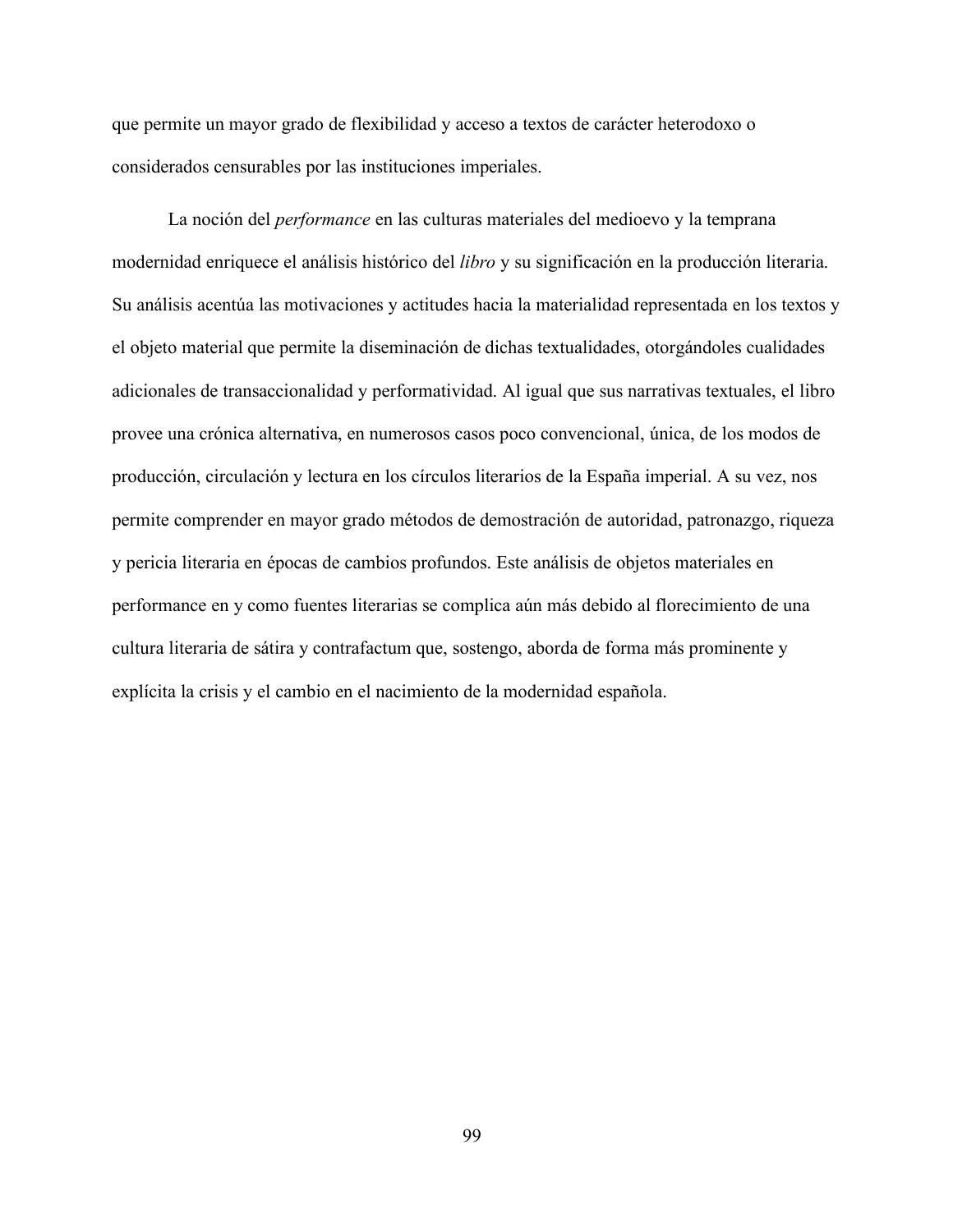que permite un mayor grado de flexibilidad y acceso a textos de carácter heterodoxo o considerados censurables por las instituciones imperiales.

La noción del *performance* en las culturas materiales del medioevo y la temprana modernidad enriquece el análisis histórico del *libro* y su significación en la producción literaria. Su análisis acentúa las motivaciones y actitudes hacia la materialidad representada en los textos y el objeto material que permite la diseminación de dichas textualidades, otorgándoles cualidades adicionales de transaccionalidad y performatividad. Al igual que sus narrativas textuales, el libro provee una crónica alternativa, en numerosos casos poco convencional, única, de los modos de producción, circulación y lectura en los círculos literarios de la España imperial. A su vez, nos permite comprender en mayor grado métodos de demostración de autoridad, patronazgo, riqueza y pericia literaria en épocas de cambios profundos. Este análisis de objetos materiales en performance en y como fuentes literarias se complica aún más debido al florecimiento de una cultura literaria de sátira y contrafactum que, sostengo, aborda de forma más prominente y explícita la crisis y el cambio en el nacimiento de la modernidad española.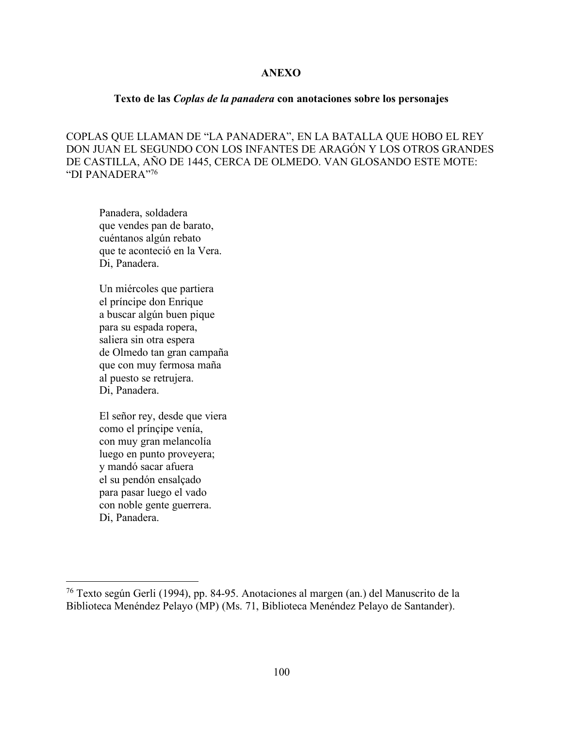## ANEXO

### Texto de las *Coplas de la panadera* con anotaciones sobre los personajes

COPLAS QUE LLAMAN DE "LA PANADERA", EN LA BATALLA QUE HOBO EL REY DON JUAN EL SEGUNDO CON LOS INFANTES DE ARAGÓN Y LOS OTROS GRANDES DE CASTILLA, AÑO DE 1445, CERCA DE OLMEDO. VAN GLOSANDO ESTE MOTE: "DI PANADERA"[76]

> Panadera, soldadera  
> que vendes pan de barato,  
> cuéntanos algún rebato  
> que te aconteció en la Vera.  
> Di, Panadera.
>
> Un miércoles que partiera  
> el príncipe don Enrique  
> a buscar algún buen pique  
> para su espada ropera,  
> saliera sin otra espera  
> de Olmedo tan gran campaña  
> que con muy fermosa maña  
> al puesto se retrujera.  
> Di, Panadera.
>
> El señor rey, desde que viera  
> como el prínçipe venía,  
> con muy gran melancolía  
> luego en punto proveyera;  
> y mandó sacar afuera  
> el su pendón ensalçado  
> para pasar luego el vado  
> con noble gente guerrera.  
> Di, Panadera.

[76] Texto según Gerli (1994), pp. 84-95. Anotaciones al margen (an.) del Manuscrito de la Biblioteca Menéndez Pelayo (MP) (Ms. 71, Biblioteca Menéndez Pelayo de Santander).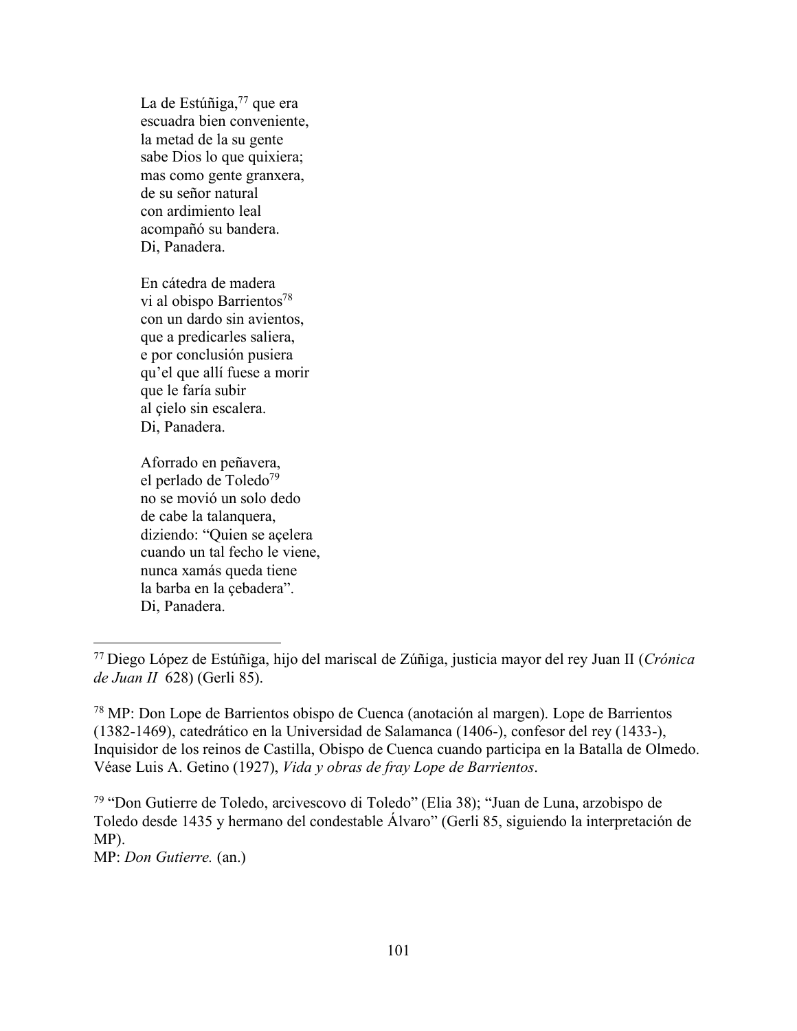La de Estúñiga,[77] que era
escuadra bien conveniente,
la metad de la su gente
sabe Dios lo que quixiera;
mas como gente granxera,
de su señor natural
con ardimiento leal
acompañó su bandera.
Di, Panadera.

En cátedra de madera
vi al obispo Barrientos[78]
con un dardo sin avientos,
que a predicarles saliera,
e por conclusión pusiera
qu'el que allí fuese a morir
que le faría subir
al çielo sin escalera.
Di, Panadera.

Aforrado en peñavera,
el perlado de Toledo[79]
no se movió un solo dedo
de cabe la talanquera,
diziendo: "Quien se açelera
cuando un tal fecho le viene,
nunca xamás queda tiene
la barba en la çebadera".
Di, Panadera.

---

[77] Diego López de Estúñiga, hijo del mariscal de Zúñiga, justicia mayor del rey Juan II (*Crónica de Juan II* 628) (Gerli 85).

[78] MP: Don Lope de Barrientos obispo de Cuenca (anotación al margen). Lope de Barrientos (1382-1469), catedrático en la Universidad de Salamanca (1406-), confesor del rey (1433-), Inquisidor de los reinos de Castilla, Obispo de Cuenca cuando participa en la Batalla de Olmedo. Véase Luis A. Getino (1927), *Vida y obras de fray Lope de Barrientos*.

[79] "Don Gutierre de Toledo, arcivescovo di Toledo" (Elia 38); "Juan de Luna, arzobispo de Toledo desde 1435 y hermano del condestable Álvaro" (Gerli 85, siguiendo la interpretación de MP).
MP: *Don Gutierre.* (an.)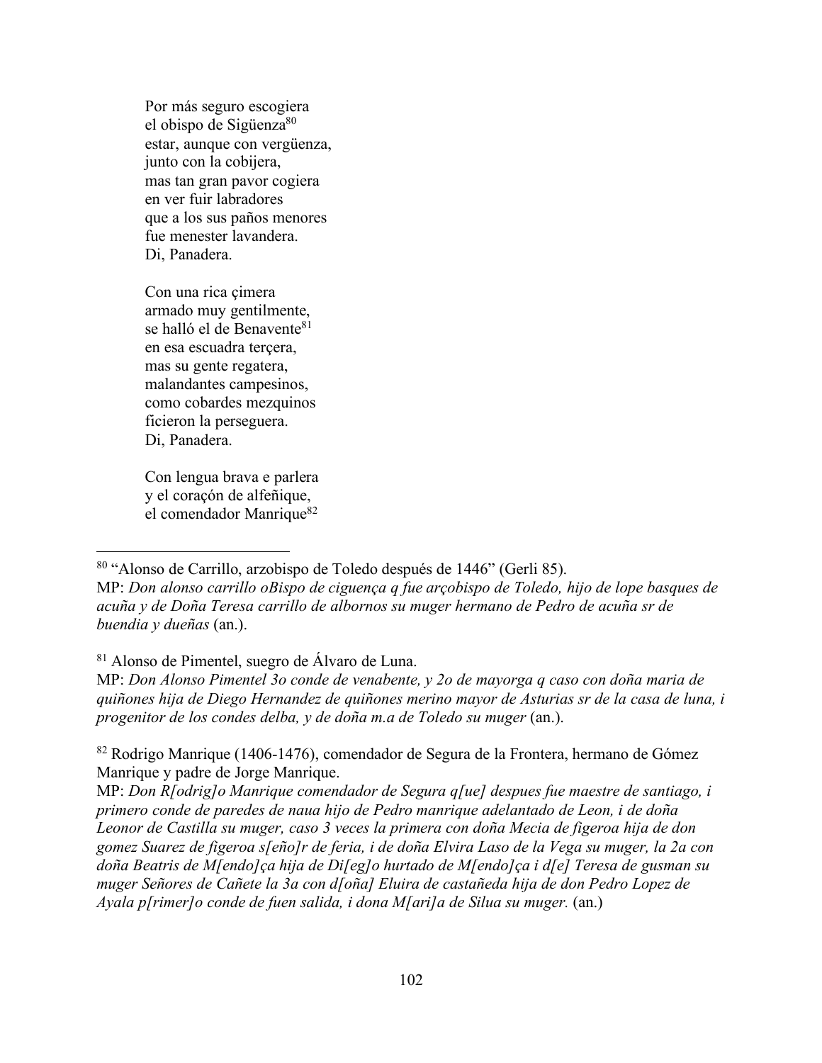Por más seguro escogiera  
el obispo de Sigüenza[80]  
estar, aunque con vergüenza,  
junto con la cobijera,  
mas tan gran pavor cogiera  
en ver fuir labradores  
que a los sus paños menores  
fue menester lavandera.  
Di, Panadera.

Con una rica çimera  
armado muy gentilmente,  
se halló el de Benavente[81]  
en esa escuadra terçera,  
mas su gente regatera,  
malandantes campesinos,  
como cobardes mezquinos  
ficieron la perseguera.  
Di, Panadera.

Con lengua brava e parlera  
y el coraçón de alfeñique,  
el comendador Manrique[82]

---

[80] "Alonso de Carrillo, arzobispo de Toledo después de 1446" (Gerli 85).  
MP: *Don alonso carrillo oBispo de ciguença q fue arçobispo de Toledo, hijo de lope basques de acuña y de Doña Teresa carrillo de albornos su muger hermano de Pedro de acuña sr de buendia y dueñas* (an.).

[81] Alonso de Pimentel, suegro de Álvaro de Luna.  
MP: *Don Alonso Pimentel 3o conde de venabente, y 2o de mayorga q caso con doña maria de quiñones hija de Diego Hernandez de quiñones merino mayor de Asturias sr de la casa de luna, i progenitor de los condes delba, y de doña m.a de Toledo su muger* (an.).

[82] Rodrigo Manrique (1406-1476), comendador de Segura de la Frontera, hermano de Gómez Manrique y padre de Jorge Manrique.  
MP: *Don R[odrig]o Manrique comendador de Segura q[ue] despues fue maestre de santiago, i primero conde de paredes de naua hijo de Pedro manrique adelantado de Leon, i de doña Leonor de Castilla su muger, caso 3 veces la primera con doña Mecia de figeroa hija de don gomez Suarez de figeroa s[eño]r de feria, i de doña Elvira Laso de la Vega su muger, la 2a con doña Beatris de M[endo]ça hija de Di[eg]o hurtado de M[endo]ça i d[e] Teresa de gusman su muger Señores de Cañete la 3a con d[oña] Eluira de castañeda hija de don Pedro Lopez de Ayala p[rimer]o conde de fuen salida, i dona M[ari]a de Silua su muger.* (an.)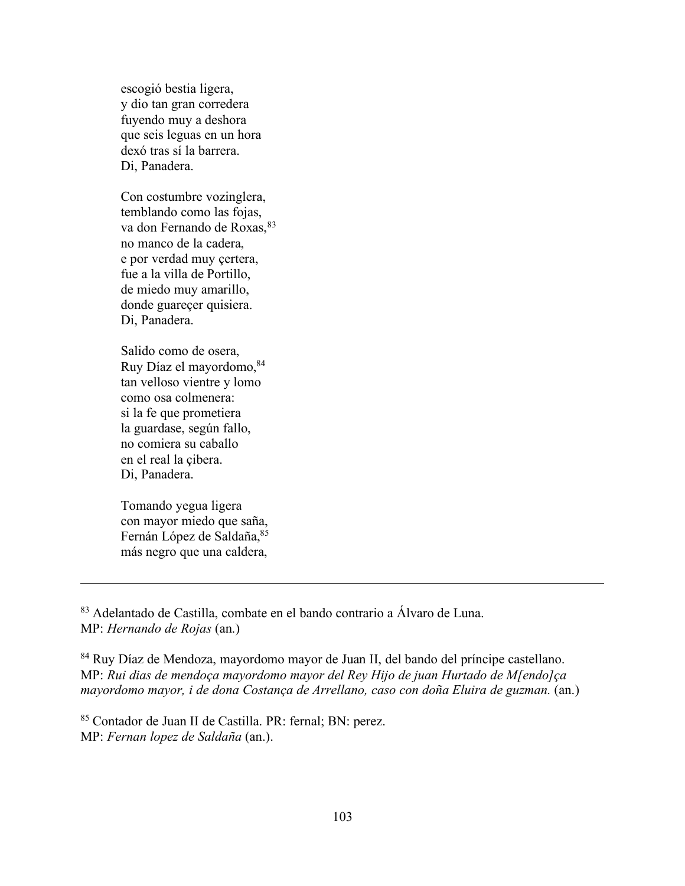escogió bestia ligera,
y dio tan gran corredera
fuyendo muy a deshora
que seis leguas en un hora
dexó tras sí la barrera.
Di, Panadera.

Con costumbre vozinglera,
temblando como las fojas,
va don Fernando de Roxas,[83]
no manco de la cadera,
e por verdad muy çertera,
fue a la villa de Portillo,
de miedo muy amarillo,
donde guareçer quisiera.
Di, Panadera.

Salido como de osera,
Ruy Díaz el mayordomo,[84]
tan velloso vientre y lomo
como osa colmenera:
si la fe que prometiera
la guardase, según fallo,
no comiera su caballo
en el real la çibera.
Di, Panadera.

Tomando yegua ligera
con mayor miedo que saña,
Fernán López de Saldaña,[85]
más negro que una caldera,

---

[83] Adelantado de Castilla, combate en el bando contrario a Álvaro de Luna.
MP: *Hernando de Rojas* (an.)

[84] Ruy Díaz de Mendoza, mayordomo mayor de Juan II, del bando del príncipe castellano.
MP: *Rui dias de mendoça mayordomo mayor del Rey Hijo de juan Hurtado de M[endo]ça mayordomo mayor, i de dona Costança de Arrellano, caso con doña Eluira de guzman.* (an.)

[85] Contador de Juan II de Castilla. PR: fernal; BN: perez.
MP: *Fernan lopez de Saldaña* (an.).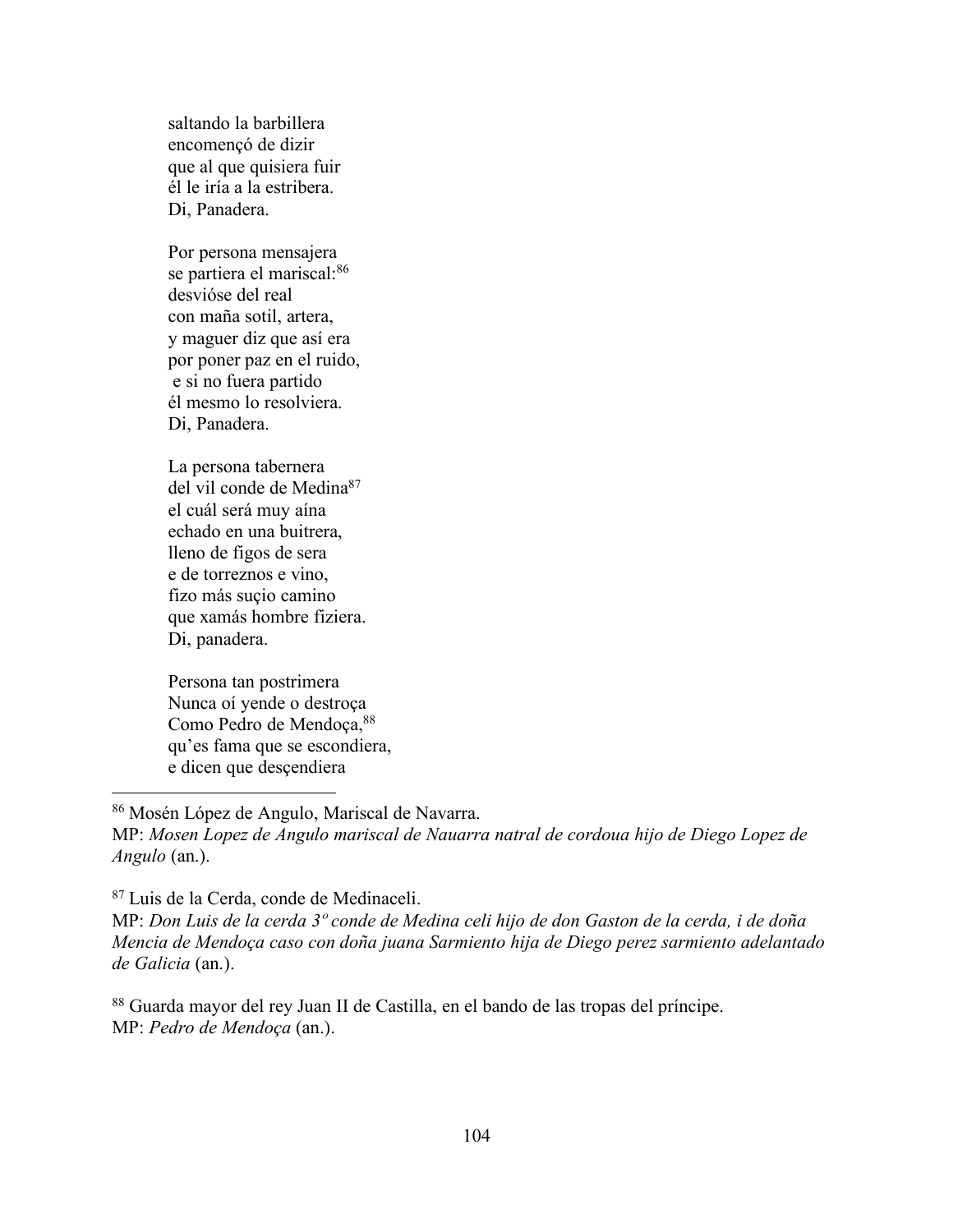saltando la barbillera
encomençó de dizir
que al que quisiera fuir
él le iría a la estribera.
Di, Panadera.

Por persona mensajera
se partiera el mariscal:[86]
desvióse del real
con maña sotil, artera,
y maguer diz que así era
por poner paz en el ruido,
e si no fuera partido
él mesmo lo resolviera.
Di, Panadera.

La persona tabernera
del vil conde de Medina[87]
el cuál será muy aína
echado en una buitrera,
lleno de figos de sera
e de torreznos e vino,
fizo más suçio camino
que xamás hombre fiziera.
Di, panadera.

Persona tan postrimera
Nunca oí yende o destroça
Como Pedro de Mendoça,[88]
qu'es fama que se escondiera,
e dicen que desçendiera

---

[86] Mosén López de Angulo, Mariscal de Navarra.
MP: *Mosen Lopez de Angulo mariscal de Nauarra natral de cordoua hijo de Diego Lopez de Angulo* (an.).

[87] Luis de la Cerda, conde de Medinaceli.
MP: *Don Luis de la cerda 3º conde de Medina celi hijo de don Gaston de la cerda, i de doña Mencia de Mendoça caso con doña juana Sarmiento hija de Diego perez sarmiento adelantado de Galicia* (an.).

[88] Guarda mayor del rey Juan II de Castilla, en el bando de las tropas del príncipe.
MP: *Pedro de Mendoça* (an.).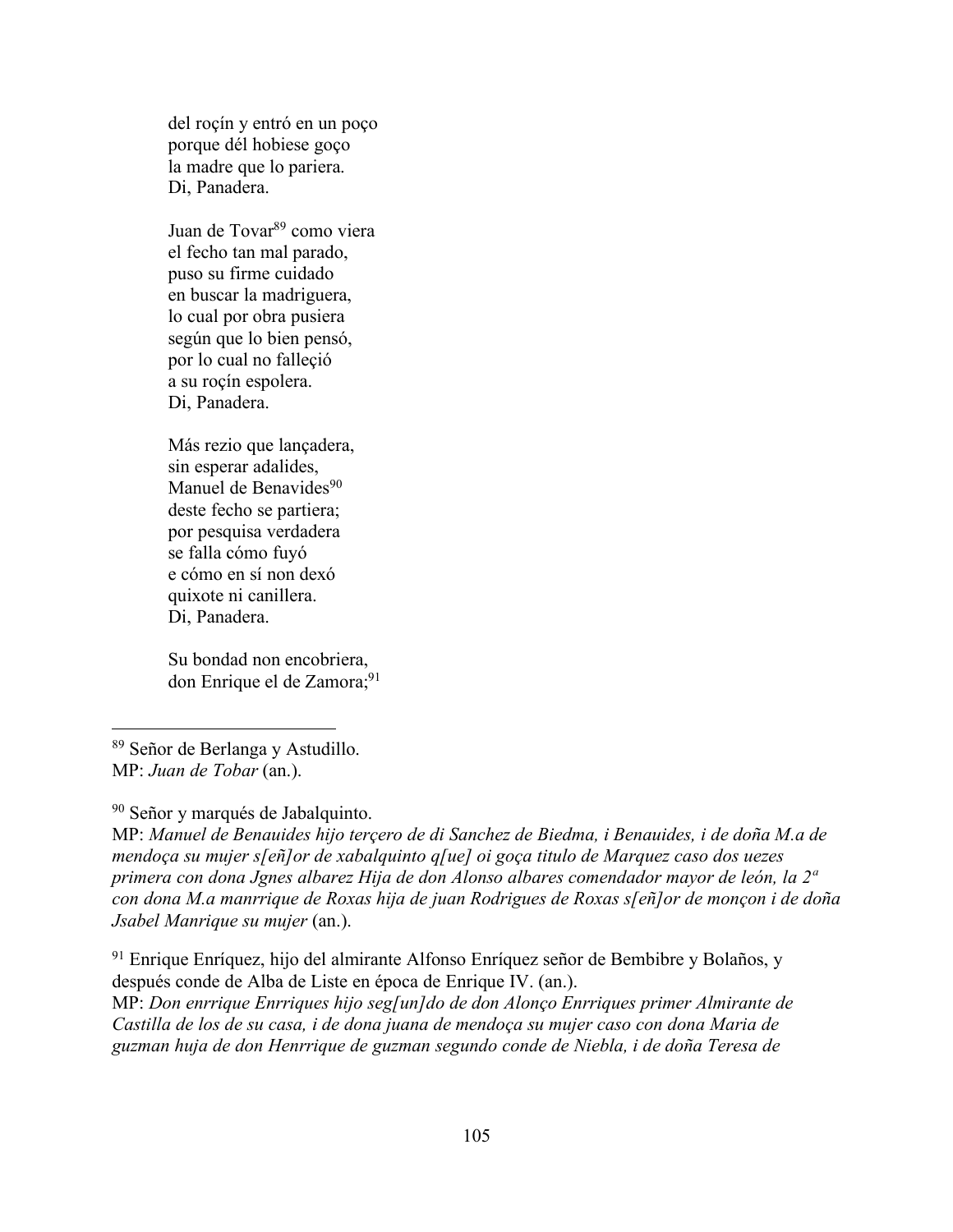del roçín y entró en un poço
porque dél hobiese goço
la madre que lo pariera.
Di, Panadera.

Juan de Tovar[89] como viera
el fecho tan mal parado,
puso su firme cuidado
en buscar la madriguera,
lo cual por obra pusiera
según que lo bien pensó,
por lo cual no falleçió
a su roçín espolera.
Di, Panadera.

Más rezio que lançadera,
sin esperar adalides,
Manuel de Benavides[90]
deste fecho se partiera;
por pesquisa verdadera
se falla cómo fuyó
e cómo en sí non dexó
quixote ni canillera.
Di, Panadera.

Su bondad non encobriera,
don Enrique el de Zamora;[91]

---

[89] Señor de Berlanga y Astudillo.
MP: *Juan de Tobar* (an.).

[90] Señor y marqués de Jabalquinto.
MP: *Manuel de Benauides hijo terçero de di Sanchez de Biedma, i Benauides, i de doña M.a de mendoça su mujer s[eñ]or de xabalquinto q[ue] oi goça titulo de Marquez caso dos uezes primera con dona Jgnes albarez Hija de don Alonso albares comendador mayor de león, la 2ª con dona M.a manrrique de Roxas hija de juan Rodrigues de Roxas s[eñ]or de monçon i de doña Jsabel Manrique su mujer* (an.).

[91] Enrique Enríquez, hijo del almirante Alfonso Enríquez señor de Bembibre y Bolaños, y después conde de Alba de Liste en época de Enrique IV. (an.).
MP: *Don enrrique Enrriques hijo seg[un]do de don Alonço Enrriques primer Almirante de Castilla de los de su casa, i de dona juana de mendoça su mujer caso con dona Maria de guzman huja de don Henrrique de guzman segundo conde de Niebla, i de doña Teresa de*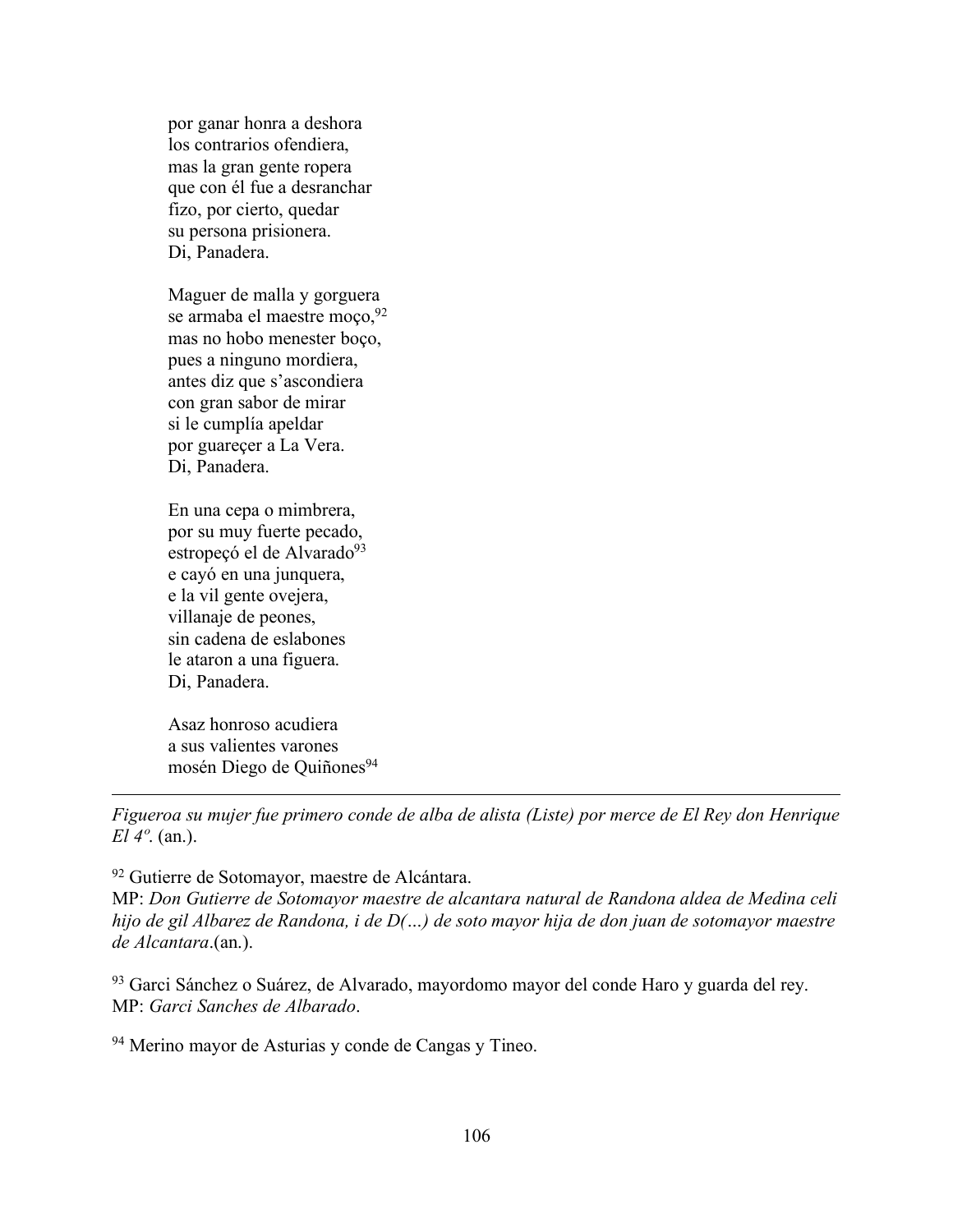por ganar honra a deshora  
los contrarios ofendiera,  
mas la gran gente ropera  
que con él fue a desranchar  
fizo, por cierto, quedar  
su persona prisionera.  
Di, Panadera.

Maguer de malla y gorguera  
se armaba el maestre moço,[92]  
mas no hobo menester boço,  
pues a ninguno mordiera,  
antes diz que s'ascondiera  
con gran sabor de mirar  
si le cumplía apeldar  
por guareçer a La Vera.  
Di, Panadera.

En una cepa o mimbrera,  
por su muy fuerte pecado,  
estropeçó el de Alvarado[93]  
e cayó en una junquera,  
e la vil gente ovejera,  
villanaje de peones,  
sin cadena de eslabones  
le ataron a una figuera.  
Di, Panadera.

Asaz honroso acudiera  
a sus valientes varones  
mosén Diego de Quiñones[94]

---

*Figueroa su mujer fue primero conde de alba de alista (Liste) por merce de El Rey don Henrique El 4º.* (an.).

[92] Gutierre de Sotomayor, maestre de Alcántara.  
MP: *Don Gutierre de Sotomayor maestre de alcantara natural de Randona aldea de Medina celi hijo de gil Albarez de Randona, i de D(…) de soto mayor hija de don juan de sotomayor maestre de Alcantara*.(an.).

[93] Garci Sánchez o Suárez, de Alvarado, mayordomo mayor del conde Haro y guarda del rey.  
MP: *Garci Sanches de Albarado*.

[94] Merino mayor de Asturias y conde de Cangas y Tineo.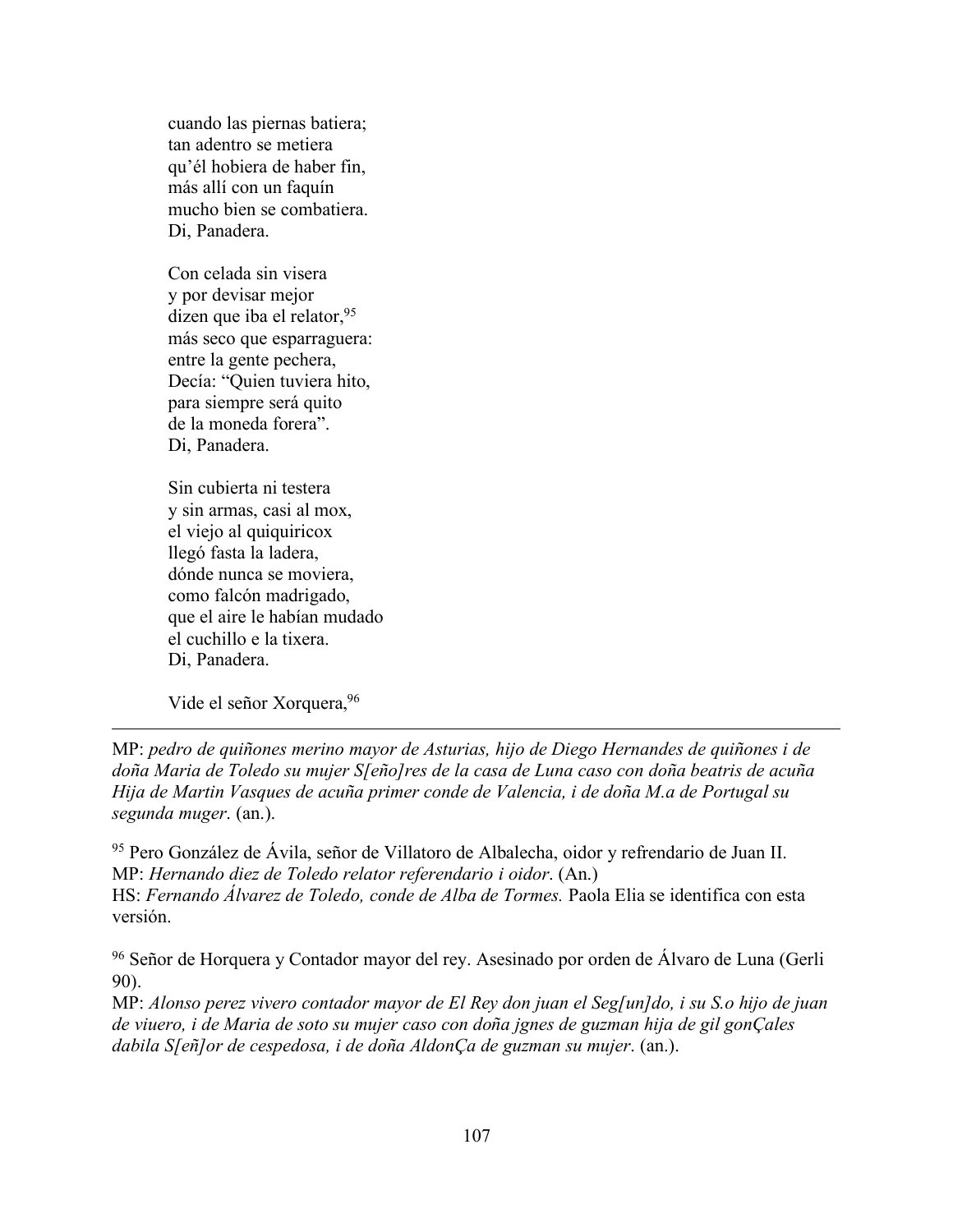cuando las piernas batiera;
tan adentro se metiera
qu'él hobiera de haber fin,
más allí con un faquín
mucho bien se combatiera.
Di, Panadera.

Con celada sin visera
y por devisar mejor
dizen que iba el relator,[95]
más seco que esparraguera:
entre la gente pechera,
Decía: "Quien tuviera hito,
para siempre será quito
de la moneda forera".
Di, Panadera.

Sin cubierta ni testera
y sin armas, casi al mox,
el viejo al quiquiricox
llegó fasta la ladera,
dónde nunca se moviera,
como falcón madrigado,
que el aire le habían mudado
el cuchillo e la tixera.
Di, Panadera.

Vide el señor Xorquera,[96]

---

MP: *pedro de quiñones merino mayor de Asturias, hijo de Diego Hernandes de quiñones i de doña Maria de Toledo su mujer S[eño]res de la casa de Luna caso con doña beatris de acuña Hija de Martin Vasques de acuña primer conde de Valencia, i de doña M.a de Portugal su segunda muger*. (an.).

[95] Pero González de Ávila, señor de Villatoro de Albalecha, oidor y refrendario de Juan II.
MP: *Hernando diez de Toledo relator referendario i oidor*. (An.)
HS: *Fernando Álvarez de Toledo, conde de Alba de Tormes.* Paola Elia se identifica con esta versión.

[96] Señor de Horquera y Contador mayor del rey. Asesinado por orden de Álvaro de Luna (Gerli 90).
MP: *Alonso perez vivero contador mayor de El Rey don juan el Seg[un]do, i su S.o hijo de juan de viuero, i de Maria de soto su mujer caso con doña jgnes de guzman hija de gil gonÇales dabila S[eñ]or de cespedosa, i de doña AldonÇa de guzman su mujer*. (an.).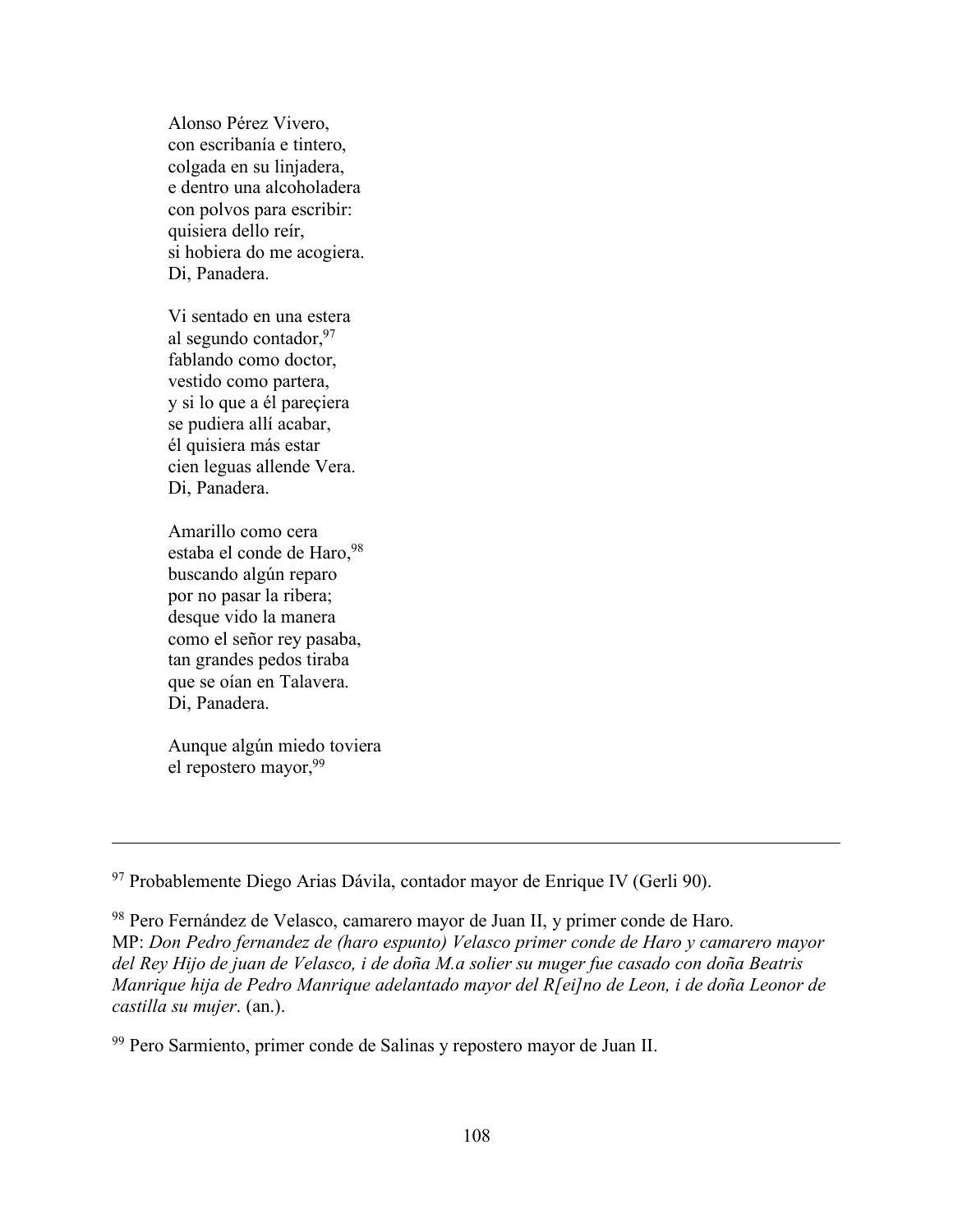Alonso Pérez Vivero,  
con escribanía e tintero,  
colgada en su linjadera,  
e dentro una alcoholadera  
con polvos para escribir:  
quisiera dello reír,  
si hobiera do me acogiera.  
Di, Panadera.

Vi sentado en una estera  
al segundo contador,[97]  
fablando como doctor,  
vestido como partera,  
y si lo que a él pareçiera  
se pudiera allí acabar,  
él quisiera más estar  
cien leguas allende Vera.  
Di, Panadera.

Amarillo como cera  
estaba el conde de Haro,[98]  
buscando algún reparo  
por no pasar la ribera;  
desque vido la manera  
como el señor rey pasaba,  
tan grandes pedos tiraba  
que se oían en Talavera.  
Di, Panadera.

Aunque algún miedo toviera  
el repostero mayor,[99]

---

[97] Probablemente Diego Arias Dávila, contador mayor de Enrique IV (Gerli 90).

[98] Pero Fernández de Velasco, camarero mayor de Juan II, y primer conde de Haro. MP: *Don Pedro fernandez de (haro espunto) Velasco primer conde de Haro y camarero mayor del Rey Hijo de juan de Velasco, i de doña M.a solier su muger fue casado con doña Beatris Manrique hija de Pedro Manrique adelantado mayor del R[ei]no de Leon, i de doña Leonor de castilla su mujer*. (an.).

[99] Pero Sarmiento, primer conde de Salinas y repostero mayor de Juan II.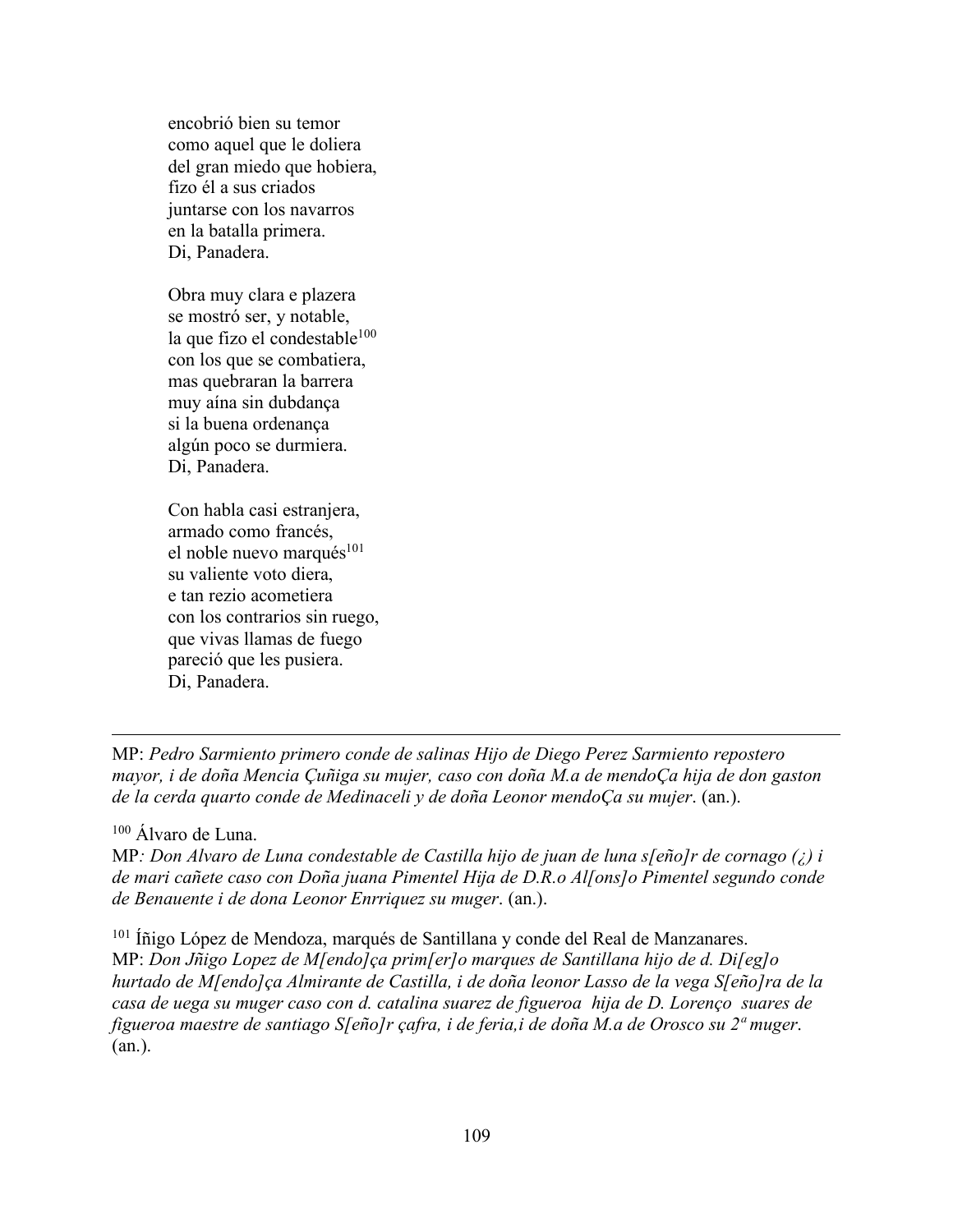encobrió bien su temor
como aquel que le doliera
del gran miedo que hobiera,
fizo él a sus criados
juntarse con los navarros
en la batalla primera.
Di, Panadera.

Obra muy clara e plazera
se mostró ser, y notable,
la que fizo el condestable[100]
con los que se combatiera,
mas quebraran la barrera
muy aína sin dubdança
si la buena ordenança
algún poco se durmiera.
Di, Panadera.

Con habla casi estranjera,
armado como francés,
el noble nuevo marqués[101]
su valiente voto diera,
e tan rezio acometiera
con los contrarios sin ruego,
que vivas llamas de fuego
pareció que les pusiera.
Di, Panadera.

---

MP: *Pedro Sarmiento primero conde de salinas Hijo de Diego Perez Sarmiento repostero mayor, i de doña Mencia Çuñiga su mujer, caso con doña M.a de mendoÇa hija de don gaston de la cerda quarto conde de Medinaceli y de doña Leonor mendoÇa su mujer*. (an.).

[100] Álvaro de Luna.
MP*: Don Alvaro de Luna condestable de Castilla hijo de juan de luna s[eño]r de cornago (¿) i de mari cañete caso con Doña juana Pimentel Hija de D.R.o Al[ons]o Pimentel segundo conde de Benauente i de dona Leonor Enrriquez su muger*. (an.).

[101] Íñigo López de Mendoza, marqués de Santillana y conde del Real de Manzanares.
MP: *Don Jñigo Lopez de M[endo]ça prim[er]o marques de Santillana hijo de d. Di[eg]o hurtado de M[endo]ça Almirante de Castilla, i de doña leonor Lasso de la vega S[eño]ra de la casa de uega su muger caso con d. catalina suarez de figueroa hija de D. Lorenço suares de figueroa maestre de santiago S[eño]r çafra, i de feria,i de doña M.a de Orosco su 2ª muger*. (an.).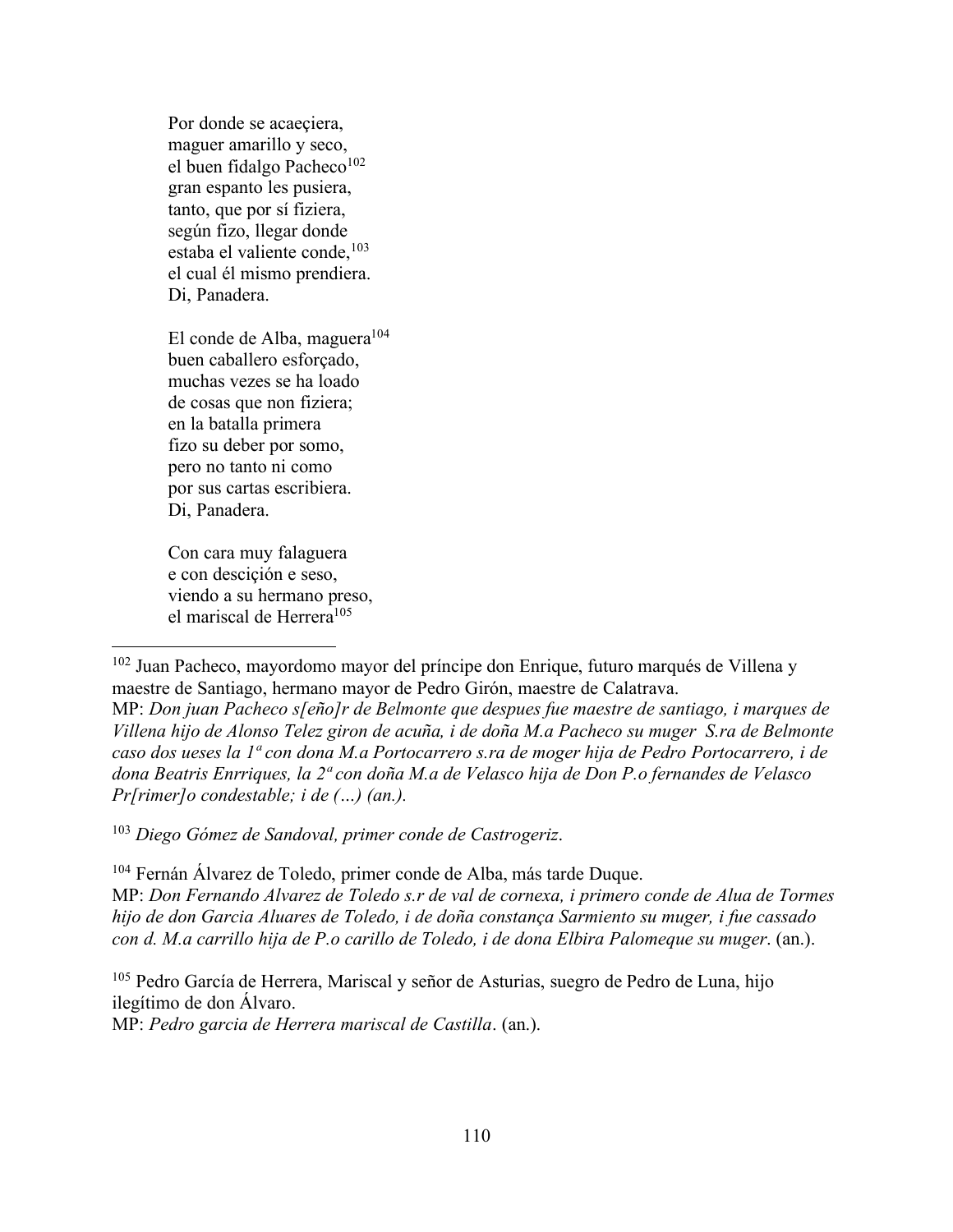Por donde se acaeçiera,  
maguer amarillo y seco,  
el buen fidalgo Pacheco[102]  
gran espanto les pusiera,  
tanto, que por sí fiziera,  
según fizo, llegar donde  
estaba el valiente conde,[103]  
el cual él mismo prendiera.  
Di, Panadera.

El conde de Alba, maguera[104]  
buen caballero esforçado,  
muchas vezes se ha loado  
de cosas que non fiziera;  
en la batalla primera  
fizo su deber por somo,  
pero no tanto ni como  
por sus cartas escribiera.  
Di, Panadera.

Con cara muy falaguera  
e con desciçión e seso,  
viendo a su hermano preso,  
el mariscal de Herrera[105]

---

[102] Juan Pacheco, mayordomo mayor del príncipe don Enrique, futuro marqués de Villena y maestre de Santiago, hermano mayor de Pedro Girón, maestre de Calatrava.  
MP: *Don juan Pacheco s[eño]r de Belmonte que despues fue maestre de santiago, i marques de Villena hijo de Alonso Telez giron de acuña, i de doña M.a Pacheco su muger S.ra de Belmonte caso dos ueses la 1ª con dona M.a Portocarrero s.ra de moger hija de Pedro Portocarrero, i de dona Beatris Enrriques, la 2ª con doña M.a de Velasco hija de Don P.o fernandes de Velasco Pr[imer]o condestable; i de (…) (an.).*

[103] *Diego Gómez de Sandoval, primer conde de Castrogeriz*.

[104] Fernán Álvarez de Toledo, primer conde de Alba, más tarde Duque.  
MP: *Don Fernando Alvarez de Toledo s.r de val de cornexa, i primero conde de Alua de Tormes hijo de don Garcia Aluares de Toledo, i de doña constança Sarmiento su muger, i fue cassado con d. M.a carrillo hija de P.o carillo de Toledo, i de dona Elbira Palomeque su muger*. (an.).

[105] Pedro García de Herrera, Mariscal y señor de Asturias, suegro de Pedro de Luna, hijo ilegítimo de don Álvaro.  
MP: *Pedro garcia de Herrera mariscal de Castilla*. (an.).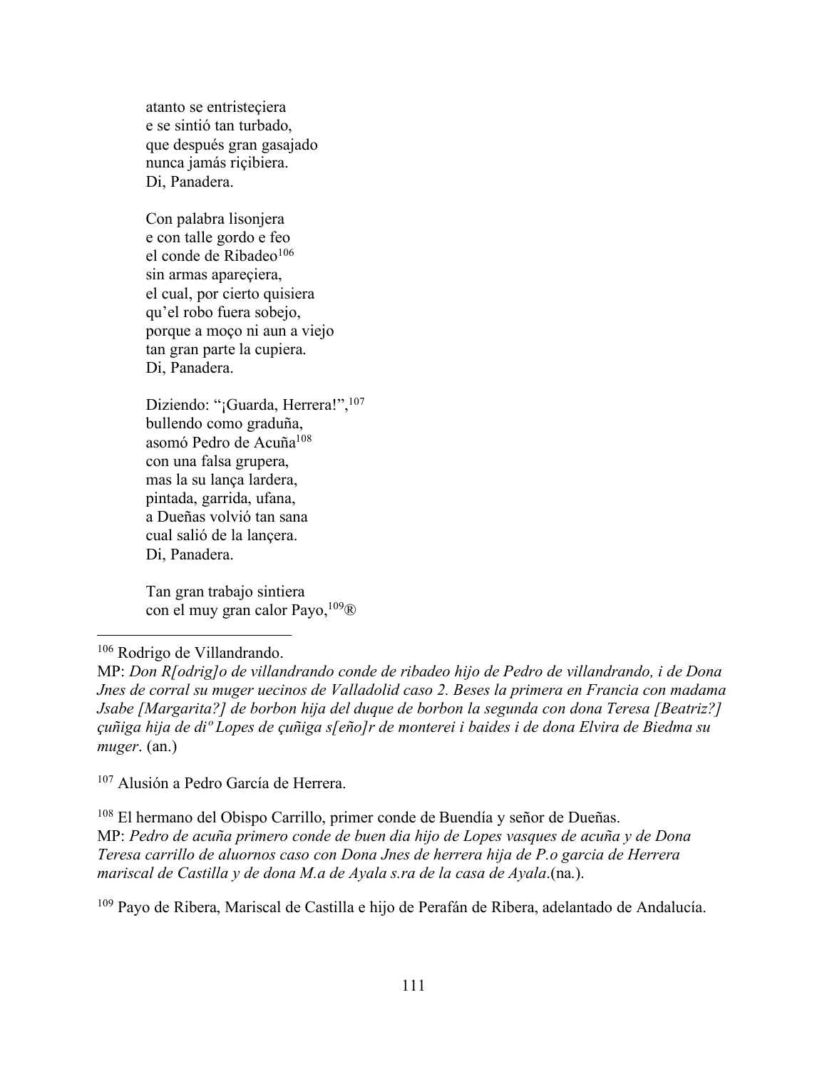atanto se entristeçiera
e se sintió tan turbado,
que después gran gasajado
nunca jamás riçibiera.
Di, Panadera.

Con palabra lisonjera
e con talle gordo e feo
el conde de Ribadeo[106]
sin armas apareçiera,
el cual, por cierto quisiera
qu'el robo fuera sobejo,
porque a moço ni aun a viejo
tan gran parte la cupiera.
Di, Panadera.

Diziendo: "¡Guarda, Herrera!",[107]
bullendo como graduña,
asomó Pedro de Acuña[108]
con una falsa grupera,
mas la su lança lardera,
pintada, garrida, ufana,
a Dueñas volvió tan sana
cual salió de la lançera.
Di, Panadera.

Tan gran trabajo sintiera
con el muy gran calor Payo,[109]®

---

[106] Rodrigo de Villandrando.
MP: *Don R[odrig]o de villandrando conde de ribadeo hijo de Pedro de villandrando, i de Dona Jnes de corral su muger uecinos de Valladolid caso 2. Beses la primera en Francia con madama Jsabe [Margarita?] de borbon hija del duque de borbon la segunda con dona Teresa [Beatriz?] çuñiga hija de diº Lopes de çuñiga s[eño]r de monterei i baides i de dona Elvira de Biedma su muger*. (an.)

[107] Alusión a Pedro García de Herrera.

[108] El hermano del Obispo Carrillo, primer conde de Buendía y señor de Dueñas.
MP: *Pedro de acuña primero conde de buen dia hijo de Lopes vasques de acuña y de Dona Teresa carrillo de aluornos caso con Dona Jnes de herrera hija de P.o garcia de Herrera mariscal de Castilla y de dona M.a de Ayala s.ra de la casa de Ayala*.(na.).

[109] Payo de Ribera, Mariscal de Castilla e hijo de Perafán de Ribera, adelantado de Andalucía.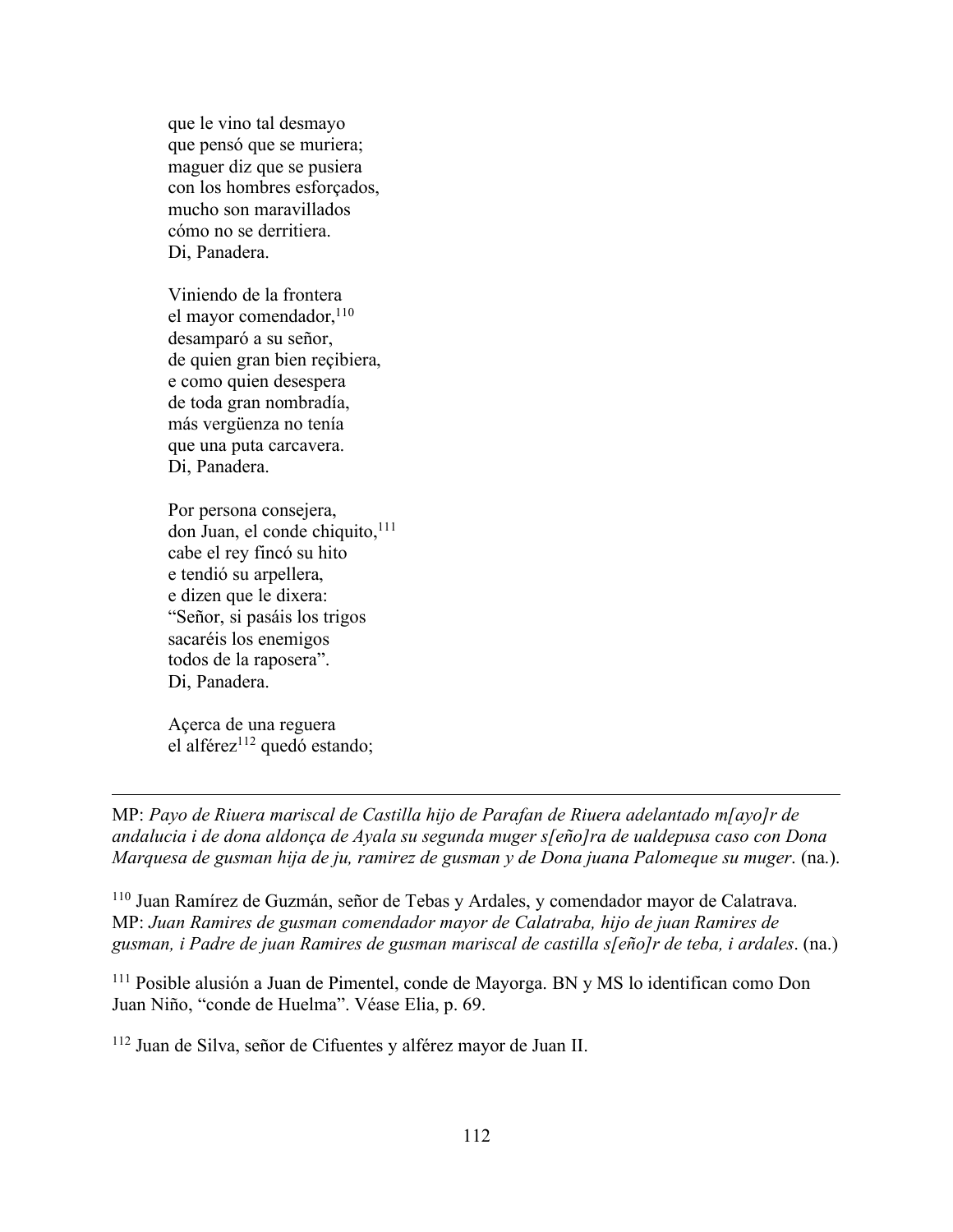que le vino tal desmayo
que pensó que se muriera;
maguer diz que se pusiera
con los hombres esforçados,
mucho son maravillados
cómo no se derritiera.
Di, Panadera.

Viniendo de la frontera
el mayor comendador,[110]
desamparó a su señor,
de quien gran bien reçibiera,
e como quien desespera
de toda gran nombradía,
más vergüenza no tenía
que una puta carcavera.
Di, Panadera.

Por persona consejera,
don Juan, el conde chiquito,[111]
cabe el rey fincó su hito
e tendió su arpellera,
e dizen que le dixera:
"Señor, si pasáis los trigos
sacaréis los enemigos
todos de la raposera".
Di, Panadera.

Açerca de una reguera
el alférez[112] quedó estando;

---

MP: *Payo de Riuera mariscal de Castilla hijo de Parafan de Riuera adelantado m[ayo]r de andalucia i de dona aldonça de Ayala su segunda muger s[eño]ra de ualdepusa caso con Dona Marquesa de gusman hija de ju, ramirez de gusman y de Dona juana Palomeque su muger*. (na.).

[110] Juan Ramírez de Guzmán, señor de Tebas y Ardales, y comendador mayor de Calatrava. MP: *Juan Ramires de gusman comendador mayor de Calatraba, hijo de juan Ramires de gusman, i Padre de juan Ramires de gusman mariscal de castilla s[eño]r de teba, i ardales*. (na.)

[111] Posible alusión a Juan de Pimentel, conde de Mayorga. BN y MS lo identifican como Don Juan Niño, "conde de Huelma". Véase Elia, p. 69.

[112] Juan de Silva, señor de Cifuentes y alférez mayor de Juan II.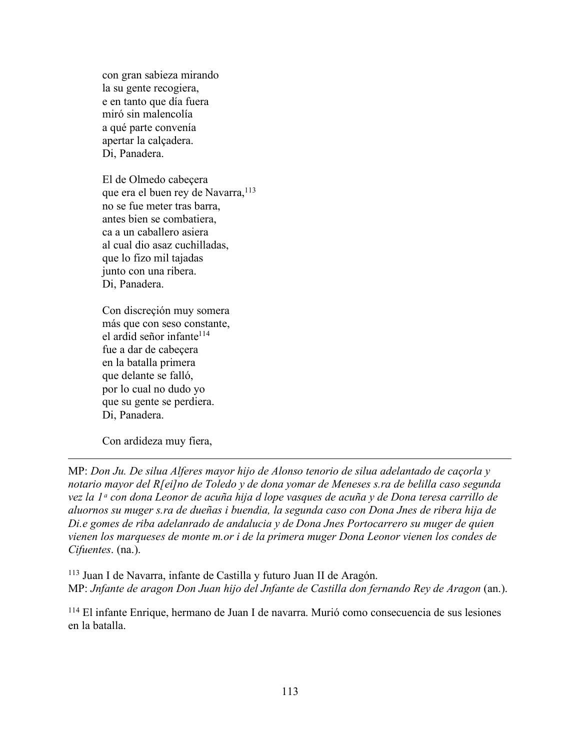con gran sabieza mirando
la su gente recogiera,
e en tanto que día fuera
miró sin malencolía
a qué parte convenía
apertar la calçadera.
Di, Panadera.

El de Olmedo cabeçera
que era el buen rey de Navarra,[113]
no se fue meter tras barra,
antes bien se combatiera,
ca a un caballero asiera
al cual dio asaz cuchilladas,
que lo fizo mil tajadas
junto con una ribera.
Di, Panadera.

Con discreçión muy somera
más que con seso constante,
el ardid señor infante[114]
fue a dar de cabeçera
en la batalla primera
que delante se falló,
por lo cual no dudo yo
que su gente se perdiera.
Di, Panadera.

Con ardideza muy fiera,

---

MP: *Don Ju. De silua Alferes mayor hijo de Alonso tenorio de silua adelantado de caçorla y notario mayor del R[ei]no de Toledo y de dona yomar de Meneses s.ra de belilla caso segunda vez la 1ª con dona Leonor de acuña hija d lope vasques de acuña y de Dona teresa carrillo de aluornos su muger s.ra de dueñas i buendia, la segunda caso con Dona Jnes de ribera hija de Di.e gomes de riba adelanrado de andalucia y de Dona Jnes Portocarrero su muger de quien vienen los marqueses de monte m.or i de la primera muger Dona Leonor vienen los condes de Cifuentes*. (na.).

[113] Juan I de Navarra, infante de Castilla y futuro Juan II de Aragón.
MP: *Jnfante de aragon Don Juan hijo del Jnfante de Castilla don fernando Rey de Aragon* (an.).

[114] El infante Enrique, hermano de Juan I de navarra. Murió como consecuencia de sus lesiones en la batalla.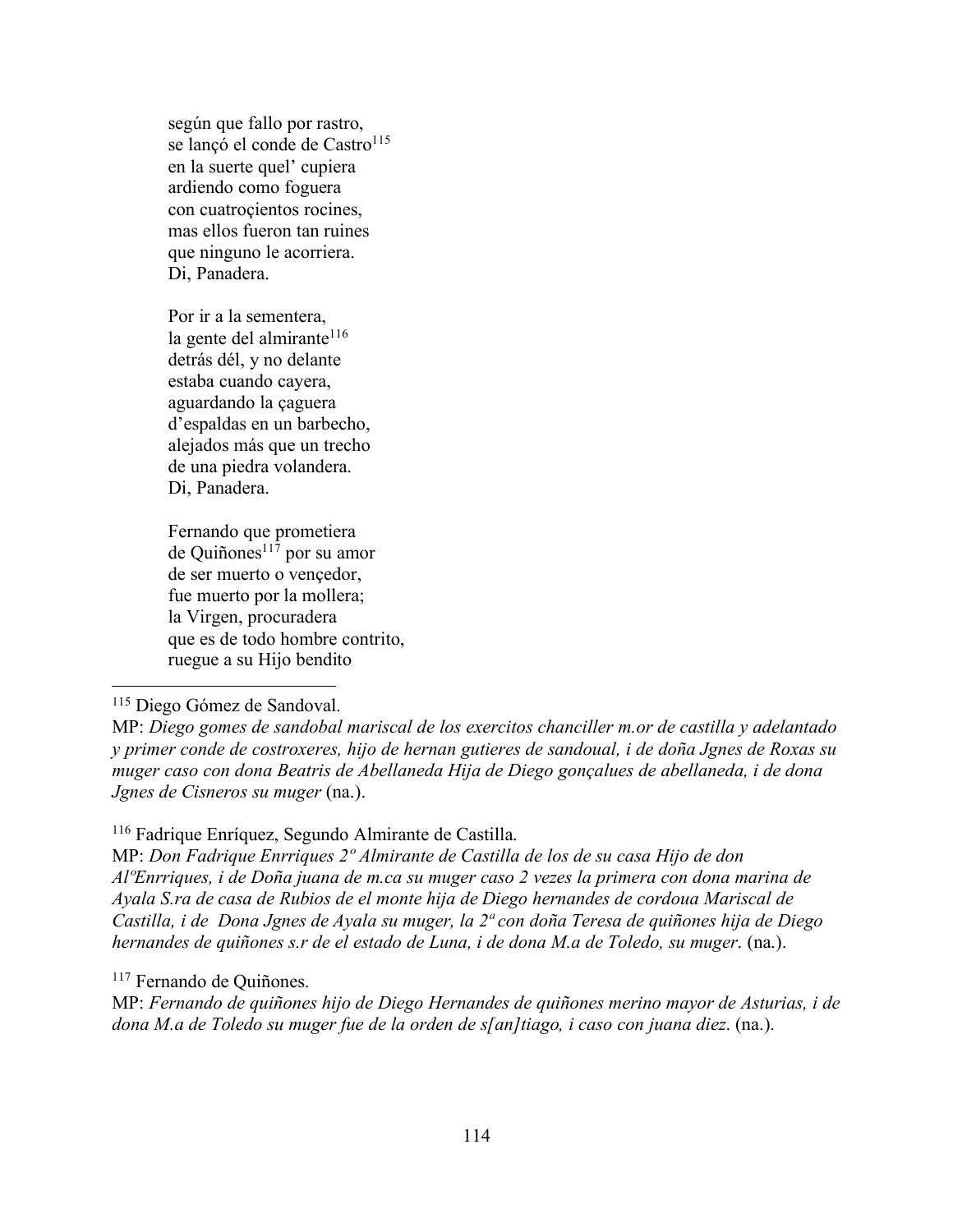según que fallo por rastro,
se lançó el conde de Castro[115]
en la suerte quel' cupiera
ardiendo como foguera
con cuatroçientos rocines,
mas ellos fueron tan ruines
que ninguno le acorriera.
Di, Panadera.

Por ir a la sementera,
la gente del almirante[116]
detrás dél, y no delante
estaba cuando cayera,
aguardando la çaguera
d'espaldas en un barbecho,
alejados más que un trecho
de una piedra volandera.
Di, Panadera.

Fernando que prometiera
de Quiñones[117] por su amor
de ser muerto o vençedor,
fue muerto por la mollera;
la Virgen, procuradera
que es de todo hombre contrito,
ruegue a su Hijo bendito

---

[115] Diego Gómez de Sandoval.
MP: *Diego gomes de sandobal mariscal de los exercitos chanciller m.or de castilla y adelantado y primer conde de costroxeres, hijo de hernan gutieres de sandoual, i de doña Jgnes de Roxas su muger caso con dona Beatris de Abellaneda Hija de Diego gonçalues de abellaneda, i de dona Jgnes de Cisneros su muger* (na.).

[116] Fadrique Enríquez, Segundo Almirante de Castilla.
MP: *Don Fadrique Enrriques 2º Almirante de Castilla de los de su casa Hijo de don AlºEnrriques, i de Doña juana de m.ca su muger caso 2 vezes la primera con dona marina de Ayala S.ra de casa de Rubios de el monte hija de Diego hernandes de cordoua Mariscal de Castilla, i de Dona Jgnes de Ayala su muger, la 2ª con doña Teresa de quiñones hija de Diego hernandes de quiñones s.r de el estado de Luna, i de dona M.a de Toledo, su muger*. (na.).

[117] Fernando de Quiñones.
MP: *Fernando de quiñones hijo de Diego Hernandes de quiñones merino mayor de Asturias, i de dona M.a de Toledo su muger fue de la orden de s[an]tiago, i caso con juana diez*. (na.).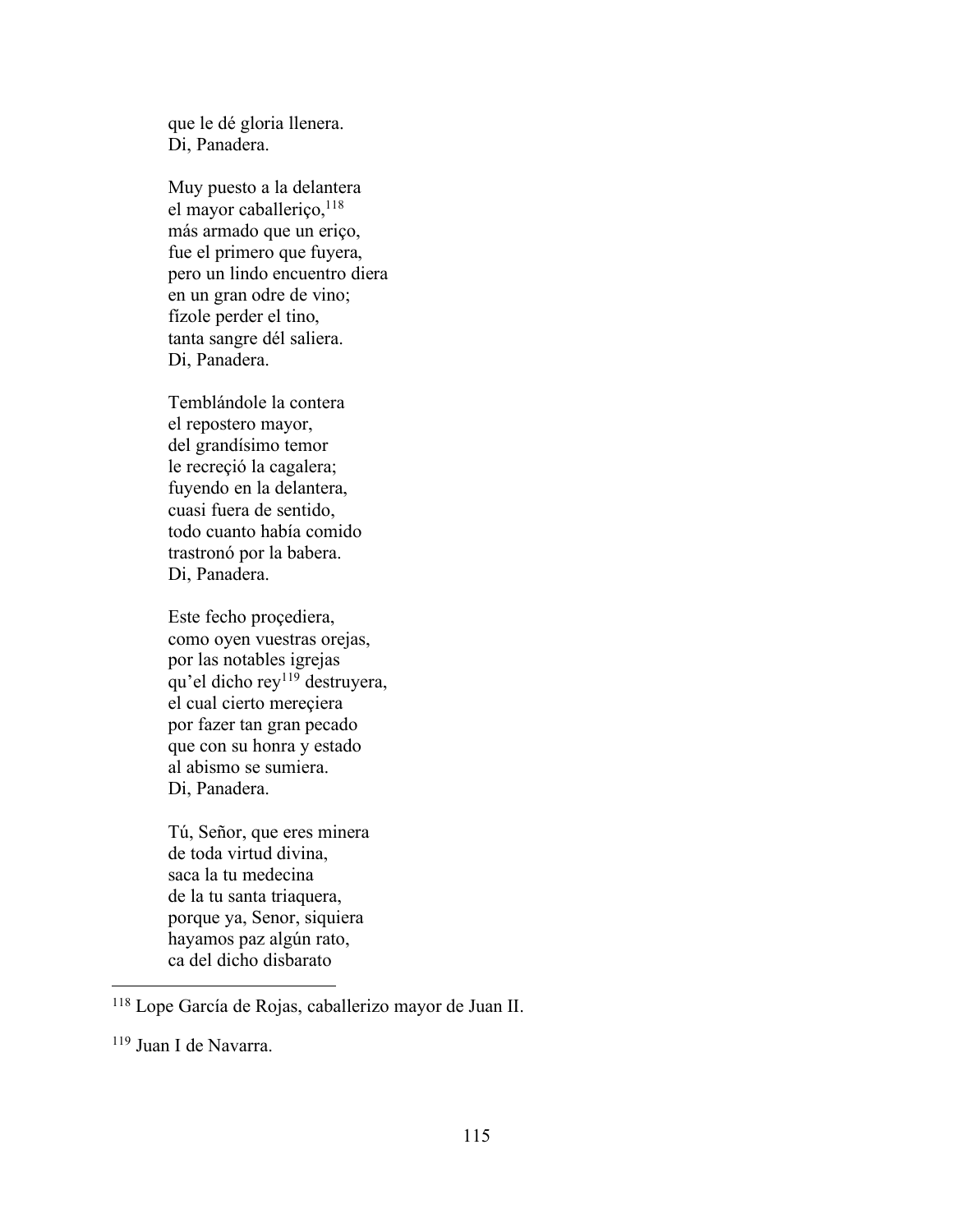que le dé gloria llenera.  
Di, Panadera.

Muy puesto a la delantera  
el mayor caballeriço,[118]  
más armado que un eriço,  
fue el primero que fuyera,  
pero un lindo encuentro diera  
en un gran odre de vino;  
fízole perder el tino,  
tanta sangre dél saliera.  
Di, Panadera.

Temblándole la contera  
el repostero mayor,  
del grandísimo temor  
le recreçió la cagalera;  
fuyendo en la delantera,  
cuasi fuera de sentido,  
todo cuanto había comido  
trastronó por la babera.  
Di, Panadera.

Este fecho proçediera,  
como oyen vuestras orejas,  
por las notables igrejas  
qu'el dicho rey[119] destruyera,  
el cual cierto mereçiera  
por fazer tan gran pecado  
que con su honra y estado  
al abismo se sumiera.  
Di, Panadera.

Tú, Señor, que eres minera  
de toda virtud divina,  
saca la tu medecina  
de la tu santa triaquera,  
porque ya, Senor, siquiera  
hayamos paz algún rato,  
ca del dicho disbarato

---

[118] Lope García de Rojas, caballerizo mayor de Juan II.

[119] Juan I de Navarra.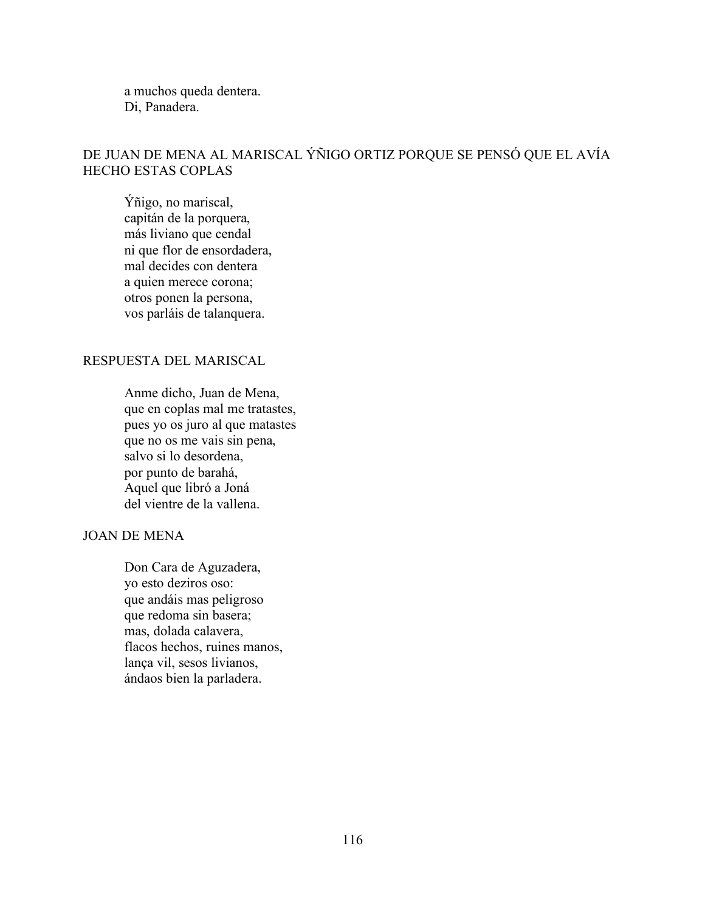a muchos queda dentera.  
Di, Panadera.

## DE JUAN DE MENA AL MARISCAL ÝÑIGO ORTIZ PORQUE SE PENSÓ QUE EL AVÍA HECHO ESTAS COPLAS

Ýñigo, no mariscal,  
capitán de la porquera,  
más liviano que cendal  
ni que flor de ensordadera,  
mal decides con dentera  
a quien merece corona;  
otros ponen la persona,  
vos parláis de talanquera.

## RESPUESTA DEL MARISCAL

Anme dicho, Juan de Mena,  
que en coplas mal me tratastes,  
pues yo os juro al que matastes  
que no os me vais sin pena,  
salvo si lo desordena,  
por punto de barahá,  
Aquel que libró a Joná  
del vientre de la vallena.

## JOAN DE MENA

Don Cara de Aguzadera,  
yo esto deziros oso:  
que andáis mas peligroso  
que redoma sin basera;  
mas, dolada calavera,  
flacos hechos, ruines manos,  
lança vil, sesos livianos,  
ándaos bien la parladera.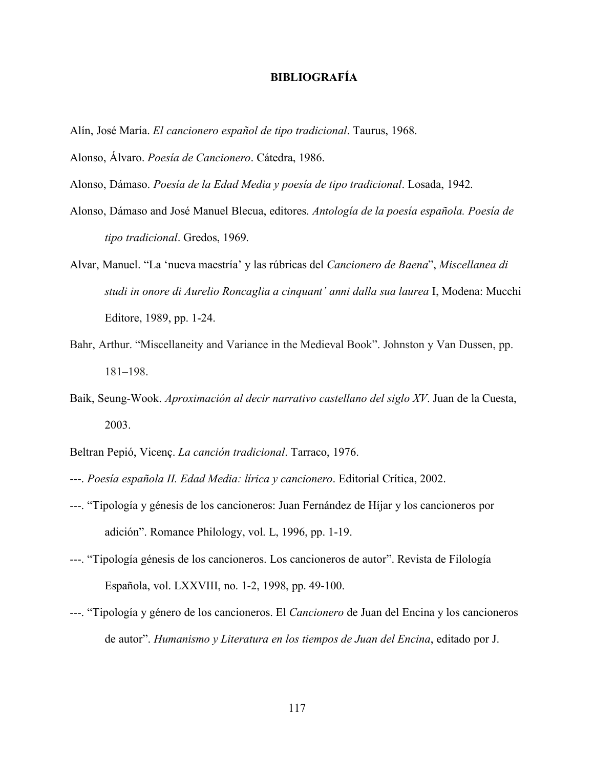# BIBLIOGRAFÍA

Alín, José María. *El cancionero español de tipo tradicional*. Taurus, 1968.

Alonso, Álvaro. *Poesía de Cancionero*. Cátedra, 1986.

Alonso, Dámaso. *Poesía de la Edad Media y poesía de tipo tradicional*. Losada, 1942.

Alonso, Dámaso and José Manuel Blecua, editores. *Antología de la poesía española. Poesía de tipo tradicional*. Gredos, 1969.

Alvar, Manuel. "La 'nueva maestría' y las rúbricas del *Cancionero de Baena*", *Miscellanea di studi in onore di Aurelio Roncaglia a cinquant' anni dalla sua laurea* I, Modena: Mucchi Editore, 1989, pp. 1-24.

Bahr, Arthur. "Miscellaneity and Variance in the Medieval Book". Johnston y Van Dussen, pp. 181–198.

Baik, Seung-Wook. *Aproximación al decir narrativo castellano del siglo XV*. Juan de la Cuesta, 2003.

Beltran Pepió, Vicenç. *La canción tradicional*. Tarraco, 1976.

---. *Poesía española II. Edad Media: lírica y cancionero*. Editorial Crítica, 2002.

---. "Tipología y génesis de los cancioneros: Juan Fernández de Híjar y los cancioneros por adición". Romance Philology, vol. L, 1996, pp. 1-19.

---. "Tipología génesis de los cancioneros. Los cancioneros de autor". Revista de Filología Española, vol. LXXVIII, no. 1-2, 1998, pp. 49-100.

---. "Tipología y género de los cancioneros. El *Cancionero* de Juan del Encina y los cancioneros de autor". *Humanismo y Literatura en los tiempos de Juan del Encina*, editado por J.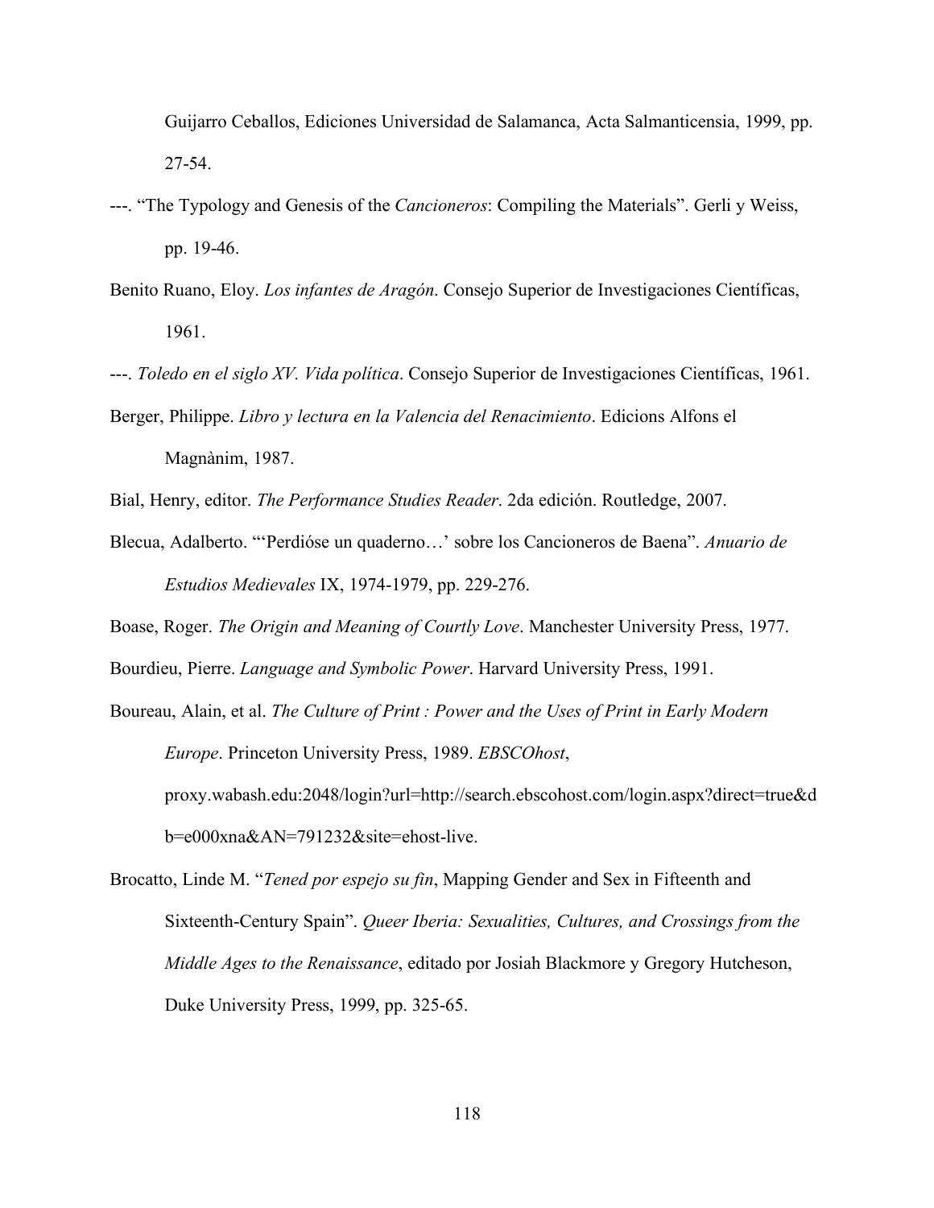Guijarro Ceballos, Ediciones Universidad de Salamanca, Acta Salmanticensia, 1999, pp. 27-54.

---. "The Typology and Genesis of the *Cancioneros*: Compiling the Materials". Gerli y Weiss, pp. 19-46.

Benito Ruano, Eloy. *Los infantes de Aragón*. Consejo Superior de Investigaciones Científicas, 1961.

---. *Toledo en el siglo XV. Vida política*. Consejo Superior de Investigaciones Científicas, 1961.

Berger, Philippe. *Libro y lectura en la Valencia del Renacimiento*. Edicions Alfons el Magnànim, 1987.

Bial, Henry, editor. *The Performance Studies Reader*. 2da edición. Routledge, 2007.

Blecua, Adalberto. "'Perdióse un quaderno…' sobre los Cancioneros de Baena". *Anuario de Estudios Medievales* IX, 1974-1979, pp. 229-276.

Boase, Roger. *The Origin and Meaning of Courtly Love*. Manchester University Press, 1977.

Bourdieu, Pierre. *Language and Symbolic Power*. Harvard University Press, 1991.

Boureau, Alain, et al. *The Culture of Print : Power and the Uses of Print in Early Modern Europe*. Princeton University Press, 1989. *EBSCOhost*, proxy.wabash.edu:2048/login?url=http://search.ebscohost.com/login.aspx?direct=true&db=e000xna&AN=791232&site=ehost-live.

Brocatto, Linde M. "*Tened por espejo su fin*, Mapping Gender and Sex in Fifteenth and Sixteenth-Century Spain". *Queer Iberia: Sexualities, Cultures, and Crossings from the Middle Ages to the Renaissance*, editado por Josiah Blackmore y Gregory Hutcheson, Duke University Press, 1999, pp. 325-65.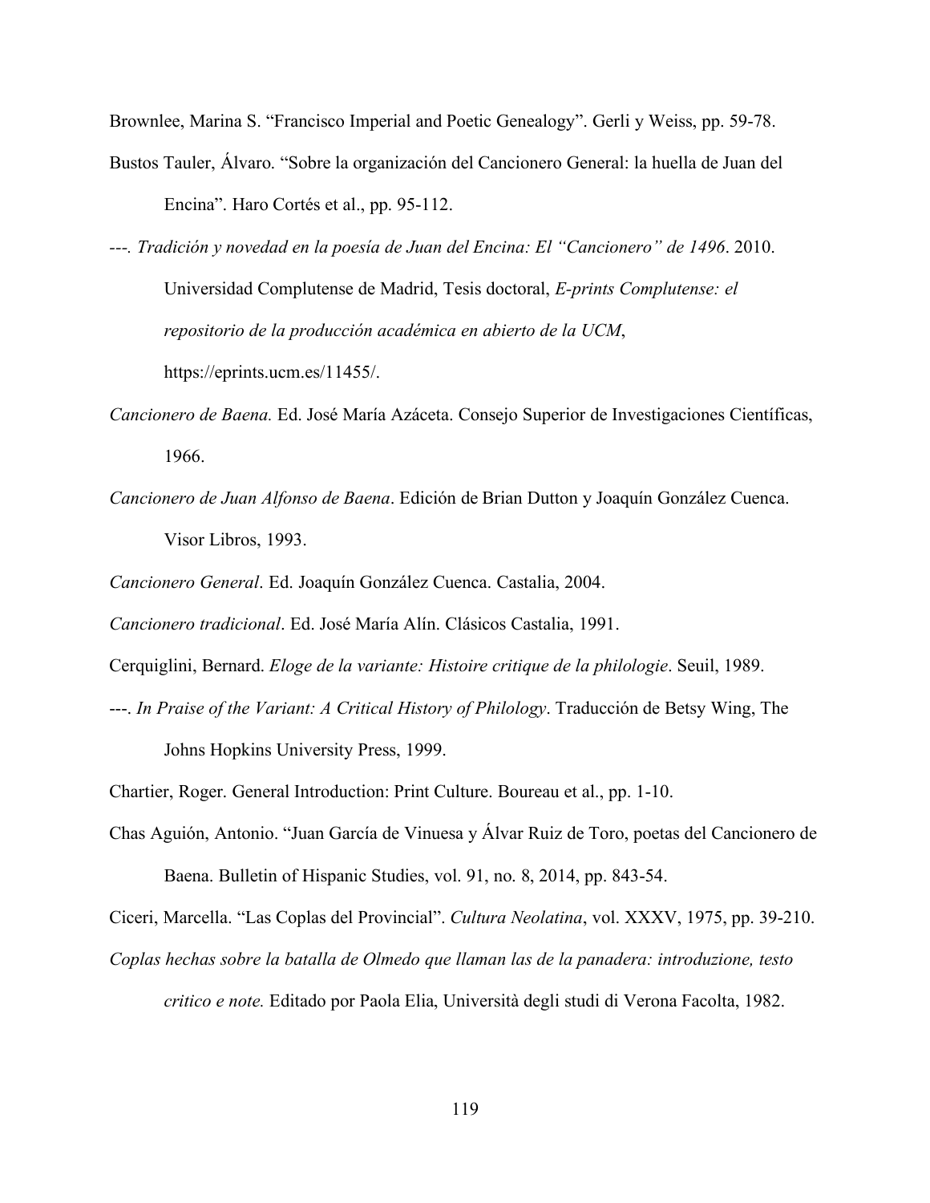Brownlee, Marina S. "Francisco Imperial and Poetic Genealogy". Gerli y Weiss, pp. 59-78.

Bustos Tauler, Álvaro. "Sobre la organización del Cancionero General: la huella de Juan del Encina". Haro Cortés et al., pp. 95-112.

---. *Tradición y novedad en la poesía de Juan del Encina: El "Cancionero" de 1496*. 2010. Universidad Complutense de Madrid, Tesis doctoral, *E-prints Complutense: el repositorio de la producción académica en abierto de la UCM*, https://eprints.ucm.es/11455/.

*Cancionero de Baena.* Ed. José María Azáceta. Consejo Superior de Investigaciones Científicas, 1966.

*Cancionero de Juan Alfonso de Baena*. Edición de Brian Dutton y Joaquín González Cuenca. Visor Libros, 1993.

*Cancionero General*. Ed. Joaquín González Cuenca. Castalia, 2004.

*Cancionero tradicional*. Ed. José María Alín. Clásicos Castalia, 1991.

Cerquiglini, Bernard. *Eloge de la variante: Histoire critique de la philologie*. Seuil, 1989.

---. *In Praise of the Variant: A Critical History of Philology*. Traducción de Betsy Wing, The Johns Hopkins University Press, 1999.

Chartier, Roger. General Introduction: Print Culture. Boureau et al., pp. 1-10.

Chas Aguión, Antonio. "Juan García de Vinuesa y Álvar Ruiz de Toro, poetas del Cancionero de Baena. Bulletin of Hispanic Studies, vol. 91, no. 8, 2014, pp. 843-54.

Ciceri, Marcella. "Las Coplas del Provincial". *Cultura Neolatina*, vol. XXXV, 1975, pp. 39-210.

*Coplas hechas sobre la batalla de Olmedo que llaman las de la panadera: introduzione, testo critico e note.* Editado por Paola Elia, Università degli studi di Verona Facolta, 1982.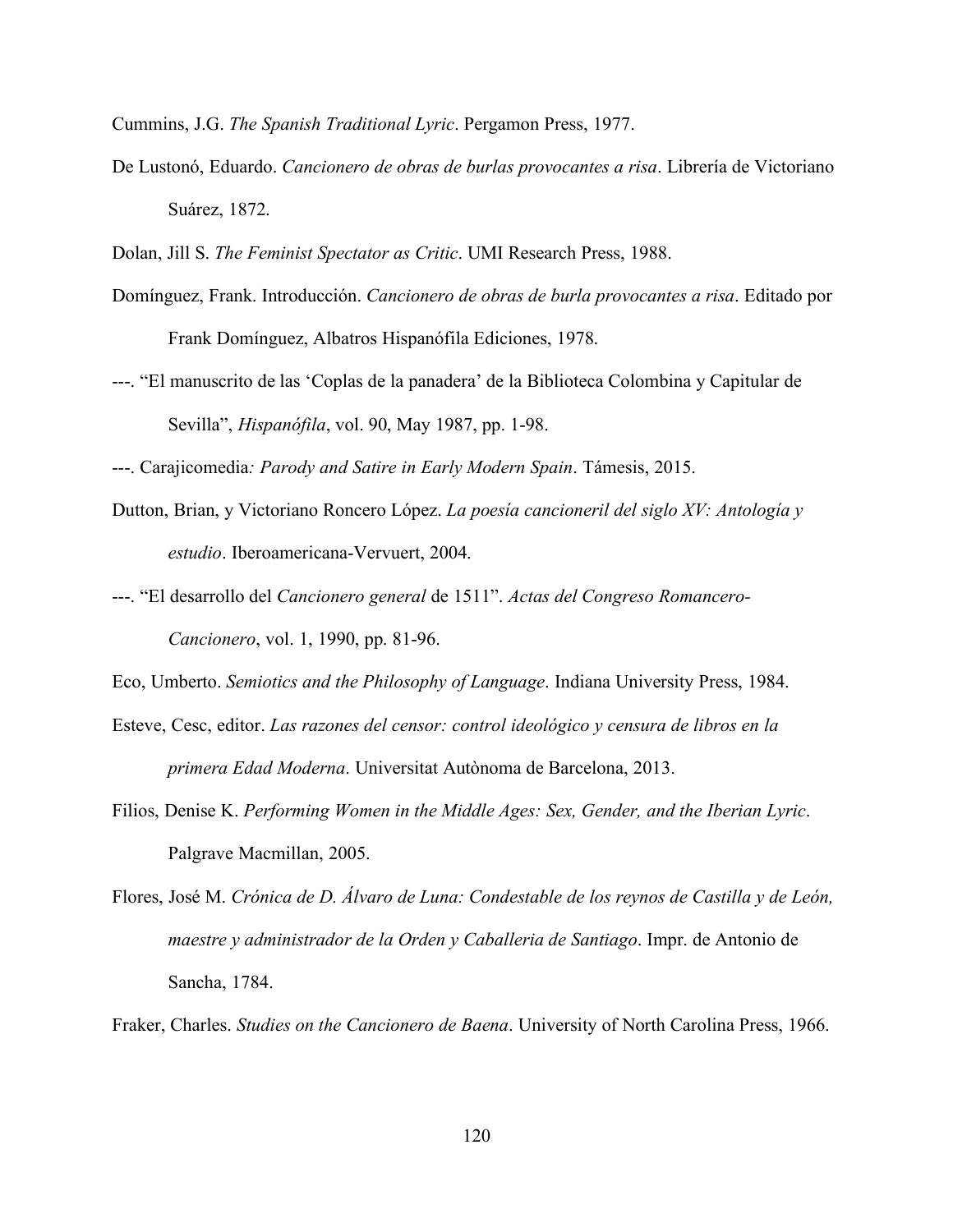Cummins, J.G. *The Spanish Traditional Lyric*. Pergamon Press, 1977.

De Lustonó, Eduardo. *Cancionero de obras de burlas provocantes a risa*. Librería de Victoriano Suárez, 1872.

Dolan, Jill S. *The Feminist Spectator as Critic*. UMI Research Press, 1988.

Domínguez, Frank. Introducción. *Cancionero de obras de burla provocantes a risa*. Editado por Frank Domínguez, Albatros Hispanófila Ediciones, 1978.

---. "El manuscrito de las 'Coplas de la panadera' de la Biblioteca Colombina y Capitular de Sevilla", *Hispanófila*, vol. 90, May 1987, pp. 1-98.

---. Carajicomedia*: Parody and Satire in Early Modern Spain*. Támesis, 2015.

Dutton, Brian, y Victoriano Roncero López. *La poesía cancioneril del siglo XV: Antología y estudio*. Iberoamericana-Vervuert, 2004.

---. "El desarrollo del *Cancionero general* de 1511". *Actas del Congreso Romancero-Cancionero*, vol. 1, 1990, pp. 81-96.

Eco, Umberto. *Semiotics and the Philosophy of Language*. Indiana University Press, 1984.

Esteve, Cesc, editor. *Las razones del censor: control ideológico y censura de libros en la primera Edad Moderna*. Universitat Autònoma de Barcelona, 2013.

Filios, Denise K. *Performing Women in the Middle Ages: Sex, Gender, and the Iberian Lyric*. Palgrave Macmillan, 2005.

Flores, José M. *Crónica de D. Álvaro de Luna: Condestable de los reynos de Castilla y de León, maestre y administrador de la Orden y Caballeria de Santiago*. Impr. de Antonio de Sancha, 1784.

Fraker, Charles. *Studies on the Cancionero de Baena*. University of North Carolina Press, 1966.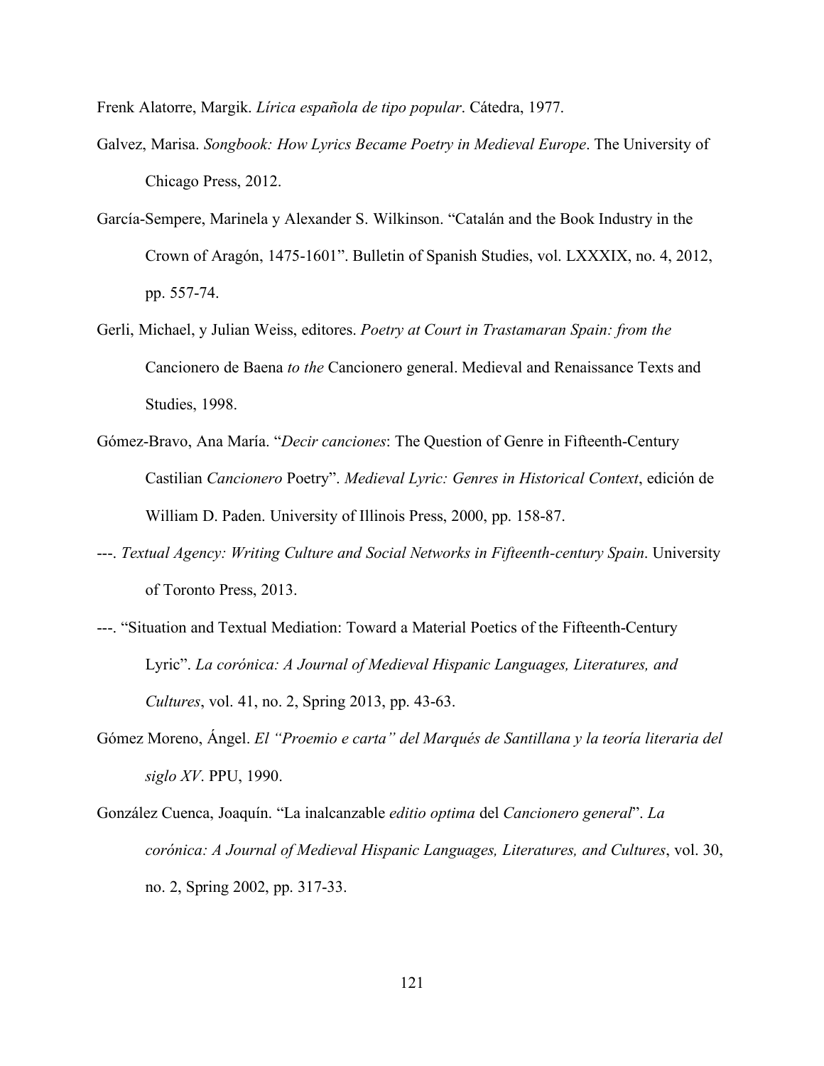Frenk Alatorre, Margik. *Lírica española de tipo popular*. Cátedra, 1977.

Galvez, Marisa. *Songbook: How Lyrics Became Poetry in Medieval Europe*. The University of Chicago Press, 2012.

García-Sempere, Marinela y Alexander S. Wilkinson. "Catalán and the Book Industry in the Crown of Aragón, 1475-1601". Bulletin of Spanish Studies, vol. LXXXIX, no. 4, 2012, pp. 557-74.

Gerli, Michael, y Julian Weiss, editores. *Poetry at Court in Trastamaran Spain: from the* Cancionero de Baena *to the* Cancionero general. Medieval and Renaissance Texts and Studies, 1998.

Gómez-Bravo, Ana María. "*Decir canciones*: The Question of Genre in Fifteenth-Century Castilian *Cancionero* Poetry". *Medieval Lyric: Genres in Historical Context*, edición de William D. Paden. University of Illinois Press, 2000, pp. 158-87.

---. *Textual Agency: Writing Culture and Social Networks in Fifteenth-century Spain*. University of Toronto Press, 2013.

---. "Situation and Textual Mediation: Toward a Material Poetics of the Fifteenth-Century Lyric". *La corónica: A Journal of Medieval Hispanic Languages, Literatures, and Cultures*, vol. 41, no. 2, Spring 2013, pp. 43-63.

Gómez Moreno, Ángel. *El "Proemio e carta" del Marqués de Santillana y la teoría literaria del siglo XV*. PPU, 1990.

González Cuenca, Joaquín. "La inalcanzable *editio optima* del *Cancionero general*". *La corónica: A Journal of Medieval Hispanic Languages, Literatures, and Cultures*, vol. 30, no. 2, Spring 2002, pp. 317-33.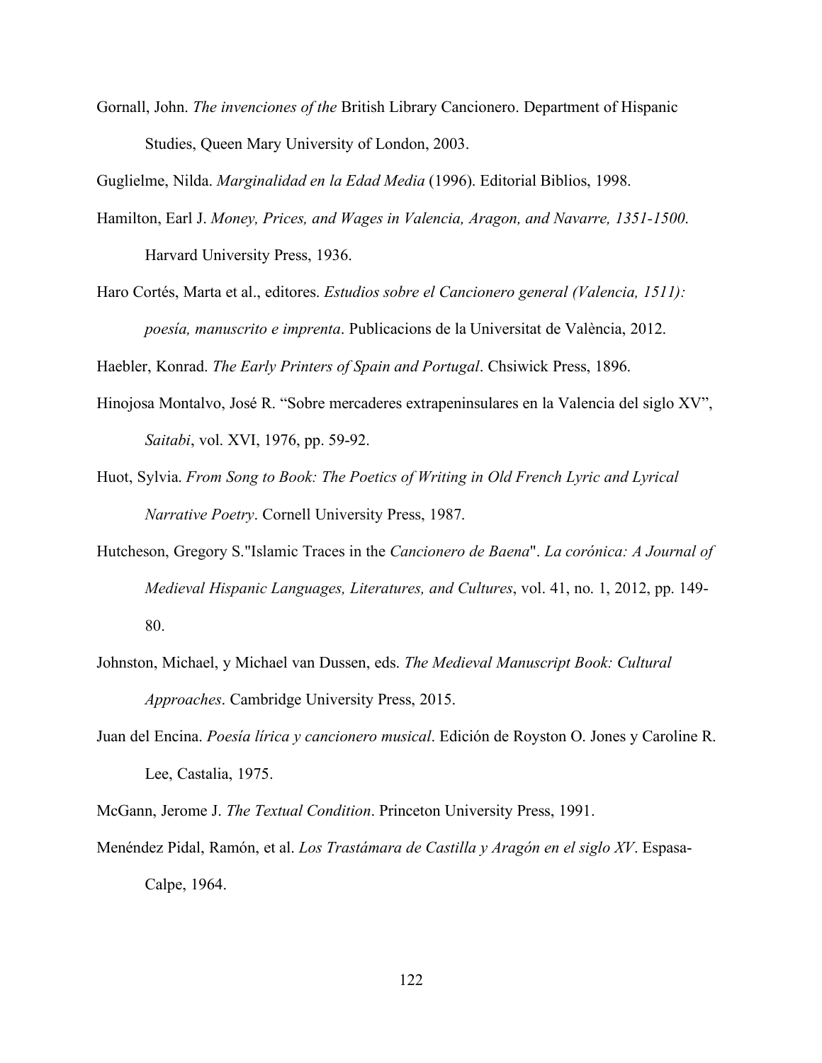Gornall, John. *The invenciones of the* British Library Cancionero. Department of Hispanic Studies, Queen Mary University of London, 2003.

Guglielme, Nilda. *Marginalidad en la Edad Media* (1996). Editorial Biblios, 1998.

Hamilton, Earl J. *Money, Prices, and Wages in Valencia, Aragon, and Navarre, 1351-1500*. Harvard University Press, 1936.

Haro Cortés, Marta et al., editores. *Estudios sobre el Cancionero general (Valencia, 1511): poesía, manuscrito e imprenta*. Publicacions de la Universitat de València, 2012.

Haebler, Konrad. *The Early Printers of Spain and Portugal*. Chsiwick Press, 1896.

Hinojosa Montalvo, José R. "Sobre mercaderes extrapeninsulares en la Valencia del siglo XV", *Saitabi*, vol. XVI, 1976, pp. 59-92.

Huot, Sylvia. *From Song to Book: The Poetics of Writing in Old French Lyric and Lyrical Narrative Poetry*. Cornell University Press, 1987.

Hutcheson, Gregory S."Islamic Traces in the *Cancionero de Baena*". *La corónica: A Journal of Medieval Hispanic Languages, Literatures, and Cultures*, vol. 41, no. 1, 2012, pp. 149-80.

Johnston, Michael, y Michael van Dussen, eds. *The Medieval Manuscript Book: Cultural Approaches*. Cambridge University Press, 2015.

Juan del Encina. *Poesía lírica y cancionero musical*. Edición de Royston O. Jones y Caroline R. Lee, Castalia, 1975.

McGann, Jerome J. *The Textual Condition*. Princeton University Press, 1991.

Menéndez Pidal, Ramón, et al. *Los Trastámara de Castilla y Aragón en el siglo XV*. Espasa-Calpe, 1964.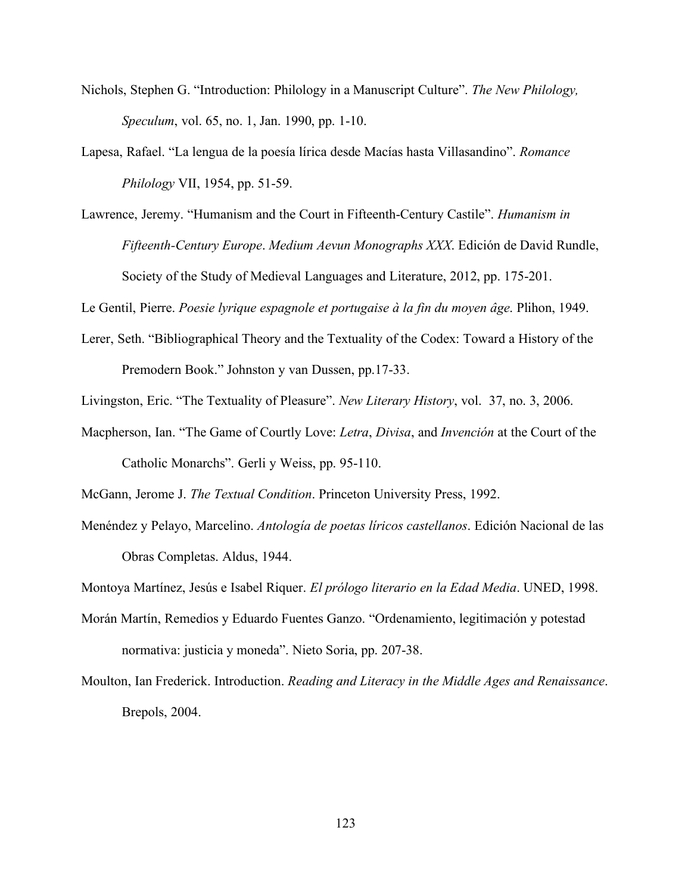Nichols, Stephen G. "Introduction: Philology in a Manuscript Culture". *The New Philology, Speculum*, vol. 65, no. 1, Jan. 1990, pp. 1-10.

Lapesa, Rafael. "La lengua de la poesía lírica desde Macías hasta Villasandino". *Romance Philology* VII, 1954, pp. 51-59.

Lawrence, Jeremy. "Humanism and the Court in Fifteenth-Century Castile". *Humanism in Fifteenth-Century Europe*. *Medium Aevun Monographs XXX*. Edición de David Rundle, Society of the Study of Medieval Languages and Literature, 2012, pp. 175-201.

Le Gentil, Pierre. *Poesie lyrique espagnole et portugaise à la fin du moyen âge*. Plihon, 1949.

Lerer, Seth. "Bibliographical Theory and the Textuality of the Codex: Toward a History of the Premodern Book." Johnston y van Dussen, pp.17-33.

Livingston, Eric. "The Textuality of Pleasure". *New Literary History*, vol. 37, no. 3, 2006.

Macpherson, Ian. "The Game of Courtly Love: *Letra*, *Divisa*, and *Invención* at the Court of the Catholic Monarchs". Gerli y Weiss, pp. 95-110.

McGann, Jerome J. *The Textual Condition*. Princeton University Press, 1992.

Menéndez y Pelayo, Marcelino. *Antología de poetas líricos castellanos*. Edición Nacional de las Obras Completas. Aldus, 1944.

Montoya Martínez, Jesús e Isabel Riquer. *El prólogo literario en la Edad Media*. UNED, 1998.

Morán Martín, Remedios y Eduardo Fuentes Ganzo. "Ordenamiento, legitimación y potestad normativa: justicia y moneda". Nieto Soria, pp. 207-38.

Moulton, Ian Frederick. Introduction. *Reading and Literacy in the Middle Ages and Renaissance*. Brepols, 2004.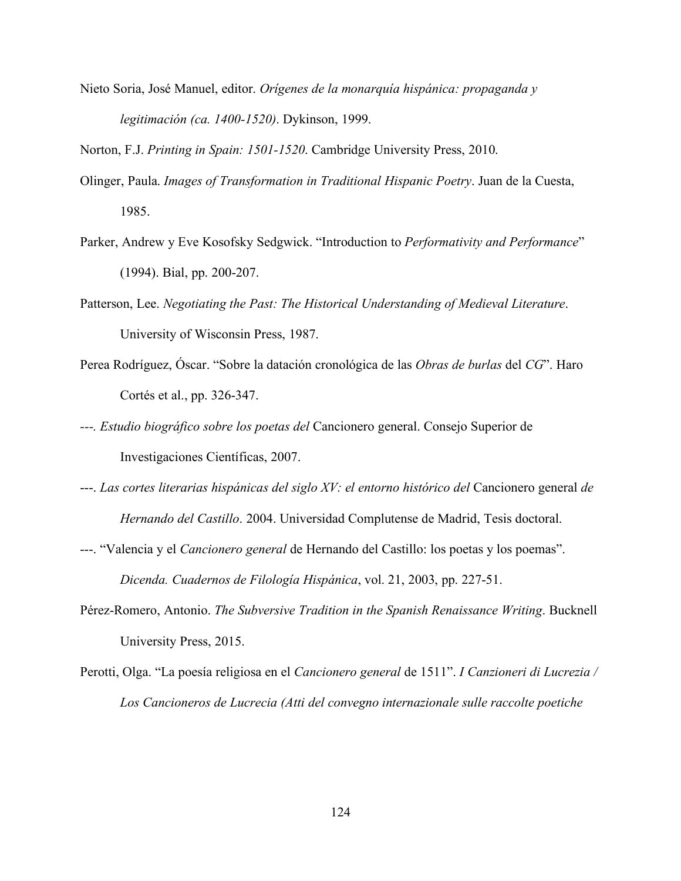Nieto Soria, José Manuel, editor. *Orígenes de la monarquía hispánica: propaganda y legitimación (ca. 1400-1520)*. Dykinson, 1999.

Norton, F.J. *Printing in Spain: 1501-1520*. Cambridge University Press, 2010.

Olinger, Paula. *Images of Transformation in Traditional Hispanic Poetry*. Juan de la Cuesta, 1985.

Parker, Andrew y Eve Kosofsky Sedgwick. "Introduction to *Performativity and Performance*" (1994). Bial, pp. 200-207.

Patterson, Lee. *Negotiating the Past: The Historical Understanding of Medieval Literature*. University of Wisconsin Press, 1987.

Perea Rodríguez, Óscar. "Sobre la datación cronológica de las *Obras de burlas* del *CG*". Haro Cortés et al., pp. 326-347.

---. *Estudio biográfico sobre los poetas del* Cancionero general. Consejo Superior de Investigaciones Científicas, 2007.

---. *Las cortes literarias hispánicas del siglo XV: el entorno histórico del* Cancionero general *de Hernando del Castillo*. 2004. Universidad Complutense de Madrid, Tesis doctoral.

---. "Valencia y el *Cancionero general* de Hernando del Castillo: los poetas y los poemas". *Dicenda. Cuadernos de Filología Hispánica*, vol. 21, 2003, pp. 227-51.

Pérez-Romero, Antonio. *The Subversive Tradition in the Spanish Renaissance Writing*. Bucknell University Press, 2015.

Perotti, Olga. "La poesía religiosa en el *Cancionero general* de 1511". *I Canzionieri di Lucrezia / Los Cancioneros de Lucrecia (Atti del convegno internazionale sulle raccolte poetiche*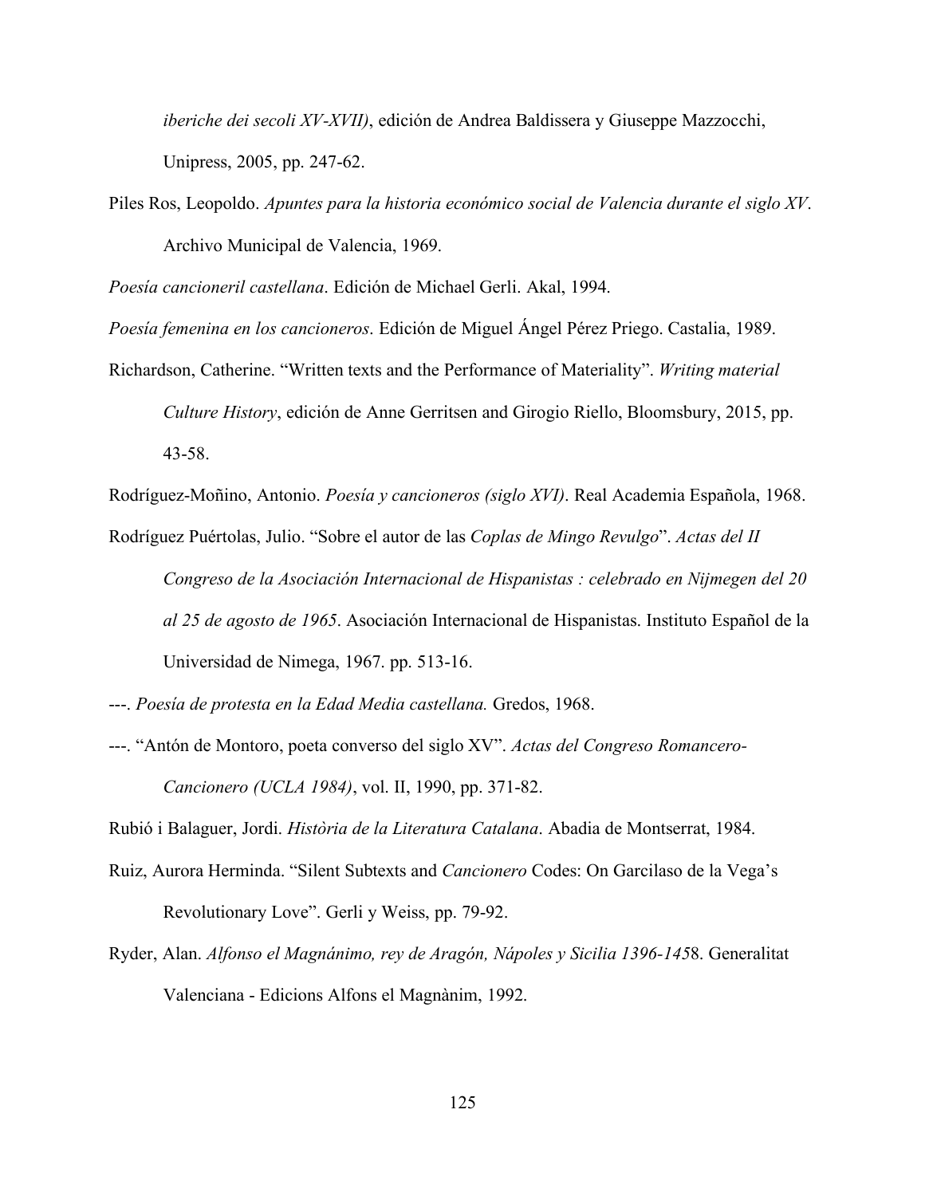*iberiche dei secoli XV-XVII)*, edición de Andrea Baldissera y Giuseppe Mazzocchi, Unipress, 2005, pp. 247-62.

Piles Ros, Leopoldo. *Apuntes para la historia económico social de Valencia durante el siglo XV*. Archivo Municipal de Valencia, 1969.

*Poesía cancioneril castellana*. Edición de Michael Gerli. Akal, 1994.

*Poesía femenina en los cancioneros*. Edición de Miguel Ángel Pérez Priego. Castalia, 1989.

Richardson, Catherine. "Written texts and the Performance of Materiality". *Writing material Culture History*, edición de Anne Gerritsen and Girogio Riello, Bloomsbury, 2015, pp. 43-58.

Rodríguez-Moñino, Antonio. *Poesía y cancioneros (siglo XVI)*. Real Academia Española, 1968.

Rodríguez Puértolas, Julio. "Sobre el autor de las *Coplas de Mingo Revulgo*". *Actas del II Congreso de la Asociación Internacional de Hispanistas : celebrado en Nijmegen del 20 al 25 de agosto de 1965*. Asociación Internacional de Hispanistas. Instituto Español de la Universidad de Nimega, 1967. pp. 513-16.

---. *Poesía de protesta en la Edad Media castellana.* Gredos, 1968.

---. "Antón de Montoro, poeta converso del siglo XV". *Actas del Congreso Romancero-Cancionero (UCLA 1984)*, vol. II, 1990, pp. 371-82.

Rubió i Balaguer, Jordi. *Història de la Literatura Catalana*. Abadia de Montserrat, 1984.

Ruiz, Aurora Herminda. "Silent Subtexts and *Cancionero* Codes: On Garcilaso de la Vega's Revolutionary Love". Gerli y Weiss, pp. 79-92.

Ryder, Alan. *Alfonso el Magnánimo, rey de Aragón, Nápoles y Sicilia 1396-145*8. Generalitat Valenciana - Edicions Alfons el Magnànim, 1992.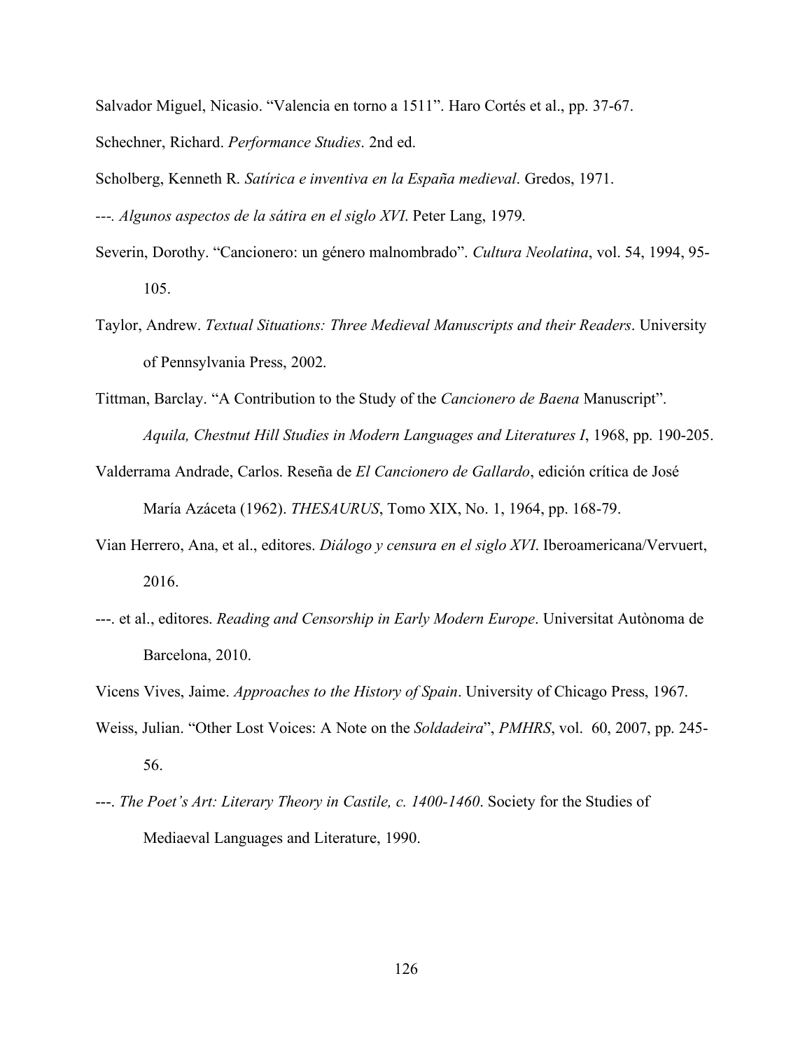Salvador Miguel, Nicasio. "Valencia en torno a 1511". Haro Cortés et al., pp. 37-67.

Schechner, Richard. *Performance Studies*. 2nd ed.

Scholberg, Kenneth R. *Satírica e inventiva en la España medieval*. Gredos, 1971.

---. *Algunos aspectos de la sátira en el siglo XVI*. Peter Lang, 1979.

Severin, Dorothy. "Cancionero: un género malnombrado". *Cultura Neolatina*, vol. 54, 1994, 95-105.

Taylor, Andrew. *Textual Situations: Three Medieval Manuscripts and their Readers*. University of Pennsylvania Press, 2002.

Tittman, Barclay. "A Contribution to the Study of the *Cancionero de Baena* Manuscript". *Aquila, Chestnut Hill Studies in Modern Languages and Literatures I*, 1968, pp. 190-205.

Valderrama Andrade, Carlos. Reseña de *El Cancionero de Gallardo*, edición crítica de José María Azáceta (1962). *THESAURUS*, Tomo XIX, No. 1, 1964, pp. 168-79.

Vian Herrero, Ana, et al., editores. *Diálogo y censura en el siglo XVI*. Iberoamericana/Vervuert, 2016.

---. et al., editores. *Reading and Censorship in Early Modern Europe*. Universitat Autònoma de Barcelona, 2010.

Vicens Vives, Jaime. *Approaches to the History of Spain*. University of Chicago Press, 1967.

Weiss, Julian. "Other Lost Voices: A Note on the *Soldadeira*", *PMHRS*, vol. 60, 2007, pp. 245-56.

---. *The Poet's Art: Literary Theory in Castile, c. 1400-1460*. Society for the Studies of Mediaeval Languages and Literature, 1990.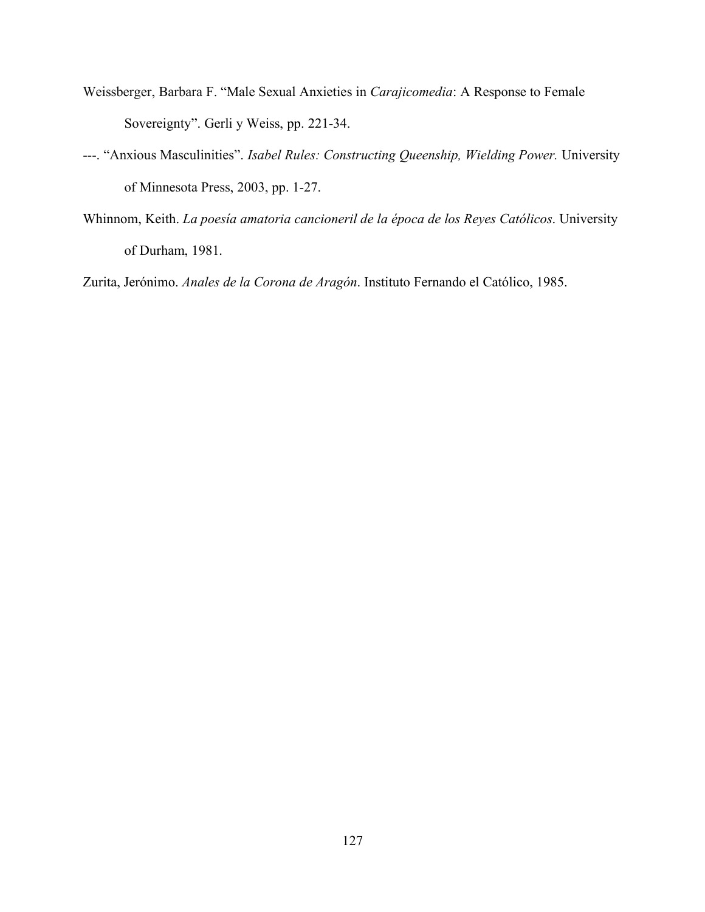Weissberger, Barbara F. "Male Sexual Anxieties in *Carajicomedia*: A Response to Female Sovereignty". Gerli y Weiss, pp. 221-34.

---. "Anxious Masculinities". *Isabel Rules: Constructing Queenship, Wielding Power.* University of Minnesota Press, 2003, pp. 1-27.

Whinnom, Keith. *La poesía amatoria cancioneril de la época de los Reyes Católicos*. University of Durham, 1981.

Zurita, Jerónimo. *Anales de la Corona de Aragón*. Instituto Fernando el Católico, 1985.